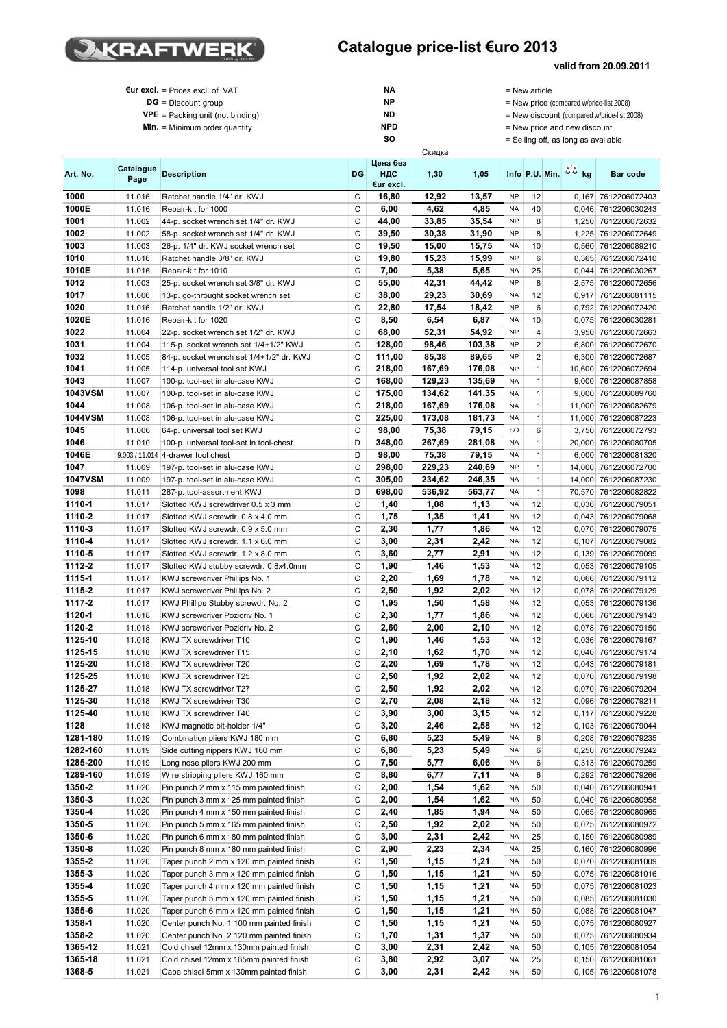# KRAFTWERK

# Catalogue price-list €uro 2013

**valid from 20.09.2011**

| | | | |
|---|---|---|---|
| **€ur excl.** = Prices excl. of VAT | **NA** | = New article |
| **DG** = Discount group | **NP** | = New price (compared w/price-list 2008) |
| **VPE** = Packing unit (not binding) | **ND** | = New discount (compared w/price-list 2008) |
| **Min.** = Minimum order quantity | **NPD** | = New price and new discount |
| | **SO** | = Selling off, as long as available |

| Art. No. | Catalogue Page | Description | DG | Цена без НДС €ur excl. | Скидка 1,30 | 1,05 | Info | P.U. | Min. | kg | Bar code |
|---|---|---|---|---|---|---|---|---|---|---|---|
| **1000** | 11.016 | Ratchet handle 1/4" dr. KWJ | C | **16,80** | **12,92** | **13,57** | NP | 12 | | 0,167 | 7612206072403 |
| **1000E** | 11.016 | Repair-kit for 1000 | C | **6,00** | **4,62** | **4,85** | NA | 40 | | 0,046 | 7612206030243 |
| **1001** | 11.002 | 44-p. socket wrench set 1/4" dr. KWJ | C | **44,00** | **33,85** | **35,54** | NP | 8 | | 1,250 | 7612206072632 |
| **1002** | 11.002 | 58-p. socket wrench set 1/4" dr. KWJ | C | **39,50** | **30,38** | **31,90** | NP | 8 | | 1,225 | 7612206072649 |
| **1003** | 11.003 | 26-p. 1/4" dr. KWJ socket wrench set | C | **19,50** | **15,00** | **15,75** | NA | 10 | | 0,560 | 7612206089210 |
| **1010** | 11.016 | Ratchet handle 3/8" dr. KWJ | C | **19,80** | **15,23** | **15,99** | NP | 6 | | 0,365 | 7612206072410 |
| **1010E** | 11.016 | Repair-kit for 1010 | C | **7,00** | **5,38** | **5,65** | NA | 25 | | 0,044 | 7612206030267 |
| **1012** | 11.003 | 25-p. socket wrench set 3/8" dr. KWJ | C | **55,00** | **42,31** | **44,42** | NP | 8 | | 2,575 | 7612206072656 |
| **1017** | 11.006 | 13-p. go-throught socket wrench set | C | **38,00** | **29,23** | **30,69** | NA | 12 | | 0,917 | 7612206081115 |
| **1020** | 11.016 | Ratchet handle 1/2" dr. KWJ | C | **22,80** | **17,54** | **18,42** | NP | 6 | | 0,792 | 7612206072420 |
| **1020E** | 11.016 | Repair-kit for 1020 | C | **8,50** | **6,54** | **6,87** | NA | 10 | | 0,075 | 7612206030281 |
| **1022** | 11.004 | 22-p. socket wrench set 1/2" dr. KWJ | C | **68,00** | **52,31** | **54,92** | NP | 4 | | 3,950 | 7612206072663 |
| **1031** | 11.004 | 115-p. socket wrench set 1/4+1/2" KWJ | C | **128,00** | **98,46** | **103,38** | NP | 2 | | 6,800 | 7612206072670 |
| **1032** | 11.005 | 84-p. socket wrench set 1/4+1/2" dr. KWJ | C | **111,00** | **85,38** | **89,65** | NP | 2 | | 6,300 | 7612206072687 |
| **1041** | 11.005 | 114-p. universal tool set KWJ | C | **218,00** | **167,69** | **176,08** | NP | 1 | | 10,600 | 7612206072694 |
| **1043** | 11.007 | 100-p. tool-set in alu-case KWJ | C | **168,00** | **129,23** | **135,69** | NA | 1 | | 9,000 | 7612206087858 |
| **1043VSM** | 11.007 | 100-p. tool-set in alu-case KWJ | C | **175,00** | **134,62** | **141,35** | NA | 1 | | 9,000 | 7612206089760 |
| **1044** | 11.008 | 106-p. tool-set in alu-case KWJ | C | **218,00** | **167,69** | **176,08** | NA | 1 | | 11,000 | 7612206082679 |
| **1044VSM** | 11.008 | 106-p. tool-set in alu-case KWJ | C | **225,00** | **173,08** | **181,73** | NA | 1 | | 11,000 | 7612206087223 |
| **1045** | 11.006 | 64-p. universal tool set KWJ | C | **98,00** | **75,38** | **79,15** | SO | 6 | | 3,750 | 7612206072793 |
| **1046** | 11.010 | 100-p. universal tool-set in tool-chest | D | **348,00** | **267,69** | **281,08** | NA | 1 | | 20,000 | 7612206080705 |
| **1046E** | 9.003 / 11.014 | 4-drawer tool chest | D | **98,00** | **75,38** | **79,15** | NA | 1 | | 6,000 | 7612206081320 |
| **1047** | 11.009 | 197-p. tool-set in alu-case KWJ | C | **298,00** | **229,23** | **240,69** | NP | 1 | | 14,000 | 7612206072700 |
| **1047VSM** | 11.009 | 197-p. tool-set in alu-case KWJ | C | **305,00** | **234,62** | **246,35** | NA | 1 | | 14,000 | 7612206087230 |
| **1098** | 11.011 | 287-p. tool-assortment KWJ | D | **698,00** | **536,92** | **563,77** | NA | 1 | | 70,570 | 7612206082822 |
| **1110-1** | 11.017 | Slotted KWJ screwdriver 0.5 x 3 mm | C | **1,40** | **1,08** | **1,13** | NA | 12 | | 0,036 | 7612206079051 |
| **1110-2** | 11.017 | Slotted KWJ screwdr. 0.8 x 4.0 mm | C | **1,75** | **1,35** | **1,41** | NA | 12 | | 0,043 | 7612206079068 |
| **1110-3** | 11.017 | Slotted KWJ screwdr. 0.9 x 5.0 mm | C | **2,30** | **1,77** | **1,86** | NA | 12 | | 0,070 | 7612206079075 |
| **1110-4** | 11.017 | Slotted KWJ screwdr. 1.1 x 6.0 mm | C | **3,00** | **2,31** | **2,42** | NA | 12 | | 0,107 | 7612206079082 |
| **1110-5** | 11.017 | Slotted KWJ screwdr. 1.2 x 8.0 mm | C | **3,60** | **2,77** | **2,91** | NA | 12 | | 0,139 | 7612206079099 |
| **1112-2** | 11.017 | Slotted KWJ stubby screwdr. 0.8x4.0mm | C | **1,90** | **1,46** | **1,53** | NA | 12 | | 0,053 | 7612206079105 |
| **1115-1** | 11.017 | KWJ screwdriver Phillips No. 1 | C | **2,20** | **1,69** | **1,78** | NA | 12 | | 0,066 | 7612206079112 |
| **1115-2** | 11.017 | KWJ screwdriver Phillips No. 2 | C | **2,50** | **1,92** | **2,02** | NA | 12 | | 0,078 | 7612206079129 |
| **1117-2** | 11.017 | KWJ Phillips Stubby screwdr. No. 2 | C | **1,95** | **1,50** | **1,58** | NA | 12 | | 0,053 | 7612206079136 |
| **1120-1** | 11.018 | KWJ screwdriver Pozidriv No. 1 | C | **2,30** | **1,77** | **1,86** | NA | 12 | | 0,066 | 7612206079143 |
| **1120-2** | 11.018 | KWJ screwdriver Pozidriv No. 2 | C | **2,60** | **2,00** | **2,10** | NA | 12 | | 0,078 | 7612206079150 |
| **1125-10** | 11.018 | KWJ TX screwdriver T10 | C | **1,90** | **1,46** | **1,53** | NA | 12 | | 0,036 | 7612206079167 |
| **1125-15** | 11.018 | KWJ TX screwdriver T15 | C | **2,10** | **1,62** | **1,70** | NA | 12 | | 0,040 | 7612206079174 |
| **1125-20** | 11.018 | KWJ TX screwdriver T20 | C | **2,20** | **1,69** | **1,78** | NA | 12 | | 0,043 | 7612206079181 |
| **1125-25** | 11.018 | KWJ TX screwdriver T25 | C | **2,50** | **1,92** | **2,02** | NA | 12 | | 0,070 | 7612206079198 |
| **1125-27** | 11.018 | KWJ TX screwdriver T27 | C | **2,50** | **1,92** | **2,02** | NA | 12 | | 0,070 | 7612206079204 |
| **1125-30** | 11.018 | KWJ TX screwdriver T30 | C | **2,70** | **2,08** | **2,18** | NA | 12 | | 0,096 | 7612206079211 |
| **1125-40** | 11.018 | KWJ TX screwdriver T40 | C | **3,90** | **3,00** | **3,15** | NA | 12 | | 0,117 | 7612206079228 |
| **1128** | 11.018 | KWJ magnetic bit-holder 1/4" | C | **3,20** | **2,46** | **2,58** | NA | 12 | | 0,103 | 7612206079044 |
| **1281-180** | 11.019 | Combination pliers KWJ 180 mm | C | **6,80** | **5,23** | **5,49** | NA | 6 | | 0,208 | 7612206079235 |
| **1282-160** | 11.019 | Side cutting nippers KWJ 160 mm | C | **6,80** | **5,23** | **5,49** | NA | 6 | | 0,250 | 7612206079242 |
| **1285-200** | 11.019 | Long nose pliers KWJ 200 mm | C | **7,50** | **5,77** | **6,06** | NA | 6 | | 0,313 | 7612206079259 |
| **1289-160** | 11.019 | Wire stripping pliers KWJ 160 mm | C | **8,80** | **6,77** | **7,11** | NA | 6 | | 0,292 | 7612206079266 |
| **1350-2** | 11.020 | Pin punch 2 mm x 115 mm painted finish | C | **2,00** | **1,54** | **1,62** | NA | 50 | | 0,040 | 7612206080941 |
| **1350-3** | 11.020 | Pin punch 3 mm x 125 mm painted finish | C | **2,00** | **1,54** | **1,62** | NA | 50 | | 0,040 | 7612206080958 |
| **1350-4** | 11.020 | Pin punch 4 mm x 150 mm painted finish | C | **2,40** | **1,85** | **1,94** | NA | 50 | | 0,065 | 7612206080965 |
| **1350-5** | 11.020 | Pin punch 5 mm x 165 mm painted finish | C | **2,50** | **1,92** | **2,02** | NA | 50 | | 0,075 | 7612206080972 |
| **1350-6** | 11.020 | Pin punch 6 mm x 180 mm painted finish | C | **3,00** | **2,31** | **2,42** | NA | 25 | | 0,150 | 7612206080989 |
| **1350-8** | 11.020 | Pin punch 8 mm x 180 mm painted finish | C | **2,90** | **2,23** | **2,34** | NA | 25 | | 0,160 | 7612206080996 |
| **1355-2** | 11.020 | Taper punch 2 mm x 120 mm painted finish | C | **1,50** | **1,15** | **1,21** | NA | 50 | | 0,070 | 7612206081009 |
| **1355-3** | 11.020 | Taper punch 3 mm x 120 mm painted finish | C | **1,50** | **1,15** | **1,21** | NA | 50 | | 0,075 | 7612206081016 |
| **1355-4** | 11.020 | Taper punch 4 mm x 120 mm painted finish | C | **1,50** | **1,15** | **1,21** | NA | 50 | | 0,075 | 7612206081023 |
| **1355-5** | 11.020 | Taper punch 5 mm x 120 mm painted finish | C | **1,50** | **1,15** | **1,21** | NA | 50 | | 0,085 | 7612206081030 |
| **1355-6** | 11.020 | Taper punch 6 mm x 120 mm painted finish | C | **1,50** | **1,15** | **1,21** | NA | 50 | | 0,088 | 7612206081047 |
| **1358-1** | 11.020 | Center punch No. 1 100 mm painted finish | C | **1,50** | **1,15** | **1,21** | NA | 50 | | 0,075 | 7612206080927 |
| **1358-2** | 11.020 | Center punch No. 2 120 mm painted finish | C | **1,70** | **1,31** | **1,37** | NA | 50 | | 0,075 | 7612206080934 |
| **1365-12** | 11.021 | Cold chisel 12mm x 130mm painted finish | C | **3,00** | **2,31** | **2,42** | NA | 50 | | 0,105 | 7612206081054 |
| **1365-18** | 11.021 | Cold chisel 12mm x 165mm painted finish | C | **3,80** | **2,92** | **3,07** | NA | 25 | | 0,150 | 7612206081061 |
| **1368-5** | 11.021 | Cape chisel 5mm x 130mm painted finish | C | **3,00** | **2,31** | **2,42** | NA | 50 | | 0,105 | 7612206081078 |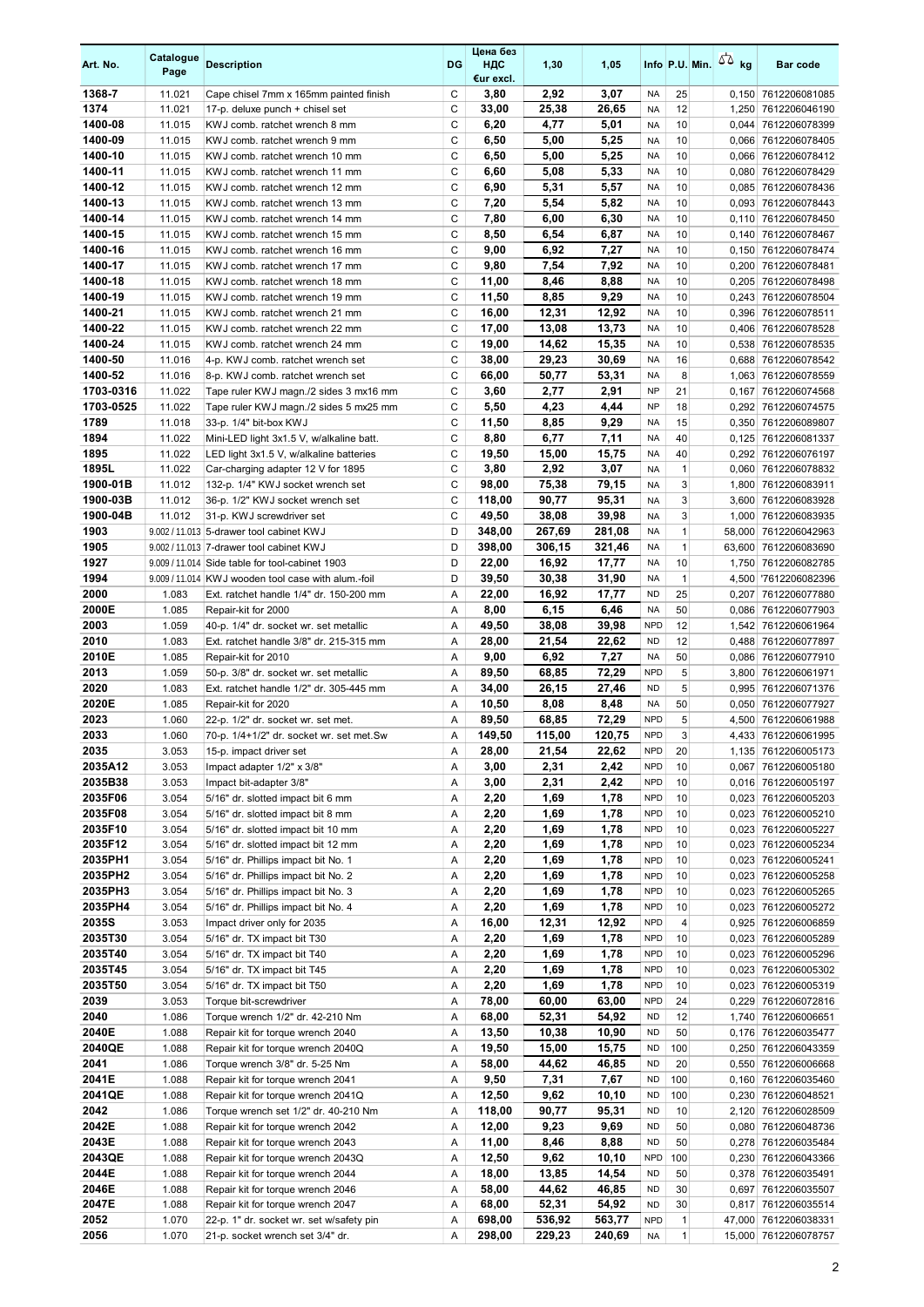| Art. No. | Catalogue Page | Description | DG | Цена без НДС €ur excl. | 1,30 | 1,05 | Info | P.U. | Min. | kg | Bar code |
|---|---|---|---|---|---|---|---|---|---|---|---|
| 1368-7 | 11.021 | Cape chisel 7mm x 165mm painted finish | C | 3,80 | 2,92 | 3,07 | NA | 25 | | 0,150 | 7612206081085 |
| 1374 | 11.021 | 17-p. deluxe punch + chisel set | C | 33,00 | 25,38 | 26,65 | NA | 12 | | 1,250 | 7612206046190 |
| 1400-08 | 11.015 | KWJ comb. ratchet wrench 8 mm | C | 6,20 | 4,77 | 5,01 | NA | 10 | | 0,044 | 7612206078399 |
| 1400-09 | 11.015 | KWJ comb. ratchet wrench 9 mm | C | 6,50 | 5,00 | 5,25 | NA | 10 | | 0,066 | 7612206078405 |
| 1400-10 | 11.015 | KWJ comb. ratchet wrench 10 mm | C | 6,50 | 5,00 | 5,25 | NA | 10 | | 0,066 | 7612206078412 |
| 1400-11 | 11.015 | KWJ comb. ratchet wrench 11 mm | C | 6,60 | 5,08 | 5,33 | NA | 10 | | 0,080 | 7612206078429 |
| 1400-12 | 11.015 | KWJ comb. ratchet wrench 12 mm | C | 6,90 | 5,31 | 5,57 | NA | 10 | | 0,085 | 7612206078436 |
| 1400-13 | 11.015 | KWJ comb. ratchet wrench 13 mm | C | 7,20 | 5,54 | 5,82 | NA | 10 | | 0,093 | 7612206078443 |
| 1400-14 | 11.015 | KWJ comb. ratchet wrench 14 mm | C | 7,80 | 6,00 | 6,30 | NA | 10 | | 0,110 | 7612206078450 |
| 1400-15 | 11.015 | KWJ comb. ratchet wrench 15 mm | C | 8,50 | 6,54 | 6,87 | NA | 10 | | 0,140 | 7612206078467 |
| 1400-16 | 11.015 | KWJ comb. ratchet wrench 16 mm | C | 9,00 | 6,92 | 7,27 | NA | 10 | | 0,150 | 7612206078474 |
| 1400-17 | 11.015 | KWJ comb. ratchet wrench 17 mm | C | 9,80 | 7,54 | 7,92 | NA | 10 | | 0,200 | 7612206078481 |
| 1400-18 | 11.015 | KWJ comb. ratchet wrench 18 mm | C | 11,00 | 8,46 | 8,88 | NA | 10 | | 0,205 | 7612206078498 |
| 1400-19 | 11.015 | KWJ comb. ratchet wrench 19 mm | C | 11,50 | 8,85 | 9,29 | NA | 10 | | 0,243 | 7612206078504 |
| 1400-21 | 11.015 | KWJ comb. ratchet wrench 21 mm | C | 16,00 | 12,31 | 12,92 | NA | 10 | | 0,396 | 7612206078511 |
| 1400-22 | 11.015 | KWJ comb. ratchet wrench 22 mm | C | 17,00 | 13,08 | 13,73 | NA | 10 | | 0,406 | 7612206078528 |
| 1400-24 | 11.015 | KWJ comb. ratchet wrench 24 mm | C | 19,00 | 14,62 | 15,35 | NA | 10 | | 0,538 | 7612206078535 |
| 1400-50 | 11.016 | 4-p. KWJ comb. ratchet wrench set | C | 38,00 | 29,23 | 30,69 | NA | 16 | | 0,688 | 7612206078542 |
| 1400-52 | 11.016 | 8-p. KWJ comb. ratchet wrench set | C | 66,00 | 50,77 | 53,31 | NA | 8 | | 1,063 | 7612206078559 |
| 1703-0316 | 11.022 | Tape ruler KWJ magn./2 sides 3 mx16 mm | C | 3,60 | 2,77 | 2,91 | NP | 21 | | 0,167 | 7612206074568 |
| 1703-0525 | 11.022 | Tape ruler KWJ magn./2 sides 5 mx25 mm | C | 5,50 | 4,23 | 4,44 | NP | 18 | | 0,292 | 7612206074575 |
| 1789 | 11.018 | 33-p. 1/4" bit-box KWJ | C | 11,50 | 8,85 | 9,29 | NA | 15 | | 0,350 | 7612206089807 |
| 1894 | 11.022 | Mini-LED light 3x1.5 V, w/alkaline batt. | C | 8,80 | 6,77 | 7,11 | NA | 40 | | 0,125 | 7612206081337 |
| 1895 | 11.022 | LED light 3x1.5 V, w/alkaline batteries | C | 19,50 | 15,00 | 15,75 | NA | 40 | | 0,292 | 7612206076197 |
| 1895L | 11.022 | Car-charging adapter 12 V for 1895 | C | 3,80 | 2,92 | 3,07 | NA | 1 | | 0,060 | 7612206078832 |
| 1900-01B | 11.012 | 132-p. 1/4" KWJ socket wrench set | C | 98,00 | 75,38 | 79,15 | NA | 3 | | 1,800 | 7612206083911 |
| 1900-03B | 11.012 | 36-p. 1/2" KWJ socket wrench set | C | 118,00 | 90,77 | 95,31 | NA | 3 | | 3,600 | 7612206083928 |
| 1900-04B | 11.012 | 31-p. KWJ screwdriver set | C | 49,50 | 38,08 | 39,98 | NA | 3 | | 1,000 | 7612206083935 |
| 1903 | 9.002 / 11.013 | 5-drawer tool cabinet KWJ | D | 348,00 | 267,69 | 281,08 | NA | 1 | | 58,000 | 7612206042963 |
| 1905 | 9.002 / 11.013 | 7-drawer tool cabinet KWJ | D | 398,00 | 306,15 | 321,46 | NA | 1 | | 63,600 | 7612206083690 |
| 1927 | 9.009 / 11.014 | Side table for tool-cabinet 1903 | D | 22,00 | 16,92 | 17,77 | NA | 10 | | 1,750 | 7612206082785 |
| 1994 | 9.009 / 11.014 | KWJ wooden tool case with alum.-foil | D | 39,50 | 30,38 | 31,90 | NA | 1 | | 4,500 | '7612206082396 |
| 2000 | 1.083 | Ext. ratchet handle 1/4" dr. 150-200 mm | A | 22,00 | 16,92 | 17,77 | ND | 25 | | 0,207 | 7612206077880 |
| 2000E | 1.085 | Repair-kit for 2000 | A | 8,00 | 6,15 | 6,46 | NA | 50 | | 0,086 | 7612206077903 |
| 2003 | 1.059 | 40-p. 1/4" dr. socket wr. set metallic | A | 49,50 | 38,08 | 39,98 | NPD | 12 | | 1,542 | 7612206061964 |
| 2010 | 1.083 | Ext. ratchet handle 3/8" dr. 215-315 mm | A | 28,00 | 21,54 | 22,62 | ND | 12 | | 0,488 | 7612206077897 |
| 2010E | 1.085 | Repair-kit for 2010 | A | 9,00 | 6,92 | 7,27 | NA | 50 | | 0,086 | 7612206077910 |
| 2013 | 1.059 | 50-p. 3/8" dr. socket wr. set metallic | A | 89,50 | 68,85 | 72,29 | NPD | 5 | | 3,800 | 7612206061971 |
| 2020 | 1.083 | Ext. ratchet handle 1/2" dr. 305-445 mm | A | 34,00 | 26,15 | 27,46 | ND | 5 | | 0,995 | 7612206071376 |
| 2020E | 1.085 | Repair-kit for 2020 | A | 10,50 | 8,08 | 8,48 | NA | 50 | | 0,050 | 7612206077927 |
| 2023 | 1.060 | 22-p. 1/2" dr. socket wr. set met. | A | 89,50 | 68,85 | 72,29 | NPD | 5 | | 4,500 | 7612206061988 |
| 2033 | 1.060 | 70-p. 1/4+1/2" dr. socket wr. set met.Sw | A | 149,50 | 115,00 | 120,75 | NPD | 3 | | 4,433 | 7612206061995 |
| 2035 | 3.053 | 15-p. impact driver set | A | 28,00 | 21,54 | 22,62 | NPD | 20 | | 1,135 | 7612206005173 |
| 2035A12 | 3.053 | Impact adapter 1/2" x 3/8" | A | 3,00 | 2,31 | 2,42 | NPD | 10 | | 0,067 | 7612206005180 |
| 2035B38 | 3.053 | Impact bit-adapter 3/8" | A | 3,00 | 2,31 | 2,42 | NPD | 10 | | 0,016 | 7612206005197 |
| 2035F06 | 3.054 | 5/16" dr. slotted impact bit 6 mm | A | 2,20 | 1,69 | 1,78 | NPD | 10 | | 0,023 | 7612206005203 |
| 2035F08 | 3.054 | 5/16" dr. slotted impact bit 8 mm | A | 2,20 | 1,69 | 1,78 | NPD | 10 | | 0,023 | 7612206005210 |
| 2035F10 | 3.054 | 5/16" dr. slotted impact bit 10 mm | A | 2,20 | 1,69 | 1,78 | NPD | 10 | | 0,023 | 7612206005227 |
| 2035F12 | 3.054 | 5/16" dr. slotted impact bit 12 mm | A | 2,20 | 1,69 | 1,78 | NPD | 10 | | 0,023 | 7612206005234 |
| 2035PH1 | 3.054 | 5/16" dr. Phillips impact bit No. 1 | A | 2,20 | 1,69 | 1,78 | NPD | 10 | | 0,023 | 7612206005241 |
| 2035PH2 | 3.054 | 5/16" dr. Phillips impact bit No. 2 | A | 2,20 | 1,69 | 1,78 | NPD | 10 | | 0,023 | 7612206005258 |
| 2035PH3 | 3.054 | 5/16" dr. Phillips impact bit No. 3 | A | 2,20 | 1,69 | 1,78 | NPD | 10 | | 0,023 | 7612206005265 |
| 2035PH4 | 3.054 | 5/16" dr. Phillips impact bit No. 4 | A | 2,20 | 1,69 | 1,78 | NPD | 10 | | 0,023 | 7612206005272 |
| 2035S | 3.053 | Impact driver only for 2035 | A | 16,00 | 12,31 | 12,92 | NPD | 4 | | 0,925 | 7612206006859 |
| 2035T30 | 3.054 | 5/16" dr. TX impact bit T30 | A | 2,20 | 1,69 | 1,78 | NPD | 10 | | 0,023 | 7612206005289 |
| 2035T40 | 3.054 | 5/16" dr. TX impact bit T40 | A | 2,20 | 1,69 | 1,78 | NPD | 10 | | 0,023 | 7612206005296 |
| 2035T45 | 3.054 | 5/16" dr. TX impact bit T45 | A | 2,20 | 1,69 | 1,78 | NPD | 10 | | 0,023 | 7612206005302 |
| 2035T50 | 3.054 | 5/16" dr. TX impact bit T50 | A | 2,20 | 1,69 | 1,78 | NPD | 10 | | 0,023 | 7612206005319 |
| 2039 | 3.053 | Torque bit-screwdriver | A | 78,00 | 60,00 | 63,00 | NPD | 24 | | 0,229 | 7612206072816 |
| 2040 | 1.086 | Torque wrench 1/2" dr. 42-210 Nm | A | 68,00 | 52,31 | 54,92 | ND | 12 | | 1,740 | 7612206006651 |
| 2040E | 1.088 | Repair kit for torque wrench 2040 | A | 13,50 | 10,38 | 10,90 | ND | 50 | | 0,176 | 7612206035477 |
| 2040QE | 1.088 | Repair kit for torque wrench 2040Q | A | 19,50 | 15,00 | 15,75 | ND | 100 | | 0,250 | 7612206043359 |
| 2041 | 1.086 | Torque wrench 3/8" dr. 5-25 Nm | A | 58,00 | 44,62 | 46,85 | ND | 20 | | 0,550 | 7612206006668 |
| 2041E | 1.088 | Repair kit for torque wrench 2041 | A | 9,50 | 7,31 | 7,67 | ND | 100 | | 0,160 | 7612206035460 |
| 2041QE | 1.088 | Repair kit for torque wrench 2041Q | A | 12,50 | 9,62 | 10,10 | ND | 100 | | 0,230 | 7612206048521 |
| 2042 | 1.086 | Torque wrench set 1/2" dr. 40-210 Nm | A | 118,00 | 90,77 | 95,31 | ND | 10 | | 2,120 | 7612206028509 |
| 2042E | 1.088 | Repair kit for torque wrench 2042 | A | 12,00 | 9,23 | 9,69 | ND | 50 | | 0,080 | 7612206048736 |
| 2043E | 1.088 | Repair kit for torque wrench 2043 | A | 11,00 | 8,46 | 8,88 | ND | 50 | | 0,278 | 7612206035484 |
| 2043QE | 1.088 | Repair kit for torque wrench 2043Q | A | 12,50 | 9,62 | 10,10 | NPD | 100 | | 0,230 | 7612206043366 |
| 2044E | 1.088 | Repair kit for torque wrench 2044 | A | 18,00 | 13,85 | 14,54 | ND | 50 | | 0,378 | 7612206035491 |
| 2046E | 1.088 | Repair kit for torque wrench 2046 | A | 58,00 | 44,62 | 46,85 | ND | 30 | | 0,697 | 7612206035507 |
| 2047E | 1.088 | Repair kit for torque wrench 2047 | A | 68,00 | 52,31 | 54,92 | ND | 30 | | 0,817 | 7612206035514 |
| 2052 | 1.070 | 22-p. 1" dr. socket wr. set w/safety pin | A | 698,00 | 536,92 | 563,77 | NPD | 1 | | 47,000 | 7612206038331 |
| 2056 | 1.070 | 21-p. socket wrench set 3/4" dr. | A | 298,00 | 229,23 | 240,69 | NA | 1 | | 15,000 | 7612206078757 |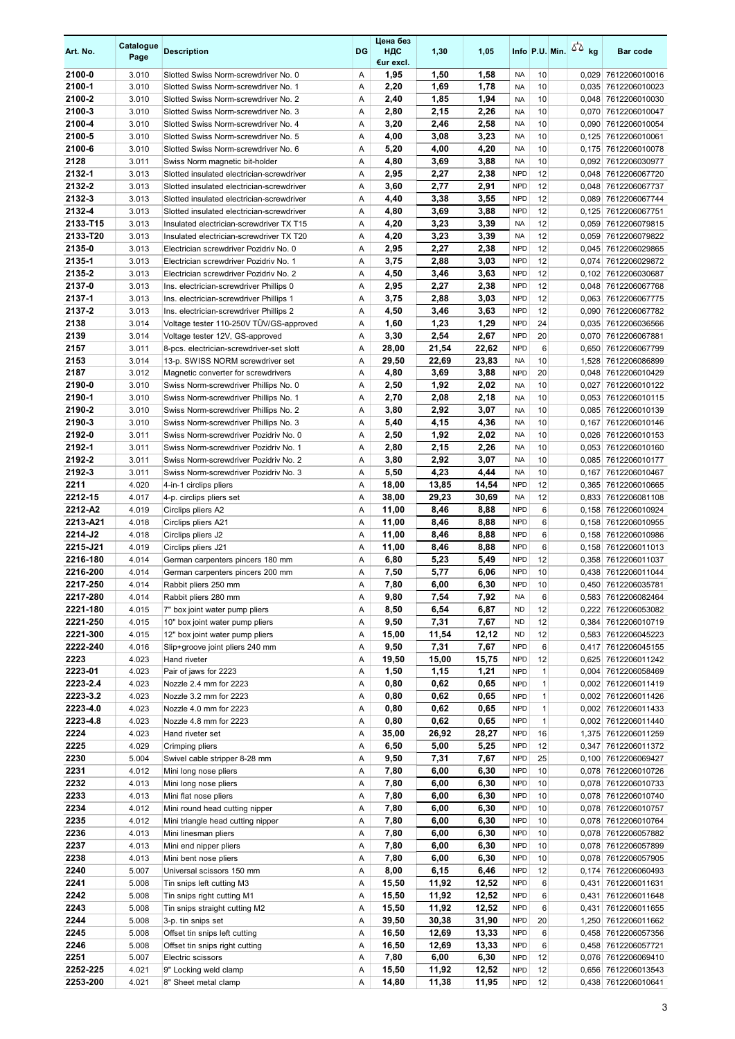| Art. No. | Catalogue Page | Description | DG | Цена без НДС €ur excl. | 1,30 | 1,05 | Info | P.U. | Min. | kg | Bar code |
|---|---|---|---|---|---|---|---|---|---|---|---|
| 2100-0 | 3.010 | Slotted Swiss Norm-screwdriver No. 0 | A | 1,95 | 1,50 | 1,58 | NA | 10 | | 0,029 | 7612206010016 |
| 2100-1 | 3.010 | Slotted Swiss Norm-screwdriver No. 1 | A | 2,20 | 1,69 | 1,78 | NA | 10 | | 0,035 | 7612206010023 |
| 2100-2 | 3.010 | Slotted Swiss Norm-screwdriver No. 2 | A | 2,40 | 1,85 | 1,94 | NA | 10 | | 0,048 | 7612206010030 |
| 2100-3 | 3.010 | Slotted Swiss Norm-screwdriver No. 3 | A | 2,80 | 2,15 | 2,26 | NA | 10 | | 0,070 | 7612206010047 |
| 2100-4 | 3.010 | Slotted Swiss Norm-screwdriver No. 4 | A | 3,20 | 2,46 | 2,58 | NA | 10 | | 0,090 | 7612206010054 |
| 2100-5 | 3.010 | Slotted Swiss Norm-screwdriver No. 5 | A | 4,00 | 3,08 | 3,23 | NA | 10 | | 0,125 | 7612206010061 |
| 2100-6 | 3.010 | Slotted Swiss Norm-screwdriver No. 6 | A | 5,20 | 4,00 | 4,20 | NA | 10 | | 0,175 | 7612206010078 |
| 2128 | 3.011 | Swiss Norm magnetic bit-holder | A | 4,80 | 3,69 | 3,88 | NA | 10 | | 0,092 | 7612206030977 |
| 2132-1 | 3.013 | Slotted insulated electrician-screwdriver | A | 2,95 | 2,27 | 2,38 | NPD | 12 | | 0,048 | 7612206067720 |
| 2132-2 | 3.013 | Slotted insulated electrician-screwdriver | A | 3,60 | 2,77 | 2,91 | NPD | 12 | | 0,048 | 7612206067737 |
| 2132-3 | 3.013 | Slotted insulated electrician-screwdriver | A | 4,40 | 3,38 | 3,55 | NPD | 12 | | 0,089 | 7612206067744 |
| 2132-4 | 3.013 | Slotted insulated electrician-screwdriver | A | 4,80 | 3,69 | 3,88 | NPD | 12 | | 0,125 | 7612206067751 |
| 2133-T15 | 3.013 | Insulated electrician-screwdriver TX T15 | A | 4,20 | 3,23 | 3,39 | NA | 12 | | 0,059 | 7612206079815 |
| 2133-T20 | 3.013 | Insulated electrician-screwdriver TX T20 | A | 4,20 | 3,23 | 3,39 | NA | 12 | | 0,059 | 7612206079822 |
| 2135-0 | 3.013 | Electrician screwdriver Pozidriv No. 0 | A | 2,95 | 2,27 | 2,38 | NPD | 12 | | 0,045 | 7612206029865 |
| 2135-1 | 3.013 | Electrician screwdriver Pozidriv No. 1 | A | 3,75 | 2,88 | 3,03 | NPD | 12 | | 0,074 | 7612206029872 |
| 2135-2 | 3.013 | Electrician screwdriver Pozidriv No. 2 | A | 4,50 | 3,46 | 3,63 | NPD | 12 | | 0,102 | 7612206030687 |
| 2137-0 | 3.013 | Ins. electrician-screwdriver Phillips 0 | A | 2,95 | 2,27 | 2,38 | NPD | 12 | | 0,048 | 7612206067768 |
| 2137-1 | 3.013 | Ins. electrician-screwdriver Phillips 1 | A | 3,75 | 2,88 | 3,03 | NPD | 12 | | 0,063 | 7612206067775 |
| 2137-2 | 3.013 | Ins. electrician-screwdriver Phillips 2 | A | 4,50 | 3,46 | 3,63 | NPD | 12 | | 0,090 | 7612206067782 |
| 2138 | 3.014 | Voltage tester 110-250V TÜV/GS-approved | A | 1,60 | 1,23 | 1,29 | NPD | 24 | | 0,035 | 7612206036566 |
| 2139 | 3.014 | Voltage tester 12V, GS-approved | A | 3,30 | 2,54 | 2,67 | NPD | 20 | | 0,070 | 7612206067881 |
| 2157 | 3.011 | 8-pcs. electrician-screwdriver-set slott | A | 28,00 | 21,54 | 22,62 | NPD | 6 | | 0,650 | 7612206067799 |
| 2153 | 3.014 | 13-p. SWISS NORM screwdriver set | A | 29,50 | 22,69 | 23,83 | NA | 10 | | 1,528 | 7612206086899 |
| 2187 | 3.012 | Magnetic converter for screwdrivers | A | 4,80 | 3,69 | 3,88 | NPD | 20 | | 0,048 | 7612206010429 |
| 2190-0 | 3.010 | Swiss Norm-screwdriver Phillips No. 0 | A | 2,50 | 1,92 | 2,02 | NA | 10 | | 0,027 | 7612206010122 |
| 2190-1 | 3.010 | Swiss Norm-screwdriver Phillips No. 1 | A | 2,70 | 2,08 | 2,18 | NA | 10 | | 0,053 | 7612206010115 |
| 2190-2 | 3.010 | Swiss Norm-screwdriver Phillips No. 2 | A | 3,80 | 2,92 | 3,07 | NA | 10 | | 0,085 | 7612206010139 |
| 2190-3 | 3.010 | Swiss Norm-screwdriver Phillips No. 3 | A | 5,40 | 4,15 | 4,36 | NA | 10 | | 0,167 | 7612206010146 |
| 2192-0 | 3.011 | Swiss Norm-screwdriver Pozidriv No. 0 | A | 2,50 | 1,92 | 2,02 | NA | 10 | | 0,026 | 7612206010153 |
| 2192-1 | 3.011 | Swiss Norm-screwdriver Pozidriv No. 1 | A | 2,80 | 2,15 | 2,26 | NA | 10 | | 0,053 | 7612206010160 |
| 2192-2 | 3.011 | Swiss Norm-screwdriver Pozidriv No. 2 | A | 3,80 | 2,92 | 3,07 | NA | 10 | | 0,085 | 7612206010177 |
| 2192-3 | 3.011 | Swiss Norm-screwdriver Pozidriv No. 3 | A | 5,50 | 4,23 | 4,44 | NA | 10 | | 0,167 | 7612206010467 |
| 2211 | 4.020 | 4-in-1 circlips pliers | A | 18,00 | 13,85 | 14,54 | NPD | 12 | | 0,365 | 7612206010665 |
| 2212-15 | 4.017 | 4-p. circlips pliers set | A | 38,00 | 29,23 | 30,69 | NA | 12 | | 0,833 | 7612206081108 |
| 2212-A2 | 4.019 | Circlips pliers A2 | A | 11,00 | 8,46 | 8,88 | NPD | 6 | | 0,158 | 7612206010924 |
| 2213-A21 | 4.018 | Circlips pliers A21 | A | 11,00 | 8,46 | 8,88 | NPD | 6 | | 0,158 | 7612206010955 |
| 2214-J2 | 4.018 | Circlips pliers J2 | A | 11,00 | 8,46 | 8,88 | NPD | 6 | | 0,158 | 7612206010986 |
| 2215-J21 | 4.019 | Circlips pliers J21 | A | 11,00 | 8,46 | 8,88 | NPD | 6 | | 0,158 | 7612206011013 |
| 2216-180 | 4.014 | German carpenters pincers 180 mm | A | 6,80 | 5,23 | 5,49 | NPD | 12 | | 0,358 | 7612206011037 |
| 2216-200 | 4.014 | German carpenters pincers 200 mm | A | 7,50 | 5,77 | 6,06 | NPD | 10 | | 0,438 | 7612206011044 |
| 2217-250 | 4.014 | Rabbit pliers 250 mm | A | 7,80 | 6,00 | 6,30 | NPD | 10 | | 0,450 | 7612206035781 |
| 2217-280 | 4.014 | Rabbit pliers 280 mm | A | 9,80 | 7,54 | 7,92 | NA | 6 | | 0,583 | 7612206082464 |
| 2221-180 | 4.015 | 7" box joint water pump pliers | A | 8,50 | 6,54 | 6,87 | ND | 12 | | 0,222 | 7612206053082 |
| 2221-250 | 4.015 | 10" box joint water pump pliers | A | 9,50 | 7,31 | 7,67 | ND | 12 | | 0,384 | 7612206010719 |
| 2221-300 | 4.015 | 12" box joint water pump pliers | A | 15,00 | 11,54 | 12,12 | ND | 12 | | 0,583 | 7612206045223 |
| 2222-240 | 4.016 | Slip+groove joint pliers 240 mm | A | 9,50 | 7,31 | 7,67 | NPD | 6 | | 0,417 | 7612206045155 |
| 2223 | 4.023 | Hand riveter | A | 19,50 | 15,00 | 15,75 | NPD | 12 | | 0,625 | 7612206011242 |
| 2223-01 | 4.023 | Pair of jaws for 2223 | A | 1,50 | 1,15 | 1,21 | NPD | 1 | | 0,004 | 7612206058469 |
| 2223-2.4 | 4.023 | Nozzle 2.4 mm for 2223 | A | 0,80 | 0,62 | 0,65 | NPD | 1 | | 0,002 | 7612206011419 |
| 2223-3.2 | 4.023 | Nozzle 3.2 mm for 2223 | A | 0,80 | 0,62 | 0,65 | NPD | 1 | | 0,002 | 7612206011426 |
| 2223-4.0 | 4.023 | Nozzle 4.0 mm for 2223 | A | 0,80 | 0,62 | 0,65 | NPD | 1 | | 0,002 | 7612206011433 |
| 2223-4.8 | 4.023 | Nozzle 4.8 mm for 2223 | A | 0,80 | 0,62 | 0,65 | NPD | 1 | | 0,002 | 7612206011440 |
| 2224 | 4.023 | Hand riveter set | A | 35,00 | 26,92 | 28,27 | NPD | 16 | | 1,375 | 7612206011259 |
| 2225 | 4.029 | Crimping pliers | A | 6,50 | 5,00 | 5,25 | NPD | 12 | | 0,347 | 7612206011372 |
| 2230 | 5.004 | Swivel cable stripper 8-28 mm | A | 9,50 | 7,31 | 7,67 | NPD | 25 | | 0,100 | 7612206069427 |
| 2231 | 4.012 | Mini long nose pliers | A | 7,80 | 6,00 | 6,30 | NPD | 10 | | 0,078 | 7612206010726 |
| 2232 | 4.013 | Mini long nose pliers | A | 7,80 | 6,00 | 6,30 | NPD | 10 | | 0,078 | 7612206010733 |
| 2233 | 4.013 | Mini flat nose pliers | A | 7,80 | 6,00 | 6,30 | NPD | 10 | | 0,078 | 7612206010740 |
| 2234 | 4.012 | Mini round head cutting nipper | A | 7,80 | 6,00 | 6,30 | NPD | 10 | | 0,078 | 7612206010757 |
| 2235 | 4.012 | Mini triangle head cutting nipper | A | 7,80 | 6,00 | 6,30 | NPD | 10 | | 0,078 | 7612206010764 |
| 2236 | 4.013 | Mini linesman pliers | A | 7,80 | 6,00 | 6,30 | NPD | 10 | | 0,078 | 7612206057882 |
| 2237 | 4.013 | Mini end nipper pliers | A | 7,80 | 6,00 | 6,30 | NPD | 10 | | 0,078 | 7612206057899 |
| 2238 | 4.013 | Mini bent nose pliers | A | 7,80 | 6,00 | 6,30 | NPD | 10 | | 0,078 | 7612206057905 |
| 2240 | 5.007 | Universal scissors 150 mm | A | 8,00 | 6,15 | 6,46 | NPD | 12 | | 0,174 | 7612206060493 |
| 2241 | 5.008 | Tin snips left cutting M3 | A | 15,50 | 11,92 | 12,52 | NPD | 6 | | 0,431 | 7612206011631 |
| 2242 | 5.008 | Tin snips right cutting M1 | A | 15,50 | 11,92 | 12,52 | NPD | 6 | | 0,431 | 7612206011648 |
| 2243 | 5.008 | Tin snips straight cutting M2 | A | 15,50 | 11,92 | 12,52 | NPD | 6 | | 0,431 | 7612206011655 |
| 2244 | 5.008 | 3-p. tin snips set | A | 39,50 | 30,38 | 31,90 | NPD | 20 | | 1,250 | 7612206011662 |
| 2245 | 5.008 | Offset tin snips left cutting | A | 16,50 | 12,69 | 13,33 | NPD | 6 | | 0,458 | 7612206057356 |
| 2246 | 5.008 | Offset tin snips right cutting | A | 16,50 | 12,69 | 13,33 | NPD | 6 | | 0,458 | 7612206057721 |
| 2251 | 5.007 | Electric scissors | A | 7,80 | 6,00 | 6,30 | NPD | 12 | | 0,076 | 7612206069410 |
| 2252-225 | 4.021 | 9" Locking weld clamp | A | 15,50 | 11,92 | 12,52 | NPD | 12 | | 0,656 | 7612206013543 |
| 2253-200 | 4.021 | 8" Sheet metal clamp | A | 14,80 | 11,38 | 11,95 | NPD | 12 | | 0,438 | 7612206010641 |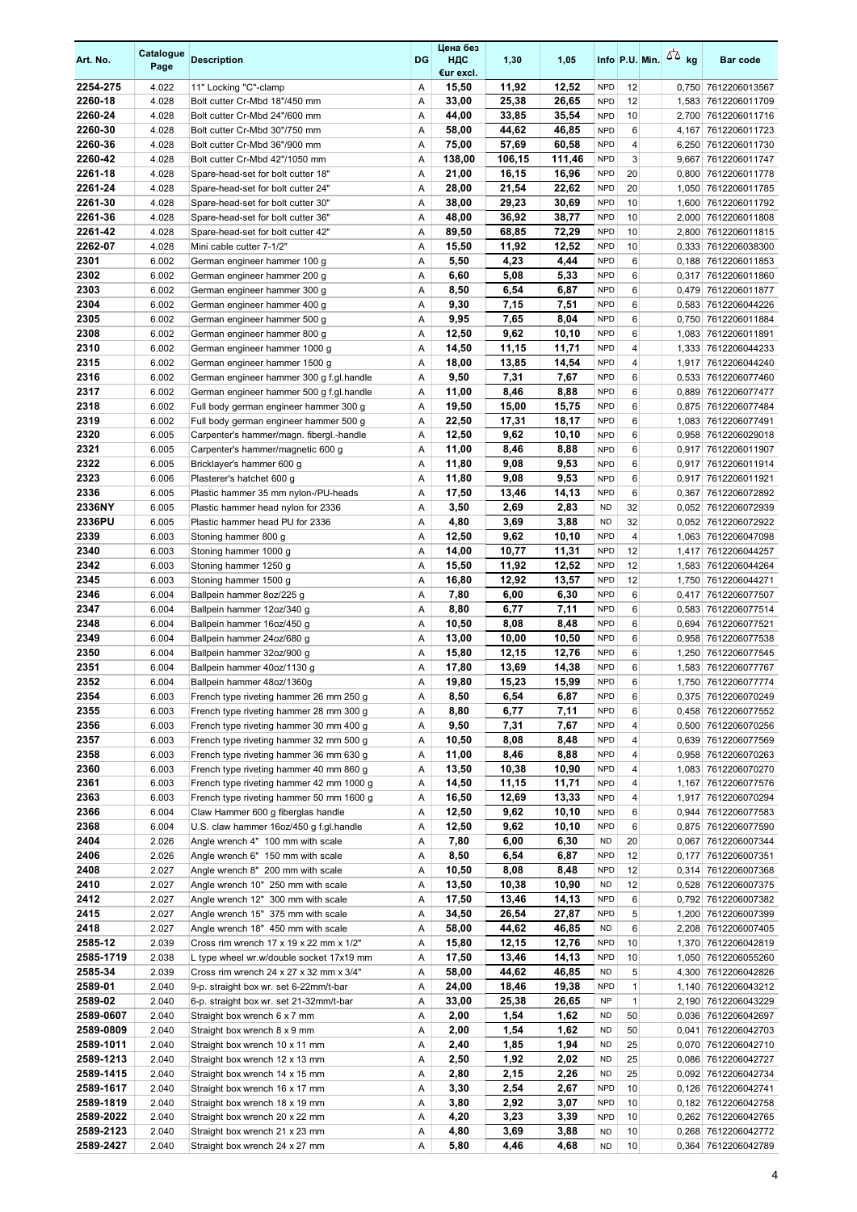| Art. No. | Catalogue Page | Description | DG | Цена без НДС €ur excl. | 1,30 | 1,05 | Info | P.U. | Min. | kg | Bar code |
|---|---|---|---|---|---|---|---|---|---|---|---|
| 2254-275 | 4.022 | 11" Locking "C"-clamp | A | 15,50 | 11,92 | 12,52 | NPD | 12 | | 0,750 | 7612206013567 |
| 2260-18 | 4.028 | Bolt cutter Cr-Mbd 18"/450 mm | A | 33,00 | 25,38 | 26,65 | NPD | 12 | | 1,583 | 7612206011709 |
| 2260-24 | 4.028 | Bolt cutter Cr-Mbd 24"/600 mm | A | 44,00 | 33,85 | 35,54 | NPD | 10 | | 2,700 | 7612206011716 |
| 2260-30 | 4.028 | Bolt cutter Cr-Mbd 30"/750 mm | A | 58,00 | 44,62 | 46,85 | NPD | 6 | | 4,167 | 7612206011723 |
| 2260-36 | 4.028 | Bolt cutter Cr-Mbd 36"/900 mm | A | 75,00 | 57,69 | 60,58 | NPD | 4 | | 6,250 | 7612206011730 |
| 2260-42 | 4.028 | Bolt cutter Cr-Mbd 42"/1050 mm | A | 138,00 | 106,15 | 111,46 | NPD | 3 | | 9,667 | 7612206011747 |
| 2261-18 | 4.028 | Spare-head-set for bolt cutter 18" | A | 21,00 | 16,15 | 16,96 | NPD | 20 | | 0,800 | 7612206011778 |
| 2261-24 | 4.028 | Spare-head-set for bolt cutter 24" | A | 28,00 | 21,54 | 22,62 | NPD | 20 | | 1,050 | 7612206011785 |
| 2261-30 | 4.028 | Spare-head-set for bolt cutter 30" | A | 38,00 | 29,23 | 30,69 | NPD | 10 | | 1,600 | 7612206011792 |
| 2261-36 | 4.028 | Spare-head-set for bolt cutter 36" | A | 48,00 | 36,92 | 38,77 | NPD | 10 | | 2,000 | 7612206011808 |
| 2261-42 | 4.028 | Spare-head-set for bolt cutter 42" | A | 89,50 | 68,85 | 72,29 | NPD | 10 | | 2,800 | 7612206011815 |
| 2262-07 | 4.028 | Mini cable cutter 7-1/2" | A | 15,50 | 11,92 | 12,52 | NPD | 10 | | 0,333 | 7612206038300 |
| 2301 | 6.002 | German engineer hammer 100 g | A | 5,50 | 4,23 | 4,44 | NPD | 6 | | 0,188 | 7612206011853 |
| 2302 | 6.002 | German engineer hammer 200 g | A | 6,60 | 5,08 | 5,33 | NPD | 6 | | 0,317 | 7612206011860 |
| 2303 | 6.002 | German engineer hammer 300 g | A | 8,50 | 6,54 | 6,87 | NPD | 6 | | 0,479 | 7612206011877 |
| 2304 | 6.002 | German engineer hammer 400 g | A | 9,30 | 7,15 | 7,51 | NPD | 6 | | 0,583 | 7612206044226 |
| 2305 | 6.002 | German engineer hammer 500 g | A | 9,95 | 7,65 | 8,04 | NPD | 6 | | 0,750 | 7612206011884 |
| 2308 | 6.002 | German engineer hammer 800 g | A | 12,50 | 9,62 | 10,10 | NPD | 6 | | 1,083 | 7612206011891 |
| 2310 | 6.002 | German engineer hammer 1000 g | A | 14,50 | 11,15 | 11,71 | NPD | 4 | | 1,333 | 7612206044233 |
| 2315 | 6.002 | German engineer hammer 1500 g | A | 18,00 | 13,85 | 14,54 | NPD | 4 | | 1,917 | 7612206044240 |
| 2316 | 6.002 | German engineer hammer 300 g f.gl.handle | A | 9,50 | 7,31 | 7,67 | NPD | 6 | | 0,533 | 7612206077460 |
| 2317 | 6.002 | German engineer hammer 500 g f.gl.handle | A | 11,00 | 8,46 | 8,88 | NPD | 6 | | 0,889 | 7612206077477 |
| 2318 | 6.002 | Full body german engineer hammer 300 g | A | 19,50 | 15,00 | 15,75 | NPD | 6 | | 0,875 | 7612206077484 |
| 2319 | 6.002 | Full body german engineer hammer 500 g | A | 22,50 | 17,31 | 18,17 | NPD | 6 | | 1,083 | 7612206077491 |
| 2320 | 6.005 | Carpenter's hammer/magn. fibergl.-handle | A | 12,50 | 9,62 | 10,10 | NPD | 6 | | 0,958 | 7612206029018 |
| 2321 | 6.005 | Carpenter's hammer/magnetic 600 g | A | 11,00 | 8,46 | 8,88 | NPD | 6 | | 0,917 | 7612206011907 |
| 2322 | 6.005 | Bricklayer's hammer 600 g | A | 11,80 | 9,08 | 9,53 | NPD | 6 | | 0,917 | 7612206011914 |
| 2323 | 6.006 | Plasterer's hatchet 600 g | A | 11,80 | 9,08 | 9,53 | NPD | 6 | | 0,917 | 7612206011921 |
| 2336 | 6.005 | Plastic hammer 35 mm nylon-/PU-heads | A | 17,50 | 13,46 | 14,13 | NPD | 6 | | 0,367 | 7612206072892 |
| 2336NY | 6.005 | Plastic hammer head nylon for 2336 | A | 3,50 | 2,69 | 2,83 | ND | 32 | | 0,052 | 7612206072939 |
| 2336PU | 6.005 | Plastic hammer head PU for 2336 | A | 4,80 | 3,69 | 3,88 | ND | 32 | | 0,052 | 7612206072922 |
| 2339 | 6.003 | Stoning hammer 800 g | A | 12,50 | 9,62 | 10,10 | NPD | 4 | | 1,063 | 7612206047098 |
| 2340 | 6.003 | Stoning hammer 1000 g | A | 14,00 | 10,77 | 11,31 | NPD | 12 | | 1,417 | 7612206044257 |
| 2342 | 6.003 | Stoning hammer 1250 g | A | 15,50 | 11,92 | 12,52 | NPD | 12 | | 1,583 | 7612206044264 |
| 2345 | 6.003 | Stoning hammer 1500 g | A | 16,80 | 12,92 | 13,57 | NPD | 12 | | 1,750 | 7612206044271 |
| 2346 | 6.004 | Ballpein hammer 8oz/225 g | A | 7,80 | 6,00 | 6,30 | NPD | 6 | | 0,417 | 7612206077507 |
| 2347 | 6.004 | Ballpein hammer 12oz/340 g | A | 8,80 | 6,77 | 7,11 | NPD | 6 | | 0,583 | 7612206077514 |
| 2348 | 6.004 | Ballpein hammer 16oz/450 g | A | 10,50 | 8,08 | 8,48 | NPD | 6 | | 0,694 | 7612206077521 |
| 2349 | 6.004 | Ballpein hammer 24oz/680 g | A | 13,00 | 10,00 | 10,50 | NPD | 6 | | 0,958 | 7612206077538 |
| 2350 | 6.004 | Ballpein hammer 32oz/900 g | A | 15,80 | 12,15 | 12,76 | NPD | 6 | | 1,250 | 7612206077545 |
| 2351 | 6.004 | Ballpein hammer 40oz/1130 g | A | 17,80 | 13,69 | 14,38 | NPD | 6 | | 1,583 | 7612206077767 |
| 2352 | 6.004 | Ballpein hammer 48oz/1360g | A | 19,80 | 15,23 | 15,99 | NPD | 6 | | 1,750 | 7612206077774 |
| 2354 | 6.003 | French type riveting hammer 26 mm 250 g | A | 8,50 | 6,54 | 6,87 | NPD | 6 | | 0,375 | 7612206070249 |
| 2355 | 6.003 | French type riveting hammer 28 mm 300 g | A | 8,80 | 6,77 | 7,11 | NPD | 6 | | 0,458 | 7612206077552 |
| 2356 | 6.003 | French type riveting hammer 30 mm 400 g | A | 9,50 | 7,31 | 7,67 | NPD | 4 | | 0,500 | 7612206070256 |
| 2357 | 6.003 | French type riveting hammer 32 mm 500 g | A | 10,50 | 8,08 | 8,48 | NPD | 4 | | 0,639 | 7612206077569 |
| 2358 | 6.003 | French type riveting hammer 36 mm 630 g | A | 11,00 | 8,46 | 8,88 | NPD | 4 | | 0,958 | 7612206070263 |
| 2360 | 6.003 | French type riveting hammer 40 mm 860 g | A | 13,50 | 10,38 | 10,90 | NPD | 4 | | 1,083 | 7612206070270 |
| 2361 | 6.003 | French type riveting hammer 42 mm 1000 g | A | 14,50 | 11,15 | 11,71 | NPD | 4 | | 1,167 | 7612206077576 |
| 2363 | 6.003 | French type riveting hammer 50 mm 1600 g | A | 16,50 | 12,69 | 13,33 | NPD | 4 | | 1,917 | 7612206070294 |
| 2366 | 6.004 | Claw Hammer 600 g fiberglas handle | A | 12,50 | 9,62 | 10,10 | NPD | 6 | | 0,944 | 7612206077583 |
| 2368 | 6.004 | U.S. claw hammer 16oz/450 g f.gl.handle | A | 12,50 | 9,62 | 10,10 | NPD | 6 | | 0,875 | 7612206077590 |
| 2404 | 2.026 | Angle wrench 4" 100 mm with scale | A | 7,80 | 6,00 | 6,30 | ND | 20 | | 0,067 | 7612206007344 |
| 2406 | 2.026 | Angle wrench 6" 150 mm with scale | A | 8,50 | 6,54 | 6,87 | NPD | 12 | | 0,177 | 7612206007351 |
| 2408 | 2.027 | Angle wrench 8" 200 mm with scale | A | 10,50 | 8,08 | 8,48 | NPD | 12 | | 0,314 | 7612206007368 |
| 2410 | 2.027 | Angle wrench 10" 250 mm with scale | A | 13,50 | 10,38 | 10,90 | ND | 12 | | 0,528 | 7612206007375 |
| 2412 | 2.027 | Angle wrench 12" 300 mm with scale | A | 17,50 | 13,46 | 14,13 | NPD | 6 | | 0,792 | 7612206007382 |
| 2415 | 2.027 | Angle wrench 15" 375 mm with scale | A | 34,50 | 26,54 | 27,87 | NPD | 5 | | 1,200 | 7612206007399 |
| 2418 | 2.027 | Angle wrench 18" 450 mm with scale | A | 58,00 | 44,62 | 46,85 | ND | 6 | | 2,208 | 7612206007405 |
| 2585-12 | 2.039 | Cross rim wrench 17 x 19 x 22 mm x 1/2" | A | 15,80 | 12,15 | 12,76 | NPD | 10 | | 1,370 | 7612206042819 |
| 2585-1719 | 2.038 | L type wheel wr.w/double socket 17x19 mm | A | 17,50 | 13,46 | 14,13 | NPD | 10 | | 1,050 | 7612206055260 |
| 2585-34 | 2.039 | Cross rim wrench 24 x 27 x 32 mm x 3/4" | A | 58,00 | 44,62 | 46,85 | ND | 5 | | 4,300 | 7612206042826 |
| 2589-01 | 2.040 | 9-p. straight box wr. set 6-22mm/t-bar | A | 24,00 | 18,46 | 19,38 | NPD | 1 | | 1,140 | 7612206043212 |
| 2589-02 | 2.040 | 6-p. straight box wr. set 21-32mm/t-bar | A | 33,00 | 25,38 | 26,65 | NP | 1 | | 2,190 | 7612206043229 |
| 2589-0607 | 2.040 | Straight box wrench 6 x 7 mm | A | 2,00 | 1,54 | 1,62 | ND | 50 | | 0,036 | 7612206042697 |
| 2589-0809 | 2.040 | Straight box wrench 8 x 9 mm | A | 2,00 | 1,54 | 1,62 | ND | 50 | | 0,041 | 7612206042703 |
| 2589-1011 | 2.040 | Straight box wrench 10 x 11 mm | A | 2,40 | 1,85 | 1,94 | ND | 25 | | 0,070 | 7612206042710 |
| 2589-1213 | 2.040 | Straight box wrench 12 x 13 mm | A | 2,50 | 1,92 | 2,02 | ND | 25 | | 0,086 | 7612206042727 |
| 2589-1415 | 2.040 | Straight box wrench 14 x 15 mm | A | 2,80 | 2,15 | 2,26 | ND | 25 | | 0,092 | 7612206042734 |
| 2589-1617 | 2.040 | Straight box wrench 16 x 17 mm | A | 3,30 | 2,54 | 2,67 | NPD | 10 | | 0,126 | 7612206042741 |
| 2589-1819 | 2.040 | Straight box wrench 18 x 19 mm | A | 3,80 | 2,92 | 3,07 | NPD | 10 | | 0,182 | 7612206042758 |
| 2589-2022 | 2.040 | Straight box wrench 20 x 22 mm | A | 4,20 | 3,23 | 3,39 | NPD | 10 | | 0,262 | 7612206042765 |
| 2589-2123 | 2.040 | Straight box wrench 21 x 23 mm | A | 4,80 | 3,69 | 3,88 | ND | 10 | | 0,268 | 7612206042772 |
| 2589-2427 | 2.040 | Straight box wrench 24 x 27 mm | A | 5,80 | 4,46 | 4,68 | ND | 10 | | 0,364 | 7612206042789 |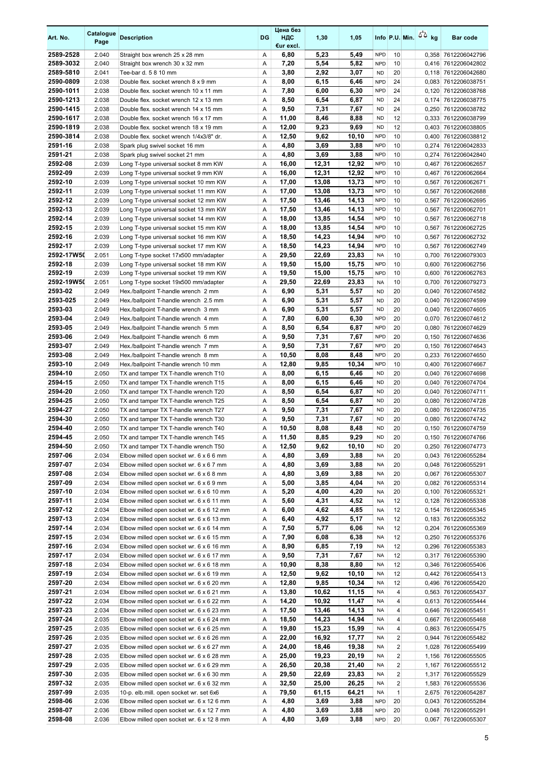| Art. No. | Catalogue Page | Description | DG | Цена без НДС €ur excl. | 1,30 | 1,05 | Info | P.U. | Min. | kg | Bar code |
|---|---|---|---|---|---|---|---|---|---|---|---|
| 2589-2528 | 2.040 | Straight box wrench 25 x 28 mm | A | 6,80 | 5,23 | 5,49 | NPD | 10 | | 0,358 | 7612206042796 |
| 2589-3032 | 2.040 | Straight box wrench 30 x 32 mm | A | 7,20 | 5,54 | 5,82 | NPD | 10 | | 0,416 | 7612206042802 |
| 2589-5810 | 2.041 | Tee-bar d. 5 8 10 mm | A | 3,80 | 2,92 | 3,07 | ND | 20 | | 0,118 | 7612206042680 |
| 2590-0809 | 2.038 | Double flex. socket wrench 8 x 9 mm | A | 8,00 | 6,15 | 6,46 | NPD | 24 | | 0,083 | 7612206038751 |
| 2590-1011 | 2.038 | Double flex. socket wrench 10 x 11 mm | A | 7,80 | 6,00 | 6,30 | NPD | 24 | | 0,120 | 7612206038768 |
| 2590-1213 | 2.038 | Double flex. socket wrench 12 x 13 mm | A | 8,50 | 6,54 | 6,87 | ND | 24 | | 0,174 | 7612206038775 |
| 2590-1415 | 2.038 | Double flex. socket wrench 14 x 15 mm | A | 9,50 | 7,31 | 7,67 | ND | 24 | | 0,250 | 7612206038782 |
| 2590-1617 | 2.038 | Double flex. socket wrench 16 x 17 mm | A | 11,00 | 8,46 | 8,88 | ND | 12 | | 0,333 | 7612206038799 |
| 2590-1819 | 2.038 | Double flex. socket wrench 18 x 19 mm | A | 12,00 | 9,23 | 9,69 | ND | 12 | | 0,403 | 7612206038805 |
| 2590-3814 | 2.038 | Double flex. socket wrench 1/4x3/8" dr. | A | 12,50 | 9,62 | 10,10 | NPD | 10 | | 0,400 | 7612206038812 |
| 2591-16 | 2.038 | Spark plug swivel socket 16 mm | A | 4,80 | 3,69 | 3,88 | NPD | 10 | | 0,274 | 7612206042833 |
| 2591-21 | 2.038 | Spark plug swivel socket 21 mm | A | 4,80 | 3,69 | 3,88 | NPD | 10 | | 0,274 | 7612206042840 |
| 2592-08 | 2.039 | Long T-type universal socket 8 mm KW | A | 16,00 | 12,31 | 12,92 | NPD | 10 | | 0,467 | 7612206062657 |
| 2592-09 | 2.039 | Long T-type universal socket 9 mm KW | A | 16,00 | 12,31 | 12,92 | NPD | 10 | | 0,467 | 7612206062664 |
| 2592-10 | 2.039 | Long T-type universal socket 10 mm KW | A | 17,00 | 13,08 | 13,73 | NPD | 10 | | 0,567 | 7612206062671 |
| 2592-11 | 2.039 | Long T-type universal socket 11 mm KW | A | 17,00 | 13,08 | 13,73 | NPD | 10 | | 0,567 | 7612206062688 |
| 2592-12 | 2.039 | Long T-type universal socket 12 mm KW | A | 17,50 | 13,46 | 14,13 | NPD | 10 | | 0,567 | 7612206062695 |
| 2592-13 | 2.039 | Long T-type universal socket 13 mm KW | A | 17,50 | 13,46 | 14,13 | NPD | 10 | | 0,567 | 7612206062701 |
| 2592-14 | 2.039 | Long T-type universal socket 14 mm KW | A | 18,00 | 13,85 | 14,54 | NPD | 10 | | 0,567 | 7612206062718 |
| 2592-15 | 2.039 | Long T-type universal socket 15 mm KW | A | 18,00 | 13,85 | 14,54 | NPD | 10 | | 0,567 | 7612206062725 |
| 2592-16 | 2.039 | Long T-type universal socket 16 mm KW | A | 18,50 | 14,23 | 14,94 | NPD | 10 | | 0,567 | 7612206062732 |
| 2592-17 | 2.039 | Long T-type universal socket 17 mm KW | A | 18,50 | 14,23 | 14,94 | NPD | 10 | | 0,567 | 7612206062749 |
| 2592-17W50 | 2.051 | Long T-type socket 17x500 mm/adapter | A | 29,50 | 22,69 | 23,83 | NA | 10 | | 0,700 | 7612206079303 |
| 2592-18 | 2.039 | Long T-type universal socket 18 mm KW | A | 19,50 | 15,00 | 15,75 | NPD | 10 | | 0,600 | 7612206062756 |
| 2592-19 | 2.039 | Long T-type universal socket 19 mm KW | A | 19,50 | 15,00 | 15,75 | NPD | 10 | | 0,600 | 7612206062763 |
| 2592-19W50 | 2.051 | Long T-type socket 19x500 mm/adapter | A | 29,50 | 22,69 | 23,83 | NA | 10 | | 0,700 | 7612206079273 |
| 2593-02 | 2.049 | Hex./ballpoint T-handle wrench 2 mm | A | 6,90 | 5,31 | 5,57 | ND | 20 | | 0,040 | 7612206074582 |
| 2593-025 | 2.049 | Hex./ballpoint T-handle wrench 2.5 mm | A | 6,90 | 5,31 | 5,57 | ND | 20 | | 0,040 | 7612206074599 |
| 2593-03 | 2.049 | Hex./ballpoint T-handle wrench 3 mm | A | 6,90 | 5,31 | 5,57 | ND | 20 | | 0,040 | 7612206074605 |
| 2593-04 | 2.049 | Hex./ballpoint T-handle wrench 4 mm | A | 7,80 | 6,00 | 6,30 | NPD | 20 | | 0,070 | 7612206074612 |
| 2593-05 | 2.049 | Hex./ballpoint T-handle wrench 5 mm | A | 8,50 | 6,54 | 6,87 | NPD | 20 | | 0,080 | 7612206074629 |
| 2593-06 | 2.049 | Hex./ballpoint T-handle wrench 6 mm | A | 9,50 | 7,31 | 7,67 | NPD | 20 | | 0,150 | 7612206074636 |
| 2593-07 | 2.049 | Hex./ballpoint T-handle wrench 7 mm | A | 9,50 | 7,31 | 7,67 | NPD | 20 | | 0,150 | 7612206074643 |
| 2593-08 | 2.049 | Hex./ballpoint T-handle wrench 8 mm | A | 10,50 | 8,08 | 8,48 | NPD | 20 | | 0,233 | 7612206074650 |
| 2593-10 | 2.049 | Hex./ballpoint T-handle wrench 10 mm | A | 12,80 | 9,85 | 10,34 | NPD | 10 | | 0,400 | 7612206074667 |
| 2594-10 | 2.050 | TX and tamper TX T-handle wrench T10 | A | 8,00 | 6,15 | 6,46 | ND | 20 | | 0,040 | 7612206074698 |
| 2594-15 | 2.050 | TX and tamper TX T-handle wrench T15 | A | 8,00 | 6,15 | 6,46 | ND | 20 | | 0,040 | 7612206074704 |
| 2594-20 | 2.050 | TX and tamper TX T-handle wrench T20 | A | 8,50 | 6,54 | 6,87 | ND | 20 | | 0,040 | 7612206074711 |
| 2594-25 | 2.050 | TX and tamper TX T-handle wrench T25 | A | 8,50 | 6,54 | 6,87 | ND | 20 | | 0,080 | 7612206074728 |
| 2594-27 | 2.050 | TX and tamper TX T-handle wrench T27 | A | 9,50 | 7,31 | 7,67 | ND | 20 | | 0,080 | 7612206074735 |
| 2594-30 | 2.050 | TX and tamper TX T-handle wrench T30 | A | 9,50 | 7,31 | 7,67 | ND | 20 | | 0,080 | 7612206074742 |
| 2594-40 | 2.050 | TX and tamper TX T-handle wrench T40 | A | 10,50 | 8,08 | 8,48 | ND | 20 | | 0,150 | 7612206074759 |
| 2594-45 | 2.050 | TX and tamper TX T-handle wrench T45 | A | 11,50 | 8,85 | 9,29 | ND | 20 | | 0,150 | 7612206074766 |
| 2594-50 | 2.050 | TX and tamper TX T-handle wrench T50 | A | 12,50 | 9,62 | 10,10 | ND | 20 | | 0,250 | 7612206074773 |
| 2597-06 | 2.034 | Elbow milled open socket wr. 6 x 6 6 mm | A | 4,80 | 3,69 | 3,88 | NA | 20 | | 0,043 | 7612206055284 |
| 2597-07 | 2.034 | Elbow milled open socket wr. 6 x 6 7 mm | A | 4,80 | 3,69 | 3,88 | NA | 20 | | 0,048 | 7612206055291 |
| 2597-08 | 2.034 | Elbow milled open socket wr. 6 x 6 8 mm | A | 4,80 | 3,69 | 3,88 | NA | 20 | | 0,067 | 7612206055307 |
| 2597-09 | 2.034 | Elbow milled open socket wr. 6 x 6 9 mm | A | 5,00 | 3,85 | 4,04 | NA | 20 | | 0,082 | 7612206055314 |
| 2597-10 | 2.034 | Elbow milled open socket wr. 6 x 6 10 mm | A | 5,20 | 4,00 | 4,20 | NA | 20 | | 0,100 | 7612206055321 |
| 2597-11 | 2.034 | Elbow milled open socket wr. 6 x 6 11 mm | A | 5,60 | 4,31 | 4,52 | NA | 12 | | 0,128 | 7612206055338 |
| 2597-12 | 2.034 | Elbow milled open socket wr. 6 x 6 12 mm | A | 6,00 | 4,62 | 4,85 | NA | 12 | | 0,154 | 7612206055345 |
| 2597-13 | 2.034 | Elbow milled open socket wr. 6 x 6 13 mm | A | 6,40 | 4,92 | 5,17 | NA | 12 | | 0,183 | 7612206055352 |
| 2597-14 | 2.034 | Elbow milled open socket wr. 6 x 6 14 mm | A | 7,50 | 5,77 | 6,06 | NA | 12 | | 0,204 | 7612206055369 |
| 2597-15 | 2.034 | Elbow milled open socket wr. 6 x 6 15 mm | A | 7,90 | 6,08 | 6,38 | NA | 12 | | 0,250 | 7612206055376 |
| 2597-16 | 2.034 | Elbow milled open socket wr. 6 x 6 16 mm | A | 8,90 | 6,85 | 7,19 | NA | 12 | | 0,296 | 7612206055383 |
| 2597-17 | 2.034 | Elbow milled open socket wr. 6 x 6 17 mm | A | 9,50 | 7,31 | 7,67 | NA | 12 | | 0,317 | 7612206055390 |
| 2597-18 | 2.034 | Elbow milled open socket wr. 6 x 6 18 mm | A | 10,90 | 8,38 | 8,80 | NA | 12 | | 0,346 | 7612206055406 |
| 2597-19 | 2.034 | Elbow milled open socket wr. 6 x 6 19 mm | A | 12,50 | 9,62 | 10,10 | NA | 12 | | 0,442 | 7612206055413 |
| 2597-20 | 2.034 | Elbow milled open socket wr. 6 x 6 20 mm | A | 12,80 | 9,85 | 10,34 | NA | 12 | | 0,496 | 7612206055420 |
| 2597-21 | 2.034 | Elbow milled open socket wr. 6 x 6 21 mm | A | 13,80 | 10,62 | 11,15 | NA | 4 | | 0,563 | 7612206055437 |
| 2597-22 | 2.034 | Elbow milled open socket wr. 6 x 6 22 mm | A | 14,20 | 10,92 | 11,47 | NA | 4 | | 0,613 | 7612206055444 |
| 2597-23 | 2.034 | Elbow milled open socket wr. 6 x 6 23 mm | A | 17,50 | 13,46 | 14,13 | NA | 4 | | 0,646 | 7612206055451 |
| 2597-24 | 2.035 | Elbow milled open socket wr. 6 x 6 24 mm | A | 18,50 | 14,23 | 14,94 | NA | 4 | | 0,667 | 7612206055468 |
| 2597-25 | 2.035 | Elbow milled open socket wr. 6 x 6 25 mm | A | 19,80 | 15,23 | 15,99 | NA | 4 | | 0,863 | 7612206055475 |
| 2597-26 | 2.035 | Elbow milled open socket wr. 6 x 6 26 mm | A | 22,00 | 16,92 | 17,77 | NA | 2 | | 0,944 | 7612206055482 |
| 2597-27 | 2.035 | Elbow milled open socket wr. 6 x 6 27 mm | A | 24,00 | 18,46 | 19,38 | NA | 2 | | 1,028 | 7612206055499 |
| 2597-28 | 2.035 | Elbow milled open socket wr. 6 x 6 28 mm | A | 25,00 | 19,23 | 20,19 | NA | 2 | | 1,156 | 7612206055505 |
| 2597-29 | 2.035 | Elbow milled open socket wr. 6 x 6 29 mm | A | 26,50 | 20,38 | 21,40 | NA | 2 | | 1,167 | 7612206055512 |
| 2597-30 | 2.035 | Elbow milled open socket wr. 6 x 6 30 mm | A | 29,50 | 22,69 | 23,83 | NA | 2 | | 1,317 | 7612206055529 |
| 2597-32 | 2.035 | Elbow milled open socket wr. 6 x 6 32 mm | A | 32,50 | 25,00 | 26,25 | NA | 2 | | 1,583 | 7612206055536 |
| 2597-99 | 2.035 | 10-p. elb.mill. open socket wr. set 6x6 | A | 79,50 | 61,15 | 64,21 | NA | 1 | | 2,675 | 7612206054287 |
| 2598-06 | 2.036 | Elbow milled open socket wr. 6 x 12 6 mm | A | 4,80 | 3,69 | 3,88 | NPD | 20 | | 0,043 | 7612206055284 |
| 2598-07 | 2.036 | Elbow milled open socket wr. 6 x 12 7 mm | A | 4,80 | 3,69 | 3,88 | NPD | 20 | | 0,048 | 7612206055291 |
| 2598-08 | 2.036 | Elbow milled open socket wr. 6 x 12 8 mm | A | 4,80 | 3,69 | 3,88 | NPD | 20 | | 0,067 | 7612206055307 |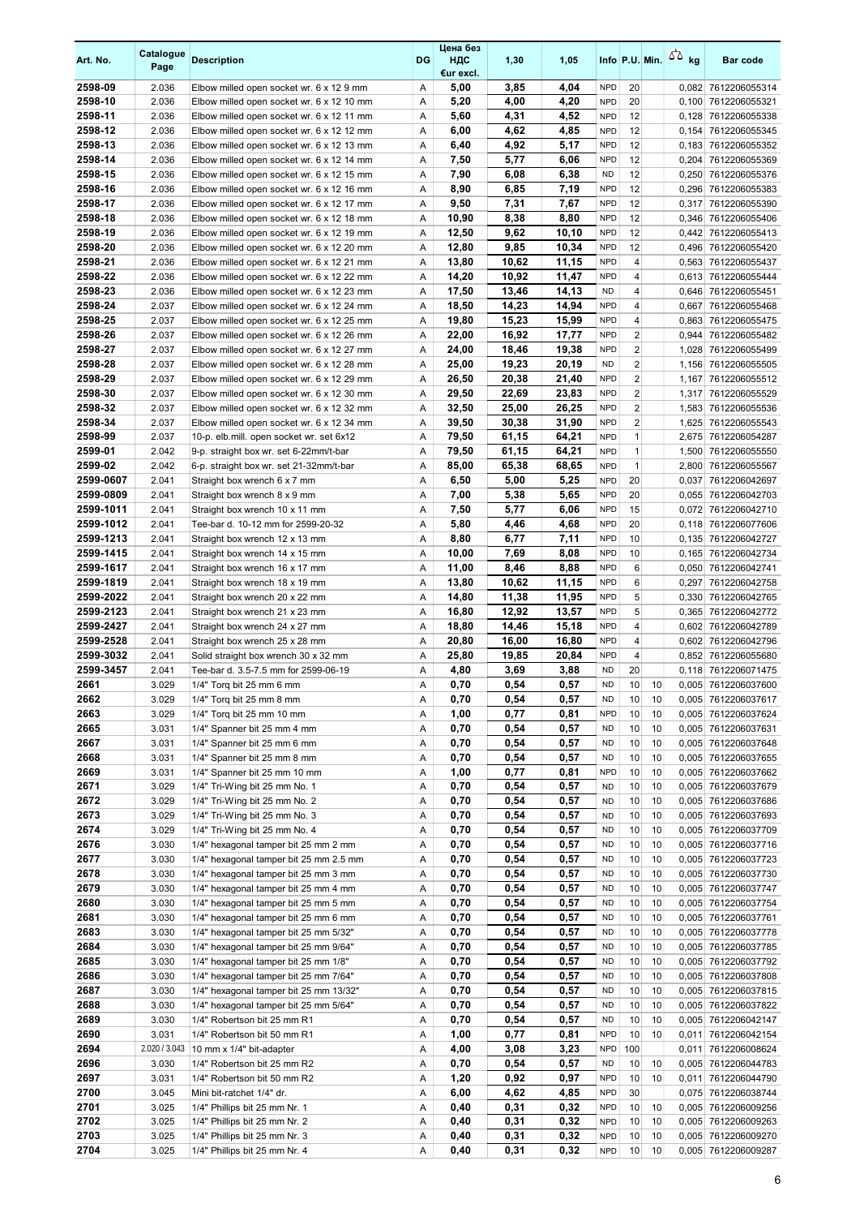| Art. No. | Catalogue Page | Description | DG | Цена без НДС €ur excl. | 1,30 | 1,05 | Info | P.U. | Min. | kg | Bar code |
|---|---|---|---|---|---|---|---|---|---|---|---|
| 2598-09 | 2.036 | Elbow milled open socket wr. 6 x 12 9 mm | A | 5,00 | 3,85 | 4,04 | NPD | 20 | | 0,082 | 7612206055314 |
| 2598-10 | 2.036 | Elbow milled open socket wr. 6 x 12 10 mm | A | 5,20 | 4,00 | 4,20 | NPD | 20 | | 0,100 | 7612206055321 |
| 2598-11 | 2.036 | Elbow milled open socket wr. 6 x 12 11 mm | A | 5,60 | 4,31 | 4,52 | NPD | 12 | | 0,128 | 7612206055338 |
| 2598-12 | 2.036 | Elbow milled open socket wr. 6 x 12 12 mm | A | 6,00 | 4,62 | 4,85 | NPD | 12 | | 0,154 | 7612206055345 |
| 2598-13 | 2.036 | Elbow milled open socket wr. 6 x 12 13 mm | A | 6,40 | 4,92 | 5,17 | NPD | 12 | | 0,183 | 7612206055352 |
| 2598-14 | 2.036 | Elbow milled open socket wr. 6 x 12 14 mm | A | 7,50 | 5,77 | 6,06 | NPD | 12 | | 0,204 | 7612206055369 |
| 2598-15 | 2.036 | Elbow milled open socket wr. 6 x 12 15 mm | A | 7,90 | 6,08 | 6,38 | ND | 12 | | 0,250 | 7612206055376 |
| 2598-16 | 2.036 | Elbow milled open socket wr. 6 x 12 16 mm | A | 8,90 | 6,85 | 7,19 | NPD | 12 | | 0,296 | 7612206055383 |
| 2598-17 | 2.036 | Elbow milled open socket wr. 6 x 12 17 mm | A | 9,50 | 7,31 | 7,67 | NPD | 12 | | 0,317 | 7612206055390 |
| 2598-18 | 2.036 | Elbow milled open socket wr. 6 x 12 18 mm | A | 10,90 | 8,38 | 8,80 | NPD | 12 | | 0,346 | 7612206055406 |
| 2598-19 | 2.036 | Elbow milled open socket wr. 6 x 12 19 mm | A | 12,50 | 9,62 | 10,10 | NPD | 12 | | 0,442 | 7612206055413 |
| 2598-20 | 2.036 | Elbow milled open socket wr. 6 x 12 20 mm | A | 12,80 | 9,85 | 10,34 | NPD | 12 | | 0,496 | 7612206055420 |
| 2598-21 | 2.036 | Elbow milled open socket wr. 6 x 12 21 mm | A | 13,80 | 10,62 | 11,15 | NPD | 4 | | 0,563 | 7612206055437 |
| 2598-22 | 2.036 | Elbow milled open socket wr. 6 x 12 22 mm | A | 14,20 | 10,92 | 11,47 | NPD | 4 | | 0,613 | 7612206055444 |
| 2598-23 | 2.036 | Elbow milled open socket wr. 6 x 12 23 mm | A | 17,50 | 13,46 | 14,13 | ND | 4 | | 0,646 | 7612206055451 |
| 2598-24 | 2.037 | Elbow milled open socket wr. 6 x 12 24 mm | A | 18,50 | 14,23 | 14,94 | NPD | 4 | | 0,667 | 7612206055468 |
| 2598-25 | 2.037 | Elbow milled open socket wr. 6 x 12 25 mm | A | 19,80 | 15,23 | 15,99 | NPD | 4 | | 0,863 | 7612206055475 |
| 2598-26 | 2.037 | Elbow milled open socket wr. 6 x 12 26 mm | A | 22,00 | 16,92 | 17,77 | NPD | 2 | | 0,944 | 7612206055482 |
| 2598-27 | 2.037 | Elbow milled open socket wr. 6 x 12 27 mm | A | 24,00 | 18,46 | 19,38 | NPD | 2 | | 1,028 | 7612206055499 |
| 2598-28 | 2.037 | Elbow milled open socket wr. 6 x 12 28 mm | A | 25,00 | 19,23 | 20,19 | ND | 2 | | 1,156 | 7612206055505 |
| 2598-29 | 2.037 | Elbow milled open socket wr. 6 x 12 29 mm | A | 26,50 | 20,38 | 21,40 | NPD | 2 | | 1,167 | 7612206055512 |
| 2598-30 | 2.037 | Elbow milled open socket wr. 6 x 12 30 mm | A | 29,50 | 22,69 | 23,83 | NPD | 2 | | 1,317 | 7612206055529 |
| 2598-32 | 2.037 | Elbow milled open socket wr. 6 x 12 32 mm | A | 32,50 | 25,00 | 26,25 | NPD | 2 | | 1,583 | 7612206055536 |
| 2598-34 | 2.037 | Elbow milled open socket wr. 6 x 12 34 mm | A | 39,50 | 30,38 | 31,90 | NPD | 2 | | 1,625 | 7612206055543 |
| 2598-99 | 2.037 | 10-p. elb.mill. open socket wr. set 6x12 | A | 79,50 | 61,15 | 64,21 | NPD | 1 | | 2,675 | 7612206054287 |
| 2599-01 | 2.042 | 9-p. straight box wr. set 6-22mm/t-bar | A | 79,50 | 61,15 | 64,21 | NPD | 1 | | 1,500 | 7612206055550 |
| 2599-02 | 2.042 | 6-p. straight box wr. set 21-32mm/t-bar | A | 85,00 | 65,38 | 68,65 | NPD | 1 | | 2,800 | 7612206055567 |
| 2599-0607 | 2.041 | Straight box wrench 6 x 7 mm | A | 6,50 | 5,00 | 5,25 | NPD | 20 | | 0,037 | 7612206042697 |
| 2599-0809 | 2.041 | Straight box wrench 8 x 9 mm | A | 7,00 | 5,38 | 5,65 | NPD | 20 | | 0,055 | 7612206042703 |
| 2599-1011 | 2.041 | Straight box wrench 10 x 11 mm | A | 7,50 | 5,77 | 6,06 | NPD | 15 | | 0,072 | 7612206042710 |
| 2599-1012 | 2.041 | Tee-bar d. 10-12 mm for 2599-20-32 | A | 5,80 | 4,46 | 4,68 | NPD | 20 | | 0,118 | 7612206077606 |
| 2599-1213 | 2.041 | Straight box wrench 12 x 13 mm | A | 8,80 | 6,77 | 7,11 | NPD | 10 | | 0,135 | 7612206042727 |
| 2599-1415 | 2.041 | Straight box wrench 14 x 15 mm | A | 10,00 | 7,69 | 8,08 | NPD | 10 | | 0,165 | 7612206042734 |
| 2599-1617 | 2.041 | Straight box wrench 16 x 17 mm | A | 11,00 | 8,46 | 8,88 | NPD | 6 | | 0,050 | 7612206042741 |
| 2599-1819 | 2.041 | Straight box wrench 18 x 19 mm | A | 13,80 | 10,62 | 11,15 | NPD | 6 | | 0,297 | 7612206042758 |
| 2599-2022 | 2.041 | Straight box wrench 20 x 22 mm | A | 14,80 | 11,38 | 11,95 | NPD | 5 | | 0,330 | 7612206042765 |
| 2599-2123 | 2.041 | Straight box wrench 21 x 23 mm | A | 16,80 | 12,92 | 13,57 | NPD | 5 | | 0,365 | 7612206042772 |
| 2599-2427 | 2.041 | Straight box wrench 24 x 27 mm | A | 18,80 | 14,46 | 15,18 | NPD | 4 | | 0,602 | 7612206042789 |
| 2599-2528 | 2.041 | Straight box wrench 25 x 28 mm | A | 20,80 | 16,00 | 16,80 | NPD | 4 | | 0,602 | 7612206042796 |
| 2599-3032 | 2.041 | Solid straight box wrench 30 x 32 mm | A | 25,80 | 19,85 | 20,84 | NPD | 4 | | 0,852 | 7612206055680 |
| 2599-3457 | 2.041 | Tee-bar d. 3.5-7.5 mm for 2599-06-19 | A | 4,80 | 3,69 | 3,88 | ND | 20 | | 0,118 | 7612206071475 |
| 2661 | 3.029 | 1/4" Torq bit 25 mm 6 mm | A | 0,70 | 0,54 | 0,57 | ND | 10 | 10 | 0,005 | 7612206037600 |
| 2662 | 3.029 | 1/4" Torq bit 25 mm 8 mm | A | 0,70 | 0,54 | 0,57 | ND | 10 | 10 | 0,005 | 7612206037617 |
| 2663 | 3.029 | 1/4" Torq bit 25 mm 10 mm | A | 1,00 | 0,77 | 0,81 | NPD | 10 | 10 | 0,005 | 7612206037624 |
| 2665 | 3.031 | 1/4" Spanner bit 25 mm 4 mm | A | 0,70 | 0,54 | 0,57 | ND | 10 | 10 | 0,005 | 7612206037631 |
| 2667 | 3.031 | 1/4" Spanner bit 25 mm 6 mm | A | 0,70 | 0,54 | 0,57 | ND | 10 | 10 | 0,005 | 7612206037648 |
| 2668 | 3.031 | 1/4" Spanner bit 25 mm 8 mm | A | 0,70 | 0,54 | 0,57 | ND | 10 | 10 | 0,005 | 7612206037655 |
| 2669 | 3.031 | 1/4" Spanner bit 25 mm 10 mm | A | 1,00 | 0,77 | 0,81 | NPD | 10 | 10 | 0,005 | 7612206037662 |
| 2671 | 3.029 | 1/4" Tri-Wing bit 25 mm No. 1 | A | 0,70 | 0,54 | 0,57 | ND | 10 | 10 | 0,005 | 7612206037679 |
| 2672 | 3.029 | 1/4" Tri-Wing bit 25 mm No. 2 | A | 0,70 | 0,54 | 0,57 | ND | 10 | 10 | 0,005 | 7612206037686 |
| 2673 | 3.029 | 1/4" Tri-Wing bit 25 mm No. 3 | A | 0,70 | 0,54 | 0,57 | ND | 10 | 10 | 0,005 | 7612206037693 |
| 2674 | 3.029 | 1/4" Tri-Wing bit 25 mm No. 4 | A | 0,70 | 0,54 | 0,57 | ND | 10 | 10 | 0,005 | 7612206037709 |
| 2676 | 3.030 | 1/4" hexagonal tamper bit 25 mm 2 mm | A | 0,70 | 0,54 | 0,57 | ND | 10 | 10 | 0,005 | 7612206037716 |
| 2677 | 3.030 | 1/4" hexagonal tamper bit 25 mm 2.5 mm | A | 0,70 | 0,54 | 0,57 | ND | 10 | 10 | 0,005 | 7612206037723 |
| 2678 | 3.030 | 1/4" hexagonal tamper bit 25 mm 3 mm | A | 0,70 | 0,54 | 0,57 | ND | 10 | 10 | 0,005 | 7612206037730 |
| 2679 | 3.030 | 1/4" hexagonal tamper bit 25 mm 4 mm | A | 0,70 | 0,54 | 0,57 | ND | 10 | 10 | 0,005 | 7612206037747 |
| 2680 | 3.030 | 1/4" hexagonal tamper bit 25 mm 5 mm | A | 0,70 | 0,54 | 0,57 | ND | 10 | 10 | 0,005 | 7612206037754 |
| 2681 | 3.030 | 1/4" hexagonal tamper bit 25 mm 6 mm | A | 0,70 | 0,54 | 0,57 | ND | 10 | 10 | 0,005 | 7612206037761 |
| 2683 | 3.030 | 1/4" hexagonal tamper bit 25 mm 5/32" | A | 0,70 | 0,54 | 0,57 | ND | 10 | 10 | 0,005 | 7612206037778 |
| 2684 | 3.030 | 1/4" hexagonal tamper bit 25 mm 9/64" | A | 0,70 | 0,54 | 0,57 | ND | 10 | 10 | 0,005 | 7612206037785 |
| 2685 | 3.030 | 1/4" hexagonal tamper bit 25 mm 1/8" | A | 0,70 | 0,54 | 0,57 | ND | 10 | 10 | 0,005 | 7612206037792 |
| 2686 | 3.030 | 1/4" hexagonal tamper bit 25 mm 7/64" | A | 0,70 | 0,54 | 0,57 | ND | 10 | 10 | 0,005 | 7612206037808 |
| 2687 | 3.030 | 1/4" hexagonal tamper bit 25 mm 13/32" | A | 0,70 | 0,54 | 0,57 | ND | 10 | 10 | 0,005 | 7612206037815 |
| 2688 | 3.030 | 1/4" hexagonal tamper bit 25 mm 5/64" | A | 0,70 | 0,54 | 0,57 | ND | 10 | 10 | 0,005 | 7612206037822 |
| 2689 | 3.030 | 1/4" Robertson bit 25 mm R1 | A | 0,70 | 0,54 | 0,57 | ND | 10 | 10 | 0,005 | 7612206042147 |
| 2690 | 3.031 | 1/4" Robertson bit 50 mm R1 | A | 1,00 | 0,77 | 0,81 | NPD | 10 | 10 | 0,011 | 7612206042154 |
| 2694 | 2.020 / 3.043 | 10 mm x 1/4" bit-adapter | A | 4,00 | 3,08 | 3,23 | NPD | 100 | | 0,011 | 7612206008624 |
| 2696 | 3.030 | 1/4" Robertson bit 25 mm R2 | A | 0,70 | 0,54 | 0,57 | ND | 10 | 10 | 0,005 | 7612206044783 |
| 2697 | 3.031 | 1/4" Robertson bit 50 mm R2 | A | 1,20 | 0,92 | 0,97 | NPD | 10 | 10 | 0,011 | 7612206044790 |
| 2700 | 3.045 | Mini bit-ratchet 1/4" dr. | A | 6,00 | 4,62 | 4,85 | NPD | 30 | | 0,075 | 7612206038744 |
| 2701 | 3.025 | 1/4" Phillips bit 25 mm Nr. 1 | A | 0,40 | 0,31 | 0,32 | NPD | 10 | 10 | 0,005 | 7612206009256 |
| 2702 | 3.025 | 1/4" Phillips bit 25 mm Nr. 2 | A | 0,40 | 0,31 | 0,32 | NPD | 10 | 10 | 0,005 | 7612206009263 |
| 2703 | 3.025 | 1/4" Phillips bit 25 mm Nr. 3 | A | 0,40 | 0,31 | 0,32 | NPD | 10 | 10 | 0,005 | 7612206009270 |
| 2704 | 3.025 | 1/4" Phillips bit 25 mm Nr. 4 | A | 0,40 | 0,31 | 0,32 | NPD | 10 | 10 | 0,005 | 7612206009287 |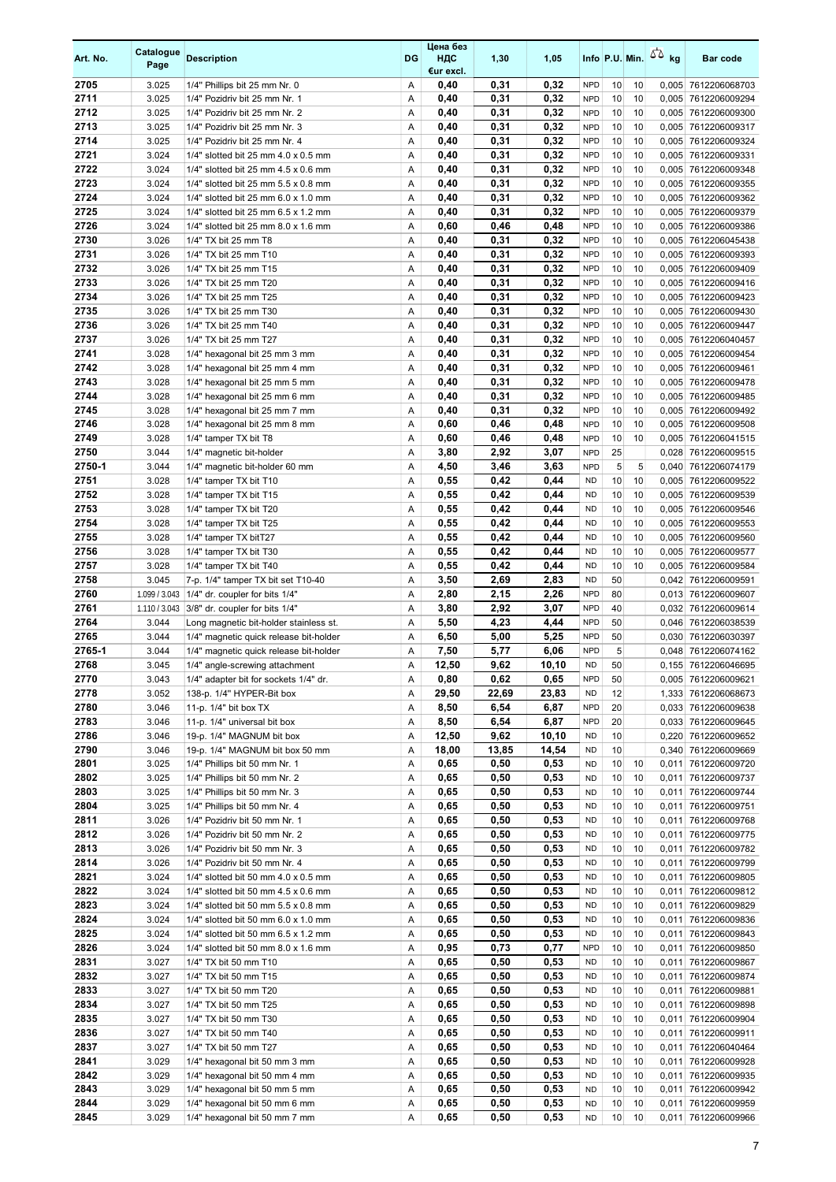| Art. No. | Catalogue Page | Description | DG | Цена без НДС €ur excl. | 1,30 | 1,05 | Info | P.U. | Min. | kg | Bar code |
|---|---|---|---|---|---|---|---|---|---|---|---|
| 2705 | 3.025 | 1/4" Phillips bit 25 mm Nr. 0 | A | 0,40 | 0,31 | 0,32 | NPD | 10 | 10 | 0,005 | 7612206068703 |
| 2711 | 3.025 | 1/4" Pozidriv bit 25 mm Nr. 1 | A | 0,40 | 0,31 | 0,32 | NPD | 10 | 10 | 0,005 | 7612206009294 |
| 2712 | 3.025 | 1/4" Pozidriv bit 25 mm Nr. 2 | A | 0,40 | 0,31 | 0,32 | NPD | 10 | 10 | 0,005 | 7612206009300 |
| 2713 | 3.025 | 1/4" Pozidriv bit 25 mm Nr. 3 | A | 0,40 | 0,31 | 0,32 | NPD | 10 | 10 | 0,005 | 7612206009317 |
| 2714 | 3.025 | 1/4" Pozidriv bit 25 mm Nr. 4 | A | 0,40 | 0,31 | 0,32 | NPD | 10 | 10 | 0,005 | 7612206009324 |
| 2721 | 3.024 | 1/4" slotted bit 25 mm 4.0 x 0.5 mm | A | 0,40 | 0,31 | 0,32 | NPD | 10 | 10 | 0,005 | 7612206009331 |
| 2722 | 3.024 | 1/4" slotted bit 25 mm 4.5 x 0.6 mm | A | 0,40 | 0,31 | 0,32 | NPD | 10 | 10 | 0,005 | 7612206009348 |
| 2723 | 3.024 | 1/4" slotted bit 25 mm 5.5 x 0.8 mm | A | 0,40 | 0,31 | 0,32 | NPD | 10 | 10 | 0,005 | 7612206009355 |
| 2724 | 3.024 | 1/4" slotted bit 25 mm 6.0 x 1.0 mm | A | 0,40 | 0,31 | 0,32 | NPD | 10 | 10 | 0,005 | 7612206009362 |
| 2725 | 3.024 | 1/4" slotted bit 25 mm 6.5 x 1.2 mm | A | 0,40 | 0,31 | 0,32 | NPD | 10 | 10 | 0,005 | 7612206009379 |
| 2726 | 3.024 | 1/4" slotted bit 25 mm 8.0 x 1.6 mm | A | 0,60 | 0,46 | 0,48 | NPD | 10 | 10 | 0,005 | 7612206009386 |
| 2730 | 3.026 | 1/4" TX bit 25 mm T8 | A | 0,40 | 0,31 | 0,32 | NPD | 10 | 10 | 0,005 | 7612206045438 |
| 2731 | 3.026 | 1/4" TX bit 25 mm T10 | A | 0,40 | 0,31 | 0,32 | NPD | 10 | 10 | 0,005 | 7612206009393 |
| 2732 | 3.026 | 1/4" TX bit 25 mm T15 | A | 0,40 | 0,31 | 0,32 | NPD | 10 | 10 | 0,005 | 7612206009409 |
| 2733 | 3.026 | 1/4" TX bit 25 mm T20 | A | 0,40 | 0,31 | 0,32 | NPD | 10 | 10 | 0,005 | 7612206009416 |
| 2734 | 3.026 | 1/4" TX bit 25 mm T25 | A | 0,40 | 0,31 | 0,32 | NPD | 10 | 10 | 0,005 | 7612206009423 |
| 2735 | 3.026 | 1/4" TX bit 25 mm T30 | A | 0,40 | 0,31 | 0,32 | NPD | 10 | 10 | 0,005 | 7612206009430 |
| 2736 | 3.026 | 1/4" TX bit 25 mm T40 | A | 0,40 | 0,31 | 0,32 | NPD | 10 | 10 | 0,005 | 7612206009447 |
| 2737 | 3.026 | 1/4" TX bit 25 mm T27 | A | 0,40 | 0,31 | 0,32 | NPD | 10 | 10 | 0,005 | 7612206040457 |
| 2741 | 3.028 | 1/4" hexagonal bit 25 mm 3 mm | A | 0,40 | 0,31 | 0,32 | NPD | 10 | 10 | 0,005 | 7612206009454 |
| 2742 | 3.028 | 1/4" hexagonal bit 25 mm 4 mm | A | 0,40 | 0,31 | 0,32 | NPD | 10 | 10 | 0,005 | 7612206009461 |
| 2743 | 3.028 | 1/4" hexagonal bit 25 mm 5 mm | A | 0,40 | 0,31 | 0,32 | NPD | 10 | 10 | 0,005 | 7612206009478 |
| 2744 | 3.028 | 1/4" hexagonal bit 25 mm 6 mm | A | 0,40 | 0,31 | 0,32 | NPD | 10 | 10 | 0,005 | 7612206009485 |
| 2745 | 3.028 | 1/4" hexagonal bit 25 mm 7 mm | A | 0,40 | 0,31 | 0,32 | NPD | 10 | 10 | 0,005 | 7612206009492 |
| 2746 | 3.028 | 1/4" hexagonal bit 25 mm 8 mm | A | 0,60 | 0,46 | 0,48 | NPD | 10 | 10 | 0,005 | 7612206009508 |
| 2749 | 3.028 | 1/4" tamper TX bit T8 | A | 0,60 | 0,46 | 0,48 | NPD | 10 | 10 | 0,005 | 7612206041515 |
| 2750 | 3.044 | 1/4" magnetic bit-holder | A | 3,80 | 2,92 | 3,07 | NPD | 25 | | 0,028 | 7612206009515 |
| 2750-1 | 3.044 | 1/4" magnetic bit-holder 60 mm | A | 4,50 | 3,46 | 3,63 | NPD | 5 | 5 | 0,040 | 7612206074179 |
| 2751 | 3.028 | 1/4" tamper TX bit T10 | A | 0,55 | 0,42 | 0,44 | ND | 10 | 10 | 0,005 | 7612206009522 |
| 2752 | 3.028 | 1/4" tamper TX bit T15 | A | 0,55 | 0,42 | 0,44 | ND | 10 | 10 | 0,005 | 7612206009539 |
| 2753 | 3.028 | 1/4" tamper TX bit T20 | A | 0,55 | 0,42 | 0,44 | ND | 10 | 10 | 0,005 | 7612206009546 |
| 2754 | 3.028 | 1/4" tamper TX bit T25 | A | 0,55 | 0,42 | 0,44 | ND | 10 | 10 | 0,005 | 7612206009553 |
| 2755 | 3.028 | 1/4" tamper TX bitT27 | A | 0,55 | 0,42 | 0,44 | ND | 10 | 10 | 0,005 | 7612206009560 |
| 2756 | 3.028 | 1/4" tamper TX bit T30 | A | 0,55 | 0,42 | 0,44 | ND | 10 | 10 | 0,005 | 7612206009577 |
| 2757 | 3.028 | 1/4" tamper TX bit T40 | A | 0,55 | 0,42 | 0,44 | ND | 10 | 10 | 0,005 | 7612206009584 |
| 2758 | 3.045 | 7-p. 1/4" tamper TX bit set T10-40 | A | 3,50 | 2,69 | 2,83 | ND | 50 | | 0,042 | 7612206009591 |
| 2760 | 1.099 / 3.043 | 1/4" dr. coupler for bits 1/4" | A | 2,80 | 2,15 | 2,26 | NPD | 80 | | 0,013 | 7612206009607 |
| 2761 | 1.110 / 3.043 | 3/8" dr. coupler for bits 1/4" | A | 3,80 | 2,92 | 3,07 | NPD | 40 | | 0,032 | 7612206009614 |
| 2764 | 3.044 | Long magnetic bit-holder stainless st. | A | 5,50 | 4,23 | 4,44 | NPD | 50 | | 0,046 | 7612206038539 |
| 2765 | 3.044 | 1/4" magnetic quick release bit-holder | A | 6,50 | 5,00 | 5,25 | NPD | 50 | | 0,030 | 7612206030397 |
| 2765-1 | 3.044 | 1/4" magnetic quick release bit-holder | A | 7,50 | 5,77 | 6,06 | NPD | 5 | | 0,048 | 7612206074162 |
| 2768 | 3.045 | 1/4" angle-screwing attachment | A | 12,50 | 9,62 | 10,10 | ND | 50 | | 0,155 | 7612206046695 |
| 2770 | 3.043 | 1/4" adapter bit for sockets 1/4" dr. | A | 0,80 | 0,62 | 0,65 | NPD | 50 | | 0,005 | 7612206009621 |
| 2778 | 3.052 | 138-p. 1/4" HYPER-Bit box | A | 29,50 | 22,69 | 23,83 | ND | 12 | | 1,333 | 7612206068673 |
| 2780 | 3.046 | 11-p. 1/4" bit box TX | A | 8,50 | 6,54 | 6,87 | NPD | 20 | | 0,033 | 7612206009638 |
| 2783 | 3.046 | 11-p. 1/4" universal bit box | A | 8,50 | 6,54 | 6,87 | NPD | 20 | | 0,033 | 7612206009645 |
| 2786 | 3.046 | 19-p. 1/4" MAGNUM bit box | A | 12,50 | 9,62 | 10,10 | ND | 10 | | 0,220 | 7612206009652 |
| 2790 | 3.046 | 19-p. 1/4" MAGNUM bit box 50 mm | A | 18,00 | 13,85 | 14,54 | ND | 10 | | 0,340 | 7612206009669 |
| 2801 | 3.025 | 1/4" Phillips bit 50 mm Nr. 1 | A | 0,65 | 0,50 | 0,53 | ND | 10 | 10 | 0,011 | 7612206009720 |
| 2802 | 3.025 | 1/4" Phillips bit 50 mm Nr. 2 | A | 0,65 | 0,50 | 0,53 | ND | 10 | 10 | 0,011 | 7612206009737 |
| 2803 | 3.025 | 1/4" Phillips bit 50 mm Nr. 3 | A | 0,65 | 0,50 | 0,53 | ND | 10 | 10 | 0,011 | 7612206009744 |
| 2804 | 3.025 | 1/4" Phillips bit 50 mm Nr. 4 | A | 0,65 | 0,50 | 0,53 | ND | 10 | 10 | 0,011 | 7612206009751 |
| 2811 | 3.026 | 1/4" Pozidriv bit 50 mm Nr. 1 | A | 0,65 | 0,50 | 0,53 | ND | 10 | 10 | 0,011 | 7612206009768 |
| 2812 | 3.026 | 1/4" Pozidriv bit 50 mm Nr. 2 | A | 0,65 | 0,50 | 0,53 | ND | 10 | 10 | 0,011 | 7612206009775 |
| 2813 | 3.026 | 1/4" Pozidriv bit 50 mm Nr. 3 | A | 0,65 | 0,50 | 0,53 | ND | 10 | 10 | 0,011 | 7612206009782 |
| 2814 | 3.026 | 1/4" Pozidriv bit 50 mm Nr. 4 | A | 0,65 | 0,50 | 0,53 | ND | 10 | 10 | 0,011 | 7612206009799 |
| 2821 | 3.024 | 1/4" slotted bit 50 mm 4.0 x 0.5 mm | A | 0,65 | 0,50 | 0,53 | ND | 10 | 10 | 0,011 | 7612206009805 |
| 2822 | 3.024 | 1/4" slotted bit 50 mm 4.5 x 0.6 mm | A | 0,65 | 0,50 | 0,53 | ND | 10 | 10 | 0,011 | 7612206009812 |
| 2823 | 3.024 | 1/4" slotted bit 50 mm 5.5 x 0.8 mm | A | 0,65 | 0,50 | 0,53 | ND | 10 | 10 | 0,011 | 7612206009829 |
| 2824 | 3.024 | 1/4" slotted bit 50 mm 6.0 x 1.0 mm | A | 0,65 | 0,50 | 0,53 | ND | 10 | 10 | 0,011 | 7612206009836 |
| 2825 | 3.024 | 1/4" slotted bit 50 mm 6.5 x 1.2 mm | A | 0,65 | 0,50 | 0,53 | ND | 10 | 10 | 0,011 | 7612206009843 |
| 2826 | 3.024 | 1/4" slotted bit 50 mm 8.0 x 1.6 mm | A | 0,95 | 0,73 | 0,77 | NPD | 10 | 10 | 0,011 | 7612206009850 |
| 2831 | 3.027 | 1/4" TX bit 50 mm T10 | A | 0,65 | 0,50 | 0,53 | ND | 10 | 10 | 0,011 | 7612206009867 |
| 2832 | 3.027 | 1/4" TX bit 50 mm T15 | A | 0,65 | 0,50 | 0,53 | ND | 10 | 10 | 0,011 | 7612206009874 |
| 2833 | 3.027 | 1/4" TX bit 50 mm T20 | A | 0,65 | 0,50 | 0,53 | ND | 10 | 10 | 0,011 | 7612206009881 |
| 2834 | 3.027 | 1/4" TX bit 50 mm T25 | A | 0,65 | 0,50 | 0,53 | ND | 10 | 10 | 0,011 | 7612206009898 |
| 2835 | 3.027 | 1/4" TX bit 50 mm T30 | A | 0,65 | 0,50 | 0,53 | ND | 10 | 10 | 0,011 | 7612206009904 |
| 2836 | 3.027 | 1/4" TX bit 50 mm T40 | A | 0,65 | 0,50 | 0,53 | ND | 10 | 10 | 0,011 | 7612206009911 |
| 2837 | 3.027 | 1/4" TX bit 50 mm T27 | A | 0,65 | 0,50 | 0,53 | ND | 10 | 10 | 0,011 | 7612206040464 |
| 2841 | 3.029 | 1/4" hexagonal bit 50 mm 3 mm | A | 0,65 | 0,50 | 0,53 | ND | 10 | 10 | 0,011 | 7612206009928 |
| 2842 | 3.029 | 1/4" hexagonal bit 50 mm 4 mm | A | 0,65 | 0,50 | 0,53 | ND | 10 | 10 | 0,011 | 7612206009935 |
| 2843 | 3.029 | 1/4" hexagonal bit 50 mm 5 mm | A | 0,65 | 0,50 | 0,53 | ND | 10 | 10 | 0,011 | 7612206009942 |
| 2844 | 3.029 | 1/4" hexagonal bit 50 mm 6 mm | A | 0,65 | 0,50 | 0,53 | ND | 10 | 10 | 0,011 | 7612206009959 |
| 2845 | 3.029 | 1/4" hexagonal bit 50 mm 7 mm | A | 0,65 | 0,50 | 0,53 | ND | 10 | 10 | 0,011 | 7612206009966 |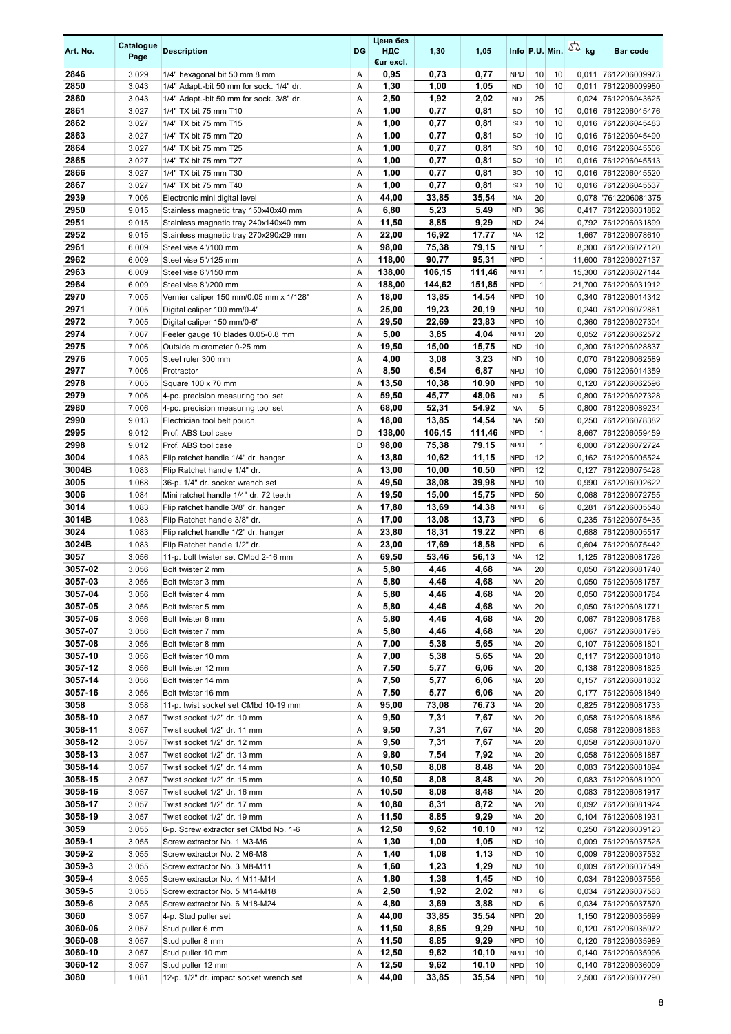| Art. No. | Catalogue Page | Description | DG | Цена без НДС €ur excl. | 1,30 | 1,05 | Info | P.U. | Min. | kg | Bar code |
|---|---|---|---|---|---|---|---|---|---|---|---|
| 2846 | 3.029 | 1/4" hexagonal bit 50 mm 8 mm | A | 0,95 | 0,73 | 0,77 | NPD | 10 | 10 | 0,011 | 7612206009973 |
| 2850 | 3.043 | 1/4" Adapt.-bit 50 mm for sock. 1/4" dr. | A | 1,30 | 1,00 | 1,05 | ND | 10 | 10 | 0,011 | 7612206009980 |
| 2860 | 3.043 | 1/4" Adapt.-bit 50 mm for sock. 3/8" dr. | A | 2,50 | 1,92 | 2,02 | ND | 25 | | 0,024 | 7612206043625 |
| 2861 | 3.027 | 1/4" TX bit 75 mm T10 | A | 1,00 | 0,77 | 0,81 | SO | 10 | 10 | 0,016 | 7612206045476 |
| 2862 | 3.027 | 1/4" TX bit 75 mm T15 | A | 1,00 | 0,77 | 0,81 | SO | 10 | 10 | 0,016 | 7612206045483 |
| 2863 | 3.027 | 1/4" TX bit 75 mm T20 | A | 1,00 | 0,77 | 0,81 | SO | 10 | 10 | 0,016 | 7612206045490 |
| 2864 | 3.027 | 1/4" TX bit 75 mm T25 | A | 1,00 | 0,77 | 0,81 | SO | 10 | 10 | 0,016 | 7612206045506 |
| 2865 | 3.027 | 1/4" TX bit 75 mm T27 | A | 1,00 | 0,77 | 0,81 | SO | 10 | 10 | 0,016 | 7612206045513 |
| 2866 | 3.027 | 1/4" TX bit 75 mm T30 | A | 1,00 | 0,77 | 0,81 | SO | 10 | 10 | 0,016 | 7612206045520 |
| 2867 | 3.027 | 1/4" TX bit 75 mm T40 | A | 1,00 | 0,77 | 0,81 | SO | 10 | 10 | 0,016 | 7612206045537 |
| 2939 | 7.006 | Electronic mini digital level | A | 44,00 | 33,85 | 35,54 | NA | 20 | | 0,078 | '7612206081375 |
| 2950 | 9.015 | Stainless magnetic tray 150x40x40 mm | A | 6,80 | 5,23 | 5,49 | ND | 36 | | 0,417 | 7612206031882 |
| 2951 | 9.015 | Stainless magnetic tray 240x140x40 mm | A | 11,50 | 8,85 | 9,29 | ND | 24 | | 0,792 | 7612206031899 |
| 2952 | 9.015 | Stainless magnetic tray 270x290x29 mm | A | 22,00 | 16,92 | 17,77 | NA | 12 | | 1,667 | 7612206078610 |
| 2961 | 6.009 | Steel vise 4"/100 mm | A | 98,00 | 75,38 | 79,15 | NPD | 1 | | 8,300 | 7612206027120 |
| 2962 | 6.009 | Steel vise 5"/125 mm | A | 118,00 | 90,77 | 95,31 | NPD | 1 | | 11,600 | 7612206027137 |
| 2963 | 6.009 | Steel vise 6"/150 mm | A | 138,00 | 106,15 | 111,46 | NPD | 1 | | 15,300 | 7612206027144 |
| 2964 | 6.009 | Steel vise 8"/200 mm | A | 188,00 | 144,62 | 151,85 | NPD | 1 | | 21,700 | 7612206031912 |
| 2970 | 7.005 | Vernier caliper 150 mm/0.05 mm x 1/128" | A | 18,00 | 13,85 | 14,54 | NPD | 10 | | 0,340 | 7612206014342 |
| 2971 | 7.005 | Digital caliper 100 mm/0-4" | A | 25,00 | 19,23 | 20,19 | NPD | 10 | | 0,240 | 7612206072861 |
| 2972 | 7.005 | Digital caliper 150 mm/0-6" | A | 29,50 | 22,69 | 23,83 | NPD | 10 | | 0,360 | 7612206027304 |
| 2974 | 7.007 | Feeler gauge 10 blades 0.05-0.8 mm | A | 5,00 | 3,85 | 4,04 | NPD | 20 | | 0,052 | 7612206062572 |
| 2975 | 7.006 | Outside micrometer 0-25 mm | A | 19,50 | 15,00 | 15,75 | ND | 10 | | 0,300 | 7612206028837 |
| 2976 | 7.005 | Steel ruler 300 mm | A | 4,00 | 3,08 | 3,23 | ND | 10 | | 0,070 | 7612206062589 |
| 2977 | 7.006 | Protractor | A | 8,50 | 6,54 | 6,87 | NPD | 10 | | 0,090 | 7612206014359 |
| 2978 | 7.005 | Square 100 x 70 mm | A | 13,50 | 10,38 | 10,90 | NPD | 10 | | 0,120 | 7612206062596 |
| 2979 | 7.006 | 4-pc. precision measuring tool set | A | 59,50 | 45,77 | 48,06 | ND | 5 | | 0,800 | 7612206027328 |
| 2980 | 7.006 | 4-pc. precision measuring tool set | A | 68,00 | 52,31 | 54,92 | NA | 5 | | 0,800 | 7612206089234 |
| 2990 | 9.013 | Electrician tool belt pouch | A | 18,00 | 13,85 | 14,54 | NA | 50 | | 0,250 | 7612206078382 |
| 2995 | 9.012 | Prof. ABS tool case | D | 138,00 | 106,15 | 111,46 | NPD | 1 | | 8,667 | 7612206059459 |
| 2998 | 9.012 | Prof. ABS tool case | D | 98,00 | 75,38 | 79,15 | NPD | 1 | | 6,000 | 7612206072724 |
| 3004 | 1.083 | Flip ratchet handle 1/4" dr. hanger | A | 13,80 | 10,62 | 11,15 | NPD | 12 | | 0,162 | 7612206005524 |
| 3004B | 1.083 | Flip Ratchet handle 1/4" dr. | A | 13,00 | 10,00 | 10,50 | NPD | 12 | | 0,127 | 7612206075428 |
| 3005 | 1.068 | 36-p. 1/4" dr. socket wrench set | A | 49,50 | 38,08 | 39,98 | NPD | 10 | | 0,990 | 7612206002622 |
| 3006 | 1.084 | Mini ratchet handle 1/4" dr. 72 teeth | A | 19,50 | 15,00 | 15,75 | NPD | 50 | | 0,068 | 7612206072755 |
| 3014 | 1.083 | Flip ratchet handle 3/8" dr. hanger | A | 17,80 | 13,69 | 14,38 | NPD | 6 | | 0,281 | 7612206005548 |
| 3014B | 1.083 | Flip Ratchet handle 3/8" dr. | A | 17,00 | 13,08 | 13,73 | NPD | 6 | | 0,235 | 7612206075435 |
| 3024 | 1.083 | Flip ratchet handle 1/2" dr. hanger | A | 23,80 | 18,31 | 19,22 | NPD | 6 | | 0,688 | 7612206005517 |
| 3024B | 1.083 | Flip Ratchet handle 1/2" dr. | A | 23,00 | 17,69 | 18,58 | NPD | 6 | | 0,604 | 7612206075442 |
| 3057 | 3.056 | 11-p. bolt twister set CMbd 2-16 mm | A | 69,50 | 53,46 | 56,13 | NA | 12 | | 1,125 | 7612206081726 |
| 3057-02 | 3.056 | Bolt twister 2 mm | A | 5,80 | 4,46 | 4,68 | NA | 20 | | 0,050 | 7612206081740 |
| 3057-03 | 3.056 | Bolt twister 3 mm | A | 5,80 | 4,46 | 4,68 | NA | 20 | | 0,050 | 7612206081757 |
| 3057-04 | 3.056 | Bolt twister 4 mm | A | 5,80 | 4,46 | 4,68 | NA | 20 | | 0,050 | 7612206081764 |
| 3057-05 | 3.056 | Bolt twister 5 mm | A | 5,80 | 4,46 | 4,68 | NA | 20 | | 0,050 | 7612206081771 |
| 3057-06 | 3.056 | Bolt twister 6 mm | A | 5,80 | 4,46 | 4,68 | NA | 20 | | 0,067 | 7612206081788 |
| 3057-07 | 3.056 | Bolt twister 7 mm | A | 5,80 | 4,46 | 4,68 | NA | 20 | | 0,067 | 7612206081795 |
| 3057-08 | 3.056 | Bolt twister 8 mm | A | 7,00 | 5,38 | 5,65 | NA | 20 | | 0,107 | 7612206081801 |
| 3057-10 | 3.056 | Bolt twister 10 mm | A | 7,00 | 5,38 | 5,65 | NA | 20 | | 0,117 | 7612206081818 |
| 3057-12 | 3.056 | Bolt twister 12 mm | A | 7,50 | 5,77 | 6,06 | NA | 20 | | 0,138 | 7612206081825 |
| 3057-14 | 3.056 | Bolt twister 14 mm | A | 7,50 | 5,77 | 6,06 | NA | 20 | | 0,157 | 7612206081832 |
| 3057-16 | 3.056 | Bolt twister 16 mm | A | 7,50 | 5,77 | 6,06 | NA | 20 | | 0,177 | 7612206081849 |
| 3058 | 3.058 | 11-p. twist socket set CMbd 10-19 mm | A | 95,00 | 73,08 | 76,73 | NA | 20 | | 0,825 | 7612206081733 |
| 3058-10 | 3.057 | Twist socket 1/2" dr. 10 mm | A | 9,50 | 7,31 | 7,67 | NA | 20 | | 0,058 | 7612206081856 |
| 3058-11 | 3.057 | Twist socket 1/2" dr. 11 mm | A | 9,50 | 7,31 | 7,67 | NA | 20 | | 0,058 | 7612206081863 |
| 3058-12 | 3.057 | Twist socket 1/2" dr. 12 mm | A | 9,50 | 7,31 | 7,67 | NA | 20 | | 0,058 | 7612206081870 |
| 3058-13 | 3.057 | Twist socket 1/2" dr. 13 mm | A | 9,80 | 7,54 | 7,92 | NA | 20 | | 0,058 | 7612206081887 |
| 3058-14 | 3.057 | Twist socket 1/2" dr. 14 mm | A | 10,50 | 8,08 | 8,48 | NA | 20 | | 0,083 | 7612206081894 |
| 3058-15 | 3.057 | Twist socket 1/2" dr. 15 mm | A | 10,50 | 8,08 | 8,48 | NA | 20 | | 0,083 | 7612206081900 |
| 3058-16 | 3.057 | Twist socket 1/2" dr. 16 mm | A | 10,50 | 8,08 | 8,48 | NA | 20 | | 0,083 | 7612206081917 |
| 3058-17 | 3.057 | Twist socket 1/2" dr. 17 mm | A | 10,80 | 8,31 | 8,72 | NA | 20 | | 0,092 | 7612206081924 |
| 3058-19 | 3.057 | Twist socket 1/2" dr. 19 mm | A | 11,50 | 8,85 | 9,29 | NA | 20 | | 0,104 | 7612206081931 |
| 3059 | 3.055 | 6-p. Screw extractor set CMbd No. 1-6 | A | 12,50 | 9,62 | 10,10 | ND | 12 | | 0,250 | 7612206039123 |
| 3059-1 | 3.055 | Screw extractor No. 1 M3-M6 | A | 1,30 | 1,00 | 1,05 | ND | 10 | | 0,009 | 7612206037525 |
| 3059-2 | 3.055 | Screw extractor No. 2 M6-M8 | A | 1,40 | 1,08 | 1,13 | ND | 10 | | 0,009 | 7612206037532 |
| 3059-3 | 3.055 | Screw extractor No. 3 M8-M11 | A | 1,60 | 1,23 | 1,29 | ND | 10 | | 0,009 | 7612206037549 |
| 3059-4 | 3.055 | Screw extractor No. 4 M11-M14 | A | 1,80 | 1,38 | 1,45 | ND | 10 | | 0,034 | 7612206037556 |
| 3059-5 | 3.055 | Screw extractor No. 5 M14-M18 | A | 2,50 | 1,92 | 2,02 | ND | 6 | | 0,034 | 7612206037563 |
| 3059-6 | 3.055 | Screw extractor No. 6 M18-M24 | A | 4,80 | 3,69 | 3,88 | ND | 6 | | 0,034 | 7612206037570 |
| 3060 | 3.057 | 4-p. Stud puller set | A | 44,00 | 33,85 | 35,54 | NPD | 20 | | 1,150 | 7612206035699 |
| 3060-06 | 3.057 | Stud puller 6 mm | A | 11,50 | 8,85 | 9,29 | NPD | 10 | | 0,120 | 7612206035972 |
| 3060-08 | 3.057 | Stud puller 8 mm | A | 11,50 | 8,85 | 9,29 | NPD | 10 | | 0,120 | 7612206035989 |
| 3060-10 | 3.057 | Stud puller 10 mm | A | 12,50 | 9,62 | 10,10 | NPD | 10 | | 0,140 | 7612206035996 |
| 3060-12 | 3.057 | Stud puller 12 mm | A | 12,50 | 9,62 | 10,10 | NPD | 10 | | 0,140 | 7612206036009 |
| 3080 | 1.081 | 12-p. 1/2" dr. impact socket wrench set | A | 44,00 | 33,85 | 35,54 | NPD | 10 | | 2,500 | 7612206007290 |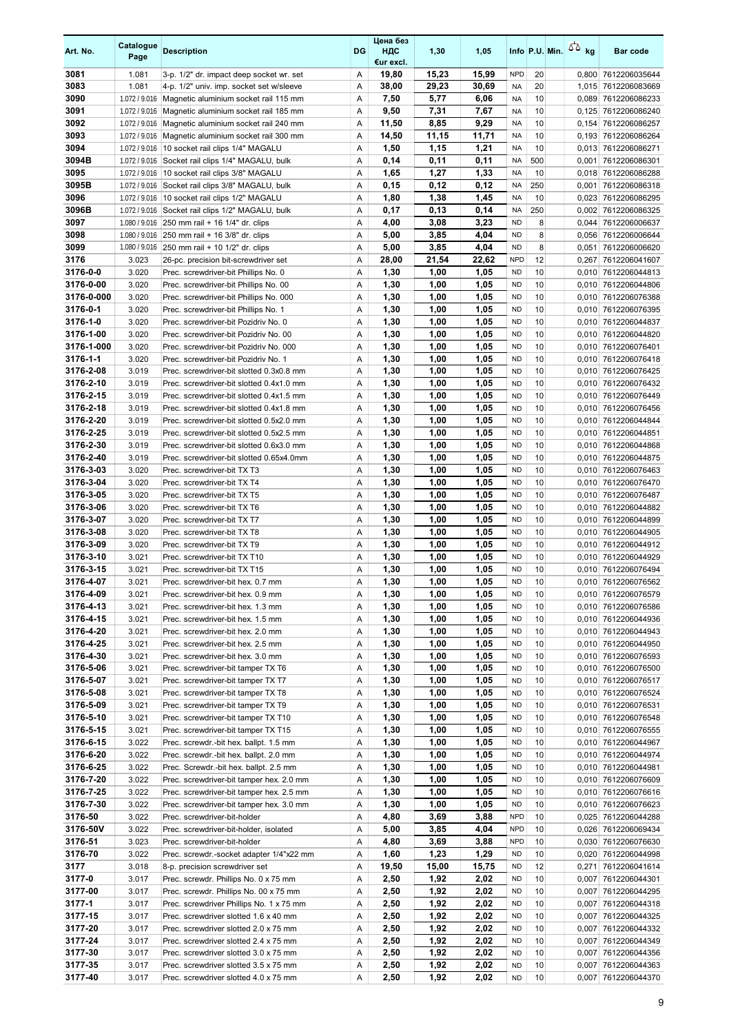| Art. No. | Catalogue Page | Description | DG | Цена без НДС €ur excl. | 1,30 | 1,05 | Info | P.U. | Min. | kg | Bar code |
|---|---|---|---|---|---|---|---|---|---|---|---|
| 3081 | 1.081 | 3-p. 1/2" dr. impact deep socket wr. set | A | 19,80 | 15,23 | 15,99 | NPD | 20 | | 0,800 | 7612206035644 |
| 3083 | 1.081 | 4-p. 1/2" univ. imp. socket set w/sleeve | A | 38,00 | 29,23 | 30,69 | NA | 20 | | 1,015 | 7612206083669 |
| 3090 | 1.072 / 9.016 | Magnetic aluminium socket rail 115 mm | A | 7,50 | 5,77 | 6,06 | NA | 10 | | 0,089 | 7612206086233 |
| 3091 | 1.072 / 9.016 | Magnetic aluminium socket rail 185 mm | A | 9,50 | 7,31 | 7,67 | NA | 10 | | 0,125 | 7612206086240 |
| 3092 | 1.072 / 9.016 | Magnetic aluminium socket rail 240 mm | A | 11,50 | 8,85 | 9,29 | NA | 10 | | 0,154 | 7612206086257 |
| 3093 | 1.072 / 9.016 | Magnetic aluminium socket rail 300 mm | A | 14,50 | 11,15 | 11,71 | NA | 10 | | 0,193 | 7612206086264 |
| 3094 | 1.072 / 9.016 | 10 socket rail clips 1/4" MAGALU | A | 1,50 | 1,15 | 1,21 | NA | 10 | | 0,013 | 7612206086271 |
| 3094B | 1.072 / 9.016 | Socket rail clips 1/4" MAGALU, bulk | A | 0,14 | 0,11 | 0,11 | NA | 500 | | 0,001 | 7612206086301 |
| 3095 | 1.072 / 9.016 | 10 socket rail clips 3/8" MAGALU | A | 1,65 | 1,27 | 1,33 | NA | 10 | | 0,018 | 7612206086288 |
| 3095B | 1.072 / 9.016 | Socket rail clips 3/8" MAGALU, bulk | A | 0,15 | 0,12 | 0,12 | NA | 250 | | 0,001 | 7612206086318 |
| 3096 | 1.072 / 9.016 | 10 socket rail clips 1/2" MAGALU | A | 1,80 | 1,38 | 1,45 | NA | 10 | | 0,023 | 7612206086295 |
| 3096B | 1.072 / 9.016 | Socket rail clips 1/2" MAGALU, bulk | A | 0,17 | 0,13 | 0,14 | NA | 250 | | 0,002 | 7612206086325 |
| 3097 | 1.080 / 9.016 | 250 mm rail + 16 1/4" dr. clips | A | 4,00 | 3,08 | 3,23 | ND | 8 | | 0,044 | 7612206006637 |
| 3098 | 1.080 / 9.016 | 250 mm rail + 16 3/8" dr. clips | A | 5,00 | 3,85 | 4,04 | ND | 8 | | 0,056 | 7612206006644 |
| 3099 | 1.080 / 9.016 | 250 mm rail + 10 1/2" dr. clips | A | 5,00 | 3,85 | 4,04 | ND | 8 | | 0,051 | 7612206006620 |
| 3176 | 3.023 | 26-pc. precision bit-screwdriver set | A | 28,00 | 21,54 | 22,62 | NPD | 12 | | 0,267 | 7612206041607 |
| 3176-0-0 | 3.020 | Prec. screwdriver-bit Phillips No. 0 | A | 1,30 | 1,00 | 1,05 | ND | 10 | | 0,010 | 7612206044813 |
| 3176-0-00 | 3.020 | Prec. screwdriver-bit Phillips No. 00 | A | 1,30 | 1,00 | 1,05 | ND | 10 | | 0,010 | 7612206044806 |
| 3176-0-000 | 3.020 | Prec. screwdriver-bit Phillips No. 000 | A | 1,30 | 1,00 | 1,05 | ND | 10 | | 0,010 | 7612206076388 |
| 3176-0-1 | 3.020 | Prec. screwdriver-bit Phillips No. 1 | A | 1,30 | 1,00 | 1,05 | ND | 10 | | 0,010 | 7612206076395 |
| 3176-1-0 | 3.020 | Prec. screwdriver-bit Pozidriv No. 0 | A | 1,30 | 1,00 | 1,05 | ND | 10 | | 0,010 | 7612206044837 |
| 3176-1-00 | 3.020 | Prec. screwdriver-bit Pozidriv No. 00 | A | 1,30 | 1,00 | 1,05 | ND | 10 | | 0,010 | 7612206044820 |
| 3176-1-000 | 3.020 | Prec. screwdriver-bit Pozidriv No. 000 | A | 1,30 | 1,00 | 1,05 | ND | 10 | | 0,010 | 7612206076401 |
| 3176-1-1 | 3.020 | Prec. screwdriver-bit Pozidriv No. 1 | A | 1,30 | 1,00 | 1,05 | ND | 10 | | 0,010 | 7612206076418 |
| 3176-2-08 | 3.019 | Prec. screwdriver-bit slotted 0.3x0.8 mm | A | 1,30 | 1,00 | 1,05 | ND | 10 | | 0,010 | 7612206076425 |
| 3176-2-10 | 3.019 | Prec. screwdriver-bit slotted 0.4x1.0 mm | A | 1,30 | 1,00 | 1,05 | ND | 10 | | 0,010 | 7612206076432 |
| 3176-2-15 | 3.019 | Prec. screwdriver-bit slotted 0.4x1.5 mm | A | 1,30 | 1,00 | 1,05 | ND | 10 | | 0,010 | 7612206076449 |
| 3176-2-18 | 3.019 | Prec. screwdriver-bit slotted 0.4x1.8 mm | A | 1,30 | 1,00 | 1,05 | ND | 10 | | 0,010 | 7612206076456 |
| 3176-2-20 | 3.019 | Prec. screwdriver-bit slotted 0.5x2.0 mm | A | 1,30 | 1,00 | 1,05 | ND | 10 | | 0,010 | 7612206044844 |
| 3176-2-25 | 3.019 | Prec. screwdriver-bit slotted 0.5x2.5 mm | A | 1,30 | 1,00 | 1,05 | ND | 10 | | 0,010 | 7612206044851 |
| 3176-2-30 | 3.019 | Prec. screwdriver-bit slotted 0.6x3.0 mm | A | 1,30 | 1,00 | 1,05 | ND | 10 | | 0,010 | 7612206044868 |
| 3176-2-40 | 3.019 | Prec. screwdriver-bit slotted 0.65x4.0mm | A | 1,30 | 1,00 | 1,05 | ND | 10 | | 0,010 | 7612206044875 |
| 3176-3-03 | 3.020 | Prec. screwdriver-bit TX T3 | A | 1,30 | 1,00 | 1,05 | ND | 10 | | 0,010 | 7612206076463 |
| 3176-3-04 | 3.020 | Prec. screwdriver-bit TX T4 | A | 1,30 | 1,00 | 1,05 | ND | 10 | | 0,010 | 7612206076470 |
| 3176-3-05 | 3.020 | Prec. screwdriver-bit TX T5 | A | 1,30 | 1,00 | 1,05 | ND | 10 | | 0,010 | 7612206076487 |
| 3176-3-06 | 3.020 | Prec. screwdriver-bit TX T6 | A | 1,30 | 1,00 | 1,05 | ND | 10 | | 0,010 | 7612206044882 |
| 3176-3-07 | 3.020 | Prec. screwdriver-bit TX T7 | A | 1,30 | 1,00 | 1,05 | ND | 10 | | 0,010 | 7612206044899 |
| 3176-3-08 | 3.020 | Prec. screwdriver-bit TX T8 | A | 1,30 | 1,00 | 1,05 | ND | 10 | | 0,010 | 7612206044905 |
| 3176-3-09 | 3.020 | Prec. screwdriver-bit TX T9 | A | 1,30 | 1,00 | 1,05 | ND | 10 | | 0,010 | 7612206044912 |
| 3176-3-10 | 3.021 | Prec. screwdriver-bit TX T10 | A | 1,30 | 1,00 | 1,05 | ND | 10 | | 0,010 | 7612206044929 |
| 3176-3-15 | 3.021 | Prec. screwdriver-bit TX T15 | A | 1,30 | 1,00 | 1,05 | ND | 10 | | 0,010 | 7612206076494 |
| 3176-4-07 | 3.021 | Prec. screwdriver-bit hex. 0.7 mm | A | 1,30 | 1,00 | 1,05 | ND | 10 | | 0,010 | 7612206076562 |
| 3176-4-09 | 3.021 | Prec. screwdriver-bit hex. 0.9 mm | A | 1,30 | 1,00 | 1,05 | ND | 10 | | 0,010 | 7612206076579 |
| 3176-4-13 | 3.021 | Prec. screwdriver-bit hex. 1.3 mm | A | 1,30 | 1,00 | 1,05 | ND | 10 | | 0,010 | 7612206076586 |
| 3176-4-15 | 3.021 | Prec. screwdriver-bit hex. 1.5 mm | A | 1,30 | 1,00 | 1,05 | ND | 10 | | 0,010 | 7612206044936 |
| 3176-4-20 | 3.021 | Prec. screwdriver-bit hex. 2.0 mm | A | 1,30 | 1,00 | 1,05 | ND | 10 | | 0,010 | 7612206044943 |
| 3176-4-25 | 3.021 | Prec. screwdriver-bit hex. 2.5 mm | A | 1,30 | 1,00 | 1,05 | ND | 10 | | 0,010 | 7612206044950 |
| 3176-4-30 | 3.021 | Prec. screwdriver-bit hex. 3.0 mm | A | 1,30 | 1,00 | 1,05 | ND | 10 | | 0,010 | 7612206076593 |
| 3176-5-06 | 3.021 | Prec. screwdriver-bit tamper TX T6 | A | 1,30 | 1,00 | 1,05 | ND | 10 | | 0,010 | 7612206076500 |
| 3176-5-07 | 3.021 | Prec. screwdriver-bit tamper TX T7 | A | 1,30 | 1,00 | 1,05 | ND | 10 | | 0,010 | 7612206076517 |
| 3176-5-08 | 3.021 | Prec. screwdriver-bit tamper TX T8 | A | 1,30 | 1,00 | 1,05 | ND | 10 | | 0,010 | 7612206076524 |
| 3176-5-09 | 3.021 | Prec. screwdriver-bit tamper TX T9 | A | 1,30 | 1,00 | 1,05 | ND | 10 | | 0,010 | 7612206076531 |
| 3176-5-10 | 3.021 | Prec. screwdriver-bit tamper TX T10 | A | 1,30 | 1,00 | 1,05 | ND | 10 | | 0,010 | 7612206076548 |
| 3176-5-15 | 3.021 | Prec. screwdriver-bit tamper TX T15 | A | 1,30 | 1,00 | 1,05 | ND | 10 | | 0,010 | 7612206076555 |
| 3176-6-15 | 3.022 | Prec. screwdr.-bit hex. ballpt. 1.5 mm | A | 1,30 | 1,00 | 1,05 | ND | 10 | | 0,010 | 7612206044967 |
| 3176-6-20 | 3.022 | Prec. screwdr.-bit hex. ballpt. 2.0 mm | A | 1,30 | 1,00 | 1,05 | ND | 10 | | 0,010 | 7612206044974 |
| 3176-6-25 | 3.022 | Prec. Screwdr.-bit hex. ballpt. 2.5 mm | A | 1,30 | 1,00 | 1,05 | ND | 10 | | 0,010 | 7612206044981 |
| 3176-7-20 | 3.022 | Prec. screwdriver-bit tamper hex. 2.0 mm | A | 1,30 | 1,00 | 1,05 | ND | 10 | | 0,010 | 7612206076609 |
| 3176-7-25 | 3.022 | Prec. screwdriver-bit tamper hex. 2.5 mm | A | 1,30 | 1,00 | 1,05 | ND | 10 | | 0,010 | 7612206076616 |
| 3176-7-30 | 3.022 | Prec. screwdriver-bit tamper hex. 3.0 mm | A | 1,30 | 1,00 | 1,05 | ND | 10 | | 0,010 | 7612206076623 |
| 3176-50 | 3.022 | Prec. screwdriver-bit-holder | A | 4,80 | 3,69 | 3,88 | NPD | 10 | | 0,025 | 7612206044288 |
| 3176-50V | 3.022 | Prec. screwdriver-bit-holder, isolated | A | 5,00 | 3,85 | 4,04 | NPD | 10 | | 0,026 | 7612206069434 |
| 3176-51 | 3.023 | Prec. screwdriver-bit-holder | A | 4,80 | 3,69 | 3,88 | NPD | 10 | | 0,030 | 7612206076630 |
| 3176-70 | 3.022 | Prec. screwdr.-socket adapter 1/4"x22 mm | A | 1,60 | 1,23 | 1,29 | ND | 10 | | 0,020 | 7612206044998 |
| 3177 | 3.018 | 8-p. precision screwdriver set | A | 19,50 | 15,00 | 15,75 | ND | 12 | | 0,271 | 7612206041614 |
| 3177-0 | 3.017 | Prec. screwdr. Phillips No. 0 x 75 mm | A | 2,50 | 1,92 | 2,02 | ND | 10 | | 0,007 | 7612206044301 |
| 3177-00 | 3.017 | Prec. screwdr. Phillips No. 00 x 75 mm | A | 2,50 | 1,92 | 2,02 | ND | 10 | | 0,007 | 7612206044295 |
| 3177-1 | 3.017 | Prec. screwdriver Phillips No. 1 x 75 mm | A | 2,50 | 1,92 | 2,02 | ND | 10 | | 0,007 | 7612206044318 |
| 3177-15 | 3.017 | Prec. screwdriver slotted 1.6 x 40 mm | A | 2,50 | 1,92 | 2,02 | ND | 10 | | 0,007 | 7612206044325 |
| 3177-20 | 3.017 | Prec. screwdriver slotted 2.0 x 75 mm | A | 2,50 | 1,92 | 2,02 | ND | 10 | | 0,007 | 7612206044332 |
| 3177-24 | 3.017 | Prec. screwdriver slotted 2.4 x 75 mm | A | 2,50 | 1,92 | 2,02 | ND | 10 | | 0,007 | 7612206044349 |
| 3177-30 | 3.017 | Prec. screwdriver slotted 3.0 x 75 mm | A | 2,50 | 1,92 | 2,02 | ND | 10 | | 0,007 | 7612206044356 |
| 3177-35 | 3.017 | Prec. screwdriver slotted 3.5 x 75 mm | A | 2,50 | 1,92 | 2,02 | ND | 10 | | 0,007 | 7612206044363 |
| 3177-40 | 3.017 | Prec. screwdriver slotted 4.0 x 75 mm | A | 2,50 | 1,92 | 2,02 | ND | 10 | | 0,007 | 7612206044370 |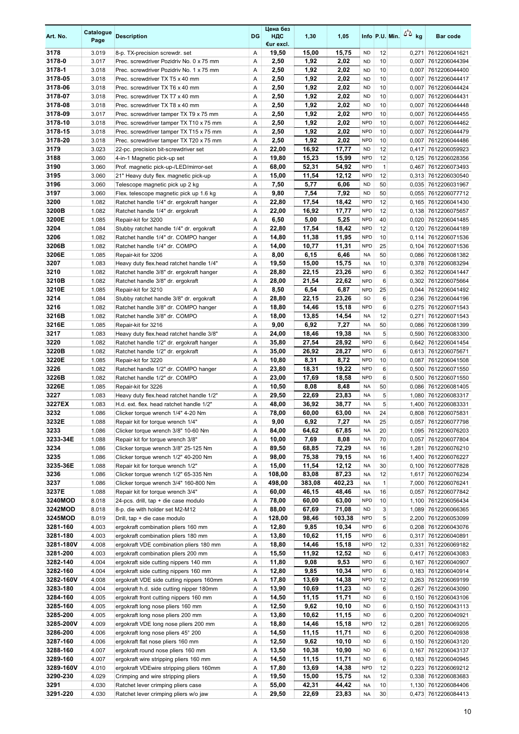| Art. No. | Catalogue Page | Description | DG | Цена без НДС €ur excl. | 1,30 | 1,05 | Info | P.U. | Min. | kg | Bar code |
|---|---|---|---|---|---|---|---|---|---|---|---|
| 3178 | 3.019 | 8-p. TX-precision screwdr. set | A | 19,50 | 15,00 | 15,75 | ND | 12 | | 0,271 | 7612206041621 |
| 3178-0 | 3.017 | Prec. screwdriver Pozidriv No. 0 x 75 mm | A | 2,50 | 1,92 | 2,02 | ND | 10 | | 0,007 | 7612206044394 |
| 3178-1 | 3.018 | Prec. screwdriver Pozidriv No. 1 x 75 mm | A | 2,50 | 1,92 | 2,02 | ND | 10 | | 0,007 | 7612206044400 |
| 3178-05 | 3.018 | Prec. screwdriver TX T5 x 40 mm | A | 2,50 | 1,92 | 2,02 | ND | 10 | | 0,007 | 7612206044417 |
| 3178-06 | 3.018 | Prec. screwdriver TX T6 x 40 mm | A | 2,50 | 1,92 | 2,02 | ND | 10 | | 0,007 | 7612206044424 |
| 3178-07 | 3.018 | Prec. screwdriver TX T7 x 40 mm | A | 2,50 | 1,92 | 2,02 | ND | 10 | | 0,007 | 7612206044431 |
| 3178-08 | 3.018 | Prec. screwdriver TX T8 x 40 mm | A | 2,50 | 1,92 | 2,02 | ND | 10 | | 0,007 | 7612206044448 |
| 3178-09 | 3.017 | Prec. screwdriver tamper TX T9 x 75 mm | A | 2,50 | 1,92 | 2,02 | NPD | 10 | | 0,007 | 7612206044455 |
| 3178-10 | 3.018 | Prec. screwdriver tamper TX T10 x 75 mm | A | 2,50 | 1,92 | 2,02 | NPD | 10 | | 0,007 | 7612206044462 |
| 3178-15 | 3.018 | Prec. screwdriver tamper TX T15 x 75 mm | A | 2,50 | 1,92 | 2,02 | NPD | 10 | | 0,007 | 7612206044479 |
| 3178-20 | 3.018 | Prec. screwdriver tamper TX T20 x 75 mm | A | 2,50 | 1,92 | 2,02 | NPD | 10 | | 0,007 | 7612206044486 |
| 3179 | 3.023 | 22-pc. precision bit-screwdriver set | A | 22,00 | 16,92 | 17,77 | ND | 12 | | 0,417 | 7612206059923 |
| 3188 | 3.060 | 4-in-1 Magnetic pick-up set | A | 19,80 | 15,23 | 15,99 | NPD | 12 | | 0,125 | 7612206028356 |
| 3190 | 3.060 | Prof. magnetic pick-up-/LED/mirror-set | A | 68,00 | 52,31 | 54,92 | NPD | 1 | | 0,467 | 7612206073493 |
| 3195 | 3.060 | 21" Heavy duty flex. magnetic pick-up | A | 15,00 | 11,54 | 12,12 | NPD | 12 | | 0,313 | 7612206030540 |
| 3196 | 3.060 | Telescope magnetic pick up 2 kg | A | 7,50 | 5,77 | 6,06 | ND | 50 | | 0,035 | 7612206031967 |
| 3197 | 3.060 | Flex. telescope magnetic pick up 1.6 kg | A | 9,80 | 7,54 | 7,92 | ND | 50 | | 0,055 | 7612206077712 |
| 3200 | 1.082 | Ratchet handle 1/4" dr. ergokraft hanger | A | 22,80 | 17,54 | 18,42 | NPD | 12 | | 0,165 | 7612206041430 |
| 3200B | 1.082 | Ratchet handle 1/4" dr. ergokraft | A | 22,00 | 16,92 | 17,77 | NPD | 12 | | 0,138 | 7612206075657 |
| 3200E | 1.085 | Repair-kit for 3200 | A | 6,50 | 5,00 | 5,25 | NPD | 40 | | 0,020 | 7612206041485 |
| 3204 | 1.084 | Stubby ratchet handle 1/4" dr. ergokraft | A | 22,80 | 17,54 | 18,42 | NPD | 12 | | 0,120 | 7612206044189 |
| 3206 | 1.082 | Ratchet handle 1/4" dr. COMPO hanger | A | 14,80 | 11,38 | 11,95 | NPD | 10 | | 0,114 | 7612206071536 |
| 3206B | 1.082 | Ratchet handle 1/4" dr. COMPO | A | 14,00 | 10,77 | 11,31 | NPD | 25 | | 0,104 | 7612206071536 |
| 3206E | 1.085 | Repair-kit for 3206 | A | 8,00 | 6,15 | 6,46 | NA | 50 | | 0,086 | 7612206081382 |
| 3207 | 1.083 | Heavy duty flex.head ratchet handle 1/4" | A | 19,50 | 15,00 | 15,75 | NA | 10 | | 0,378 | 7612206083294 |
| 3210 | 1.082 | Ratchet handle 3/8" dr. ergokraft hanger | A | 28,80 | 22,15 | 23,26 | NPD | 6 | | 0,352 | 7612206041447 |
| 3210B | 1.082 | Ratchet handle 3/8" dr. ergokraft | A | 28,00 | 21,54 | 22,62 | NPD | 6 | | 0,302 | 7612206075664 |
| 3210E | 1.085 | Repair-kit for 3210 | A | 8,50 | 6,54 | 6,87 | NPD | 25 | | 0,044 | 7612206041492 |
| 3214 | 1.084 | Stubby ratchet handle 3/8" dr. ergokraft | A | 28,80 | 22,15 | 23,26 | SO | 6 | | 0,236 | 7612206044196 |
| 3216 | 1.082 | Ratchet handle 3/8" dr. COMPO hanger | A | 18,80 | 14,46 | 15,18 | NPD | 6 | | 0,275 | 7612206071543 |
| 3216B | 1.082 | Ratchet handle 3/8" dr. COMPO | A | 18,00 | 13,85 | 14,54 | NA | 12 | | 0,271 | 7612206071543 |
| 3216E | 1.085 | Repair-kit for 3216 | A | 9,00 | 6,92 | 7,27 | NA | 50 | | 0,086 | 7612206081399 |
| 3217 | 1.083 | Heavy duty flex.head ratchet handle 3/8" | A | 24,00 | 18,46 | 19,38 | NA | 5 | | 0,590 | 7612206083300 |
| 3220 | 1.082 | Ratchet handle 1/2" dr. ergokraft hanger | A | 35,80 | 27,54 | 28,92 | NPD | 6 | | 0,642 | 7612206041454 |
| 3220B | 1.082 | Ratchet handle 1/2" dr. ergokraft | A | 35,00 | 26,92 | 28,27 | NPD | 6 | | 0,613 | 7612206075671 |
| 3220E | 1.085 | Repair-kit for 3220 | A | 10,80 | 8,31 | 8,72 | NPD | 10 | | 0,087 | 7612206041508 |
| 3226 | 1.082 | Ratchet handle 1/2" dr. COMPO hanger | A | 23,80 | 18,31 | 19,22 | NPD | 6 | | 0,500 | 7612206071550 |
| 3226B | 1.082 | Ratchet handle 1/2" dr. COMPO | A | 23,00 | 17,69 | 18,58 | NPD | 6 | | 0,500 | 7612206071550 |
| 3226E | 1.085 | Repair-kit for 3226 | A | 10,50 | 8,08 | 8,48 | NA | 50 | | 0,086 | 7612206081405 |
| 3227 | 1.083 | Heavy duty flex.head ratchet handle 1/2" | A | 29,50 | 22,69 | 23,83 | NA | 5 | | 1,080 | 7612206083317 |
| 3227EX | 1.083 | H.d. ext. flex. head ratchet handle 1/2" | A | 48,00 | 36,92 | 38,77 | NA | 5 | | 1,400 | 7612206083331 |
| 3232 | 1.086 | Clicker torque wrench 1/4" 4-20 Nm | A | 78,00 | 60,00 | 63,00 | NA | 24 | | 0,808 | 7612206075831 |
| 3232E | 1.088 | Repair kit for torque wrench 1/4" | A | 9,00 | 6,92 | 7,27 | NA | 25 | | 0,057 | 7612206077798 |
| 3233 | 1.086 | Clicker torque wrench 3/8" 10-60 Nm | A | 84,00 | 64,62 | 67,85 | NA | 20 | | 1,095 | 7612206076203 |
| 3233-34E | 1.088 | Repair kit for torque wrench 3/8" | A | 10,00 | 7,69 | 8,08 | NA | 70 | | 0,057 | 7612206077804 |
| 3234 | 1.086 | Clicker torque wrench 3/8" 25-125 Nm | A | 89,50 | 68,85 | 72,29 | NA | 16 | | 1,281 | 7612206076210 |
| 3235 | 1.086 | Clicker torque wrench 1/2" 40-200 Nm | A | 98,00 | 75,38 | 79,15 | NA | 16 | | 1,400 | 7612206076227 |
| 3235-36E | 1.088 | Repair kit for torque wrench 1/2" | A | 15,00 | 11,54 | 12,12 | NA | 30 | | 0,100 | 7612206077828 |
| 3236 | 1.086 | Clicker torque wrench 1/2" 65-335 Nm | A | 108,00 | 83,08 | 87,23 | NA | 12 | | 1,617 | 7612206076234 |
| 3237 | 1.086 | Clicker torque wrench 3/4" 160-800 Nm | A | 498,00 | 383,08 | 402,23 | NA | 1 | | 7,000 | 7612206076241 |
| 3237E | 1.088 | Repair kit for torque wrench 3/4" | A | 60,00 | 46,15 | 48,46 | NA | 16 | | 0,057 | 7612206077842 |
| 3240MOD | 8.018 | 24-pcs. drill, tap + die case modulo | A | 78,00 | 60,00 | 63,00 | NPD | 10 | | 1,100 | 7612206056434 |
| 3242MOD | 8.018 | 8-p. die with holder set M2-M12 | A | 88,00 | 67,69 | 71,08 | ND | 3 | | 1,089 | 7612206066365 |
| 3245MOD | 8.019 | Drill, tap + die case modulo | A | 128,00 | 98,46 | 103,38 | NPD | 5 | | 2,200 | 7612206053099 |
| 3281-160 | 4.003 | ergokraft combination pliers 160 mm | A | 12,80 | 9,85 | 10,34 | NPD | 6 | | 0,208 | 7612206043076 |
| 3281-180 | 4.003 | ergokraft combination pliers 180 mm | A | 13,80 | 10,62 | 11,15 | NPD | 6 | | 0,317 | 7612206040891 |
| 3281-180V | 4.008 | ergokraft VDE combination pliers 180 mm | A | 18,80 | 14,46 | 15,18 | NPD | 12 | | 0,331 | 7612206069182 |
| 3281-200 | 4.003 | ergokraft combination pliers 200 mm | A | 15,50 | 11,92 | 12,52 | ND | 6 | | 0,417 | 7612206043083 |
| 3282-140 | 4.004 | ergokraft side cutting nippers 140 mm | A | 11,80 | 9,08 | 9,53 | NPD | 6 | | 0,167 | 7612206040907 |
| 3282-160 | 4.004 | ergokraft side cutting nippers 160 mm | A | 12,80 | 9,85 | 10,34 | NPD | 6 | | 0,183 | 7612206040914 |
| 3282-160V | 4.008 | ergokraft VDE side cutting nippers 160mm | A | 17,80 | 13,69 | 14,38 | NPD | 12 | | 0,263 | 7612206069199 |
| 3283-180 | 4.004 | ergokraft h.d. side cutting nipper 180mm | A | 13,90 | 10,69 | 11,23 | ND | 6 | | 0,267 | 7612206043090 |
| 3284-160 | 4.005 | ergokraft front cutting nippers 160 mm | A | 14,50 | 11,15 | 11,71 | ND | 6 | | 0,150 | 7612206043106 |
| 3285-160 | 4.005 | ergokraft long nose pliers 160 mm | A | 12,50 | 9,62 | 10,10 | ND | 6 | | 0,150 | 7612206043113 |
| 3285-200 | 4.005 | ergokraft long nose pliers 200 mm | A | 13,80 | 10,62 | 11,15 | ND | 6 | | 0,200 | 7612206040921 |
| 3285-200V | 4.009 | ergokraft VDE long nose pliers 200 mm | A | 18,80 | 14,46 | 15,18 | NPD | 12 | | 0,281 | 7612206069205 |
| 3286-200 | 4.006 | ergokraft long nose pliers 45° 200 | A | 14,50 | 11,15 | 11,71 | ND | 6 | | 0,200 | 7612206040938 |
| 3287-160 | 4.006 | ergokraft flat nose pliers 160 mm | A | 12,50 | 9,62 | 10,10 | ND | 6 | | 0,150 | 7612206043120 |
| 3288-160 | 4.007 | ergokraft round nose pliers 160 mm | A | 13,50 | 10,38 | 10,90 | ND | 6 | | 0,167 | 7612206043137 |
| 3289-160 | 4.007 | ergokraft wire stripping pliers 160 mm | A | 14,50 | 11,15 | 11,71 | ND | 6 | | 0,183 | 7612206040945 |
| 3289-160V | 4.010 | ergokraft VDEwire stripping pliers 160mm | A | 17,80 | 13,69 | 14,38 | NPD | 12 | | 0,223 | 7612206069212 |
| 3290-230 | 4.029 | Crimping and wire stripping pliers | A | 19,50 | 15,00 | 15,75 | NA | 12 | | 0,338 | 7612206083683 |
| 3291 | 4.030 | Ratchet lever crimping pliers case | A | 55,00 | 42,31 | 44,42 | NA | 10 | | 1,130 | 7612206084406 |
| 3291-220 | 4.030 | Ratchet lever crimping pliers w/o jaw | A | 29,50 | 22,69 | 23,83 | NA | 30 | | 0,473 | 7612206084413 |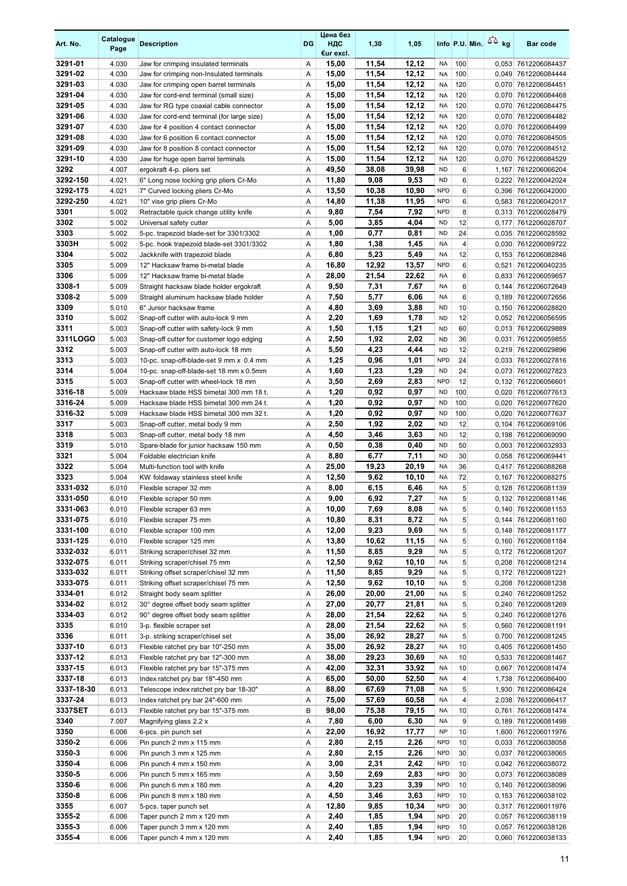| Art. No. | Catalogue Page | Description | DG | Цена без НДС €ur excl. | 1,30 | 1,05 | Info | P.U. | Min. | kg | Bar code |
|---|---|---|---|---|---|---|---|---|---|---|---|
| 3291-01 | 4.030 | Jaw for crimping insulated terminals | A | 15,00 | 11,54 | 12,12 | NA | 100 | | 0,053 | 7612206084437 |
| 3291-02 | 4.030 | Jaw for crimping non-Insulated terminals | A | 15,00 | 11,54 | 12,12 | NA | 100 | | 0,049 | 7612206084444 |
| 3291-03 | 4.030 | Jaw for crimping open barrel terminals | A | 15,00 | 11,54 | 12,12 | NA | 120 | | 0,070 | 7612206084451 |
| 3291-04 | 4.030 | Jaw for cord-end terminal (small size) | A | 15,00 | 11,54 | 12,12 | NA | 120 | | 0,070 | 7612206084468 |
| 3291-05 | 4.030 | Jaw for RG type coaxial cable connector | A | 15,00 | 11,54 | 12,12 | NA | 120 | | 0,070 | 7612206084475 |
| 3291-06 | 4.030 | Jaw for cord-end terminal (for large size) | A | 15,00 | 11,54 | 12,12 | NA | 120 | | 0,070 | 7612206084482 |
| 3291-07 | 4.030 | Jaw for 4 position 4 contact connector | A | 15,00 | 11,54 | 12,12 | NA | 120 | | 0,070 | 7612206084499 |
| 3291-08 | 4.030 | Jaw for 6 position 6 contact connector | A | 15,00 | 11,54 | 12,12 | NA | 120 | | 0,070 | 7612206084505 |
| 3291-09 | 4.030 | Jaw for 8 position 8 contact connector | A | 15,00 | 11,54 | 12,12 | NA | 120 | | 0,070 | 7612206084512 |
| 3291-10 | 4.030 | Jaw for huge open barrel terminals | A | 15,00 | 11,54 | 12,12 | NA | 120 | | 0,070 | 7612206084529 |
| 3292 | 4.007 | ergokraft 4-p. pliers set | A | 49,50 | 38,08 | 39,98 | ND | 6 | | 1,167 | 7612206066204 |
| 3292-150 | 4.021 | 6" Long nose locking grip pliers Cr-Mo | A | 11,80 | 9,08 | 9,53 | ND | 6 | | 0,222 | 7612206042024 |
| 3292-175 | 4.021 | 7" Curved locking pliers Cr-Mo | A | 13,50 | 10,38 | 10,90 | NPD | 6 | | 0,396 | 7612206042000 |
| 3292-250 | 4.021 | 10" vise grip pliers Cr-Mo | A | 14,80 | 11,38 | 11,95 | NPD | 6 | | 0,583 | 7612206042017 |
| 3301 | 5.002 | Retractable quick change utility knife | A | 9,80 | 7,54 | 7,92 | NPD | 8 | | 0,313 | 7612206028479 |
| 3302 | 5.002 | Universal safety cutter | A | 5,00 | 3,85 | 4,04 | ND | 12 | | 0,177 | 7612206028707 |
| 3303 | 5.002 | 5-pc. trapezoid blade-set for 3301/3302 | A | 1,00 | 0,77 | 0,81 | ND | 24 | | 0,035 | 7612206028592 |
| 3303H | 5.002 | 5-pc. hook trapezoid blade-set 3301/3302 | A | 1,80 | 1,38 | 1,45 | NA | 4 | | 0,030 | 7612206089722 |
| 3304 | 5.002 | Jackknife with trapezoid blade | A | 6,80 | 5,23 | 5,49 | NA | 12 | | 0,153 | 7612206082846 |
| 3305 | 5.009 | 12" Hacksaw frame bi-metal blade | A | 16,80 | 12,92 | 13,57 | NPD | 6 | | 0,521 | 7612206040235 |
| 3306 | 5.009 | 12" Hacksaw frame bi-metal blade | A | 28,00 | 21,54 | 22,62 | NA | 6 | | 0,833 | 7612206059657 |
| 3308-1 | 5.009 | Straight hacksaw blade holder ergokraft | A | 9,50 | 7,31 | 7,67 | NA | 6 | | 0,144 | 7612206072649 |
| 3308-2 | 5.009 | Straight aluminum hacksaw blade holder | A | 7,50 | 5,77 | 6,06 | NA | 6 | | 0,189 | 7612206072656 |
| 3309 | 5.010 | 6" Junior hacksaw frame | A | 4,80 | 3,69 | 3,88 | ND | 10 | | 0,150 | 7612206028820 |
| 3310 | 5.002 | Snap-off cutter with auto-lock 9 mm | A | 2,20 | 1,69 | 1,78 | ND | 12 | | 0,052 | 7612206056595 |
| 3311 | 5.003 | Snap-off cutter with safety-lock 9 mm | A | 1,50 | 1,15 | 1,21 | ND | 60 | | 0,013 | 7612206029889 |
| 3311LOGO | 5.003 | Snap-off cutter for customer logo edging | A | 2,50 | 1,92 | 2,02 | ND | 36 | | 0,031 | 7612206059855 |
| 3312 | 5.003 | Snap-off cutter with auto-lock 18 mm | A | 5,50 | 4,23 | 4,44 | ND | 12 | | 0,219 | 7612206029896 |
| 3313 | 5.003 | 10-pc. snap-off-blade-set 9 mm x 0.4 mm | A | 1,25 | 0,96 | 1,01 | NPD | 24 | | 0,033 | 7612206027816 |
| 3314 | 5.004 | 10-pc. snap-off-blade-set 18 mm x 0.5mm | A | 1,60 | 1,23 | 1,29 | ND | 24 | | 0,073 | 7612206027823 |
| 3315 | 5.003 | Snap-off cutter with wheel-lock 18 mm | A | 3,50 | 2,69 | 2,83 | NPD | 12 | | 0,132 | 7612206056601 |
| 3316-18 | 5.009 | Hacksaw blade HSS bimetal 300 mm 18 t. | A | 1,20 | 0,92 | 0,97 | ND | 100 | | 0,020 | 7612206077613 |
| 3316-24 | 5.009 | Hacksaw blade HSS bimetal 300 mm 24 t. | A | 1,20 | 0,92 | 0,97 | ND | 100 | | 0,020 | 7612206077620 |
| 3316-32 | 5.009 | Hacksaw blade HSS bimetal 300 mm 32 t. | A | 1,20 | 0,92 | 0,97 | ND | 100 | | 0,020 | 7612206077637 |
| 3317 | 5.003 | Snap-off cutter, metal body 9 mm | A | 2,50 | 1,92 | 2,02 | ND | 12 | | 0,104 | 7612206069106 |
| 3318 | 5.003 | Snap-off cutter, metal body 18 mm | A | 4,50 | 3,46 | 3,63 | ND | 12 | | 0,198 | 7612206069090 |
| 3319 | 5.010 | Spare-blade for junior hacksaw 150 mm | A | 0,50 | 0,38 | 0,40 | ND | 50 | | 0,003 | 7612206032933 |
| 3321 | 5.004 | Foldable electrician knife | A | 8,80 | 6,77 | 7,11 | ND | 30 | | 0,058 | 7612206069441 |
| 3322 | 5.004 | Multi-function tool with knife | A | 25,00 | 19,23 | 20,19 | NA | 36 | | 0,417 | 7612206088268 |
| 3323 | 5.004 | KW foldaway stainless steel knife | A | 12,50 | 9,62 | 10,10 | NA | 72 | | 0,167 | 7612206088275 |
| 3331-032 | 6.010 | Flexible scraper 32 mm | A | 8,00 | 6,15 | 6,46 | NA | 5 | | 0,128 | 7612206081139 |
| 3331-050 | 6.010 | Flexible scraper 50 mm | A | 9,00 | 6,92 | 7,27 | NA | 5 | | 0,132 | 7612206081146 |
| 3331-063 | 6.010 | Flexible scraper 63 mm | A | 10,00 | 7,69 | 8,08 | NA | 5 | | 0,140 | 7612206081153 |
| 3331-075 | 6.010 | Flexible scraper 75 mm | A | 10,80 | 8,31 | 8,72 | NA | 5 | | 0,144 | 7612206081160 |
| 3331-100 | 6.010 | Flexible scraper 100 mm | A | 12,00 | 9,23 | 9,69 | NA | 5 | | 0,148 | 7612206081177 |
| 3331-125 | 6.010 | Flexible scraper 125 mm | A | 13,80 | 10,62 | 11,15 | NA | 5 | | 0,160 | 7612206081184 |
| 3332-032 | 6.011 | Striking scraper/chisel 32 mm | A | 11,50 | 8,85 | 9,29 | NA | 5 | | 0,172 | 7612206081207 |
| 3332-075 | 6.011 | Striking scraper/chisel 75 mm | A | 12,50 | 9,62 | 10,10 | NA | 5 | | 0,208 | 7612206081214 |
| 3333-032 | 6.011 | Striking offset scraper/chisel 32 mm | A | 11,50 | 8,85 | 9,29 | NA | 5 | | 0,172 | 7612206081221 |
| 3333-075 | 6.011 | Striking offset scraper/chisel 75 mm | A | 12,50 | 9,62 | 10,10 | NA | 5 | | 0,208 | 7612206081238 |
| 3334-01 | 6.012 | Straight body seam splitter | A | 26,00 | 20,00 | 21,00 | NA | 5 | | 0,240 | 7612206081252 |
| 3334-02 | 6.012 | 30° degree offset body seam splitter | A | 27,00 | 20,77 | 21,81 | NA | 5 | | 0,240 | 7612206081269 |
| 3334-03 | 6.012 | 90° degree offset body seam splitter | A | 28,00 | 21,54 | 22,62 | NA | 5 | | 0,240 | 7612206081276 |
| 3335 | 6.010 | 3-p. flexible scraper set | A | 28,00 | 21,54 | 22,62 | NA | 5 | | 0,560 | 7612206081191 |
| 3336 | 6.011 | 3-p. striking scraper/chisel set | A | 35,00 | 26,92 | 28,27 | NA | 5 | | 0,700 | 7612206081245 |
| 3337-10 | 6.013 | Flexible ratchet pry bar 10"-250 mm | A | 35,00 | 26,92 | 28,27 | NA | 10 | | 0,405 | 7612206081450 |
| 3337-12 | 6.013 | Flexible ratchet pry bar 12"-300 mm | A | 38,00 | 29,23 | 30,69 | NA | 10 | | 0,533 | 7612206081467 |
| 3337-15 | 6.013 | Flexible ratchet pry bar 15"-375 mm | A | 42,00 | 32,31 | 33,92 | NA | 10 | | 0,667 | 7612206081474 |
| 3337-18 | 6.013 | Index ratchet pry bar 18"-450 mm | A | 65,00 | 50,00 | 52,50 | NA | 4 | | 1,738 | 7612206086400 |
| 3337-18-30 | 6.013 | Telescope index ratchet pry bar 18-30" | A | 88,00 | 67,69 | 71,08 | NA | 5 | | 1,930 | 7612206086424 |
| 3337-24 | 6.013 | Index ratchet pry bar 24"-600 mm | A | 75,00 | 57,69 | 60,58 | NA | 4 | | 2,038 | 7612206086417 |
| 3337SET | 6.013 | Flexible ratchet pry bar 15"-375 mm | B | 98,00 | 75,38 | 79,15 | NA | 10 | | 0,761 | 7612206081474 |
| 3340 | 7.007 | Magnifying glass 2.2 x | A | 7,80 | 6,00 | 6,30 | NA | 9 | | 0,189 | 7612206081498 |
| 3350 | 6.006 | 6-pcs. pin punch set | A | 22,00 | 16,92 | 17,77 | NP | 10 | | 1,600 | 7612206011976 |
| 3350-2 | 6.006 | Pin punch 2 mm x 115 mm | A | 2,80 | 2,15 | 2,26 | NPD | 10 | | 0,033 | 7612206038058 |
| 3350-3 | 6.006 | Pin punch 3 mm x 125 mm | A | 2,80 | 2,15 | 2,26 | NPD | 30 | | 0,037 | 7612206038065 |
| 3350-4 | 6.006 | Pin punch 4 mm x 150 mm | A | 3,00 | 2,31 | 2,42 | NPD | 10 | | 0,042 | 7612206038072 |
| 3350-5 | 6.006 | Pin punch 5 mm x 165 mm | A | 3,50 | 2,69 | 2,83 | NPD | 30 | | 0,073 | 7612206038089 |
| 3350-6 | 6.006 | Pin punch 6 mm x 180 mm | A | 4,20 | 3,23 | 3,39 | NPD | 10 | | 0,140 | 7612206038096 |
| 3350-8 | 6.006 | Pin punch 8 mm x 180 mm | A | 4,50 | 3,46 | 3,63 | NPD | 10 | | 0,153 | 7612206038102 |
| 3355 | 6.007 | 5-pcs. taper punch set | A | 12,80 | 9,85 | 10,34 | NPD | 30 | | 0,317 | 7612206011976 |
| 3355-2 | 6.006 | Taper punch 2 mm x 120 mm | A | 2,40 | 1,85 | 1,94 | NPD | 20 | | 0,057 | 7612206038119 |
| 3355-3 | 6.006 | Taper punch 3 mm x 120 mm | A | 2,40 | 1,85 | 1,94 | NPD | 10 | | 0,057 | 7612206038126 |
| 3355-4 | 6.006 | Taper punch 4 mm x 120 mm | A | 2,40 | 1,85 | 1,94 | NPD | 20 | | 0,060 | 7612206038133 |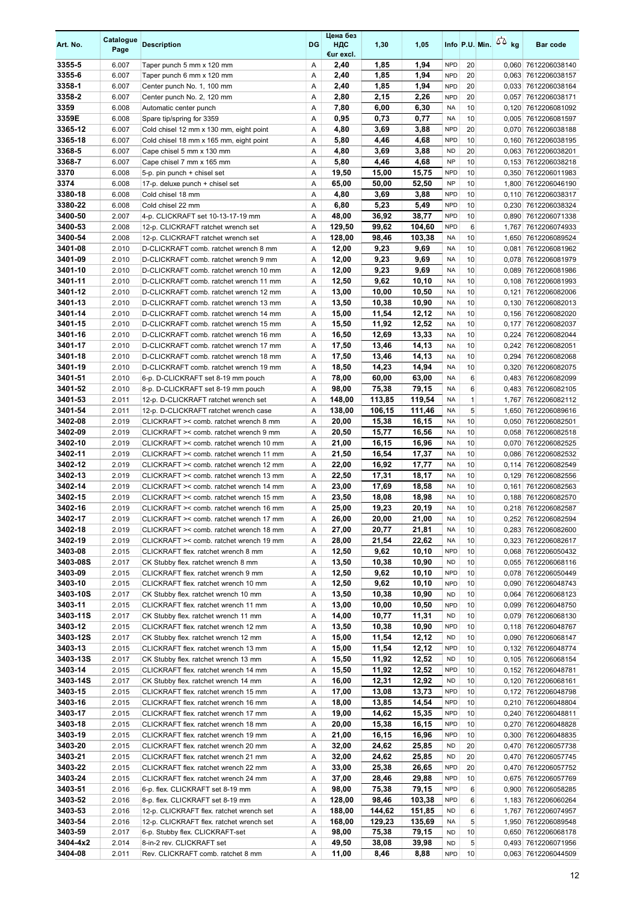| Art. No. | Catalogue Page | Description | DG | Цена без НДС €ur excl. | 1,30 | 1,05 | Info | P.U. | Min. | ⚖ kg | Bar code |
|---|---|---|---|---|---|---|---|---|---|---|---|
| 3355-5 | 6.007 | Taper punch 5 mm x 120 mm | A | 2,40 | 1,85 | 1,94 | NPD | 20 | | 0,060 | 7612206038140 |
| 3355-6 | 6.007 | Taper punch 6 mm x 120 mm | A | 2,40 | 1,85 | 1,94 | NPD | 20 | | 0,063 | 7612206038157 |
| 3358-1 | 6.007 | Center punch No. 1, 100 mm | A | 2,40 | 1,85 | 1,94 | NPD | 20 | | 0,033 | 7612206038164 |
| 3358-2 | 6.007 | Center punch No. 2, 120 mm | A | 2,80 | 2,15 | 2,26 | NPD | 20 | | 0,057 | 7612206038171 |
| 3359 | 6.008 | Automatic center punch | A | 7,80 | 6,00 | 6,30 | NA | 10 | | 0,120 | 7612206081092 |
| 3359E | 6.008 | Spare tip/spring for 3359 | A | 0,95 | 0,73 | 0,77 | NA | 10 | | 0,005 | 7612206081597 |
| 3365-12 | 6.007 | Cold chisel 12 mm x 130 mm, eight point | A | 4,80 | 3,69 | 3,88 | NPD | 20 | | 0,070 | 7612206038188 |
| 3365-18 | 6.007 | Cold chisel 18 mm x 165 mm, eight point | A | 5,80 | 4,46 | 4,68 | NPD | 10 | | 0,160 | 7612206038195 |
| 3368-5 | 6.007 | Cape chisel 5 mm x 130 mm | A | 4,80 | 3,69 | 3,88 | ND | 20 | | 0,063 | 7612206038201 |
| 3368-7 | 6.007 | Cape chisel 7 mm x 165 mm | A | 5,80 | 4,46 | 4,68 | NP | 10 | | 0,153 | 7612206038218 |
| 3370 | 6.008 | 5-p. pin punch + chisel set | A | 19,50 | 15,00 | 15,75 | NPD | 10 | | 0,350 | 7612206011983 |
| 3374 | 6.008 | 17-p. deluxe punch + chisel set | A | 65,00 | 50,00 | 52,50 | NP | 10 | | 1,800 | 7612206046190 |
| 3380-18 | 6.008 | Cold chisel 18 mm | A | 4,80 | 3,69 | 3,88 | NPD | 10 | | 0,110 | 7612206038317 |
| 3380-22 | 6.008 | Cold chisel 22 mm | A | 6,80 | 5,23 | 5,49 | NPD | 10 | | 0,230 | 7612206038324 |
| 3400-50 | 2.007 | 4-p. CLICKRAFT set 10-13-17-19 mm | A | 48,00 | 36,92 | 38,77 | NPD | 10 | | 0,890 | 7612206071338 |
| 3400-53 | 2.008 | 12-p. CLICKRAFT ratchet wrench set | A | 129,50 | 99,62 | 104,60 | NPD | 6 | | 1,767 | 7612206074933 |
| 3400-54 | 2.008 | 12-p. CLICKRAFT ratchet wrench set | A | 128,00 | 98,46 | 103,38 | NA | 10 | | 1,650 | 7612206089524 |
| 3401-08 | 2.010 | D-CLICKRAFT comb. ratchet wrench 8 mm | A | 12,00 | 9,23 | 9,69 | NA | 10 | | 0,081 | 7612206081962 |
| 3401-09 | 2.010 | D-CLICKRAFT comb. ratchet wrench 9 mm | A | 12,00 | 9,23 | 9,69 | NA | 10 | | 0,078 | 7612206081979 |
| 3401-10 | 2.010 | D-CLICKRAFT comb. ratchet wrench 10 mm | A | 12,00 | 9,23 | 9,69 | NA | 10 | | 0,089 | 7612206081986 |
| 3401-11 | 2.010 | D-CLICKRAFT comb. ratchet wrench 11 mm | A | 12,50 | 9,62 | 10,10 | NA | 10 | | 0,108 | 7612206081993 |
| 3401-12 | 2.010 | D-CLICKRAFT comb. ratchet wrench 12 mm | A | 13,00 | 10,00 | 10,50 | NA | 10 | | 0,121 | 7612206082006 |
| 3401-13 | 2.010 | D-CLICKRAFT comb. ratchet wrench 13 mm | A | 13,50 | 10,38 | 10,90 | NA | 10 | | 0,130 | 7612206082013 |
| 3401-14 | 2.010 | D-CLICKRAFT comb. ratchet wrench 14 mm | A | 15,00 | 11,54 | 12,12 | NA | 10 | | 0,156 | 7612206082020 |
| 3401-15 | 2.010 | D-CLICKRAFT comb. ratchet wrench 15 mm | A | 15,50 | 11,92 | 12,52 | NA | 10 | | 0,177 | 7612206082037 |
| 3401-16 | 2.010 | D-CLICKRAFT comb. ratchet wrench 16 mm | A | 16,50 | 12,69 | 13,33 | NA | 10 | | 0,224 | 7612206082044 |
| 3401-17 | 2.010 | D-CLICKRAFT comb. ratchet wrench 17 mm | A | 17,50 | 13,46 | 14,13 | NA | 10 | | 0,242 | 7612206082051 |
| 3401-18 | 2.010 | D-CLICKRAFT comb. ratchet wrench 18 mm | A | 17,50 | 13,46 | 14,13 | NA | 10 | | 0,294 | 7612206082068 |
| 3401-19 | 2.010 | D-CLICKRAFT comb. ratchet wrench 19 mm | A | 18,50 | 14,23 | 14,94 | NA | 10 | | 0,320 | 7612206082075 |
| 3401-51 | 2.010 | 6-p. D-CLICKRAFT set 8-19 mm pouch | A | 78,00 | 60,00 | 63,00 | NA | 6 | | 0,483 | 7612206082099 |
| 3401-52 | 2.010 | 8-p. D-CLICKRAFT set 8-19 mm pouch | A | 98,00 | 75,38 | 79,15 | NA | 6 | | 0,483 | 7612206082105 |
| 3401-53 | 2.011 | 12-p. D-CLICKRAFT ratchet wrench set | A | 148,00 | 113,85 | 119,54 | NA | 1 | | 1,767 | 7612206082112 |
| 3401-54 | 2.011 | 12-p. D-CLICKRAFT ratchet wrench case | A | 138,00 | 106,15 | 111,46 | NA | 5 | | 1,650 | 7612206089616 |
| 3402-08 | 2.019 | CLICKRAFT >< comb. ratchet wrench 8 mm | A | 20,00 | 15,38 | 16,15 | NA | 10 | | 0,050 | 7612206082501 |
| 3402-09 | 2.019 | CLICKRAFT >< comb. ratchet wrench 9 mm | A | 20,50 | 15,77 | 16,56 | NA | 10 | | 0,058 | 7612206082518 |
| 3402-10 | 2.019 | CLICKRAFT >< comb. ratchet wrench 10 mm | A | 21,00 | 16,15 | 16,96 | NA | 10 | | 0,070 | 7612206082525 |
| 3402-11 | 2.019 | CLICKRAFT >< comb. ratchet wrench 11 mm | A | 21,50 | 16,54 | 17,37 | NA | 10 | | 0,086 | 7612206082532 |
| 3402-12 | 2.019 | CLICKRAFT >< comb. ratchet wrench 12 mm | A | 22,00 | 16,92 | 17,77 | NA | 10 | | 0,114 | 7612206082549 |
| 3402-13 | 2.019 | CLICKRAFT >< comb. ratchet wrench 13 mm | A | 22,50 | 17,31 | 18,17 | NA | 10 | | 0,129 | 7612206082556 |
| 3402-14 | 2.019 | CLICKRAFT >< comb. ratchet wrench 14 mm | A | 23,00 | 17,69 | 18,58 | NA | 10 | | 0,161 | 7612206082563 |
| 3402-15 | 2.019 | CLICKRAFT >< comb. ratchet wrench 15 mm | A | 23,50 | 18,08 | 18,98 | NA | 10 | | 0,188 | 7612206082570 |
| 3402-16 | 2.019 | CLICKRAFT >< comb. ratchet wrench 16 mm | A | 25,00 | 19,23 | 20,19 | NA | 10 | | 0,218 | 7612206082587 |
| 3402-17 | 2.019 | CLICKRAFT >< comb. ratchet wrench 17 mm | A | 26,00 | 20,00 | 21,00 | NA | 10 | | 0,252 | 7612206082594 |
| 3402-18 | 2.019 | CLICKRAFT >< comb. ratchet wrench 18 mm | A | 27,00 | 20,77 | 21,81 | NA | 10 | | 0,283 | 7612206082600 |
| 3402-19 | 2.019 | CLICKRAFT >< comb. ratchet wrench 19 mm | A | 28,00 | 21,54 | 22,62 | NA | 10 | | 0,323 | 7612206082617 |
| 3403-08 | 2.015 | CLICKRAFT flex. ratchet wrench 8 mm | A | 12,50 | 9,62 | 10,10 | NPD | 10 | | 0,068 | 7612206050432 |
| 3403-08S | 2.017 | CK Stubby flex. ratchet wrench 8 mm | A | 13,50 | 10,38 | 10,90 | ND | 10 | | 0,055 | 7612206068116 |
| 3403-09 | 2.015 | CLICKRAFT flex. ratchet wrench 9 mm | A | 12,50 | 9,62 | 10,10 | NPD | 10 | | 0,078 | 7612206050449 |
| 3403-10 | 2.015 | CLICKRAFT flex. ratchet wrench 10 mm | A | 12,50 | 9,62 | 10,10 | NPD | 10 | | 0,090 | 7612206048743 |
| 3403-10S | 2.017 | CK Stubby flex. ratchet wrench 10 mm | A | 13,50 | 10,38 | 10,90 | ND | 10 | | 0,064 | 7612206068123 |
| 3403-11 | 2.015 | CLICKRAFT flex. ratchet wrench 11 mm | A | 13,00 | 10,00 | 10,50 | NPD | 10 | | 0,099 | 7612206048750 |
| 3403-11S | 2.017 | CK Stubby flex. ratchet wrench 11 mm | A | 14,00 | 10,77 | 11,31 | ND | 10 | | 0,079 | 7612206068130 |
| 3403-12 | 2.015 | CLICKRAFT flex. ratchet wrench 12 mm | A | 13,50 | 10,38 | 10,90 | NPD | 10 | | 0,118 | 7612206048767 |
| 3403-12S | 2.017 | CK Stubby flex. ratchet wrench 12 mm | A | 15,00 | 11,54 | 12,12 | ND | 10 | | 0,090 | 7612206068147 |
| 3403-13 | 2.015 | CLICKRAFT flex. ratchet wrench 13 mm | A | 15,00 | 11,54 | 12,12 | NPD | 10 | | 0,132 | 7612206048774 |
| 3403-13S | 2.017 | CK Stubby flex. ratchet wrench 13 mm | A | 15,50 | 11,92 | 12,52 | ND | 10 | | 0,105 | 7612206068154 |
| 3403-14 | 2.015 | CLICKRAFT flex. ratchet wrench 14 mm | A | 15,50 | 11,92 | 12,52 | NPD | 10 | | 0,152 | 7612206048781 |
| 3403-14S | 2.017 | CK Stubby flex. ratchet wrench 14 mm | A | 16,00 | 12,31 | 12,92 | ND | 10 | | 0,120 | 7612206068161 |
| 3403-15 | 2.015 | CLICKRAFT flex. ratchet wrench 15 mm | A | 17,00 | 13,08 | 13,73 | NPD | 10 | | 0,172 | 7612206048798 |
| 3403-16 | 2.015 | CLICKRAFT flex. ratchet wrench 16 mm | A | 18,00 | 13,85 | 14,54 | NPD | 10 | | 0,210 | 7612206048804 |
| 3403-17 | 2.015 | CLICKRAFT flex. ratchet wrench 17 mm | A | 19,00 | 14,62 | 15,35 | NPD | 10 | | 0,240 | 7612206048811 |
| 3403-18 | 2.015 | CLICKRAFT flex. ratchet wrench 18 mm | A | 20,00 | 15,38 | 16,15 | NPD | 10 | | 0,270 | 7612206048828 |
| 3403-19 | 2.015 | CLICKRAFT flex. ratchet wrench 19 mm | A | 21,00 | 16,15 | 16,96 | NPD | 10 | | 0,300 | 7612206048835 |
| 3403-20 | 2.015 | CLICKRAFT flex. ratchet wrench 20 mm | A | 32,00 | 24,62 | 25,85 | ND | 20 | | 0,470 | 7612206057738 |
| 3403-21 | 2.015 | CLICKRAFT flex. ratchet wrench 21 mm | A | 32,00 | 24,62 | 25,85 | ND | 20 | | 0,470 | 7612206057745 |
| 3403-22 | 2.015 | CLICKRAFT flex. ratchet wrench 22 mm | A | 33,00 | 25,38 | 26,65 | NPD | 20 | | 0,470 | 7612206057752 |
| 3403-24 | 2.015 | CLICKRAFT flex. ratchet wrench 24 mm | A | 37,00 | 28,46 | 29,88 | NPD | 10 | | 0,675 | 7612206057769 |
| 3403-51 | 2.016 | 6-p. flex. CLICKRAFT set 8-19 mm | A | 98,00 | 75,38 | 79,15 | NPD | 6 | | 0,900 | 7612206058285 |
| 3403-52 | 2.016 | 8-p. flex. CLICKRAFT set 8-19 mm | A | 128,00 | 98,46 | 103,38 | NPD | 6 | | 1,183 | 7612206060264 |
| 3403-53 | 2.016 | 12-p. CLICKRAFT flex. ratchet wrench set | A | 188,00 | 144,62 | 151,85 | ND | 6 | | 1,767 | 7612206074957 |
| 3403-54 | 2.016 | 12-p. CLICKRAFT flex. ratchet wrench set | A | 168,00 | 129,23 | 135,69 | NA | 5 | | 1,950 | 7612206089548 |
| 3403-59 | 2.017 | 6-p. Stubby flex. CLICKRAFT-set | A | 98,00 | 75,38 | 79,15 | ND | 10 | | 0,650 | 7612206068178 |
| 3404-4x2 | 2.014 | 8-in-2 rev. CLICKRAFT set | A | 49,50 | 38,08 | 39,98 | ND | 5 | | 0,493 | 7612206071956 |
| 3404-08 | 2.011 | Rev. CLICKRAFT comb. ratchet 8 mm | A | 11,00 | 8,46 | 8,88 | NPD | 10 | | 0,063 | 7612206044509 |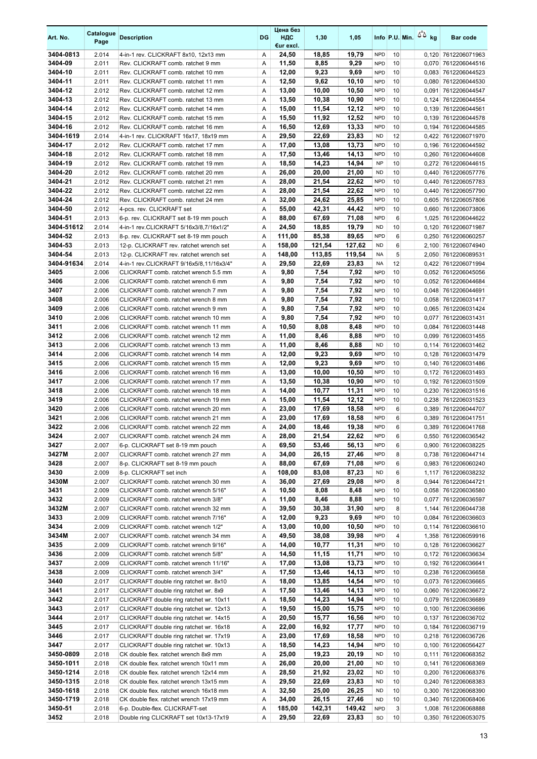| Art. No. | Catalogue Page | Description | DG | Цена без НДС €ur excl. | 1,30 | 1,05 | Info | P.U. | Min. | kg | Bar code |
|---|---|---|---|---|---|---|---|---|---|---|---|
| 3404-0813 | 2.014 | 4-in-1 rev. CLICKRAFT 8x10, 12x13 mm | A | 24,50 | 18,85 | 19,79 | NPD | 10 | | 0,120 | 7612206071963 |
| 3404-09 | 2.011 | Rev. CLICKRAFT comb. ratchet 9 mm | A | 11,50 | 8,85 | 9,29 | NPD | 10 | | 0,070 | 7612206044516 |
| 3404-10 | 2.011 | Rev. CLICKRAFT comb. ratchet 10 mm | A | 12,00 | 9,23 | 9,69 | NPD | 10 | | 0,083 | 7612206044523 |
| 3404-11 | 2.011 | Rev. CLICKRAFT comb. ratchet 11 mm | A | 12,50 | 9,62 | 10,10 | NPD | 10 | | 0,080 | 7612206044530 |
| 3404-12 | 2.012 | Rev. CLICKRAFT comb. ratchet 12 mm | A | 13,00 | 10,00 | 10,50 | NPD | 10 | | 0,091 | 7612206044547 |
| 3404-13 | 2.012 | Rev. CLICKRAFT comb. ratchet 13 mm | A | 13,50 | 10,38 | 10,90 | NPD | 10 | | 0,124 | 7612206044554 |
| 3404-14 | 2.012 | Rev. CLICKRAFT comb. ratchet 14 mm | A | 15,00 | 11,54 | 12,12 | NPD | 10 | | 0,139 | 7612206044561 |
| 3404-15 | 2.012 | Rev. CLICKRAFT comb. ratchet 15 mm | A | 15,50 | 11,92 | 12,52 | NPD | 10 | | 0,139 | 7612206044578 |
| 3404-16 | 2.012 | Rev. CLICKRAFT comb. ratchet 16 mm | A | 16,50 | 12,69 | 13,33 | NPD | 10 | | 0,194 | 7612206044585 |
| 3404-1619 | 2.014 | 4-in-1 rev. CLICKRAFT 16x17, 18x19 mm | A | 29,50 | 22,69 | 23,83 | ND | 12 | | 0,422 | 7612206071970 |
| 3404-17 | 2.012 | Rev. CLICKRAFT comb. ratchet 17 mm | A | 17,00 | 13,08 | 13,73 | NPD | 10 | | 0,196 | 7612206044592 |
| 3404-18 | 2.012 | Rev. CLICKRAFT comb. ratchet 18 mm | A | 17,50 | 13,46 | 14,13 | NPD | 10 | | 0,260 | 7612206044608 |
| 3404-19 | 2.012 | Rev. CLICKRAFT comb. ratchet 19 mm | A | 18,50 | 14,23 | 14,94 | NP | 10 | | 0,272 | 7612206044615 |
| 3404-20 | 2.012 | Rev. CLICKRAFT comb. ratchet 20 mm | A | 26,00 | 20,00 | 21,00 | ND | 10 | | 0,440 | 7612206057776 |
| 3404-21 | 2.012 | Rev. CLICKRAFT comb. ratchet 21 mm | A | 28,00 | 21,54 | 22,62 | NPD | 10 | | 0,440 | 7612206057783 |
| 3404-22 | 2.012 | Rev. CLICKRAFT comb. ratchet 22 mm | A | 28,00 | 21,54 | 22,62 | NPD | 10 | | 0,440 | 7612206057790 |
| 3404-24 | 2.012 | Rev. CLICKRAFT comb. ratchet 24 mm | A | 32,00 | 24,62 | 25,85 | NPD | 10 | | 0,605 | 7612206057806 |
| 3404-50 | 2.012 | 4-pcs. rev. CLICKRAFT set | A | 55,00 | 42,31 | 44,42 | NPD | 10 | | 0,660 | 7612206073806 |
| 3404-51 | 2.013 | 6-p. rev. CLICKRAFT set 8-19 mm pouch | A | 88,00 | 67,69 | 71,08 | NPD | 6 | | 1,025 | 7612206044622 |
| 3404-51612 | 2.014 | 4-in-1 rev.CLICKRAFT 5/16x3/8,7/16x1/2" | A | 24,50 | 18,85 | 19,79 | ND | 10 | | 0,120 | 7612206071987 |
| 3404-52 | 2.013 | 8-p. rev. CLICKRAFT set 8-19 mm pouch | A | 111,00 | 85,38 | 89,65 | NPD | 6 | | 0,250 | 7612206060257 |
| 3404-53 | 2.013 | 12-p. CLICKRAFT rev. ratchet wrench set | A | 158,00 | 121,54 | 127,62 | ND | 6 | | 2,100 | 7612206074940 |
| 3404-54 | 2.013 | 12-p. CLICKRAFT rev. ratchet wrench set | A | 148,00 | 113,85 | 119,54 | NA | 5 | | 2,050 | 7612206089531 |
| 3404-91634 | 2.014 | 4-in-1 rev.CLICKRAFT 9/16x5/8,11/16x3/4" | A | 29,50 | 22,69 | 23,83 | NA | 12 | | 0,422 | 7612206071994 |
| 3405 | 2.006 | CLICKRAFT comb. ratchet wrench 5.5 mm | A | 9,80 | 7,54 | 7,92 | NPD | 10 | | 0,052 | 7612206045056 |
| 3406 | 2.006 | CLICKRAFT comb. ratchet wrench 6 mm | A | 9,80 | 7,54 | 7,92 | NPD | 10 | | 0,052 | 7612206044684 |
| 3407 | 2.006 | CLICKRAFT comb. ratchet wrench 7 mm | A | 9,80 | 7,54 | 7,92 | NPD | 10 | | 0,048 | 7612206044691 |
| 3408 | 2.006 | CLICKRAFT comb. ratchet wrench 8 mm | A | 9,80 | 7,54 | 7,92 | NPD | 10 | | 0,058 | 7612206031417 |
| 3409 | 2.006 | CLICKRAFT comb. ratchet wrench 9 mm | A | 9,80 | 7,54 | 7,92 | NPD | 10 | | 0,065 | 7612206031424 |
| 3410 | 2.006 | CLICKRAFT comb. ratchet wrench 10 mm | A | 9,80 | 7,54 | 7,92 | NPD | 10 | | 0,077 | 7612206031431 |
| 3411 | 2.006 | CLICKRAFT comb. ratchet wrench 11 mm | A | 10,50 | 8,08 | 8,48 | NPD | 10 | | 0,084 | 7612206031448 |
| 3412 | 2.006 | CLICKRAFT comb. ratchet wrench 12 mm | A | 11,00 | 8,46 | 8,88 | NPD | 10 | | 0,099 | 7612206031455 |
| 3413 | 2.006 | CLICKRAFT comb. ratchet wrench 13 mm | A | 11,00 | 8,46 | 8,88 | ND | 10 | | 0,114 | 7612206031462 |
| 3414 | 2.006 | CLICKRAFT comb. ratchet wrench 14 mm | A | 12,00 | 9,23 | 9,69 | NPD | 10 | | 0,128 | 7612206031479 |
| 3415 | 2.006 | CLICKRAFT comb. ratchet wrench 15 mm | A | 12,00 | 9,23 | 9,69 | NPD | 10 | | 0,140 | 7612206031486 |
| 3416 | 2.006 | CLICKRAFT comb. ratchet wrench 16 mm | A | 13,00 | 10,00 | 10,50 | NPD | 10 | | 0,172 | 7612206031493 |
| 3417 | 2.006 | CLICKRAFT comb. ratchet wrench 17 mm | A | 13,50 | 10,38 | 10,90 | NPD | 10 | | 0,192 | 7612206031509 |
| 3418 | 2.006 | CLICKRAFT comb. ratchet wrench 18 mm | A | 14,00 | 10,77 | 11,31 | NPD | 10 | | 0,230 | 7612206031516 |
| 3419 | 2.006 | CLICKRAFT comb. ratchet wrench 19 mm | A | 15,00 | 11,54 | 12,12 | NPD | 10 | | 0,238 | 7612206031523 |
| 3420 | 2.006 | CLICKRAFT comb. ratchet wrench 20 mm | A | 23,00 | 17,69 | 18,58 | NPD | 6 | | 0,389 | 7612206044707 |
| 3421 | 2.006 | CLICKRAFT comb. ratchet wrench 21 mm | A | 23,00 | 17,69 | 18,58 | NPD | 6 | | 0,389 | 7612206041751 |
| 3422 | 2.006 | CLICKRAFT comb. ratchet wrench 22 mm | A | 24,00 | 18,46 | 19,38 | NPD | 6 | | 0,389 | 7612206041768 |
| 3424 | 2.007 | CLICKRAFT comb. ratchet wrench 24 mm | A | 28,00 | 21,54 | 22,62 | NPD | 6 | | 0,550 | 7612206036542 |
| 3427 | 2.007 | 6-p. CLICKRAFT set 8-19 mm pouch | A | 69,50 | 53,46 | 56,13 | NPD | 6 | | 0,900 | 7612206038225 |
| 3427M | 2.007 | CLICKRAFT comb. ratchet wrench 27 mm | A | 34,00 | 26,15 | 27,46 | NPD | 8 | | 0,738 | 7612206044714 |
| 3428 | 2.007 | 8-p. CLICKRAFT set 8-19 mm pouch | A | 88,00 | 67,69 | 71,08 | NPD | 6 | | 0,983 | 7612206060240 |
| 3430 | 2.009 | 8-p. CLICKRAFT set inch | A | 108,00 | 83,08 | 87,23 | ND | 6 | | 1,117 | 7612206038232 |
| 3430M | 2.007 | CLICKRAFT comb. ratchet wrench 30 mm | A | 36,00 | 27,69 | 29,08 | NPD | 8 | | 0,944 | 7612206044721 |
| 3431 | 2.009 | CLICKRAFT comb. ratchet wrench 5/16" | A | 10,50 | 8,08 | 8,48 | NPD | 10 | | 0,058 | 7612206036580 |
| 3432 | 2.009 | CLICKRAFT comb. ratchet wrench 3/8" | A | 11,00 | 8,46 | 8,88 | NPD | 10 | | 0,077 | 7612206036597 |
| 3432M | 2.007 | CLICKRAFT comb. ratchet wrench 32 mm | A | 39,50 | 30,38 | 31,90 | NPD | 8 | | 1,144 | 7612206044738 |
| 3433 | 2.009 | CLICKRAFT comb. ratchet wrench 7/16" | A | 12,00 | 9,23 | 9,69 | NPD | 10 | | 0,084 | 7612206036603 |
| 3434 | 2.009 | CLICKRAFT comb. ratchet wrench 1/2" | A | 13,00 | 10,00 | 10,50 | NPD | 10 | | 0,114 | 7612206036610 |
| 3434M | 2.007 | CLICKRAFT comb. ratchet wrench 34 mm | A | 49,50 | 38,08 | 39,98 | NPD | 4 | | 1,358 | 7612206059916 |
| 3435 | 2.009 | CLICKRAFT comb. ratchet wrench 9/16" | A | 14,00 | 10,77 | 11,31 | NPD | 10 | | 0,128 | 7612206036627 |
| 3436 | 2.009 | CLICKRAFT comb. ratchet wrench 5/8" | A | 14,50 | 11,15 | 11,71 | NPD | 10 | | 0,172 | 7612206036634 |
| 3437 | 2.009 | CLICKRAFT comb. ratchet wrench 11/16" | A | 17,00 | 13,08 | 13,73 | NPD | 10 | | 0,192 | 7612206036641 |
| 3438 | 2.009 | CLICKRAFT comb. ratchet wrench 3/4" | A | 17,50 | 13,46 | 14,13 | NPD | 10 | | 0,238 | 7612206036658 |
| 3440 | 2.017 | CLICKRAFT double ring ratchet wr. 8x10 | A | 18,00 | 13,85 | 14,54 | NPD | 10 | | 0,073 | 7612206036665 |
| 3441 | 2.017 | CLICKRAFT double ring ratchet wr. 8x9 | A | 17,50 | 13,46 | 14,13 | NPD | 10 | | 0,060 | 7612206036672 |
| 3442 | 2.017 | CLICKRAFT double ring ratchet wr. 10x11 | A | 18,50 | 14,23 | 14,94 | NPD | 10 | | 0,079 | 7612206036689 |
| 3443 | 2.017 | CLICKRAFT double ring ratchet wr. 12x13 | A | 19,50 | 15,00 | 15,75 | NPD | 10 | | 0,100 | 7612206036696 |
| 3444 | 2.017 | CLICKRAFT double ring ratchet wr. 14x15 | A | 20,50 | 15,77 | 16,56 | NPD | 10 | | 0,137 | 7612206036702 |
| 3445 | 2.017 | CLICKRAFT double ring ratchet wr. 16x18 | A | 22,00 | 16,92 | 17,77 | NPD | 10 | | 0,184 | 7612206036719 |
| 3446 | 2.017 | CLICKRAFT double ring ratchet wr. 17x19 | A | 23,00 | 17,69 | 18,58 | NPD | 10 | | 0,218 | 7612206036726 |
| 3447 | 2.017 | CLICKRAFT double ring ratchet wr. 10x13 | A | 18,50 | 14,23 | 14,94 | NPD | 10 | | 0,100 | 7612206056427 |
| 3450-0809 | 2.018 | CK double flex. ratchet wrench 8x9 mm | A | 25,00 | 19,23 | 20,19 | ND | 10 | | 0,111 | 7612206068352 |
| 3450-1011 | 2.018 | CK double flex. ratchet wrench 10x11 mm | A | 26,00 | 20,00 | 21,00 | ND | 10 | | 0,141 | 7612206068369 |
| 3450-1214 | 2.018 | CK double flex. ratchet wrench 12x14 mm | A | 28,50 | 21,92 | 23,02 | ND | 10 | | 0,200 | 7612206068376 |
| 3450-1315 | 2.018 | CK double flex. ratchet wrench 13x15 mm | A | 29,50 | 22,69 | 23,83 | ND | 10 | | 0,240 | 7612206068383 |
| 3450-1618 | 2.018 | CK double flex. ratchet wrench 16x18 mm | A | 32,50 | 25,00 | 26,25 | ND | 10 | | 0,300 | 7612206068390 |
| 3450-1719 | 2.018 | CK double flex. ratchet wrench 17x19 mm | A | 34,00 | 26,15 | 27,46 | ND | 10 | | 0,340 | 7612206068406 |
| 3450-51 | 2.018 | 6-p. Double-flex. CLICKRAFT-set | A | 185,00 | 142,31 | 149,42 | NPD | 3 | | 1,008 | 7612206068888 |
| 3452 | 2.018 | Double ring CLICKRAFT set 10x13-17x19 | A | 29,50 | 22,69 | 23,83 | SO | 10 | | 0,350 | 7612206053075 |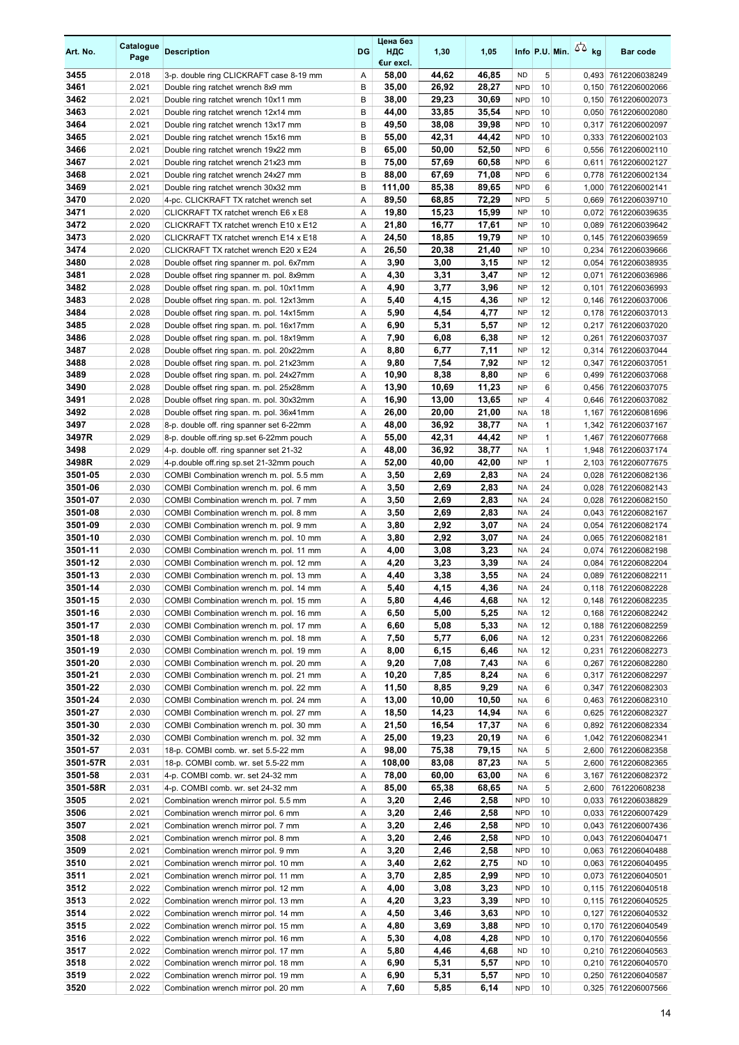| Art. No. | Catalogue Page | Description | DG | Цена без НДС €ur excl. | 1,30 | 1,05 | Info | P.U. | Min. | kg | Bar code |
|---|---|---|---|---|---|---|---|---|---|---|---|
| 3455 | 2.018 | 3-p. double ring CLICKRAFT case 8-19 mm | A | 58,00 | 44,62 | 46,85 | ND | 5 | | 0,493 | 7612206038249 |
| 3461 | 2.021 | Double ring ratchet wrench 8x9 mm | B | 35,00 | 26,92 | 28,27 | NPD | 10 | | 0,150 | 7612206002066 |
| 3462 | 2.021 | Double ring ratchet wrench 10x11 mm | B | 38,00 | 29,23 | 30,69 | NPD | 10 | | 0,150 | 7612206002073 |
| 3463 | 2.021 | Double ring ratchet wrench 12x14 mm | B | 44,00 | 33,85 | 35,54 | NPD | 10 | | 0,050 | 7612206002080 |
| 3464 | 2.021 | Double ring ratchet wrench 13x17 mm | B | 49,50 | 38,08 | 39,98 | NPD | 10 | | 0,317 | 7612206002097 |
| 3465 | 2.021 | Double ring ratchet wrench 15x16 mm | B | 55,00 | 42,31 | 44,42 | NPD | 10 | | 0,333 | 7612206002103 |
| 3466 | 2.021 | Double ring ratchet wrench 19x22 mm | B | 65,00 | 50,00 | 52,50 | NPD | 6 | | 0,556 | 7612206002110 |
| 3467 | 2.021 | Double ring ratchet wrench 21x23 mm | B | 75,00 | 57,69 | 60,58 | NPD | 6 | | 0,611 | 7612206002127 |
| 3468 | 2.021 | Double ring ratchet wrench 24x27 mm | B | 88,00 | 67,69 | 71,08 | NPD | 6 | | 0,778 | 7612206002134 |
| 3469 | 2.021 | Double ring ratchet wrench 30x32 mm | B | 111,00 | 85,38 | 89,65 | NPD | 6 | | 1,000 | 7612206002141 |
| 3470 | 2.020 | 4-pc. CLICKRAFT TX ratchet wrench set | A | 89,50 | 68,85 | 72,29 | NPD | 5 | | 0,669 | 7612206039710 |
| 3471 | 2.020 | CLICKRAFT TX ratchet wrench E6 x E8 | A | 19,80 | 15,23 | 15,99 | NP | 10 | | 0,072 | 7612206039635 |
| 3472 | 2.020 | CLICKRAFT TX ratchet wrench E10 x E12 | A | 21,80 | 16,77 | 17,61 | NP | 10 | | 0,089 | 7612206039642 |
| 3473 | 2.020 | CLICKRAFT TX ratchet wrench E14 x E18 | A | 24,50 | 18,85 | 19,79 | NP | 10 | | 0,145 | 7612206039659 |
| 3474 | 2.020 | CLICKRAFT TX ratchet wrench E20 x E24 | A | 26,50 | 20,38 | 21,40 | NP | 10 | | 0,234 | 7612206039666 |
| 3480 | 2.028 | Double offset ring spanner m. pol. 6x7mm | A | 3,90 | 3,00 | 3,15 | NP | 12 | | 0,054 | 7612206038935 |
| 3481 | 2.028 | Double offset ring spanner m. pol. 8x9mm | A | 4,30 | 3,31 | 3,47 | NP | 12 | | 0,071 | 7612206036986 |
| 3482 | 2.028 | Double offset ring span. m. pol. 10x11mm | A | 4,90 | 3,77 | 3,96 | NP | 12 | | 0,101 | 7612206036993 |
| 3483 | 2.028 | Double offset ring span. m. pol. 12x13mm | A | 5,40 | 4,15 | 4,36 | NP | 12 | | 0,146 | 7612206037006 |
| 3484 | 2.028 | Double offset ring span. m. pol. 14x15mm | A | 5,90 | 4,54 | 4,77 | NP | 12 | | 0,178 | 7612206037013 |
| 3485 | 2.028 | Double offset ring span. m. pol. 16x17mm | A | 6,90 | 5,31 | 5,57 | NP | 12 | | 0,217 | 7612206037020 |
| 3486 | 2.028 | Double offset ring span. m. pol. 18x19mm | A | 7,90 | 6,08 | 6,38 | NP | 12 | | 0,261 | 7612206037037 |
| 3487 | 2.028 | Double offset ring span. m. pol. 20x22mm | A | 8,80 | 6,77 | 7,11 | NP | 12 | | 0,314 | 7612206037044 |
| 3488 | 2.028 | Double offset ring span. m. pol. 21x23mm | A | 9,80 | 7,54 | 7,92 | NP | 12 | | 0,347 | 7612206037051 |
| 3489 | 2.028 | Double offset ring span. m. pol. 24x27mm | A | 10,90 | 8,38 | 8,80 | NP | 6 | | 0,499 | 7612206037068 |
| 3490 | 2.028 | Double offset ring span. m. pol. 25x28mm | A | 13,90 | 10,69 | 11,23 | NP | 6 | | 0,456 | 7612206037075 |
| 3491 | 2.028 | Double offset ring span. m. pol. 30x32mm | A | 16,90 | 13,00 | 13,65 | NP | 4 | | 0,646 | 7612206037082 |
| 3492 | 2.028 | Double offset ring span. m. pol. 36x41mm | A | 26,00 | 20,00 | 21,00 | NA | 18 | | 1,167 | 7612206081696 |
| 3497 | 2.028 | 8-p. double off. ring spanner set 6-22mm | A | 48,00 | 36,92 | 38,77 | NA | 1 | | 1,342 | 7612206037167 |
| 3497R | 2.029 | 8-p. double off.ring sp.set 6-22mm pouch | A | 55,00 | 42,31 | 44,42 | NP | 1 | | 1,467 | 7612206077668 |
| 3498 | 2.029 | 4-p. double off. ring spanner set 21-32 | A | 48,00 | 36,92 | 38,77 | NA | 1 | | 1,948 | 7612206037174 |
| 3498R | 2.029 | 4-p.double off.ring sp.set 21-32mm pouch | A | 52,00 | 40,00 | 42,00 | NP | 1 | | 2,103 | 7612206077675 |
| 3501-05 | 2.030 | COMBI Combination wrench m. pol. 5.5 mm | A | 3,50 | 2,69 | 2,83 | NA | 24 | | 0,028 | 7612206082136 |
| 3501-06 | 2.030 | COMBI Combination wrench m. pol. 6 mm | A | 3,50 | 2,69 | 2,83 | NA | 24 | | 0,028 | 7612206082143 |
| 3501-07 | 2.030 | COMBI Combination wrench m. pol. 7 mm | A | 3,50 | 2,69 | 2,83 | NA | 24 | | 0,028 | 7612206082150 |
| 3501-08 | 2.030 | COMBI Combination wrench m. pol. 8 mm | A | 3,50 | 2,69 | 2,83 | NA | 24 | | 0,043 | 7612206082167 |
| 3501-09 | 2.030 | COMBI Combination wrench m. pol. 9 mm | A | 3,80 | 2,92 | 3,07 | NA | 24 | | 0,054 | 7612206082174 |
| 3501-10 | 2.030 | COMBI Combination wrench m. pol. 10 mm | A | 3,80 | 2,92 | 3,07 | NA | 24 | | 0,065 | 7612206082181 |
| 3501-11 | 2.030 | COMBI Combination wrench m. pol. 11 mm | A | 4,00 | 3,08 | 3,23 | NA | 24 | | 0,074 | 7612206082198 |
| 3501-12 | 2.030 | COMBI Combination wrench m. pol. 12 mm | A | 4,20 | 3,23 | 3,39 | NA | 24 | | 0,084 | 7612206082204 |
| 3501-13 | 2.030 | COMBI Combination wrench m. pol. 13 mm | A | 4,40 | 3,38 | 3,55 | NA | 24 | | 0,089 | 7612206082211 |
| 3501-14 | 2.030 | COMBI Combination wrench m. pol. 14 mm | A | 5,40 | 4,15 | 4,36 | NA | 24 | | 0,118 | 7612206082228 |
| 3501-15 | 2.030 | COMBI Combination wrench m. pol. 15 mm | A | 5,80 | 4,46 | 4,68 | NA | 12 | | 0,148 | 7612206082235 |
| 3501-16 | 2.030 | COMBI Combination wrench m. pol. 16 mm | A | 6,50 | 5,00 | 5,25 | NA | 12 | | 0,168 | 7612206082242 |
| 3501-17 | 2.030 | COMBI Combination wrench m. pol. 17 mm | A | 6,60 | 5,08 | 5,33 | NA | 12 | | 0,188 | 7612206082259 |
| 3501-18 | 2.030 | COMBI Combination wrench m. pol. 18 mm | A | 7,50 | 5,77 | 6,06 | NA | 12 | | 0,231 | 7612206082266 |
| 3501-19 | 2.030 | COMBI Combination wrench m. pol. 19 mm | A | 8,00 | 6,15 | 6,46 | NA | 12 | | 0,231 | 7612206082273 |
| 3501-20 | 2.030 | COMBI Combination wrench m. pol. 20 mm | A | 9,20 | 7,08 | 7,43 | NA | 6 | | 0,267 | 7612206082280 |
| 3501-21 | 2.030 | COMBI Combination wrench m. pol. 21 mm | A | 10,20 | 7,85 | 8,24 | NA | 6 | | 0,317 | 7612206082297 |
| 3501-22 | 2.030 | COMBI Combination wrench m. pol. 22 mm | A | 11,50 | 8,85 | 9,29 | NA | 6 | | 0,347 | 7612206082303 |
| 3501-24 | 2.030 | COMBI Combination wrench m. pol. 24 mm | A | 13,00 | 10,00 | 10,50 | NA | 6 | | 0,463 | 7612206082310 |
| 3501-27 | 2.030 | COMBI Combination wrench m. pol. 27 mm | A | 18,50 | 14,23 | 14,94 | NA | 6 | | 0,625 | 7612206082327 |
| 3501-30 | 2.030 | COMBI Combination wrench m. pol. 30 mm | A | 21,50 | 16,54 | 17,37 | NA | 6 | | 0,892 | 7612206082334 |
| 3501-32 | 2.030 | COMBI Combination wrench m. pol. 32 mm | A | 25,00 | 19,23 | 20,19 | NA | 6 | | 1,042 | 7612206082341 |
| 3501-57 | 2.031 | 18-p. COMBI comb. wr. set 5.5-22 mm | A | 98,00 | 75,38 | 79,15 | NA | 5 | | 2,600 | 7612206082358 |
| 3501-57R | 2.031 | 18-p. COMBI comb. wr. set 5.5-22 mm | A | 108,00 | 83,08 | 87,23 | NA | 5 | | 2,600 | 7612206082365 |
| 3501-58 | 2.031 | 4-p. COMBI comb. wr. set 24-32 mm | A | 78,00 | 60,00 | 63,00 | NA | 6 | | 3,167 | 7612206082372 |
| 3501-58R | 2.031 | 4-p. COMBI comb. wr. set 24-32 mm | A | 85,00 | 65,38 | 68,65 | NA | 5 | | 2,600 | 761220608238 |
| 3505 | 2.021 | Combination wrench mirror pol. 5.5 mm | A | 3,20 | 2,46 | 2,58 | NPD | 10 | | 0,033 | 7612206038829 |
| 3506 | 2.021 | Combination wrench mirror pol. 6 mm | A | 3,20 | 2,46 | 2,58 | NPD | 10 | | 0,033 | 7612206007429 |
| 3507 | 2.021 | Combination wrench mirror pol. 7 mm | A | 3,20 | 2,46 | 2,58 | NPD | 10 | | 0,043 | 7612206007436 |
| 3508 | 2.021 | Combination wrench mirror pol. 8 mm | A | 3,20 | 2,46 | 2,58 | NPD | 10 | | 0,043 | 7612206040471 |
| 3509 | 2.021 | Combination wrench mirror pol. 9 mm | A | 3,20 | 2,46 | 2,58 | NPD | 10 | | 0,063 | 7612206040488 |
| 3510 | 2.021 | Combination wrench mirror pol. 10 mm | A | 3,40 | 2,62 | 2,75 | ND | 10 | | 0,063 | 7612206040495 |
| 3511 | 2.021 | Combination wrench mirror pol. 11 mm | A | 3,70 | 2,85 | 2,99 | NPD | 10 | | 0,073 | 7612206040501 |
| 3512 | 2.022 | Combination wrench mirror pol. 12 mm | A | 4,00 | 3,08 | 3,23 | NPD | 10 | | 0,115 | 7612206040518 |
| 3513 | 2.022 | Combination wrench mirror pol. 13 mm | A | 4,20 | 3,23 | 3,39 | NPD | 10 | | 0,115 | 7612206040525 |
| 3514 | 2.022 | Combination wrench mirror pol. 14 mm | A | 4,50 | 3,46 | 3,63 | NPD | 10 | | 0,127 | 7612206040532 |
| 3515 | 2.022 | Combination wrench mirror pol. 15 mm | A | 4,80 | 3,69 | 3,88 | NPD | 10 | | 0,170 | 7612206040549 |
| 3516 | 2.022 | Combination wrench mirror pol. 16 mm | A | 5,30 | 4,08 | 4,28 | NPD | 10 | | 0,170 | 7612206040556 |
| 3517 | 2.022 | Combination wrench mirror pol. 17 mm | A | 5,80 | 4,46 | 4,68 | ND | 10 | | 0,210 | 7612206040563 |
| 3518 | 2.022 | Combination wrench mirror pol. 18 mm | A | 6,90 | 5,31 | 5,57 | NPD | 10 | | 0,210 | 7612206040570 |
| 3519 | 2.022 | Combination wrench mirror pol. 19 mm | A | 6,90 | 5,31 | 5,57 | NPD | 10 | | 0,250 | 7612206040587 |
| 3520 | 2.022 | Combination wrench mirror pol. 20 mm | A | 7,60 | 5,85 | 6,14 | NPD | 10 | | 0,325 | 7612206007566 |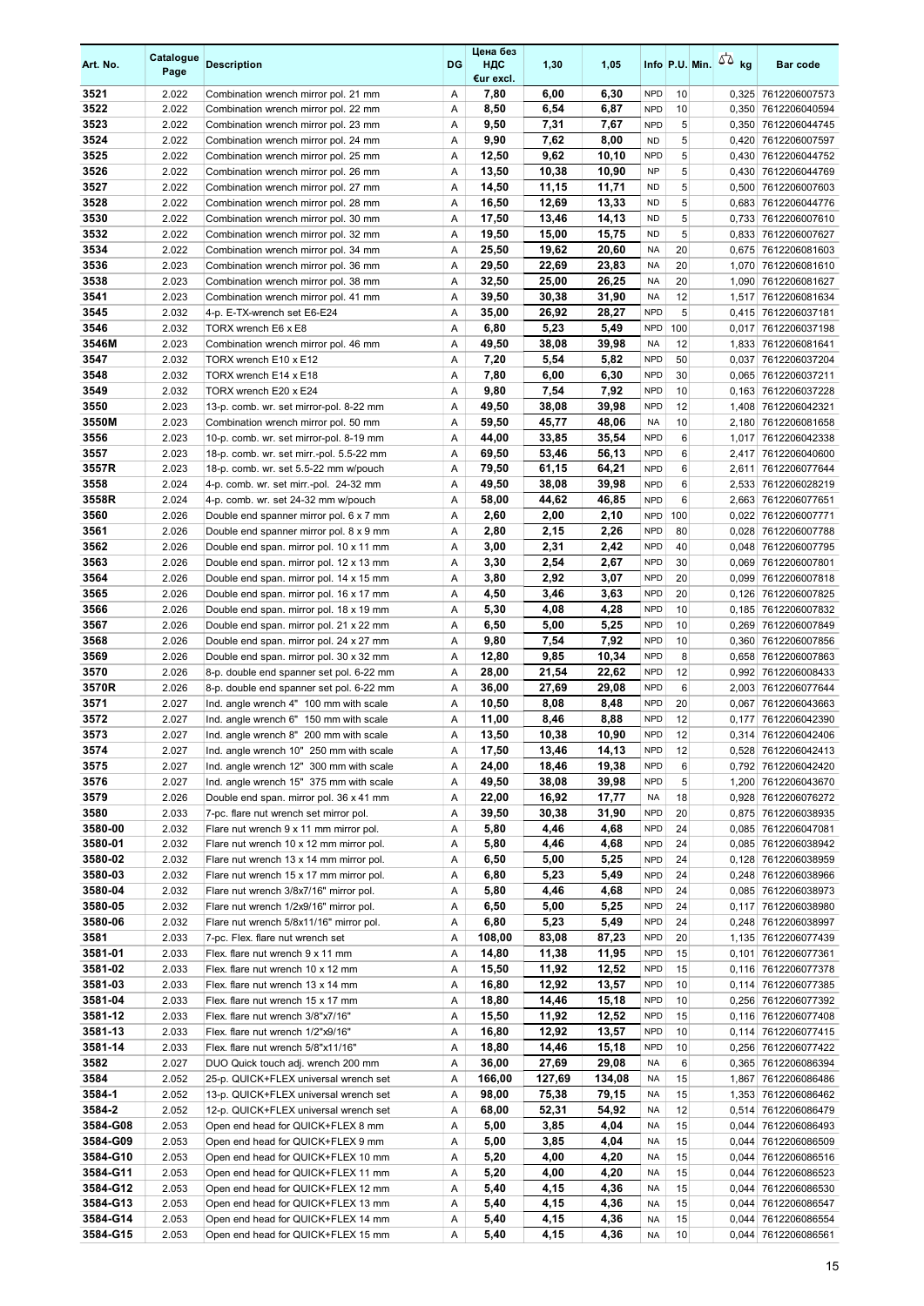| Art. No. | Catalogue Page | Description | DG | Цена без НДС €ur excl. | 1,30 | 1,05 | Info | P.U. | Min. | kg | Bar code |
|---|---|---|---|---|---|---|---|---|---|---|---|
| 3521 | 2.022 | Combination wrench mirror pol. 21 mm | A | 7,80 | 6,00 | 6,30 | NPD | 10 | | 0,325 | 7612206007573 |
| 3522 | 2.022 | Combination wrench mirror pol. 22 mm | A | 8,50 | 6,54 | 6,87 | NPD | 10 | | 0,350 | 7612206040594 |
| 3523 | 2.022 | Combination wrench mirror pol. 23 mm | A | 9,50 | 7,31 | 7,67 | NPD | 5 | | 0,350 | 7612206044745 |
| 3524 | 2.022 | Combination wrench mirror pol. 24 mm | A | 9,90 | 7,62 | 8,00 | ND | 5 | | 0,420 | 7612206007597 |
| 3525 | 2.022 | Combination wrench mirror pol. 25 mm | A | 12,50 | 9,62 | 10,10 | NPD | 5 | | 0,430 | 7612206044752 |
| 3526 | 2.022 | Combination wrench mirror pol. 26 mm | A | 13,50 | 10,38 | 10,90 | NP | 5 | | 0,430 | 7612206044769 |
| 3527 | 2.022 | Combination wrench mirror pol. 27 mm | A | 14,50 | 11,15 | 11,71 | ND | 5 | | 0,500 | 7612206007603 |
| 3528 | 2.022 | Combination wrench mirror pol. 28 mm | A | 16,50 | 12,69 | 13,33 | ND | 5 | | 0,683 | 7612206044776 |
| 3530 | 2.022 | Combination wrench mirror pol. 30 mm | A | 17,50 | 13,46 | 14,13 | ND | 5 | | 0,733 | 7612206007610 |
| 3532 | 2.022 | Combination wrench mirror pol. 32 mm | A | 19,50 | 15,00 | 15,75 | ND | 5 | | 0,833 | 7612206007627 |
| 3534 | 2.022 | Combination wrench mirror pol. 34 mm | A | 25,50 | 19,62 | 20,60 | NA | 20 | | 0,675 | 7612206081603 |
| 3536 | 2.023 | Combination wrench mirror pol. 36 mm | A | 29,50 | 22,69 | 23,83 | NA | 20 | | 1,070 | 7612206081610 |
| 3538 | 2.023 | Combination wrench mirror pol. 38 mm | A | 32,50 | 25,00 | 26,25 | NA | 20 | | 1,090 | 7612206081627 |
| 3541 | 2.023 | Combination wrench mirror pol. 41 mm | A | 39,50 | 30,38 | 31,90 | NA | 12 | | 1,517 | 7612206081634 |
| 3545 | 2.032 | 4-p. E-TX-wrench set E6-E24 | A | 35,00 | 26,92 | 28,27 | NPD | 5 | | 0,415 | 7612206037181 |
| 3546 | 2.032 | TORX wrench E6 x E8 | A | 6,80 | 5,23 | 5,49 | NPD | 100 | | 0,017 | 7612206037198 |
| 3546M | 2.023 | Combination wrench mirror pol. 46 mm | A | 49,50 | 38,08 | 39,98 | NA | 12 | | 1,833 | 7612206081641 |
| 3547 | 2.032 | TORX wrench E10 x E12 | A | 7,20 | 5,54 | 5,82 | NPD | 50 | | 0,037 | 7612206037204 |
| 3548 | 2.032 | TORX wrench E14 x E18 | A | 7,80 | 6,00 | 6,30 | NPD | 30 | | 0,065 | 7612206037211 |
| 3549 | 2.032 | TORX wrench E20 x E24 | A | 9,80 | 7,54 | 7,92 | NPD | 10 | | 0,163 | 7612206037228 |
| 3550 | 2.023 | 13-p. comb. wr. set mirror-pol. 8-22 mm | A | 49,50 | 38,08 | 39,98 | NPD | 12 | | 1,408 | 7612206042321 |
| 3550M | 2.023 | Combination wrench mirror pol. 50 mm | A | 59,50 | 45,77 | 48,06 | NA | 10 | | 2,180 | 7612206081658 |
| 3556 | 2.023 | 10-p. comb. wr. set mirror-pol. 8-19 mm | A | 44,00 | 33,85 | 35,54 | NPD | 6 | | 1,017 | 7612206042338 |
| 3557 | 2.023 | 18-p. comb. wr. set mirr.-pol. 5.5-22 mm | A | 69,50 | 53,46 | 56,13 | NPD | 6 | | 2,417 | 7612206040600 |
| 3557R | 2.023 | 18-p. comb. wr. set 5.5-22 mm w/pouch | A | 79,50 | 61,15 | 64,21 | NPD | 6 | | 2,611 | 7612206077644 |
| 3558 | 2.024 | 4-p. comb. wr. set mirr.-pol. 24-32 mm | A | 49,50 | 38,08 | 39,98 | NPD | 6 | | 2,533 | 7612206028219 |
| 3558R | 2.024 | 4-p. comb. wr. set 24-32 mm w/pouch | A | 58,00 | 44,62 | 46,85 | NPD | 6 | | 2,663 | 7612206077651 |
| 3560 | 2.026 | Double end spanner mirror pol. 6 x 7 mm | A | 2,60 | 2,00 | 2,10 | NPD | 100 | | 0,022 | 7612206007771 |
| 3561 | 2.026 | Double end spanner mirror pol. 8 x 9 mm | A | 2,80 | 2,15 | 2,26 | NPD | 80 | | 0,028 | 7612206007788 |
| 3562 | 2.026 | Double end span. mirror pol. 10 x 11 mm | A | 3,00 | 2,31 | 2,42 | NPD | 40 | | 0,048 | 7612206007795 |
| 3563 | 2.026 | Double end span. mirror pol. 12 x 13 mm | A | 3,30 | 2,54 | 2,67 | NPD | 30 | | 0,069 | 7612206007801 |
| 3564 | 2.026 | Double end span. mirror pol. 14 x 15 mm | A | 3,80 | 2,92 | 3,07 | NPD | 20 | | 0,099 | 7612206007818 |
| 3565 | 2.026 | Double end span. mirror pol. 16 x 17 mm | A | 4,50 | 3,46 | 3,63 | NPD | 20 | | 0,126 | 7612206007825 |
| 3566 | 2.026 | Double end span. mirror pol. 18 x 19 mm | A | 5,30 | 4,08 | 4,28 | NPD | 10 | | 0,185 | 7612206007832 |
| 3567 | 2.026 | Double end span. mirror pol. 21 x 22 mm | A | 6,50 | 5,00 | 5,25 | NPD | 10 | | 0,269 | 7612206007849 |
| 3568 | 2.026 | Double end span. mirror pol. 24 x 27 mm | A | 9,80 | 7,54 | 7,92 | NPD | 10 | | 0,360 | 7612206007856 |
| 3569 | 2.026 | Double end span. mirror pol. 30 x 32 mm | A | 12,80 | 9,85 | 10,34 | NPD | 8 | | 0,658 | 7612206007863 |
| 3570 | 2.026 | 8-p. double end spanner set pol. 6-22 mm | A | 28,00 | 21,54 | 22,62 | NPD | 12 | | 0,992 | 7612206008433 |
| 3570R | 2.026 | 8-p. double end spanner set pol. 6-22 mm | A | 36,00 | 27,69 | 29,08 | NPD | 6 | | 2,003 | 7612206077644 |
| 3571 | 2.027 | Ind. angle wrench 4" 100 mm with scale | A | 10,50 | 8,08 | 8,48 | NPD | 20 | | 0,067 | 7612206043663 |
| 3572 | 2.027 | Ind. angle wrench 6" 150 mm with scale | A | 11,00 | 8,46 | 8,88 | NPD | 12 | | 0,177 | 7612206042390 |
| 3573 | 2.027 | Ind. angle wrench 8" 200 mm with scale | A | 13,50 | 10,38 | 10,90 | NPD | 12 | | 0,314 | 7612206042406 |
| 3574 | 2.027 | Ind. angle wrench 10" 250 mm with scale | A | 17,50 | 13,46 | 14,13 | NPD | 12 | | 0,528 | 7612206042413 |
| 3575 | 2.027 | Ind. angle wrench 12" 300 mm with scale | A | 24,00 | 18,46 | 19,38 | NPD | 6 | | 0,792 | 7612206042420 |
| 3576 | 2.027 | Ind. angle wrench 15" 375 mm with scale | A | 49,50 | 38,08 | 39,98 | NPD | 5 | | 1,200 | 7612206043670 |
| 3579 | 2.026 | Double end span. mirror pol. 36 x 41 mm | A | 22,00 | 16,92 | 17,77 | NA | 18 | | 0,928 | 7612206076272 |
| 3580 | 2.033 | 7-pc. flare nut wrench set mirror pol. | A | 39,50 | 30,38 | 31,90 | NPD | 20 | | 0,875 | 7612206038935 |
| 3580-00 | 2.032 | Flare nut wrench 9 x 11 mm mirror pol. | A | 5,80 | 4,46 | 4,68 | NPD | 24 | | 0,085 | 7612206047081 |
| 3580-01 | 2.032 | Flare nut wrench 10 x 12 mm mirror pol. | A | 5,80 | 4,46 | 4,68 | NPD | 24 | | 0,085 | 7612206038942 |
| 3580-02 | 2.032 | Flare nut wrench 13 x 14 mm mirror pol. | A | 6,50 | 5,00 | 5,25 | NPD | 24 | | 0,128 | 7612206038959 |
| 3580-03 | 2.032 | Flare nut wrench 15 x 17 mm mirror pol. | A | 6,80 | 5,23 | 5,49 | NPD | 24 | | 0,248 | 7612206038966 |
| 3580-04 | 2.032 | Flare nut wrench 3/8x7/16" mirror pol. | A | 5,80 | 4,46 | 4,68 | NPD | 24 | | 0,085 | 7612206038973 |
| 3580-05 | 2.032 | Flare nut wrench 1/2x9/16" mirror pol. | A | 6,50 | 5,00 | 5,25 | NPD | 24 | | 0,117 | 7612206038980 |
| 3580-06 | 2.032 | Flare nut wrench 5/8x11/16" mirror pol. | A | 6,80 | 5,23 | 5,49 | NPD | 24 | | 0,248 | 7612206038997 |
| 3581 | 2.033 | 7-pc. Flex. flare nut wrench set | A | 108,00 | 83,08 | 87,23 | NPD | 20 | | 1,135 | 7612206077439 |
| 3581-01 | 2.033 | Flex. flare nut wrench 9 x 11 mm | A | 14,80 | 11,38 | 11,95 | NPD | 15 | | 0,101 | 7612206077361 |
| 3581-02 | 2.033 | Flex. flare nut wrench 10 x 12 mm | A | 15,50 | 11,92 | 12,52 | NPD | 15 | | 0,116 | 7612206077378 |
| 3581-03 | 2.033 | Flex. flare nut wrench 13 x 14 mm | A | 16,80 | 12,92 | 13,57 | NPD | 10 | | 0,114 | 7612206077385 |
| 3581-04 | 2.033 | Flex. flare nut wrench 15 x 17 mm | A | 18,80 | 14,46 | 15,18 | NPD | 10 | | 0,256 | 7612206077392 |
| 3581-12 | 2.033 | Flex. flare nut wrench 3/8"x7/16" | A | 15,50 | 11,92 | 12,52 | NPD | 15 | | 0,116 | 7612206077408 |
| 3581-13 | 2.033 | Flex. flare nut wrench 1/2"x9/16" | A | 16,80 | 12,92 | 13,57 | NPD | 10 | | 0,114 | 7612206077415 |
| 3581-14 | 2.033 | Flex. flare nut wrench 5/8"x11/16" | A | 18,80 | 14,46 | 15,18 | NPD | 10 | | 0,256 | 7612206077422 |
| 3582 | 2.027 | DUO Quick touch adj. wrench 200 mm | A | 36,00 | 27,69 | 29,08 | NA | 6 | | 0,365 | 7612206086394 |
| 3584 | 2.052 | 25-p. QUICK+FLEX universal wrench set | A | 166,00 | 127,69 | 134,08 | NA | 15 | | 1,867 | 7612206086486 |
| 3584-1 | 2.052 | 13-p. QUICK+FLEX universal wrench set | A | 98,00 | 75,38 | 79,15 | NA | 15 | | 1,353 | 7612206086462 |
| 3584-2 | 2.052 | 12-p. QUICK+FLEX universal wrench set | A | 68,00 | 52,31 | 54,92 | NA | 12 | | 0,514 | 7612206086479 |
| 3584-G08 | 2.053 | Open end head for QUICK+FLEX 8 mm | A | 5,00 | 3,85 | 4,04 | NA | 15 | | 0,044 | 7612206086493 |
| 3584-G09 | 2.053 | Open end head for QUICK+FLEX 9 mm | A | 5,00 | 3,85 | 4,04 | NA | 15 | | 0,044 | 7612206086509 |
| 3584-G10 | 2.053 | Open end head for QUICK+FLEX 10 mm | A | 5,20 | 4,00 | 4,20 | NA | 15 | | 0,044 | 7612206086516 |
| 3584-G11 | 2.053 | Open end head for QUICK+FLEX 11 mm | A | 5,20 | 4,00 | 4,20 | NA | 15 | | 0,044 | 7612206086523 |
| 3584-G12 | 2.053 | Open end head for QUICK+FLEX 12 mm | A | 5,40 | 4,15 | 4,36 | NA | 15 | | 0,044 | 7612206086530 |
| 3584-G13 | 2.053 | Open end head for QUICK+FLEX 13 mm | A | 5,40 | 4,15 | 4,36 | NA | 15 | | 0,044 | 7612206086547 |
| 3584-G14 | 2.053 | Open end head for QUICK+FLEX 14 mm | A | 5,40 | 4,15 | 4,36 | NA | 15 | | 0,044 | 7612206086554 |
| 3584-G15 | 2.053 | Open end head for QUICK+FLEX 15 mm | A | 5,40 | 4,15 | 4,36 | NA | 10 | | 0,044 | 7612206086561 |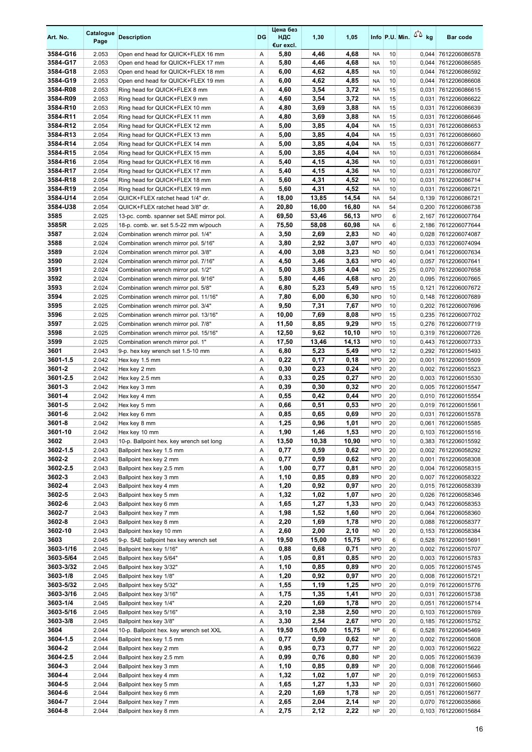| Art. No. | Catalogue Page | Description | DG | Цена без НДС €ur excl. | 1,30 | 1,05 | Info | P.U. | Min. | kg | Bar code |
|---|---|---|---|---|---|---|---|---|---|---|---|
| 3584-G16 | 2.053 | Open end head for QUICK+FLEX 16 mm | A | 5,80 | 4,46 | 4,68 | NA | 10 | | 0,044 | 7612206086578 |
| 3584-G17 | 2.053 | Open end head for QUICK+FLEX 17 mm | A | 5,80 | 4,46 | 4,68 | NA | 10 | | 0,044 | 7612206086585 |
| 3584-G18 | 2.053 | Open end head for QUICK+FLEX 18 mm | A | 6,00 | 4,62 | 4,85 | NA | 10 | | 0,044 | 7612206086592 |
| 3584-G19 | 2.053 | Open end head for QUICK+FLEX 19 mm | A | 6,00 | 4,62 | 4,85 | NA | 10 | | 0,044 | 7612206086608 |
| 3584-R08 | 2.053 | Ring head for QUICK+FLEX 8 mm | A | 4,60 | 3,54 | 3,72 | NA | 15 | | 0,031 | 7612206086615 |
| 3584-R09 | 2.053 | Ring head for QUICK+FLEX 9 mm | A | 4,60 | 3,54 | 3,72 | NA | 15 | | 0,031 | 7612206086622 |
| 3584-R10 | 2.053 | Ring head for QUICK+FLEX 10 mm | A | 4,80 | 3,69 | 3,88 | NA | 15 | | 0,031 | 7612206086639 |
| 3584-R11 | 2.054 | Ring head for QUICK+FLEX 11 mm | A | 4,80 | 3,69 | 3,88 | NA | 15 | | 0,031 | 7612206086646 |
| 3584-R12 | 2.054 | Ring head for QUICK+FLEX 12 mm | A | 5,00 | 3,85 | 4,04 | NA | 15 | | 0,031 | 7612206086653 |
| 3584-R13 | 2.054 | Ring head for QUICK+FLEX 13 mm | A | 5,00 | 3,85 | 4,04 | NA | 15 | | 0,031 | 7612206086660 |
| 3584-R14 | 2.054 | Ring head for QUICK+FLEX 14 mm | A | 5,00 | 3,85 | 4,04 | NA | 15 | | 0,031 | 7612206086677 |
| 3584-R15 | 2.054 | Ring head for QUICK+FLEX 15 mm | A | 5,00 | 3,85 | 4,04 | NA | 10 | | 0,031 | 7612206086684 |
| 3584-R16 | 2.054 | Ring head for QUICK+FLEX 16 mm | A | 5,40 | 4,15 | 4,36 | NA | 10 | | 0,031 | 7612206086691 |
| 3584-R17 | 2.054 | Ring head for QUICK+FLEX 17 mm | A | 5,40 | 4,15 | 4,36 | NA | 10 | | 0,031 | 7612206086707 |
| 3584-R18 | 2.054 | Ring head for QUICK+FLEX 18 mm | A | 5,60 | 4,31 | 4,52 | NA | 10 | | 0,031 | 7612206086714 |
| 3584-R19 | 2.054 | Ring head for QUICK+FLEX 19 mm | A | 5,60 | 4,31 | 4,52 | NA | 10 | | 0,031 | 7612206086721 |
| 3584-U14 | 2.054 | QUICK+FLEX ratchet head 1/4" dr. | A | 18,00 | 13,85 | 14,54 | NA | 54 | | 0,139 | 7612206086738 |
| 3584-U38 | 2.054 | QUICK+FLEX ratchet head 3/8" dr. | A | 20,80 | 16,00 | 16,80 | NA | 54 | | 0,200 | 7612206086738 |
| 3585 | 2.025 | 13-pc. comb. spanner set SAE mirror pol. | A | 69,50 | 53,46 | 56,13 | NPD | 6 | | 2,167 | 7612206007764 |
| 3585R | 2.025 | 18-p. comb. wr. set 5.5-22 mm w/pouch | A | 75,50 | 58,08 | 60,98 | NA | 6 | | 2,186 | 7612206077644 |
| 3587 | 2.024 | Combination wrench mirror pol. 1/4" | A | 3,50 | 2,69 | 2,83 | ND | 40 | | 0,028 | 7612206074087 |
| 3588 | 2.024 | Combination wrench mirror pol. 5/16" | A | 3,80 | 2,92 | 3,07 | NPD | 40 | | 0,033 | 7612206074094 |
| 3589 | 2.024 | Combination wrench mirror pol. 3/8" | A | 4,00 | 3,08 | 3,23 | ND | 50 | | 0,041 | 7612206007634 |
| 3590 | 2.024 | Combination wrench mirror pol. 7/16" | A | 4,50 | 3,46 | 3,63 | NPD | 40 | | 0,057 | 7612206007641 |
| 3591 | 2.024 | Combination wrench mirror pol. 1/2" | A | 5,00 | 3,85 | 4,04 | ND | 25 | | 0,070 | 7612206007658 |
| 3592 | 2.024 | Combination wrench mirror pol. 9/16" | A | 5,80 | 4,46 | 4,68 | NPD | 20 | | 0,095 | 7612206007665 |
| 3593 | 2.024 | Combination wrench mirror pol. 5/8" | A | 6,80 | 5,23 | 5,49 | NPD | 15 | | 0,121 | 7612206007672 |
| 3594 | 2.025 | Combination wrench mirror pol. 11/16" | A | 7,80 | 6,00 | 6,30 | NPD | 10 | | 0,148 | 7612206007689 |
| 3595 | 2.025 | Combination wrench mirror pol. 3/4" | A | 9,50 | 7,31 | 7,67 | NPD | 10 | | 0,202 | 7612206007696 |
| 3596 | 2.025 | Combination wrench mirror pol. 13/16" | A | 10,00 | 7,69 | 8,08 | NPD | 15 | | 0,235 | 7612206007702 |
| 3597 | 2.025 | Combination wrench mirror pol. 7/8" | A | 11,50 | 8,85 | 9,29 | NPD | 15 | | 0,276 | 7612206007719 |
| 3598 | 2.025 | Combination wrench mirror pol. 15/16" | A | 12,50 | 9,62 | 10,10 | NPD | 10 | | 0,319 | 7612206007726 |
| 3599 | 2.025 | Combination wrench mirror pol. 1" | A | 17,50 | 13,46 | 14,13 | NPD | 10 | | 0,443 | 7612206007733 |
| 3601 | 2.043 | 9-p. hex key wrench set 1.5-10 mm | A | 6,80 | 5,23 | 5,49 | NPD | 12 | | 0,292 | 7612206015493 |
| 3601-1.5 | 2.042 | Hex key 1.5 mm | A | 0,22 | 0,17 | 0,18 | NPD | 20 | | 0,001 | 7612206015509 |
| 3601-2 | 2.042 | Hex key 2 mm | A | 0,30 | 0,23 | 0,24 | NPD | 20 | | 0,002 | 7612206015523 |
| 3601-2.5 | 2.042 | Hex key 2.5 mm | A | 0,33 | 0,25 | 0,27 | NPD | 20 | | 0,003 | 7612206015530 |
| 3601-3 | 2.042 | Hex key 3 mm | A | 0,39 | 0,30 | 0,32 | NPD | 20 | | 0,005 | 7612206015547 |
| 3601-4 | 2.042 | Hex key 4 mm | A | 0,55 | 0,42 | 0,44 | NPD | 20 | | 0,010 | 7612206015554 |
| 3601-5 | 2.042 | Hex key 5 mm | A | 0,66 | 0,51 | 0,53 | NPD | 20 | | 0,019 | 7612206015561 |
| 3601-6 | 2.042 | Hex key 6 mm | A | 0,85 | 0,65 | 0,69 | NPD | 20 | | 0,031 | 7612206015578 |
| 3601-8 | 2.042 | Hex key 8 mm | A | 1,25 | 0,96 | 1,01 | NPD | 20 | | 0,061 | 7612206015585 |
| 3601-10 | 2.042 | Hex key 10 mm | A | 1,90 | 1,46 | 1,53 | NPD | 20 | | 0,103 | 7612206015516 |
| 3602 | 2.043 | 10-p. Ballpoint hex. key wrench set long | A | 13,50 | 10,38 | 10,90 | NPD | 10 | | 0,383 | 7612206015592 |
| 3602-1.5 | 2.043 | Ballpoint hex key 1.5 mm | A | 0,77 | 0,59 | 0,62 | NPD | 20 | | 0,002 | 7612206058292 |
| 3602-2 | 2.043 | Ballpoint hex key 2 mm | A | 0,77 | 0,59 | 0,62 | NPD | 20 | | 0,001 | 7612206058308 |
| 3602-2.5 | 2.043 | Ballpoint hex key 2.5 mm | A | 1,00 | 0,77 | 0,81 | NPD | 20 | | 0,004 | 7612206058315 |
| 3602-3 | 2.043 | Ballpoint hex key 3 mm | A | 1,10 | 0,85 | 0,89 | NPD | 20 | | 0,007 | 7612206058322 |
| 3602-4 | 2.043 | Ballpoint hex key 4 mm | A | 1,20 | 0,92 | 0,97 | NPD | 20 | | 0,015 | 7612206058339 |
| 3602-5 | 2.043 | Ballpoint hex key 5 mm | A | 1,32 | 1,02 | 1,07 | NPD | 20 | | 0,026 | 7612206058346 |
| 3602-6 | 2.043 | Ballpoint hex key 6 mm | A | 1,65 | 1,27 | 1,33 | NPD | 20 | | 0,043 | 7612206058353 |
| 3602-7 | 2.043 | Ballpoint hex key 7 mm | A | 1,98 | 1,52 | 1,60 | NPD | 20 | | 0,064 | 7612206058360 |
| 3602-8 | 2.043 | Ballpoint hex key 8 mm | A | 2,20 | 1,69 | 1,78 | NPD | 20 | | 0,088 | 7612206058377 |
| 3602-10 | 2.043 | Ballpoint hex key 10 mm | A | 2,60 | 2,00 | 2,10 | ND | 20 | | 0,153 | 7612206058384 |
| 3603 | 2.045 | 9-p. SAE ballpoint hex key wrench set | A | 19,50 | 15,00 | 15,75 | NPD | 6 | | 0,528 | 7612206015691 |
| 3603-1/16 | 2.045 | Ballpoint hex key 1/16" | A | 0,88 | 0,68 | 0,71 | NPD | 20 | | 0,002 | 7612206015707 |
| 3603-5/64 | 2.045 | Ballpoint hex key 5/64" | A | 1,05 | 0,81 | 0,85 | NPD | 20 | | 0,003 | 7612206015783 |
| 3603-3/32 | 2.045 | Ballpoint hex key 3/32" | A | 1,10 | 0,85 | 0,89 | NPD | 20 | | 0,005 | 7612206015745 |
| 3603-1/8 | 2.045 | Ballpoint hex key 1/8" | A | 1,20 | 0,92 | 0,97 | NPD | 20 | | 0,008 | 7612206015721 |
| 3603-5/32 | 2.045 | Ballpoint hex key 5/32" | A | 1,55 | 1,19 | 1,25 | NPD | 20 | | 0,019 | 7612206015776 |
| 3603-3/16 | 2.045 | Ballpoint hex key 3/16" | A | 1,75 | 1,35 | 1,41 | NPD | 20 | | 0,031 | 7612206015738 |
| 3603-1/4 | 2.045 | Ballpoint hex key 1/4" | A | 2,20 | 1,69 | 1,78 | NPD | 20 | | 0,051 | 7612206015714 |
| 3603-5/16 | 2.045 | Ballpoint hex key 5/16" | A | 3,10 | 2,38 | 2,50 | NPD | 20 | | 0,103 | 7612206015769 |
| 3603-3/8 | 2.045 | Ballpoint hex key 3/8" | A | 3,30 | 2,54 | 2,67 | NPD | 20 | | 0,185 | 7612206015752 |
| 3604 | 2.044 | 10-p. Ballpoint hex. key wrench set XXL | A | 19,50 | 15,00 | 15,75 | NP | 6 | | 0,528 | 7612206045469 |
| 3604-1.5 | 2.044 | Ballpoint hex key 1.5 mm | A | 0,77 | 0,59 | 0,62 | NP | 20 | | 0,002 | 7612206015608 |
| 3604-2 | 2.044 | Ballpoint hex key 2 mm | A | 0,95 | 0,73 | 0,77 | NP | 20 | | 0,003 | 7612206015622 |
| 3604-2.5 | 2.044 | Ballpoint hex key 2.5 mm | A | 0,99 | 0,76 | 0,80 | NP | 20 | | 0,005 | 7612206015639 |
| 3604-3 | 2.044 | Ballpoint hex key 3 mm | A | 1,10 | 0,85 | 0,89 | NP | 20 | | 0,008 | 7612206015646 |
| 3604-4 | 2.044 | Ballpoint hex key 4 mm | A | 1,32 | 1,02 | 1,07 | NP | 20 | | 0,019 | 7612206015653 |
| 3604-5 | 2.044 | Ballpoint hex key 5 mm | A | 1,65 | 1,27 | 1,33 | NP | 20 | | 0,031 | 7612206015660 |
| 3604-6 | 2.044 | Ballpoint hex key 6 mm | A | 2,20 | 1,69 | 1,78 | NP | 20 | | 0,051 | 7612206015677 |
| 3604-7 | 2.044 | Ballpoint hex key 7 mm | A | 2,65 | 2,04 | 2,14 | NP | 20 | | 0,070 | 7612206035866 |
| 3604-8 | 2.044 | Ballpoint hex key 8 mm | A | 2,75 | 2,12 | 2,22 | NP | 20 | | 0,103 | 7612206015684 |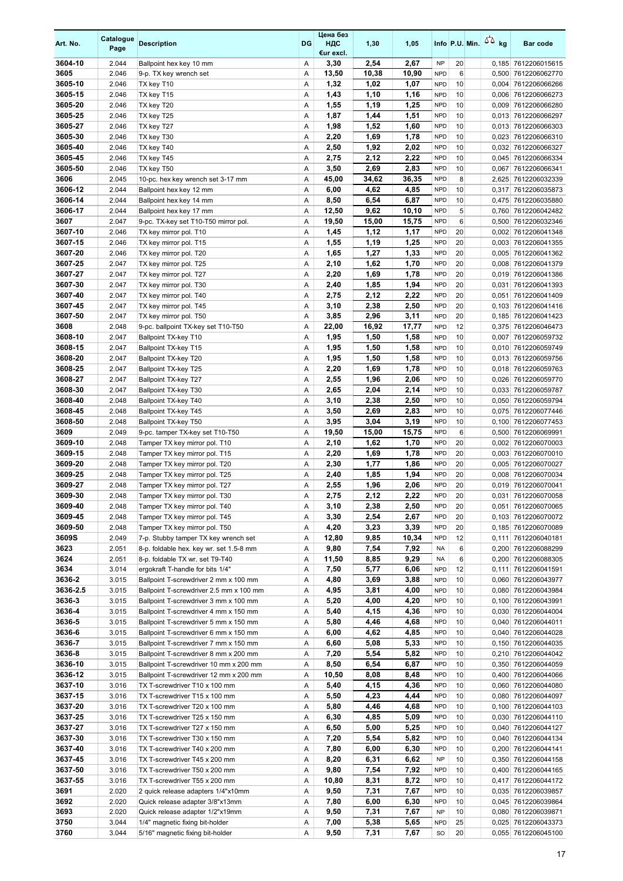| Art. No. | Catalogue Page | Description | DG | Цена без НДС €ur excl. | 1,30 | 1,05 | Info | P.U. | Min. | kg | Bar code |
|---|---|---|---|---|---|---|---|---|---|---|---|
| 3604-10 | 2.044 | Ballpoint hex key 10 mm | A | 3,30 | 2,54 | 2,67 | NP | 20 | | 0,185 | 7612206015615 |
| 3605 | 2.046 | 9-p. TX key wrench set | A | 13,50 | 10,38 | 10,90 | NPD | 6 | | 0,500 | 7612206062770 |
| 3605-10 | 2.046 | TX key T10 | A | 1,32 | 1,02 | 1,07 | NPD | 10 | | 0,004 | 7612206066266 |
| 3605-15 | 2.046 | TX key T15 | A | 1,43 | 1,10 | 1,16 | NPD | 10 | | 0,006 | 7612206066273 |
| 3605-20 | 2.046 | TX key T20 | A | 1,55 | 1,19 | 1,25 | NPD | 10 | | 0,009 | 7612206066280 |
| 3605-25 | 2.046 | TX key T25 | A | 1,87 | 1,44 | 1,51 | NPD | 10 | | 0,013 | 7612206066297 |
| 3605-27 | 2.046 | TX key T27 | A | 1,98 | 1,52 | 1,60 | NPD | 10 | | 0,013 | 7612206066303 |
| 3605-30 | 2.046 | TX key T30 | A | 2,20 | 1,69 | 1,78 | NPD | 10 | | 0,023 | 7612206066310 |
| 3605-40 | 2.046 | TX key T40 | A | 2,50 | 1,92 | 2,02 | NPD | 10 | | 0,032 | 7612206066327 |
| 3605-45 | 2.046 | TX key T45 | A | 2,75 | 2,12 | 2,22 | NPD | 10 | | 0,045 | 7612206066334 |
| 3605-50 | 2.046 | TX key T50 | A | 3,50 | 2,69 | 2,83 | NPD | 10 | | 0,067 | 7612206066341 |
| 3606 | 2.045 | 10-pc. hex key wrench set 3-17 mm | A | 45,00 | 34,62 | 36,35 | NPD | 8 | | 2,625 | 7612206032339 |
| 3606-12 | 2.044 | Ballpoint hex key 12 mm | A | 6,00 | 4,62 | 4,85 | NPD | 10 | | 0,317 | 7612206035873 |
| 3606-14 | 2.044 | Ballpoint hex key 14 mm | A | 8,50 | 6,54 | 6,87 | NPD | 10 | | 0,475 | 7612206035880 |
| 3606-17 | 2.044 | Ballpoint hex key 17 mm | A | 12,50 | 9,62 | 10,10 | NPD | 5 | | 0,760 | 7612206042482 |
| 3607 | 2.047 | 9-pc. TX-key set T10-T50 mirror pol. | A | 19,50 | 15,00 | 15,75 | NPD | 6 | | 0,500 | 7612206032346 |
| 3607-10 | 2.046 | TX key mirror pol. T10 | A | 1,45 | 1,12 | 1,17 | NPD | 20 | | 0,002 | 7612206041348 |
| 3607-15 | 2.046 | TX key mirror pol. T15 | A | 1,55 | 1,19 | 1,25 | NPD | 20 | | 0,003 | 7612206041355 |
| 3607-20 | 2.046 | TX key mirror pol. T20 | A | 1,65 | 1,27 | 1,33 | NPD | 20 | | 0,005 | 7612206041362 |
| 3607-25 | 2.047 | TX key mirror pol. T25 | A | 2,10 | 1,62 | 1,70 | NPD | 20 | | 0,008 | 7612206041379 |
| 3607-27 | 2.047 | TX key mirror pol. T27 | A | 2,20 | 1,69 | 1,78 | NPD | 20 | | 0,019 | 7612206041386 |
| 3607-30 | 2.047 | TX key mirror pol. T30 | A | 2,40 | 1,85 | 1,94 | NPD | 20 | | 0,031 | 7612206041393 |
| 3607-40 | 2.047 | TX key mirror pol. T40 | A | 2,75 | 2,12 | 2,22 | NPD | 20 | | 0,051 | 7612206041409 |
| 3607-45 | 2.047 | TX key mirror pol. T45 | A | 3,10 | 2,38 | 2,50 | NPD | 20 | | 0,103 | 7612206041416 |
| 3607-50 | 2.047 | TX key mirror pol. T50 | A | 3,85 | 2,96 | 3,11 | NPD | 20 | | 0,185 | 7612206041423 |
| 3608 | 2.048 | 9-pc. ballpoint TX-key set T10-T50 | A | 22,00 | 16,92 | 17,77 | NPD | 12 | | 0,375 | 7612206046473 |
| 3608-10 | 2.047 | Ballpoint TX-key T10 | A | 1,95 | 1,50 | 1,58 | NPD | 10 | | 0,007 | 7612206059732 |
| 3608-15 | 2.047 | Ballpoint TX-key T15 | A | 1,95 | 1,50 | 1,58 | NPD | 10 | | 0,010 | 7612206059749 |
| 3608-20 | 2.047 | Ballpoint TX-key T20 | A | 1,95 | 1,50 | 1,58 | NPD | 10 | | 0,013 | 7612206059756 |
| 3608-25 | 2.047 | Ballpoint TX-key T25 | A | 2,20 | 1,69 | 1,78 | NPD | 10 | | 0,018 | 7612206059763 |
| 3608-27 | 2.047 | Ballpoint TX-key T27 | A | 2,55 | 1,96 | 2,06 | NPD | 10 | | 0,026 | 7612206059770 |
| 3608-30 | 2.047 | Ballpoint TX-key T30 | A | 2,65 | 2,04 | 2,14 | NPD | 10 | | 0,033 | 7612206059787 |
| 3608-40 | 2.048 | Ballpoint TX-key T40 | A | 3,10 | 2,38 | 2,50 | NPD | 10 | | 0,050 | 7612206059794 |
| 3608-45 | 2.048 | Ballpoint TX-key T45 | A | 3,50 | 2,69 | 2,83 | NPD | 10 | | 0,075 | 7612206077446 |
| 3608-50 | 2.048 | Ballpoint TX-key T50 | A | 3,95 | 3,04 | 3,19 | NPD | 10 | | 0,100 | 7612206077453 |
| 3609 | 2.049 | 9-pc. tamper TX-key set T10-T50 | A | 19,50 | 15,00 | 15,75 | NPD | 6 | | 0,500 | 7612206069991 |
| 3609-10 | 2.048 | Tamper TX key mirror pol. T10 | A | 2,10 | 1,62 | 1,70 | NPD | 20 | | 0,002 | 7612206070003 |
| 3609-15 | 2.048 | Tamper TX key mirror pol. T15 | A | 2,20 | 1,69 | 1,78 | NPD | 20 | | 0,003 | 7612206070010 |
| 3609-20 | 2.048 | Tamper TX key mirror pol. T20 | A | 2,30 | 1,77 | 1,86 | NPD | 20 | | 0,005 | 7612206070027 |
| 3609-25 | 2.048 | Tamper TX key mirror pol. T25 | A | 2,40 | 1,85 | 1,94 | NPD | 20 | | 0,008 | 7612206070034 |
| 3609-27 | 2.048 | Tamper TX key mirror pol. T27 | A | 2,55 | 1,96 | 2,06 | NPD | 20 | | 0,019 | 7612206070041 |
| 3609-30 | 2.048 | Tamper TX key mirror pol. T30 | A | 2,75 | 2,12 | 2,22 | NPD | 20 | | 0,031 | 7612206070058 |
| 3609-40 | 2.048 | Tamper TX key mirror pol. T40 | A | 3,10 | 2,38 | 2,50 | NPD | 20 | | 0,051 | 7612206070065 |
| 3609-45 | 2.048 | Tamper TX key mirror pol. T45 | A | 3,30 | 2,54 | 2,67 | NPD | 20 | | 0,103 | 7612206070072 |
| 3609-50 | 2.048 | Tamper TX key mirror pol. T50 | A | 4,20 | 3,23 | 3,39 | NPD | 20 | | 0,185 | 7612206070089 |
| 3609S | 2.049 | 7-p. Stubby tamper TX key wrench set | A | 12,80 | 9,85 | 10,34 | NPD | 12 | | 0,111 | 7612206040181 |
| 3623 | 2.051 | 8-p. foldable hex. key wr. set 1.5-8 mm | A | 9,80 | 7,54 | 7,92 | NA | 6 | | 0,200 | 7612206088299 |
| 3624 | 2.051 | 8-p. foldable TX wr. set T9-T40 | A | 11,50 | 8,85 | 9,29 | NA | 6 | | 0,200 | 7612206088305 |
| 3634 | 3.014 | ergokraft T-handle for bits 1/4" | A | 7,50 | 5,77 | 6,06 | NPD | 12 | | 0,111 | 7612206041591 |
| 3636-2 | 3.015 | Ballpoint T-screwdriver 2 mm x 100 mm | A | 4,80 | 3,69 | 3,88 | NPD | 10 | | 0,060 | 7612206043977 |
| 3636-2.5 | 3.015 | Ballpoint T-screwdriver 2.5 mm x 100 mm | A | 4,95 | 3,81 | 4,00 | NPD | 10 | | 0,080 | 7612206043984 |
| 3636-3 | 3.015 | Ballpoint T-screwdriver 3 mm x 100 mm | A | 5,20 | 4,00 | 4,20 | NPD | 10 | | 0,100 | 7612206043991 |
| 3636-4 | 3.015 | Ballpoint T-screwdriver 4 mm x 150 mm | A | 5,40 | 4,15 | 4,36 | NPD | 10 | | 0,030 | 7612206044004 |
| 3636-5 | 3.015 | Ballpoint T-screwdriver 5 mm x 150 mm | A | 5,80 | 4,46 | 4,68 | NPD | 10 | | 0,040 | 7612206044011 |
| 3636-6 | 3.015 | Ballpoint T-screwdriver 6 mm x 150 mm | A | 6,00 | 4,62 | 4,85 | NPD | 10 | | 0,040 | 7612206044028 |
| 3636-7 | 3.015 | Ballpoint T-screwdriver 7 mm x 150 mm | A | 6,60 | 5,08 | 5,33 | NPD | 10 | | 0,150 | 7612206044035 |
| 3636-8 | 3.015 | Ballpoint T-screwdriver 8 mm x 200 mm | A | 7,20 | 5,54 | 5,82 | NPD | 10 | | 0,210 | 7612206044042 |
| 3636-10 | 3.015 | Ballpoint T-screwdriver 10 mm x 200 mm | A | 8,50 | 6,54 | 6,87 | NPD | 10 | | 0,350 | 7612206044059 |
| 3636-12 | 3.015 | Ballpoint T-screwdriver 12 mm x 200 mm | A | 10,50 | 8,08 | 8,48 | NPD | 10 | | 0,400 | 7612206044066 |
| 3637-10 | 3.016 | TX T-screwdriver T10 x 100 mm | A | 5,40 | 4,15 | 4,36 | NPD | 10 | | 0,060 | 7612206044080 |
| 3637-15 | 3.016 | TX T-screwdriver T15 x 100 mm | A | 5,50 | 4,23 | 4,44 | NPD | 10 | | 0,080 | 7612206044097 |
| 3637-20 | 3.016 | TX T-screwdriver T20 x 100 mm | A | 5,80 | 4,46 | 4,68 | NPD | 10 | | 0,100 | 7612206044103 |
| 3637-25 | 3.016 | TX T-screwdriver T25 x 150 mm | A | 6,30 | 4,85 | 5,09 | NPD | 10 | | 0,030 | 7612206044110 |
| 3637-27 | 3.016 | TX T-screwdriver T27 x 150 mm | A | 6,50 | 5,00 | 5,25 | NPD | 10 | | 0,040 | 7612206044127 |
| 3637-30 | 3.016 | TX T-screwdriver T30 x 150 mm | A | 7,20 | 5,54 | 5,82 | NPD | 10 | | 0,040 | 7612206044134 |
| 3637-40 | 3.016 | TX T-screwdriver T40 x 200 mm | A | 7,80 | 6,00 | 6,30 | NPD | 10 | | 0,200 | 7612206044141 |
| 3637-45 | 3.016 | TX T-screwdriver T45 x 200 mm | A | 8,20 | 6,31 | 6,62 | NP | 10 | | 0,350 | 7612206044158 |
| 3637-50 | 3.016 | TX T-screwdriver T50 x 200 mm | A | 9,80 | 7,54 | 7,92 | NPD | 10 | | 0,400 | 7612206044165 |
| 3637-55 | 3.016 | TX T-screwdriver T55 x 200 mm | A | 10,80 | 8,31 | 8,72 | NPD | 10 | | 0,417 | 7612206044172 |
| 3691 | 2.020 | 2 quick release adapters 1/4"x10mm | A | 9,50 | 7,31 | 7,67 | NPD | 10 | | 0,035 | 7612206039857 |
| 3692 | 2.020 | Quick release adapter 3/8"x13mm | A | 7,80 | 6,00 | 6,30 | NPD | 10 | | 0,045 | 7612206039864 |
| 3693 | 2.020 | Quick release adapter 1/2"x19mm | A | 9,50 | 7,31 | 7,67 | NP | 10 | | 0,080 | 7612206039871 |
| 3750 | 3.044 | 1/4" magnetic fixing bit-holder | A | 7,00 | 5,38 | 5,65 | NPD | 25 | | 0,025 | 7612206043373 |
| 3760 | 3.044 | 5/16" magnetic fixing bit-holder | A | 9,50 | 7,31 | 7,67 | SO | 20 | | 0,055 | 7612206045100 |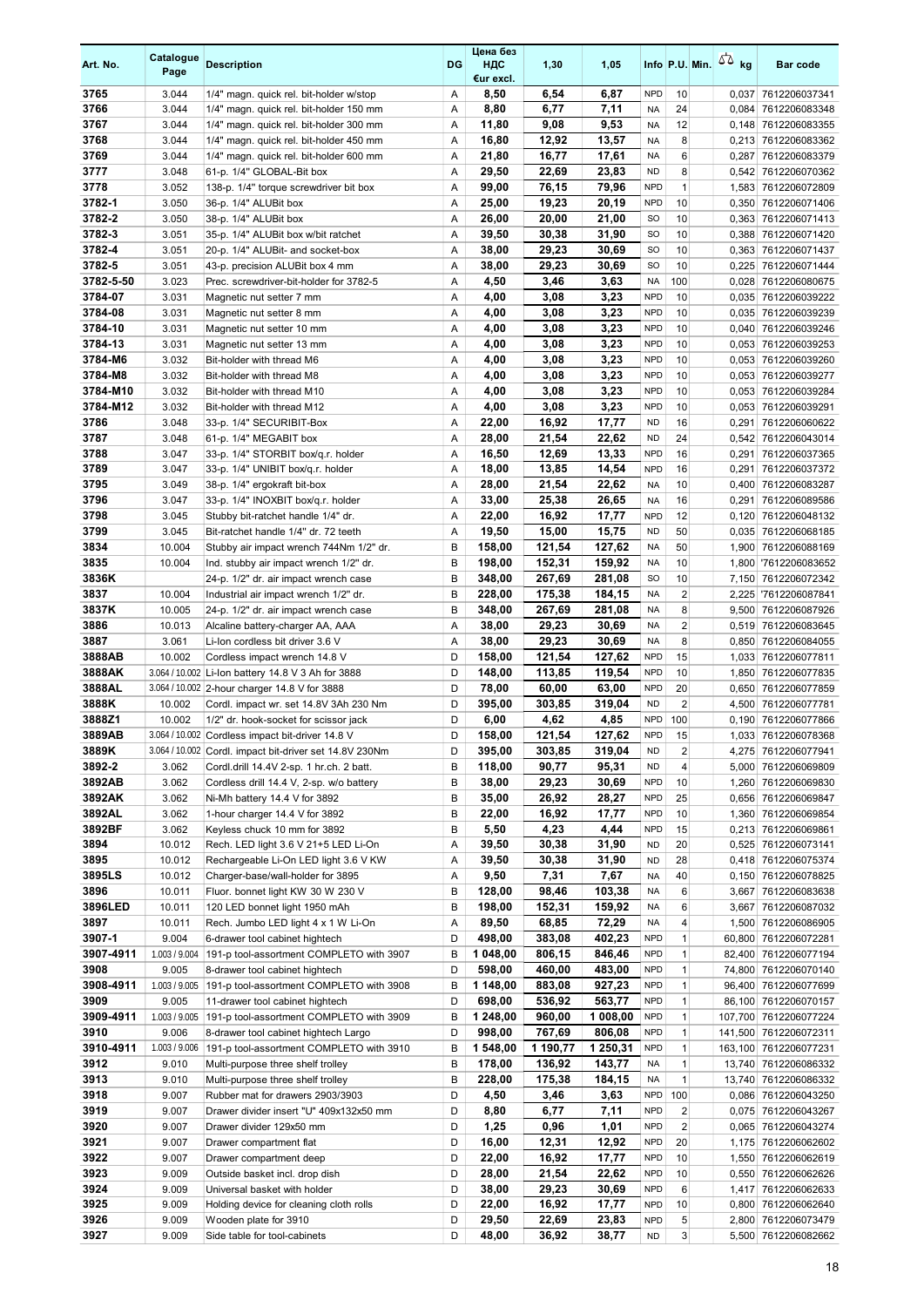| Art. No. | Catalogue Page | Description | DG | Цена без НДС €ur excl. | 1,30 | 1,05 | Info | P.U. | Min. | kg | Bar code |
|---|---|---|---|---|---|---|---|---|---|---|---|
| 3765 | 3.044 | 1/4" magn. quick rel. bit-holder w/stop | A | 8,50 | 6,54 | 6,87 | NPD | 10 | | 0,037 | 7612206037341 |
| 3766 | 3.044 | 1/4" magn. quick rel. bit-holder 150 mm | A | 8,80 | 6,77 | 7,11 | NA | 24 | | 0,084 | 7612206083348 |
| 3767 | 3.044 | 1/4" magn. quick rel. bit-holder 300 mm | A | 11,80 | 9,08 | 9,53 | NA | 12 | | 0,148 | 7612206083355 |
| 3768 | 3.044 | 1/4" magn. quick rel. bit-holder 450 mm | A | 16,80 | 12,92 | 13,57 | NA | 8 | | 0,213 | 7612206083362 |
| 3769 | 3.044 | 1/4" magn. quick rel. bit-holder 600 mm | A | 21,80 | 16,77 | 17,61 | NA | 6 | | 0,287 | 7612206083379 |
| 3777 | 3.048 | 61-p. 1/4" GLOBAL-Bit box | A | 29,50 | 22,69 | 23,83 | ND | 8 | | 0,542 | 7612206070362 |
| 3778 | 3.052 | 138-p. 1/4" torque screwdriver bit box | A | 99,00 | 76,15 | 79,96 | NPD | 1 | | 1,583 | 7612206072809 |
| 3782-1 | 3.050 | 36-p. 1/4" ALUBit box | A | 25,00 | 19,23 | 20,19 | NPD | 10 | | 0,350 | 7612206071406 |
| 3782-2 | 3.050 | 38-p. 1/4" ALUBit box | A | 26,00 | 20,00 | 21,00 | SO | 10 | | 0,363 | 7612206071413 |
| 3782-3 | 3.051 | 35-p. 1/4" ALUBit box w/bit ratchet | A | 39,50 | 30,38 | 31,90 | SO | 10 | | 0,388 | 7612206071420 |
| 3782-4 | 3.051 | 20-p. 1/4" ALUBit- and socket-box | A | 38,00 | 29,23 | 30,69 | SO | 10 | | 0,363 | 7612206071437 |
| 3782-5 | 3.051 | 43-p. precision ALUBit box 4 mm | A | 38,00 | 29,23 | 30,69 | SO | 10 | | 0,225 | 7612206071444 |
| 3782-5-50 | 3.023 | Prec. screwdriver-bit-holder for 3782-5 | A | 4,50 | 3,46 | 3,63 | NA | 100 | | 0,028 | 7612206080675 |
| 3784-07 | 3.031 | Magnetic nut setter 7 mm | A | 4,00 | 3,08 | 3,23 | NPD | 10 | | 0,035 | 7612206039222 |
| 3784-08 | 3.031 | Magnetic nut setter 8 mm | A | 4,00 | 3,08 | 3,23 | NPD | 10 | | 0,035 | 7612206039239 |
| 3784-10 | 3.031 | Magnetic nut setter 10 mm | A | 4,00 | 3,08 | 3,23 | NPD | 10 | | 0,040 | 7612206039246 |
| 3784-13 | 3.031 | Magnetic nut setter 13 mm | A | 4,00 | 3,08 | 3,23 | NPD | 10 | | 0,053 | 7612206039253 |
| 3784-M6 | 3.032 | Bit-holder with thread M6 | A | 4,00 | 3,08 | 3,23 | NPD | 10 | | 0,053 | 7612206039260 |
| 3784-M8 | 3.032 | Bit-holder with thread M8 | A | 4,00 | 3,08 | 3,23 | NPD | 10 | | 0,053 | 7612206039277 |
| 3784-M10 | 3.032 | Bit-holder with thread M10 | A | 4,00 | 3,08 | 3,23 | NPD | 10 | | 0,053 | 7612206039284 |
| 3784-M12 | 3.032 | Bit-holder with thread M12 | A | 4,00 | 3,08 | 3,23 | NPD | 10 | | 0,053 | 7612206039291 |
| 3786 | 3.048 | 33-p. 1/4" SECURIBIT-Box | A | 22,00 | 16,92 | 17,77 | ND | 16 | | 0,291 | 7612206060622 |
| 3787 | 3.048 | 61-p. 1/4" MEGABIT box | A | 28,00 | 21,54 | 22,62 | ND | 24 | | 0,542 | 7612206043014 |
| 3788 | 3.047 | 33-p. 1/4" STORBIT box/q.r. holder | A | 16,50 | 12,69 | 13,33 | NPD | 16 | | 0,291 | 7612206037365 |
| 3789 | 3.047 | 33-p. 1/4" UNIBIT box/q.r. holder | A | 18,00 | 13,85 | 14,54 | NPD | 16 | | 0,291 | 7612206037372 |
| 3795 | 3.049 | 38-p. 1/4" ergokraft bit-box | A | 28,00 | 21,54 | 22,62 | NA | 10 | | 0,400 | 7612206083287 |
| 3796 | 3.047 | 33-p. 1/4" INOXBIT box/q.r. holder | A | 33,00 | 25,38 | 26,65 | NA | 16 | | 0,291 | 7612206089586 |
| 3798 | 3.045 | Stubby bit-ratchet handle 1/4" dr. | A | 22,00 | 16,92 | 17,77 | NPD | 12 | | 0,120 | 7612206048132 |
| 3799 | 3.045 | Bit-ratchet handle 1/4" dr. 72 teeth | A | 19,50 | 15,00 | 15,75 | ND | 50 | | 0,035 | 7612206068185 |
| 3834 | 10.004 | Stubby air impact wrench 744Nm 1/2" dr. | B | 158,00 | 121,54 | 127,62 | NA | 50 | | 1,900 | 7612206088169 |
| 3835 | 10.004 | Ind. stubby air impact wrench 1/2" dr. | B | 198,00 | 152,31 | 159,92 | NA | 10 | | 1,800 | '7612206083652 |
| 3836K | | 24-p. 1/2" dr. air impact wrench case | B | 348,00 | 267,69 | 281,08 | SO | 10 | | 7,150 | 7612206072342 |
| 3837 | 10.004 | Industrial air impact wrench 1/2" dr. | B | 228,00 | 175,38 | 184,15 | NA | 2 | | 2,225 | '7612206087841 |
| 3837K | 10.005 | 24-p. 1/2" dr. air impact wrench case | B | 348,00 | 267,69 | 281,08 | NA | 8 | | 9,500 | 7612206087926 |
| 3886 | 10.013 | Alcaline battery-charger AA, AAA | A | 38,00 | 29,23 | 30,69 | NA | 2 | | 0,519 | 7612206083645 |
| 3887 | 3.061 | Li-Ion cordless bit driver 3.6 V | A | 38,00 | 29,23 | 30,69 | NA | 8 | | 0,850 | 7612206084055 |
| 3888AB | 10.002 | Cordless impact wrench 14.8 V | D | 158,00 | 121,54 | 127,62 | NPD | 15 | | 1,033 | 7612206077811 |
| 3888AK | 3.064 / 10.002 | Li-Ion battery 14.8 V 3 Ah for 3888 | D | 148,00 | 113,85 | 119,54 | NPD | 10 | | 1,850 | 7612206077835 |
| 3888AL | 3.064 / 10.002 | 2-hour charger 14.8 V for 3888 | D | 78,00 | 60,00 | 63,00 | NPD | 20 | | 0,650 | 7612206077859 |
| 3888K | 10.002 | Cordl. impact wr. set 14.8V 3Ah 230 Nm | D | 395,00 | 303,85 | 319,04 | ND | 2 | | 4,500 | 7612206077781 |
| 3888Z1 | 10.002 | 1/2" dr. hook-socket for scissor jack | D | 6,00 | 4,62 | 4,85 | NPD | 100 | | 0,190 | 7612206077866 |
| 3889AB | 3.064 / 10.002 | Cordless impact bit-driver 14.8 V | D | 158,00 | 121,54 | 127,62 | NPD | 15 | | 1,033 | 7612206078368 |
| 3889K | 3.064 / 10.002 | Cordl. impact bit-driver set 14.8V 230Nm | D | 395,00 | 303,85 | 319,04 | ND | 2 | | 4,275 | 7612206077941 |
| 3892-2 | 3.062 | Cordl.drill 14.4V 2-sp. 1 hr.ch. 2 batt. | B | 118,00 | 90,77 | 95,31 | ND | 4 | | 5,000 | 7612206069809 |
| 3892AB | 3.062 | Cordless drill 14.4 V, 2-sp. w/o battery | B | 38,00 | 29,23 | 30,69 | NPD | 10 | | 1,260 | 7612206069830 |
| 3892AK | 3.062 | Ni-Mh battery 14.4 V for 3892 | B | 35,00 | 26,92 | 28,27 | NPD | 25 | | 0,656 | 7612206069847 |
| 3892AL | 3.062 | 1-hour charger 14.4 V for 3892 | B | 22,00 | 16,92 | 17,77 | NPD | 10 | | 1,360 | 7612206069854 |
| 3892BF | 3.062 | Keyless chuck 10 mm for 3892 | B | 5,50 | 4,23 | 4,44 | NPD | 15 | | 0,213 | 7612206069861 |
| 3894 | 10.012 | Rech. LED light 3.6 V 21+5 LED Li-On | A | 39,50 | 30,38 | 31,90 | ND | 20 | | 0,525 | 7612206073141 |
| 3895 | 10.012 | Rechargeable Li-On LED light 3.6 V KW | A | 39,50 | 30,38 | 31,90 | ND | 28 | | 0,418 | 7612206075374 |
| 3895LS | 10.012 | Charger-base/wall-holder for 3895 | A | 9,50 | 7,31 | 7,67 | NA | 40 | | 0,150 | 7612206078825 |
| 3896 | 10.011 | Fluor. bonnet light KW 30 W 230 V | B | 128,00 | 98,46 | 103,38 | NA | 6 | | 3,667 | 7612206083638 |
| 3896LED | 10.011 | 120 LED bonnet light 1950 mAh | B | 198,00 | 152,31 | 159,92 | NA | 6 | | 3,667 | 7612206087032 |
| 3897 | 10.011 | Rech. Jumbo LED light 4 x 1 W Li-On | A | 89,50 | 68,85 | 72,29 | NA | 4 | | 1,500 | 7612206086905 |
| 3907-1 | 9.004 | 6-drawer tool cabinet hightech | D | 498,00 | 383,08 | 402,23 | NPD | 1 | | 60,800 | 7612206072281 |
| 3907-4911 | 1.003 / 9.004 | 191-p tool-assortment COMPLETO with 3907 | B | 1 048,00 | 806,15 | 846,46 | NPD | 1 | | 82,400 | 7612206077194 |
| 3908 | 9.005 | 8-drawer tool cabinet hightech | D | 598,00 | 460,00 | 483,00 | NPD | 1 | | 74,800 | 7612206070140 |
| 3908-4911 | 1.003 / 9.005 | 191-p tool-assortment COMPLETO with 3908 | B | 1 148,00 | 883,08 | 927,23 | NPD | 1 | | 96,400 | 7612206077699 |
| 3909 | 9.005 | 11-drawer tool cabinet hightech | D | 698,00 | 536,92 | 563,77 | NPD | 1 | | 86,100 | 7612206070157 |
| 3909-4911 | 1.003 / 9.005 | 191-p tool-assortment COMPLETO with 3909 | B | 1 248,00 | 960,00 | 1 008,00 | NPD | 1 | | 107,700 | 7612206077224 |
| 3910 | 9.006 | 8-drawer tool cabinet hightech Largo | D | 998,00 | 767,69 | 806,08 | NPD | 1 | | 141,500 | 7612206072311 |
| 3910-4911 | 1.003 / 9.006 | 191-p tool-assortment COMPLETO with 3910 | B | 1 548,00 | 1 190,77 | 1 250,31 | NPD | 1 | | 163,100 | 7612206077231 |
| 3912 | 9.010 | Multi-purpose three shelf trolley | B | 178,00 | 136,92 | 143,77 | NA | 1 | | 13,740 | 7612206086332 |
| 3913 | 9.010 | Multi-purpose three shelf trolley | B | 228,00 | 175,38 | 184,15 | NA | 1 | | 13,740 | 7612206086332 |
| 3918 | 9.007 | Rubber mat for drawers 2903/3903 | D | 4,50 | 3,46 | 3,63 | NPD | 100 | | 0,086 | 7612206043250 |
| 3919 | 9.007 | Drawer divider insert "U" 409x132x50 mm | D | 8,80 | 6,77 | 7,11 | NPD | 2 | | 0,075 | 7612206043267 |
| 3920 | 9.007 | Drawer divider 129x50 mm | D | 1,25 | 0,96 | 1,01 | NPD | 2 | | 0,065 | 7612206043274 |
| 3921 | 9.007 | Drawer compartment flat | D | 16,00 | 12,31 | 12,92 | NPD | 20 | | 1,175 | 7612206062602 |
| 3922 | 9.007 | Drawer compartment deep | D | 22,00 | 16,92 | 17,77 | NPD | 10 | | 1,550 | 7612206062619 |
| 3923 | 9.009 | Outside basket incl. drop dish | D | 28,00 | 21,54 | 22,62 | NPD | 10 | | 0,550 | 7612206062626 |
| 3924 | 9.009 | Universal basket with holder | D | 38,00 | 29,23 | 30,69 | NPD | 6 | | 1,417 | 7612206062633 |
| 3925 | 9.009 | Holding device for cleaning cloth rolls | D | 22,00 | 16,92 | 17,77 | NPD | 10 | | 0,800 | 7612206062640 |
| 3926 | 9.009 | Wooden plate for 3910 | D | 29,50 | 22,69 | 23,83 | NPD | 5 | | 2,800 | 7612206073479 |
| 3927 | 9.009 | Side table for tool-cabinets | D | 48,00 | 36,92 | 38,77 | ND | 3 | | 5,500 | 7612206082662 |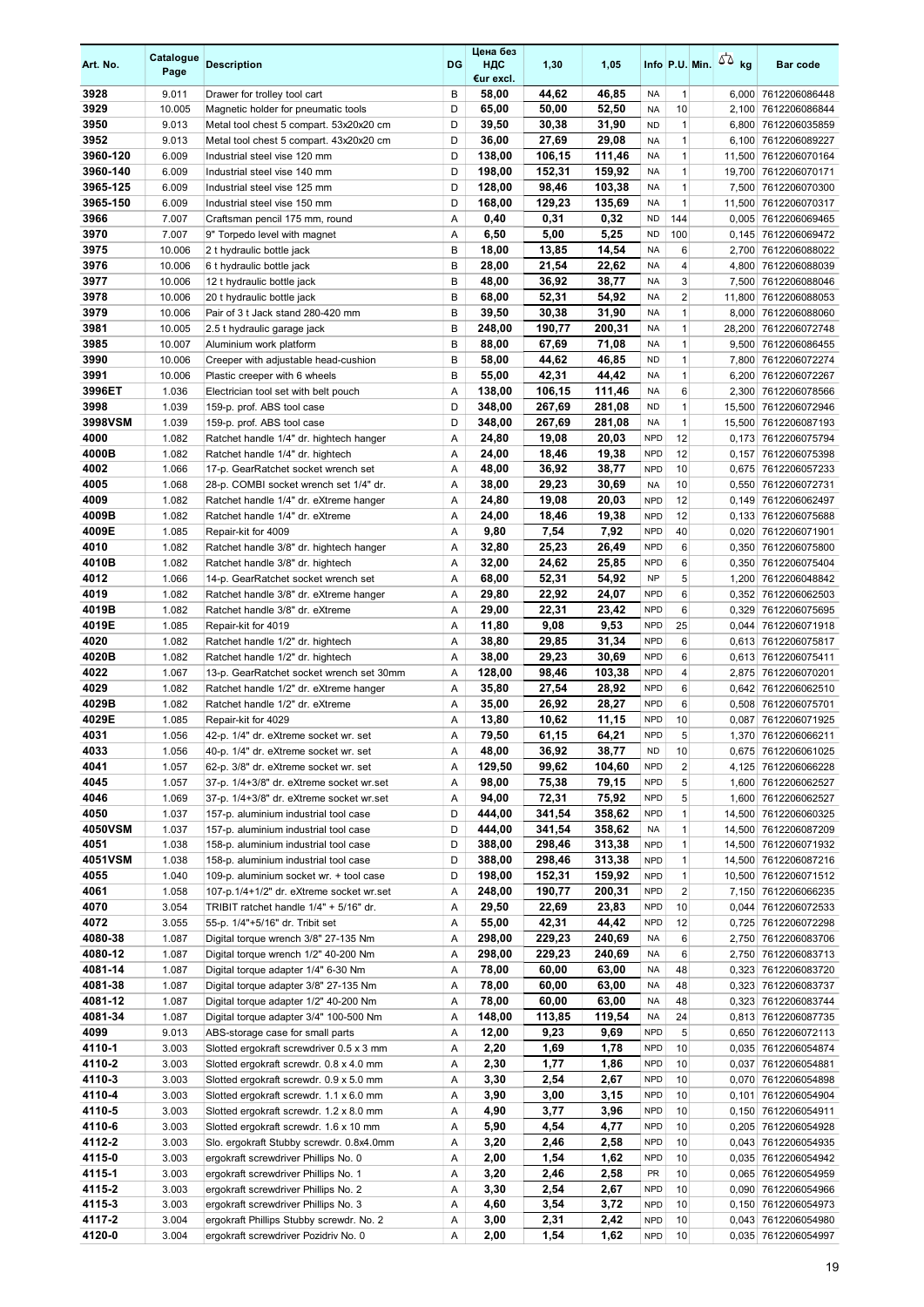| Art. No. | Catalogue Page | Description | DG | Цена без НДС €ur excl. | 1,30 | 1,05 | Info | P.U. | Min. | kg | Bar code |
|---|---|---|---|---|---|---|---|---|---|---|---|
| 3928 | 9.011 | Drawer for trolley tool cart | B | 58,00 | 44,62 | 46,85 | NA | 1 | | 6,000 | 7612206086448 |
| 3929 | 10.005 | Magnetic holder for pneumatic tools | D | 65,00 | 50,00 | 52,50 | NA | 10 | | 2,100 | 7612206086844 |
| 3950 | 9.013 | Metal tool chest 5 compart. 53x20x20 cm | D | 39,50 | 30,38 | 31,90 | ND | 1 | | 6,800 | 7612206035859 |
| 3952 | 9.013 | Metal tool chest 5 compart. 43x20x20 cm | D | 36,00 | 27,69 | 29,08 | NA | 1 | | 6,100 | 7612206089227 |
| 3960-120 | 6.009 | Industrial steel vise 120 mm | D | 138,00 | 106,15 | 111,46 | NA | 1 | | 11,500 | 7612206070164 |
| 3960-140 | 6.009 | Industrial steel vise 140 mm | D | 198,00 | 152,31 | 159,92 | NA | 1 | | 19,700 | 7612206070171 |
| 3965-125 | 6.009 | Industrial steel vise 125 mm | D | 128,00 | 98,46 | 103,38 | NA | 1 | | 7,500 | 7612206070300 |
| 3965-150 | 6.009 | Industrial steel vise 150 mm | D | 168,00 | 129,23 | 135,69 | NA | 1 | | 11,500 | 7612206070317 |
| 3966 | 7.007 | Craftsman pencil 175 mm, round | A | 0,40 | 0,31 | 0,32 | ND | 144 | | 0,005 | 7612206069465 |
| 3970 | 7.007 | 9" Torpedo level with magnet | A | 6,50 | 5,00 | 5,25 | ND | 100 | | 0,145 | 7612206069472 |
| 3975 | 10.006 | 2 t hydraulic bottle jack | B | 18,00 | 13,85 | 14,54 | NA | 6 | | 2,700 | 7612206088022 |
| 3976 | 10.006 | 6 t hydraulic bottle jack | B | 28,00 | 21,54 | 22,62 | NA | 4 | | 4,800 | 7612206088039 |
| 3977 | 10.006 | 12 t hydraulic bottle jack | B | 48,00 | 36,92 | 38,77 | NA | 3 | | 7,500 | 7612206088046 |
| 3978 | 10.006 | 20 t hydraulic bottle jack | B | 68,00 | 52,31 | 54,92 | NA | 2 | | 11,800 | 7612206088053 |
| 3979 | 10.006 | Pair of 3 t Jack stand 280-420 mm | B | 39,50 | 30,38 | 31,90 | NA | 1 | | 8,000 | 7612206088060 |
| 3981 | 10.005 | 2.5 t hydraulic garage jack | B | 248,00 | 190,77 | 200,31 | NA | 1 | | 28,200 | 7612206072748 |
| 3985 | 10.007 | Aluminium work platform | B | 88,00 | 67,69 | 71,08 | NA | 1 | | 9,500 | 7612206086455 |
| 3990 | 10.006 | Creeper with adjustable head-cushion | B | 58,00 | 44,62 | 46,85 | ND | 1 | | 7,800 | 7612206072274 |
| 3991 | 10.006 | Plastic creeper with 6 wheels | B | 55,00 | 42,31 | 44,42 | NA | 1 | | 6,200 | 7612206072267 |
| 3996ET | 1.036 | Electrician tool set with belt pouch | A | 138,00 | 106,15 | 111,46 | NA | 6 | | 2,300 | 7612206078566 |
| 3998 | 1.039 | 159-p. prof. ABS tool case | D | 348,00 | 267,69 | 281,08 | ND | 1 | | 15,500 | 7612206072946 |
| 3998VSM | 1.039 | 159-p. prof. ABS tool case | D | 348,00 | 267,69 | 281,08 | NA | 1 | | 15,500 | 7612206087193 |
| 4000 | 1.082 | Ratchet handle 1/4" dr. hightech hanger | A | 24,80 | 19,08 | 20,03 | NPD | 12 | | 0,173 | 7612206075794 |
| 4000B | 1.082 | Ratchet handle 1/4" dr. hightech | A | 24,00 | 18,46 | 19,38 | NPD | 12 | | 0,157 | 7612206075398 |
| 4002 | 1.066 | 17-p. GearRatchet socket wrench set | A | 48,00 | 36,92 | 38,77 | NPD | 10 | | 0,675 | 7612206057233 |
| 4005 | 1.068 | 28-p. COMBI socket wrench set 1/4" dr. | A | 38,00 | 29,23 | 30,69 | NA | 10 | | 0,550 | 7612206072731 |
| 4009 | 1.082 | Ratchet handle 1/4" dr. eXtreme hanger | A | 24,80 | 19,08 | 20,03 | NPD | 12 | | 0,149 | 7612206062497 |
| 4009B | 1.082 | Ratchet handle 1/4" dr. eXtreme | A | 24,00 | 18,46 | 19,38 | NPD | 12 | | 0,133 | 7612206075688 |
| 4009E | 1.085 | Repair-kit for 4009 | A | 9,80 | 7,54 | 7,92 | NPD | 40 | | 0,020 | 7612206071901 |
| 4010 | 1.082 | Ratchet handle 3/8" dr. hightech hanger | A | 32,80 | 25,23 | 26,49 | NPD | 6 | | 0,350 | 7612206075800 |
| 4010B | 1.082 | Ratchet handle 3/8" dr. hightech | A | 32,00 | 24,62 | 25,85 | NPD | 6 | | 0,350 | 7612206075404 |
| 4012 | 1.066 | 14-p. GearRatchet socket wrench set | A | 68,00 | 52,31 | 54,92 | NP | 5 | | 1,200 | 7612206048842 |
| 4019 | 1.082 | Ratchet handle 3/8" dr. eXtreme hanger | A | 29,80 | 22,92 | 24,07 | NPD | 6 | | 0,352 | 7612206062503 |
| 4019B | 1.082 | Ratchet handle 3/8" dr. eXtreme | A | 29,00 | 22,31 | 23,42 | NPD | 6 | | 0,329 | 7612206075695 |
| 4019E | 1.085 | Repair-kit for 4019 | A | 11,80 | 9,08 | 9,53 | NPD | 25 | | 0,044 | 7612206071918 |
| 4020 | 1.082 | Ratchet handle 1/2" dr. hightech | A | 38,80 | 29,85 | 31,34 | NPD | 6 | | 0,613 | 7612206075817 |
| 4020B | 1.082 | Ratchet handle 1/2" dr. hightech | A | 38,00 | 29,23 | 30,69 | NPD | 6 | | 0,613 | 7612206075411 |
| 4022 | 1.067 | 13-p. GearRatchet socket wrench set 30mm | A | 128,00 | 98,46 | 103,38 | NPD | 4 | | 2,875 | 7612206070201 |
| 4029 | 1.082 | Ratchet handle 1/2" dr. eXtreme hanger | A | 35,80 | 27,54 | 28,92 | NPD | 6 | | 0,642 | 7612206062510 |
| 4029B | 1.082 | Ratchet handle 1/2" dr. eXtreme | A | 35,00 | 26,92 | 28,27 | NPD | 6 | | 0,508 | 7612206075701 |
| 4029E | 1.085 | Repair-kit for 4029 | A | 13,80 | 10,62 | 11,15 | NPD | 10 | | 0,087 | 7612206071925 |
| 4031 | 1.056 | 42-p. 1/4" dr. eXtreme socket wr. set | A | 79,50 | 61,15 | 64,21 | NPD | 5 | | 1,370 | 7612206066211 |
| 4033 | 1.056 | 40-p. 1/4" dr. eXtreme socket wr. set | A | 48,00 | 36,92 | 38,77 | ND | 10 | | 0,675 | 7612206061025 |
| 4041 | 1.057 | 62-p. 3/8" dr. eXtreme socket wr. set | A | 129,50 | 99,62 | 104,60 | NPD | 2 | | 4,125 | 7612206066228 |
| 4045 | 1.057 | 37-p. 1/4+3/8" dr. eXtreme socket wr.set | A | 98,00 | 75,38 | 79,15 | NPD | 5 | | 1,600 | 7612206062527 |
| 4046 | 1.069 | 37-p. 1/4+3/8" dr. eXtreme socket wr.set | A | 94,00 | 72,31 | 75,92 | NPD | 5 | | 1,600 | 7612206062527 |
| 4050 | 1.037 | 157-p. aluminium industrial tool case | D | 444,00 | 341,54 | 358,62 | NPD | 1 | | 14,500 | 7612206060325 |
| 4050VSM | 1.037 | 157-p. aluminium industrial tool case | D | 444,00 | 341,54 | 358,62 | NA | 1 | | 14,500 | 7612206087209 |
| 4051 | 1.038 | 158-p. aluminium industrial tool case | D | 388,00 | 298,46 | 313,38 | NPD | 1 | | 14,500 | 7612206071932 |
| 4051VSM | 1.038 | 158-p. aluminium industrial tool case | D | 388,00 | 298,46 | 313,38 | NPD | 1 | | 14,500 | 7612206087216 |
| 4055 | 1.040 | 109-p. aluminium socket wr. + tool case | D | 198,00 | 152,31 | 159,92 | NPD | 1 | | 10,500 | 7612206071512 |
| 4061 | 1.058 | 107-p.1/4+1/2" dr. eXtreme socket wr.set | A | 248,00 | 190,77 | 200,31 | NPD | 2 | | 7,150 | 7612206066235 |
| 4070 | 3.054 | TRIBIT ratchet handle 1/4" + 5/16" dr. | A | 29,50 | 22,69 | 23,83 | NPD | 10 | | 0,044 | 7612206072533 |
| 4072 | 3.055 | 55-p. 1/4"+5/16" dr. Tribit set | A | 55,00 | 42,31 | 44,42 | NPD | 12 | | 0,725 | 7612206072298 |
| 4080-38 | 1.087 | Digital torque wrench 3/8" 27-135 Nm | A | 298,00 | 229,23 | 240,69 | NA | 6 | | 2,750 | 7612206083706 |
| 4080-12 | 1.087 | Digital torque wrench 1/2" 40-200 Nm | A | 298,00 | 229,23 | 240,69 | NA | 6 | | 2,750 | 7612206083713 |
| 4081-14 | 1.087 | Digital torque adapter 1/4" 6-30 Nm | A | 78,00 | 60,00 | 63,00 | NA | 48 | | 0,323 | 7612206083720 |
| 4081-38 | 1.087 | Digital torque adapter 3/8" 27-135 Nm | A | 78,00 | 60,00 | 63,00 | NA | 48 | | 0,323 | 7612206083737 |
| 4081-12 | 1.087 | Digital torque adapter 1/2" 40-200 Nm | A | 78,00 | 60,00 | 63,00 | NA | 48 | | 0,323 | 7612206083744 |
| 4081-34 | 1.087 | Digital torque adapter 3/4" 100-500 Nm | A | 148,00 | 113,85 | 119,54 | NA | 24 | | 0,813 | 7612206087735 |
| 4099 | 9.013 | ABS-storage case for small parts | A | 12,00 | 9,23 | 9,69 | NPD | 5 | | 0,650 | 7612206072113 |
| 4110-1 | 3.003 | Slotted ergokraft screwdriver 0.5 x 3 mm | A | 2,20 | 1,69 | 1,78 | NPD | 10 | | 0,035 | 7612206054874 |
| 4110-2 | 3.003 | Slotted ergokraft screwdr. 0.8 x 4.0 mm | A | 2,30 | 1,77 | 1,86 | NPD | 10 | | 0,037 | 7612206054881 |
| 4110-3 | 3.003 | Slotted ergokraft screwdr. 0.9 x 5.0 mm | A | 3,30 | 2,54 | 2,67 | NPD | 10 | | 0,070 | 7612206054898 |
| 4110-4 | 3.003 | Slotted ergokraft screwdr. 1.1 x 6.0 mm | A | 3,90 | 3,00 | 3,15 | NPD | 10 | | 0,101 | 7612206054904 |
| 4110-5 | 3.003 | Slotted ergokraft screwdr. 1.2 x 8.0 mm | A | 4,90 | 3,77 | 3,96 | NPD | 10 | | 0,150 | 7612206054911 |
| 4110-6 | 3.003 | Slotted ergokraft screwdr. 1.6 x 10 mm | A | 5,90 | 4,54 | 4,77 | NPD | 10 | | 0,205 | 7612206054928 |
| 4112-2 | 3.003 | Slo. ergokraft Stubby screwdr. 0.8x4.0mm | A | 3,20 | 2,46 | 2,58 | NPD | 10 | | 0,043 | 7612206054935 |
| 4115-0 | 3.003 | ergokraft screwdriver Phillips No. 0 | A | 2,00 | 1,54 | 1,62 | NPD | 10 | | 0,035 | 7612206054942 |
| 4115-1 | 3.003 | ergokraft screwdriver Phillips No. 1 | A | 3,20 | 2,46 | 2,58 | PR | 10 | | 0,065 | 7612206054959 |
| 4115-2 | 3.003 | ergokraft screwdriver Phillips No. 2 | A | 3,30 | 2,54 | 2,67 | NPD | 10 | | 0,090 | 7612206054966 |
| 4115-3 | 3.003 | ergokraft screwdriver Phillips No. 3 | A | 4,60 | 3,54 | 3,72 | NPD | 10 | | 0,150 | 7612206054973 |
| 4117-2 | 3.004 | ergokraft Phillips Stubby screwdr. No. 2 | A | 3,00 | 2,31 | 2,42 | NPD | 10 | | 0,043 | 7612206054980 |
| 4120-0 | 3.004 | ergokraft screwdriver Pozidriv No. 0 | A | 2,00 | 1,54 | 1,62 | NPD | 10 | | 0,035 | 7612206054997 |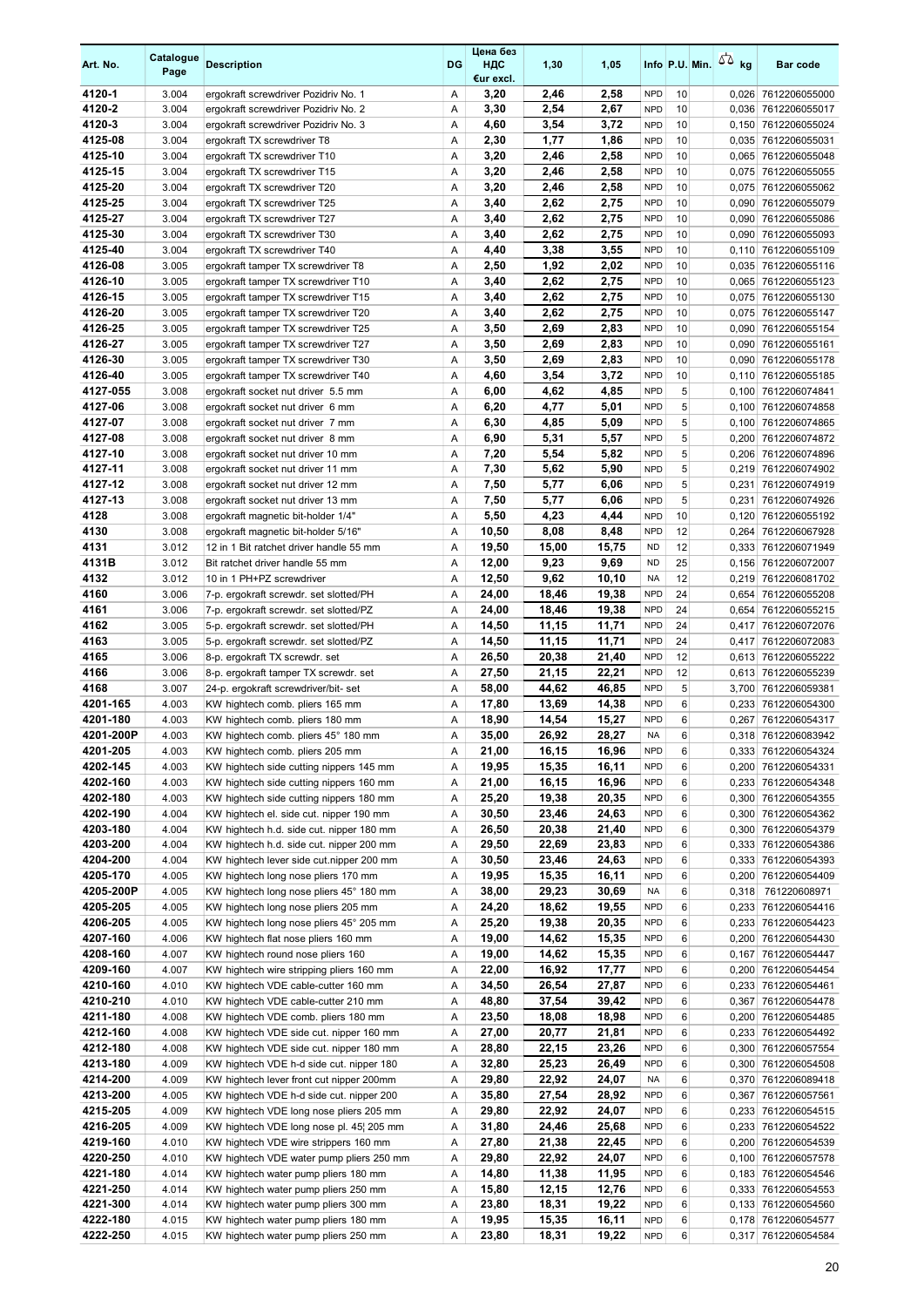| Art. No. | Catalogue Page | Description | DG | Цена без НДС €ur excl. | 1,30 | 1,05 | Info | P.U. | Min. | kg | Bar code |
|---|---|---|---|---|---|---|---|---|---|---|---|
| 4120-1 | 3.004 | ergokraft screwdriver Pozidriv No. 1 | A | 3,20 | 2,46 | 2,58 | NPD | 10 | | 0,026 | 7612206055000 |
| 4120-2 | 3.004 | ergokraft screwdriver Pozidriv No. 2 | A | 3,30 | 2,54 | 2,67 | NPD | 10 | | 0,036 | 7612206055017 |
| 4120-3 | 3.004 | ergokraft screwdriver Pozidriv No. 3 | A | 4,60 | 3,54 | 3,72 | NPD | 10 | | 0,150 | 7612206055024 |
| 4125-08 | 3.004 | ergokraft TX screwdriver T8 | A | 2,30 | 1,77 | 1,86 | NPD | 10 | | 0,035 | 7612206055031 |
| 4125-10 | 3.004 | ergokraft TX screwdriver T10 | A | 3,20 | 2,46 | 2,58 | NPD | 10 | | 0,065 | 7612206055048 |
| 4125-15 | 3.004 | ergokraft TX screwdriver T15 | A | 3,20 | 2,46 | 2,58 | NPD | 10 | | 0,075 | 7612206055055 |
| 4125-20 | 3.004 | ergokraft TX screwdriver T20 | A | 3,20 | 2,46 | 2,58 | NPD | 10 | | 0,075 | 7612206055062 |
| 4125-25 | 3.004 | ergokraft TX screwdriver T25 | A | 3,40 | 2,62 | 2,75 | NPD | 10 | | 0,090 | 7612206055079 |
| 4125-27 | 3.004 | ergokraft TX screwdriver T27 | A | 3,40 | 2,62 | 2,75 | NPD | 10 | | 0,090 | 7612206055086 |
| 4125-30 | 3.004 | ergokraft TX screwdriver T30 | A | 3,40 | 2,62 | 2,75 | NPD | 10 | | 0,090 | 7612206055093 |
| 4125-40 | 3.004 | ergokraft TX screwdriver T40 | A | 4,40 | 3,38 | 3,55 | NPD | 10 | | 0,110 | 7612206055109 |
| 4126-08 | 3.005 | ergokraft tamper TX screwdriver T8 | A | 2,50 | 1,92 | 2,02 | NPD | 10 | | 0,035 | 7612206055116 |
| 4126-10 | 3.005 | ergokraft tamper TX screwdriver T10 | A | 3,40 | 2,62 | 2,75 | NPD | 10 | | 0,065 | 7612206055123 |
| 4126-15 | 3.005 | ergokraft tamper TX screwdriver T15 | A | 3,40 | 2,62 | 2,75 | NPD | 10 | | 0,075 | 7612206055130 |
| 4126-20 | 3.005 | ergokraft tamper TX screwdriver T20 | A | 3,40 | 2,62 | 2,75 | NPD | 10 | | 0,075 | 7612206055147 |
| 4126-25 | 3.005 | ergokraft tamper TX screwdriver T25 | A | 3,50 | 2,69 | 2,83 | NPD | 10 | | 0,090 | 7612206055154 |
| 4126-27 | 3.005 | ergokraft tamper TX screwdriver T27 | A | 3,50 | 2,69 | 2,83 | NPD | 10 | | 0,090 | 7612206055161 |
| 4126-30 | 3.005 | ergokraft tamper TX screwdriver T30 | A | 3,50 | 2,69 | 2,83 | NPD | 10 | | 0,090 | 7612206055178 |
| 4126-40 | 3.005 | ergokraft tamper TX screwdriver T40 | A | 4,60 | 3,54 | 3,72 | NPD | 10 | | 0,110 | 7612206055185 |
| 4127-055 | 3.008 | ergokraft socket nut driver 5.5 mm | A | 6,00 | 4,62 | 4,85 | NPD | 5 | | 0,100 | 7612206074841 |
| 4127-06 | 3.008 | ergokraft socket nut driver 6 mm | A | 6,20 | 4,77 | 5,01 | NPD | 5 | | 0,100 | 7612206074858 |
| 4127-07 | 3.008 | ergokraft socket nut driver 7 mm | A | 6,30 | 4,85 | 5,09 | NPD | 5 | | 0,100 | 7612206074865 |
| 4127-08 | 3.008 | ergokraft socket nut driver 8 mm | A | 6,90 | 5,31 | 5,57 | NPD | 5 | | 0,200 | 7612206074872 |
| 4127-10 | 3.008 | ergokraft socket nut driver 10 mm | A | 7,20 | 5,54 | 5,82 | NPD | 5 | | 0,206 | 7612206074896 |
| 4127-11 | 3.008 | ergokraft socket nut driver 11 mm | A | 7,30 | 5,62 | 5,90 | NPD | 5 | | 0,219 | 7612206074902 |
| 4127-12 | 3.008 | ergokraft socket nut driver 12 mm | A | 7,50 | 5,77 | 6,06 | NPD | 5 | | 0,231 | 7612206074919 |
| 4127-13 | 3.008 | ergokraft socket nut driver 13 mm | A | 7,50 | 5,77 | 6,06 | NPD | 5 | | 0,231 | 7612206074926 |
| 4128 | 3.008 | ergokraft magnetic bit-holder 1/4" | A | 5,50 | 4,23 | 4,44 | NPD | 10 | | 0,120 | 7612206055192 |
| 4130 | 3.008 | ergokraft magnetic bit-holder 5/16" | A | 10,50 | 8,08 | 8,48 | NPD | 12 | | 0,264 | 7612206067928 |
| 4131 | 3.012 | 12 in 1 Bit ratchet driver handle 55 mm | A | 19,50 | 15,00 | 15,75 | ND | 12 | | 0,333 | 7612206071949 |
| 4131B | 3.012 | Bit ratchet driver handle 55 mm | A | 12,00 | 9,23 | 9,69 | ND | 25 | | 0,156 | 7612206072007 |
| 4132 | 3.012 | 10 in 1 PH+PZ screwdriver | A | 12,50 | 9,62 | 10,10 | NA | 12 | | 0,219 | 7612206081702 |
| 4160 | 3.006 | 7-p. ergokraft screwdr. set slotted/PH | A | 24,00 | 18,46 | 19,38 | NPD | 24 | | 0,654 | 7612206055208 |
| 4161 | 3.006 | 7-p. ergokraft screwdr. set slotted/PZ | A | 24,00 | 18,46 | 19,38 | NPD | 24 | | 0,654 | 7612206055215 |
| 4162 | 3.005 | 5-p. ergokraft screwdr. set slotted/PH | A | 14,50 | 11,15 | 11,71 | NPD | 24 | | 0,417 | 7612206072076 |
| 4163 | 3.005 | 5-p. ergokraft screwdr. set slotted/PZ | A | 14,50 | 11,15 | 11,71 | NPD | 24 | | 0,417 | 7612206072083 |
| 4165 | 3.006 | 8-p. ergokraft TX screwdr. set | A | 26,50 | 20,38 | 21,40 | NPD | 12 | | 0,613 | 7612206055222 |
| 4166 | 3.006 | 8-p. ergokraft tamper TX screwdr. set | A | 27,50 | 21,15 | 22,21 | NPD | 12 | | 0,613 | 7612206055239 |
| 4168 | 3.007 | 24-p. ergokraft screwdriver/bit- set | A | 58,00 | 44,62 | 46,85 | NPD | 5 | | 3,700 | 7612206059381 |
| 4201-165 | 4.003 | KW hightech comb. pliers 165 mm | A | 17,80 | 13,69 | 14,38 | NPD | 6 | | 0,233 | 7612206054300 |
| 4201-180 | 4.003 | KW hightech comb. pliers 180 mm | A | 18,90 | 14,54 | 15,27 | NPD | 6 | | 0,267 | 7612206054317 |
| 4201-200P | 4.003 | KW hightech comb. pliers 45° 180 mm | A | 35,00 | 26,92 | 28,27 | NA | 6 | | 0,318 | 7612206083942 |
| 4201-205 | 4.003 | KW hightech comb. pliers 205 mm | A | 21,00 | 16,15 | 16,96 | NPD | 6 | | 0,333 | 7612206054324 |
| 4202-145 | 4.003 | KW hightech side cutting nippers 145 mm | A | 19,95 | 15,35 | 16,11 | NPD | 6 | | 0,200 | 7612206054331 |
| 4202-160 | 4.003 | KW hightech side cutting nippers 160 mm | A | 21,00 | 16,15 | 16,96 | NPD | 6 | | 0,233 | 7612206054348 |
| 4202-180 | 4.003 | KW hightech side cutting nippers 180 mm | A | 25,20 | 19,38 | 20,35 | NPD | 6 | | 0,300 | 7612206054355 |
| 4202-190 | 4.004 | KW hightech el. side cut. nipper 190 mm | A | 30,50 | 23,46 | 24,63 | NPD | 6 | | 0,300 | 7612206054362 |
| 4203-180 | 4.004 | KW hightech h.d. side cut. nipper 180 mm | A | 26,50 | 20,38 | 21,40 | NPD | 6 | | 0,300 | 7612206054379 |
| 4203-200 | 4.004 | KW hightech h.d. side cut. nipper 200 mm | A | 29,50 | 22,69 | 23,83 | NPD | 6 | | 0,333 | 7612206054386 |
| 4204-200 | 4.004 | KW hightech lever side cut.nipper 200 mm | A | 30,50 | 23,46 | 24,63 | NPD | 6 | | 0,333 | 7612206054393 |
| 4205-170 | 4.005 | KW hightech long nose pliers 170 mm | A | 19,95 | 15,35 | 16,11 | NPD | 6 | | 0,200 | 7612206054409 |
| 4205-200P | 4.005 | KW hightech long nose pliers 45° 180 mm | A | 38,00 | 29,23 | 30,69 | NA | 6 | | 0,318 | 761220608971 |
| 4205-205 | 4.005 | KW hightech long nose pliers 205 mm | A | 24,20 | 18,62 | 19,55 | NPD | 6 | | 0,233 | 7612206054416 |
| 4206-205 | 4.005 | KW hightech long nose pliers 45° 205 mm | A | 25,20 | 19,38 | 20,35 | NPD | 6 | | 0,233 | 7612206054423 |
| 4207-160 | 4.006 | KW hightech flat nose pliers 160 mm | A | 19,00 | 14,62 | 15,35 | NPD | 6 | | 0,200 | 7612206054430 |
| 4208-160 | 4.007 | KW hightech round nose pliers 160 | A | 19,00 | 14,62 | 15,35 | NPD | 6 | | 0,167 | 7612206054447 |
| 4209-160 | 4.007 | KW hightech wire stripping pliers 160 mm | A | 22,00 | 16,92 | 17,77 | NPD | 6 | | 0,200 | 7612206054454 |
| 4210-160 | 4.010 | KW hightech VDE cable-cutter 160 mm | A | 34,50 | 26,54 | 27,87 | NPD | 6 | | 0,233 | 7612206054461 |
| 4210-210 | 4.010 | KW hightech VDE cable-cutter 210 mm | A | 48,80 | 37,54 | 39,42 | NPD | 6 | | 0,367 | 7612206054478 |
| 4211-180 | 4.008 | KW hightech VDE comb. pliers 180 mm | A | 23,50 | 18,08 | 18,98 | NPD | 6 | | 0,200 | 7612206054485 |
| 4212-160 | 4.008 | KW hightech VDE side cut. nipper 160 mm | A | 27,00 | 20,77 | 21,81 | NPD | 6 | | 0,233 | 7612206054492 |
| 4212-180 | 4.008 | KW hightech VDE side cut. nipper 180 mm | A | 28,80 | 22,15 | 23,26 | NPD | 6 | | 0,300 | 7612206057554 |
| 4213-180 | 4.009 | KW hightech VDE h-d side cut. nipper 180 | A | 32,80 | 25,23 | 26,49 | NPD | 6 | | 0,300 | 7612206054508 |
| 4214-200 | 4.009 | KW hightech lever front cut nipper 200mm | A | 29,80 | 22,92 | 24,07 | NA | 6 | | 0,370 | 7612206089418 |
| 4213-200 | 4.005 | KW hightech VDE h-d side cut. nipper 200 | A | 35,80 | 27,54 | 28,92 | NPD | 6 | | 0,367 | 7612206057561 |
| 4215-205 | 4.009 | KW hightech VDE long nose pliers 205 mm | A | 29,80 | 22,92 | 24,07 | NPD | 6 | | 0,233 | 7612206054515 |
| 4216-205 | 4.009 | KW hightech VDE long nose pl. 45¦ 205 mm | A | 31,80 | 24,46 | 25,68 | NPD | 6 | | 0,233 | 7612206054522 |
| 4219-160 | 4.010 | KW hightech VDE wire strippers 160 mm | A | 27,80 | 21,38 | 22,45 | NPD | 6 | | 0,200 | 7612206054539 |
| 4220-250 | 4.010 | KW hightech VDE water pump pliers 250 mm | A | 29,80 | 22,92 | 24,07 | NPD | 6 | | 0,100 | 7612206057578 |
| 4221-180 | 4.014 | KW hightech water pump pliers 180 mm | A | 14,80 | 11,38 | 11,95 | NPD | 6 | | 0,183 | 7612206054546 |
| 4221-250 | 4.014 | KW hightech water pump pliers 250 mm | A | 15,80 | 12,15 | 12,76 | NPD | 6 | | 0,333 | 7612206054553 |
| 4221-300 | 4.014 | KW hightech water pump pliers 300 mm | A | 23,80 | 18,31 | 19,22 | NPD | 6 | | 0,133 | 7612206054560 |
| 4222-180 | 4.015 | KW hightech water pump pliers 180 mm | A | 19,95 | 15,35 | 16,11 | NPD | 6 | | 0,178 | 7612206054577 |
| 4222-250 | 4.015 | KW hightech water pump pliers 250 mm | A | 23,80 | 18,31 | 19,22 | NPD | 6 | | 0,317 | 7612206054584 |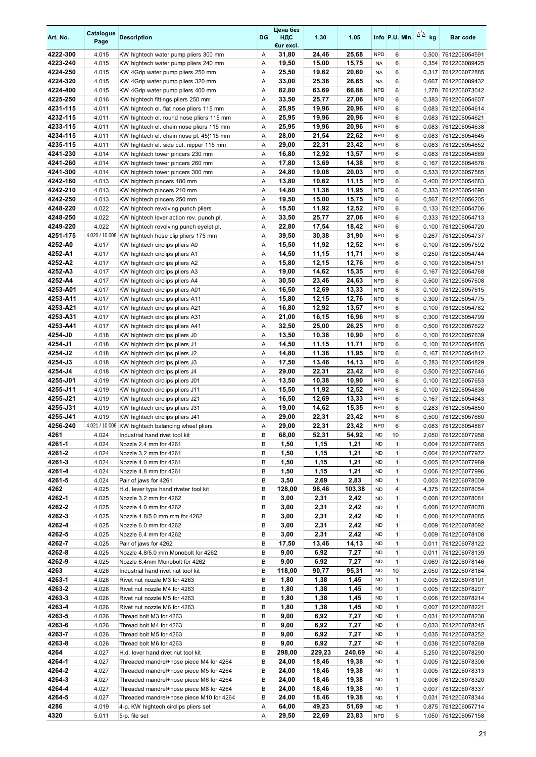| Art. No. | Catalogue Page | Description | DG | Цена без НДС €ur excl. | 1,30 | 1,05 | Info | P.U. | Min. | kg | Bar code |
|---|---|---|---|---|---|---|---|---|---|---|---|
| 4222-300 | 4.015 | KW hightech water pump pliers 300 mm | A | 31,80 | 24,46 | 25,68 | NPD | 6 | | 0,500 | 7612206054591 |
| 4223-240 | 4.015 | KW hightech water pump pliers 240 mm | A | 19,50 | 15,00 | 15,75 | NA | 6 | | 0,354 | 7612206089425 |
| 4224-250 | 4.015 | KW 4Grip water pump pliers 250 mm | A | 25,50 | 19,62 | 20,60 | NA | 6 | | 0,317 | 7612206072885 |
| 4224-320 | 4.015 | KW 4Grip water pump pliers 320 mm | A | 33,00 | 25,38 | 26,65 | NA | 6 | | 0,667 | 7612206089432 |
| 4224-400 | 4.015 | KW 4Grip water pump pliers 400 mm | A | 82,80 | 63,69 | 66,88 | NPD | 6 | | 1,278 | 7612206073042 |
| 4225-250 | 4.016 | KW hightech fittings pliers 250 mm | A | 33,50 | 25,77 | 27,06 | NPD | 6 | | 0,383 | 7612206054607 |
| 4231-115 | 4.011 | KW hightech el. flat nose pliers 115 mm | A | 25,95 | 19,96 | 20,96 | NPD | 6 | | 0,083 | 7612206054614 |
| 4232-115 | 4.011 | KW hightech el. round nose pliers 115 mm | A | 25,95 | 19,96 | 20,96 | NPD | 6 | | 0,083 | 7612206054621 |
| 4233-115 | 4.011 | KW hightech el. chain nose pliers 115 mm | A | 25,95 | 19,96 | 20,96 | NPD | 6 | | 0,083 | 7612206054638 |
| 4234-115 | 4.011 | KW hightech el. chain nose pl. 45¦115 mm | A | 28,00 | 21,54 | 22,62 | NPD | 6 | | 0,083 | 7612206054645 |
| 4235-115 | 4.011 | KW hightech el. side cut. nipper 115 mm | A | 29,00 | 22,31 | 23,42 | NPD | 6 | | 0,083 | 7612206054652 |
| 4241-230 | 4.014 | KW hightech tower pincers 230 mm | A | 16,80 | 12,92 | 13,57 | NPD | 6 | | 0,083 | 7612206054669 |
| 4241-260 | 4.014 | KW hightech tower pincers 260 mm | A | 17,80 | 13,69 | 14,38 | NPD | 6 | | 0,167 | 7612206054676 |
| 4241-300 | 4.014 | KW hightech tower pincers 300 mm | A | 24,80 | 19,08 | 20,03 | NPD | 6 | | 0,533 | 7612206057585 |
| 4242-180 | 4.013 | KW hightech pincers 180 mm | A | 13,80 | 10,62 | 11,15 | NPD | 6 | | 0,400 | 7612206054683 |
| 4242-210 | 4.013 | KW hightech pincers 210 mm | A | 14,80 | 11,38 | 11,95 | NPD | 6 | | 0,333 | 7612206054690 |
| 4242-250 | 4.013 | KW hightech pincers 250 mm | A | 19,50 | 15,00 | 15,75 | NPD | 6 | | 0,567 | 7612206056205 |
| 4248-220 | 4.022 | KW hightech revolving punch pliers | A | 15,50 | 11,92 | 12,52 | NPD | 6 | | 0,133 | 7612206054706 |
| 4248-250 | 4.022 | KW hightech lever action rev. punch pl. | A | 33,50 | 25,77 | 27,06 | NPD | 6 | | 0,333 | 7612206054713 |
| 4249-220 | 4.022 | KW hightech revolving punch eyelet pl. | A | 22,80 | 17,54 | 18,42 | NPD | 6 | | 0,100 | 7612206054720 |
| 4251-175 | 4.020 / 10.008 | KW hightech hose clip pliers 175 mm | A | 39,50 | 30,38 | 31,90 | NPD | 6 | | 0,267 | 7612206054737 |
| 4252-A0 | 4.017 | KW hightech circlips pliers A0 | A | 15,50 | 11,92 | 12,52 | NPD | 6 | | 0,100 | 7612206057592 |
| 4252-A1 | 4.017 | KW hightech circlips pliers A1 | A | 14,50 | 11,15 | 11,71 | NPD | 6 | | 0,250 | 7612206054744 |
| 4252-A2 | 4.017 | KW hightech circlips pliers A2 | A | 15,80 | 12,15 | 12,76 | NPD | 6 | | 0,100 | 7612206054751 |
| 4252-A3 | 4.017 | KW hightech circlips pliers A3 | A | 19,00 | 14,62 | 15,35 | NPD | 6 | | 0,167 | 7612206054768 |
| 4252-A4 | 4.017 | KW hightech circlips pliers A4 | A | 30,50 | 23,46 | 24,63 | NPD | 6 | | 0,500 | 7612206057608 |
| 4253-A01 | 4.017 | KW hightech circlips pliers A01 | A | 16,50 | 12,69 | 13,33 | NPD | 6 | | 0,100 | 7612206057615 |
| 4253-A11 | 4.017 | KW hightech circlips pliers A11 | A | 15,80 | 12,15 | 12,76 | NPD | 6 | | 0,300 | 7612206054775 |
| 4253-A21 | 4.017 | KW hightech circlips pliers A21 | A | 16,80 | 12,92 | 13,57 | NPD | 6 | | 0,100 | 7612206054782 |
| 4253-A31 | 4.017 | KW hightech circlips pliers A31 | A | 21,00 | 16,15 | 16,96 | NPD | 6 | | 0,300 | 7612206054799 |
| 4253-A41 | 4.017 | KW hightech circlips pliers A41 | A | 32,50 | 25,00 | 26,25 | NPD | 6 | | 0,500 | 7612206057622 |
| 4254-J0 | 4.018 | KW hightech circlips pliers J0 | A | 13,50 | 10,38 | 10,90 | NPD | 6 | | 0,100 | 7612206057639 |
| 4254-J1 | 4.018 | KW hightech circlips pliers J1 | A | 14,50 | 11,15 | 11,71 | NPD | 6 | | 0,100 | 7612206054805 |
| 4254-J2 | 4.018 | KW hightech circlips pliers J2 | A | 14,80 | 11,38 | 11,95 | NPD | 6 | | 0,167 | 7612206054812 |
| 4254-J3 | 4.018 | KW hightech circlips pliers J3 | A | 17,50 | 13,46 | 14,13 | NPD | 6 | | 0,283 | 7612206054829 |
| 4254-J4 | 4.018 | KW hightech circlips pliers J4 | A | 29,00 | 22,31 | 23,42 | NPD | 6 | | 0,500 | 7612206057646 |
| 4255-J01 | 4.019 | KW hightech circlips pliers J01 | A | 13,50 | 10,38 | 10,90 | NPD | 6 | | 0,100 | 7612206057653 |
| 4255-J11 | 4.019 | KW hightech circlips pliers J11 | A | 15,50 | 11,92 | 12,52 | NPD | 6 | | 0,100 | 7612206054836 |
| 4255-J21 | 4.019 | KW hightech circlips pliers J21 | A | 16,50 | 12,69 | 13,33 | NPD | 6 | | 0,167 | 7612206054843 |
| 4255-J31 | 4.019 | KW hightech circlips pliers J31 | A | 19,00 | 14,62 | 15,35 | NPD | 6 | | 0,283 | 7612206054850 |
| 4255-J41 | 4.019 | KW hightech circlips pliers J41 | A | 29,00 | 22,31 | 23,42 | NPD | 6 | | 0,500 | 7612206057660 |
| 4256-240 | 4.021 / 10.008 | KW hightech balancing wheel pliers | A | 29,00 | 22,31 | 23,42 | NPD | 6 | | 0,083 | 7612206054867 |
| 4261 | 4.024 | Industrial hand rivet tool kit | B | 68,00 | 52,31 | 54,92 | ND | 10 | | 2,050 | 7612206077958 |
| 4261-1 | 4.024 | Nozzle 2.4 mm for 4261 | B | 1,50 | 1,15 | 1,21 | ND | 1 | | 0,004 | 7612206077965 |
| 4261-2 | 4.024 | Nozzle 3.2 mm for 4261 | B | 1,50 | 1,15 | 1,21 | ND | 1 | | 0,004 | 7612206077972 |
| 4261-3 | 4.024 | Nozzle 4.0 mm for 4261 | B | 1,50 | 1,15 | 1,21 | ND | 1 | | 0,005 | 7612206077989 |
| 4261-4 | 4.024 | Nozzle 4.8 mm for 4261 | B | 1,50 | 1,15 | 1,21 | ND | 1 | | 0,006 | 7612206077996 |
| 4261-5 | 4.024 | Pair of jaws for 4261 | B | 3,50 | 2,69 | 2,83 | ND | 1 | | 0,003 | 7612206078009 |
| 4262 | 4.025 | H.d. lever type hand riveter tool kit | B | 128,00 | 98,46 | 103,38 | ND | 4 | | 4,375 | 7612206078054 |
| 4262-1 | 4.025 | Nozzle 3.2 mm for 4262 | B | 3,00 | 2,31 | 2,42 | ND | 1 | | 0,008 | 7612206078061 |
| 4262-2 | 4.025 | Nozzle 4.0 mm for 4262 | B | 3,00 | 2,31 | 2,42 | ND | 1 | | 0,008 | 7612206078078 |
| 4262-3 | 4.025 | Nozzle 4.8/5.0 mm mm for 4262 | B | 3,00 | 2,31 | 2,42 | ND | 1 | | 0,008 | 7612206078085 |
| 4262-4 | 4.025 | Nozzle 6.0 mm for 4262 | B | 3,00 | 2,31 | 2,42 | ND | 1 | | 0,009 | 7612206078092 |
| 4262-5 | 4.025 | Nozzle 6.4 mm for 4262 | B | 3,00 | 2,31 | 2,42 | ND | 1 | | 0,009 | 7612206078108 |
| 4262-7 | 4.025 | Pair of jaws for 4262 | B | 17,50 | 13,46 | 14,13 | ND | 1 | | 0,011 | 7612206078122 |
| 4262-8 | 4.025 | Nozzle 4.8/5.0 mm Monobolt for 4262 | B | 9,00 | 6,92 | 7,27 | ND | 1 | | 0,011 | 7612206078139 |
| 4262-9 | 4.025 | Nozzle 6.4mm Monobolt for 4262 | B | 9,00 | 6,92 | 7,27 | ND | 1 | | 0,069 | 7612206078146 |
| 4263 | 4.026 | Industrial hand rivet nut tool kit | B | 118,00 | 90,77 | 95,31 | ND | 10 | | 2,050 | 7612206078184 |
| 4263-1 | 4.026 | Rivet nut nozzle M3 for 4263 | B | 1,80 | 1,38 | 1,45 | ND | 1 | | 0,005 | 7612206078191 |
| 4263-2 | 4.026 | Rivet nut nozzle M4 for 4263 | B | 1,80 | 1,38 | 1,45 | ND | 1 | | 0,005 | 7612206078207 |
| 4263-3 | 4.026 | Rivet nut nozzle M5 for 4263 | B | 1,80 | 1,38 | 1,45 | ND | 1 | | 0,006 | 7612206078214 |
| 4263-4 | 4.026 | Rivet nut nozzle M6 for 4263 | B | 1,80 | 1,38 | 1,45 | ND | 1 | | 0,007 | 7612206078221 |
| 4263-5 | 4.026 | Thread bolt M3 for 4263 | B | 9,00 | 6,92 | 7,27 | ND | 1 | | 0,031 | 7612206078238 |
| 4263-6 | 4.026 | Thread bolt M4 for 4263 | B | 9,00 | 6,92 | 7,27 | ND | 1 | | 0,033 | 7612206078245 |
| 4263-7 | 4.026 | Thread bolt M5 for 4263 | B | 9,00 | 6,92 | 7,27 | ND | 1 | | 0,035 | 7612206078252 |
| 4263-8 | 4.026 | Thread bolt M6 for 4263 | B | 9,00 | 6,92 | 7,27 | ND | 1 | | 0,038 | 7612206078269 |
| 4264 | 4.027 | H.d. lever hand rivet nut tool kit | B | 298,00 | 229,23 | 240,69 | ND | 4 | | 5,250 | 7612206078290 |
| 4264-1 | 4.027 | Threaded mandrel+nose piece M4 for 4264 | B | 24,00 | 18,46 | 19,38 | ND | 1 | | 0,005 | 7612206078306 |
| 4264-2 | 4.027 | Threaded mandrel+nose piece M5 for 4264 | B | 24,00 | 18,46 | 19,38 | ND | 1 | | 0,005 | 7612206078313 |
| 4264-3 | 4.027 | Threaded mandrel+nose piece M6 for 4264 | B | 24,00 | 18,46 | 19,38 | ND | 1 | | 0,006 | 7612206078320 |
| 4264-4 | 4.027 | Threaded mandrel+nose piece M8 for 4264 | B | 24,00 | 18,46 | 19,38 | ND | 1 | | 0,007 | 7612206078337 |
| 4264-5 | 4.027 | Threaded mandrel+nose piece M10 for 4264 | B | 24,00 | 18,46 | 19,38 | ND | 1 | | 0,031 | 7612206078344 |
| 4286 | 4.019 | 4-p. KW hightech circlips pliers set | A | 64,00 | 49,23 | 51,69 | ND | 1 | | 0,875 | 7612206057714 |
| 4320 | 5.011 | 5-p. file set | A | 29,50 | 22,69 | 23,83 | NPD | 5 | | 1,050 | 7612206057158 |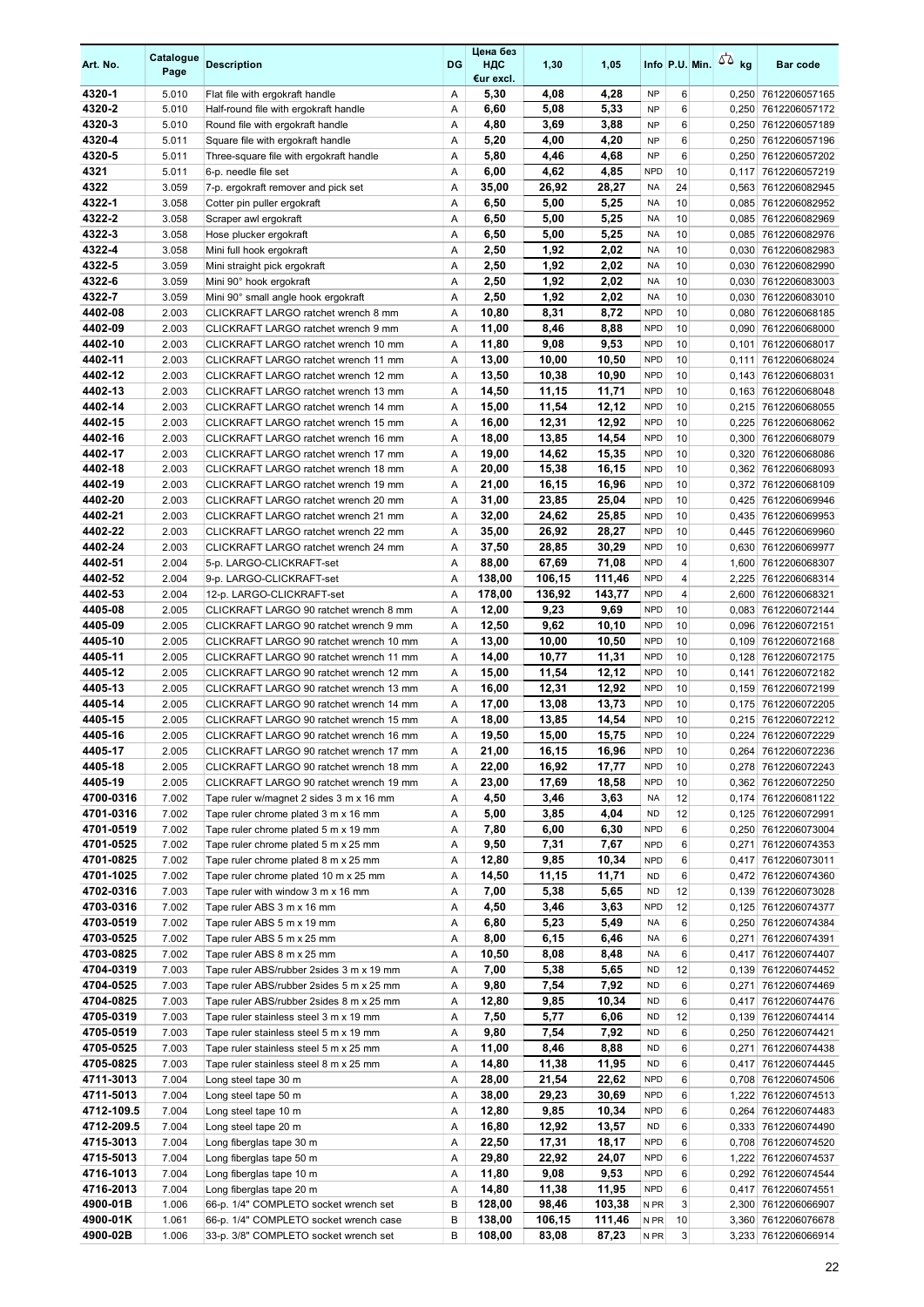| Art. No. | Catalogue Page | Description | DG | Цена без НДС €ur excl. | 1,30 | 1,05 | Info | P.U. | Min. | kg | Bar code |
|---|---|---|---|---|---|---|---|---|---|---|---|
| 4320-1 | 5.010 | Flat file with ergokraft handle | A | 5,30 | 4,08 | 4,28 | NP | 6 | | 0,250 | 7612206057165 |
| 4320-2 | 5.010 | Half-round file with ergokraft handle | A | 6,60 | 5,08 | 5,33 | NP | 6 | | 0,250 | 7612206057172 |
| 4320-3 | 5.010 | Round file with ergokraft handle | A | 4,80 | 3,69 | 3,88 | NP | 6 | | 0,250 | 7612206057189 |
| 4320-4 | 5.011 | Square file with ergokraft handle | A | 5,20 | 4,00 | 4,20 | NP | 6 | | 0,250 | 7612206057196 |
| 4320-5 | 5.011 | Three-square file with ergokraft handle | A | 5,80 | 4,46 | 4,68 | NP | 6 | | 0,250 | 7612206057202 |
| 4321 | 5.011 | 6-p. needle file set | A | 6,00 | 4,62 | 4,85 | NPD | 10 | | 0,117 | 7612206057219 |
| 4322 | 3.059 | 7-p. ergokraft remover and pick set | A | 35,00 | 26,92 | 28,27 | NA | 24 | | 0,563 | 7612206082945 |
| 4322-1 | 3.058 | Cotter pin puller ergokraft | A | 6,50 | 5,00 | 5,25 | NA | 10 | | 0,085 | 7612206082952 |
| 4322-2 | 3.058 | Scraper awl ergokraft | A | 6,50 | 5,00 | 5,25 | NA | 10 | | 0,085 | 7612206082969 |
| 4322-3 | 3.058 | Hose plucker ergokraft | A | 6,50 | 5,00 | 5,25 | NA | 10 | | 0,085 | 7612206082976 |
| 4322-4 | 3.058 | Mini full hook ergokraft | A | 2,50 | 1,92 | 2,02 | NA | 10 | | 0,030 | 7612206082983 |
| 4322-5 | 3.059 | Mini straight pick ergokraft | A | 2,50 | 1,92 | 2,02 | NA | 10 | | 0,030 | 7612206082990 |
| 4322-6 | 3.059 | Mini 90° hook ergokraft | A | 2,50 | 1,92 | 2,02 | NA | 10 | | 0,030 | 7612206083003 |
| 4322-7 | 3.059 | Mini 90° small angle hook ergokraft | A | 2,50 | 1,92 | 2,02 | NA | 10 | | 0,030 | 7612206083010 |
| 4402-08 | 2.003 | CLICKRAFT LARGO ratchet wrench 8 mm | A | 10,80 | 8,31 | 8,72 | NPD | 10 | | 0,080 | 7612206068185 |
| 4402-09 | 2.003 | CLICKRAFT LARGO ratchet wrench 9 mm | A | 11,00 | 8,46 | 8,88 | NPD | 10 | | 0,090 | 7612206068000 |
| 4402-10 | 2.003 | CLICKRAFT LARGO ratchet wrench 10 mm | A | 11,80 | 9,08 | 9,53 | NPD | 10 | | 0,101 | 7612206068017 |
| 4402-11 | 2.003 | CLICKRAFT LARGO ratchet wrench 11 mm | A | 13,00 | 10,00 | 10,50 | NPD | 10 | | 0,111 | 7612206068024 |
| 4402-12 | 2.003 | CLICKRAFT LARGO ratchet wrench 12 mm | A | 13,50 | 10,38 | 10,90 | NPD | 10 | | 0,143 | 7612206068031 |
| 4402-13 | 2.003 | CLICKRAFT LARGO ratchet wrench 13 mm | A | 14,50 | 11,15 | 11,71 | NPD | 10 | | 0,163 | 7612206068048 |
| 4402-14 | 2.003 | CLICKRAFT LARGO ratchet wrench 14 mm | A | 15,00 | 11,54 | 12,12 | NPD | 10 | | 0,215 | 7612206068055 |
| 4402-15 | 2.003 | CLICKRAFT LARGO ratchet wrench 15 mm | A | 16,00 | 12,31 | 12,92 | NPD | 10 | | 0,225 | 7612206068062 |
| 4402-16 | 2.003 | CLICKRAFT LARGO ratchet wrench 16 mm | A | 18,00 | 13,85 | 14,54 | NPD | 10 | | 0,300 | 7612206068079 |
| 4402-17 | 2.003 | CLICKRAFT LARGO ratchet wrench 17 mm | A | 19,00 | 14,62 | 15,35 | NPD | 10 | | 0,320 | 7612206068086 |
| 4402-18 | 2.003 | CLICKRAFT LARGO ratchet wrench 18 mm | A | 20,00 | 15,38 | 16,15 | NPD | 10 | | 0,362 | 7612206068093 |
| 4402-19 | 2.003 | CLICKRAFT LARGO ratchet wrench 19 mm | A | 21,00 | 16,15 | 16,96 | NPD | 10 | | 0,372 | 7612206068109 |
| 4402-20 | 2.003 | CLICKRAFT LARGO ratchet wrench 20 mm | A | 31,00 | 23,85 | 25,04 | NPD | 10 | | 0,425 | 7612206069946 |
| 4402-21 | 2.003 | CLICKRAFT LARGO ratchet wrench 21 mm | A | 32,00 | 24,62 | 25,85 | NPD | 10 | | 0,435 | 7612206069953 |
| 4402-22 | 2.003 | CLICKRAFT LARGO ratchet wrench 22 mm | A | 35,00 | 26,92 | 28,27 | NPD | 10 | | 0,445 | 7612206069960 |
| 4402-24 | 2.003 | CLICKRAFT LARGO ratchet wrench 24 mm | A | 37,50 | 28,85 | 30,29 | NPD | 10 | | 0,630 | 7612206069977 |
| 4402-51 | 2.004 | 5-p. LARGO-CLICKRAFT-set | A | 88,00 | 67,69 | 71,08 | NPD | 4 | | 1,600 | 7612206068307 |
| 4402-52 | 2.004 | 9-p. LARGO-CLICKRAFT-set | A | 138,00 | 106,15 | 111,46 | NPD | 4 | | 2,225 | 7612206068314 |
| 4402-53 | 2.004 | 12-p. LARGO-CLICKRAFT-set | A | 178,00 | 136,92 | 143,77 | NPD | 4 | | 2,600 | 7612206068321 |
| 4405-08 | 2.005 | CLICKRAFT LARGO 90 ratchet wrench 8 mm | A | 12,00 | 9,23 | 9,69 | NPD | 10 | | 0,083 | 7612206072144 |
| 4405-09 | 2.005 | CLICKRAFT LARGO 90 ratchet wrench 9 mm | A | 12,50 | 9,62 | 10,10 | NPD | 10 | | 0,096 | 7612206072151 |
| 4405-10 | 2.005 | CLICKRAFT LARGO 90 ratchet wrench 10 mm | A | 13,00 | 10,00 | 10,50 | NPD | 10 | | 0,109 | 7612206072168 |
| 4405-11 | 2.005 | CLICKRAFT LARGO 90 ratchet wrench 11 mm | A | 14,00 | 10,77 | 11,31 | NPD | 10 | | 0,128 | 7612206072175 |
| 4405-12 | 2.005 | CLICKRAFT LARGO 90 ratchet wrench 12 mm | A | 15,00 | 11,54 | 12,12 | NPD | 10 | | 0,141 | 7612206072182 |
| 4405-13 | 2.005 | CLICKRAFT LARGO 90 ratchet wrench 13 mm | A | 16,00 | 12,31 | 12,92 | NPD | 10 | | 0,159 | 7612206072199 |
| 4405-14 | 2.005 | CLICKRAFT LARGO 90 ratchet wrench 14 mm | A | 17,00 | 13,08 | 13,73 | NPD | 10 | | 0,175 | 7612206072205 |
| 4405-15 | 2.005 | CLICKRAFT LARGO 90 ratchet wrench 15 mm | A | 18,00 | 13,85 | 14,54 | NPD | 10 | | 0,215 | 7612206072212 |
| 4405-16 | 2.005 | CLICKRAFT LARGO 90 ratchet wrench 16 mm | A | 19,50 | 15,00 | 15,75 | NPD | 10 | | 0,224 | 7612206072229 |
| 4405-17 | 2.005 | CLICKRAFT LARGO 90 ratchet wrench 17 mm | A | 21,00 | 16,15 | 16,96 | NPD | 10 | | 0,264 | 7612206072236 |
| 4405-18 | 2.005 | CLICKRAFT LARGO 90 ratchet wrench 18 mm | A | 22,00 | 16,92 | 17,77 | NPD | 10 | | 0,278 | 7612206072243 |
| 4405-19 | 2.005 | CLICKRAFT LARGO 90 ratchet wrench 19 mm | A | 23,00 | 17,69 | 18,58 | NPD | 10 | | 0,362 | 7612206072250 |
| 4700-0316 | 7.002 | Tape ruler w/magnet 2 sides 3 m x 16 mm | A | 4,50 | 3,46 | 3,63 | NA | 12 | | 0,174 | 7612206081122 |
| 4701-0316 | 7.002 | Tape ruler chrome plated 3 m x 16 mm | A | 5,00 | 3,85 | 4,04 | ND | 12 | | 0,125 | 7612206072991 |
| 4701-0519 | 7.002 | Tape ruler chrome plated 5 m x 19 mm | A | 7,80 | 6,00 | 6,30 | NPD | 6 | | 0,250 | 7612206073004 |
| 4701-0525 | 7.002 | Tape ruler chrome plated 5 m x 25 mm | A | 9,50 | 7,31 | 7,67 | NPD | 6 | | 0,271 | 7612206074353 |
| 4701-0825 | 7.002 | Tape ruler chrome plated 8 m x 25 mm | A | 12,80 | 9,85 | 10,34 | NPD | 6 | | 0,417 | 7612206073011 |
| 4701-1025 | 7.002 | Tape ruler chrome plated 10 m x 25 mm | A | 14,50 | 11,15 | 11,71 | ND | 6 | | 0,472 | 7612206074360 |
| 4702-0316 | 7.003 | Tape ruler with window 3 m x 16 mm | A | 7,00 | 5,38 | 5,65 | ND | 12 | | 0,139 | 7612206073028 |
| 4703-0316 | 7.002 | Tape ruler ABS 3 m x 16 mm | A | 4,50 | 3,46 | 3,63 | NPD | 12 | | 0,125 | 7612206074377 |
| 4703-0519 | 7.002 | Tape ruler ABS 5 m x 19 mm | A | 6,80 | 5,23 | 5,49 | NA | 6 | | 0,250 | 7612206074384 |
| 4703-0525 | 7.002 | Tape ruler ABS 5 m x 25 mm | A | 8,00 | 6,15 | 6,46 | NA | 6 | | 0,271 | 7612206074391 |
| 4703-0825 | 7.002 | Tape ruler ABS 8 m x 25 mm | A | 10,50 | 8,08 | 8,48 | NA | 6 | | 0,417 | 7612206074407 |
| 4704-0319 | 7.003 | Tape ruler ABS/rubber 2sides 3 m x 19 mm | A | 7,00 | 5,38 | 5,65 | ND | 12 | | 0,139 | 7612206074452 |
| 4704-0525 | 7.003 | Tape ruler ABS/rubber 2sides 5 m x 25 mm | A | 9,80 | 7,54 | 7,92 | ND | 6 | | 0,271 | 7612206074469 |
| 4704-0825 | 7.003 | Tape ruler ABS/rubber 2sides 8 m x 25 mm | A | 12,80 | 9,85 | 10,34 | ND | 6 | | 0,417 | 7612206074476 |
| 4705-0319 | 7.003 | Tape ruler stainless steel 3 m x 19 mm | A | 7,50 | 5,77 | 6,06 | ND | 12 | | 0,139 | 7612206074414 |
| 4705-0519 | 7.003 | Tape ruler stainless steel 5 m x 19 mm | A | 9,80 | 7,54 | 7,92 | ND | 6 | | 0,250 | 7612206074421 |
| 4705-0525 | 7.003 | Tape ruler stainless steel 5 m x 25 mm | A | 11,00 | 8,46 | 8,88 | ND | 6 | | 0,271 | 7612206074438 |
| 4705-0825 | 7.003 | Tape ruler stainless steel 8 m x 25 mm | A | 14,80 | 11,38 | 11,95 | ND | 6 | | 0,417 | 7612206074445 |
| 4711-3013 | 7.004 | Long steel tape 30 m | A | 28,00 | 21,54 | 22,62 | NPD | 6 | | 0,708 | 7612206074506 |
| 4711-5013 | 7.004 | Long steel tape 50 m | A | 38,00 | 29,23 | 30,69 | NPD | 6 | | 1,222 | 7612206074513 |
| 4712-109.5 | 7.004 | Long steel tape 10 m | A | 12,80 | 9,85 | 10,34 | NPD | 6 | | 0,264 | 7612206074483 |
| 4712-209.5 | 7.004 | Long steel tape 20 m | A | 16,80 | 12,92 | 13,57 | ND | 6 | | 0,333 | 7612206074490 |
| 4715-3013 | 7.004 | Long fiberglas tape 30 m | A | 22,50 | 17,31 | 18,17 | NPD | 6 | | 0,708 | 7612206074520 |
| 4715-5013 | 7.004 | Long fiberglas tape 50 m | A | 29,80 | 22,92 | 24,07 | NPD | 6 | | 1,222 | 7612206074537 |
| 4716-1013 | 7.004 | Long fiberglas tape 10 m | A | 11,80 | 9,08 | 9,53 | NPD | 6 | | 0,292 | 7612206074544 |
| 4716-2013 | 7.004 | Long fiberglas tape 20 m | A | 14,80 | 11,38 | 11,95 | NPD | 6 | | 0,417 | 7612206074551 |
| 4900-01B | 1.006 | 66-p. 1/4" COMPLETO socket wrench set | B | 128,00 | 98,46 | 103,38 | N PR | 3 | | 2,300 | 7612206066907 |
| 4900-01K | 1.061 | 66-p. 1/4" COMPLETO socket wrench case | B | 138,00 | 106,15 | 111,46 | N PR | 10 | | 3,360 | 7612206076678 |
| 4900-02B | 1.006 | 33-p. 3/8" COMPLETO socket wrench set | B | 108,00 | 83,08 | 87,23 | N PR | 3 | | 3,233 | 7612206066914 |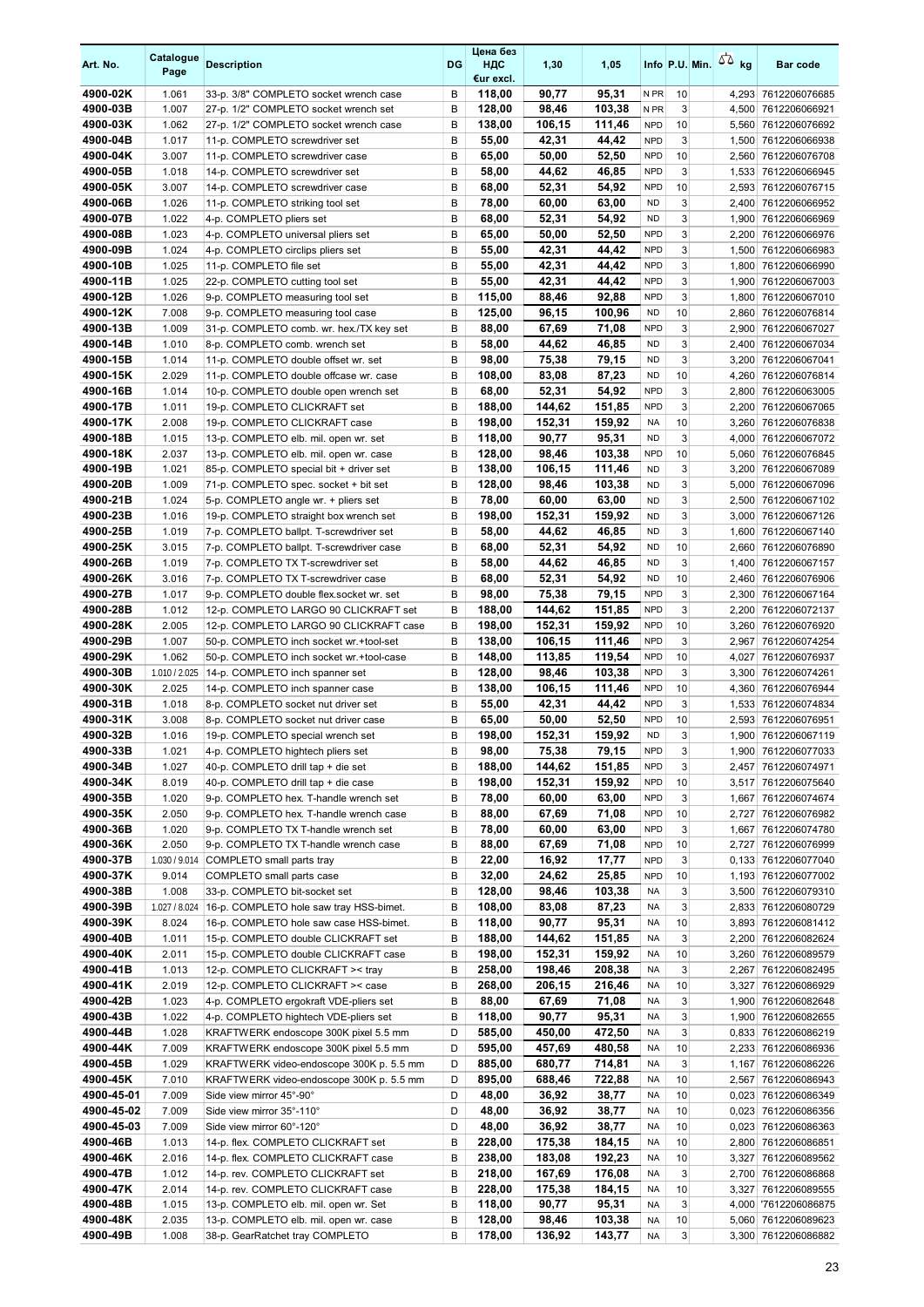| Art. No. | Catalogue Page | Description | DG | Цена без НДС €ur excl. | 1,30 | 1,05 | Info | P.U. | Min. | kg | Bar code |
|---|---|---|---|---|---|---|---|---|---|---|---|
| 4900-02K | 1.061 | 33-p. 3/8" COMPLETO socket wrench case | B | 118,00 | 90,77 | 95,31 | N PR | 10 | | 4,293 | 7612206076685 |
| 4900-03B | 1.007 | 27-p. 1/2" COMPLETO socket wrench set | B | 128,00 | 98,46 | 103,38 | N PR | 3 | | 4,500 | 7612206066921 |
| 4900-03K | 1.062 | 27-p. 1/2" COMPLETO socket wrench case | B | 138,00 | 106,15 | 111,46 | NPD | 10 | | 5,560 | 7612206076692 |
| 4900-04B | 1.017 | 11-p. COMPLETO screwdriver set | B | 55,00 | 42,31 | 44,42 | NPD | 3 | | 1,500 | 7612206066938 |
| 4900-04K | 3.007 | 11-p. COMPLETO screwdriver case | B | 65,00 | 50,00 | 52,50 | NPD | 10 | | 2,560 | 7612206076708 |
| 4900-05B | 1.018 | 14-p. COMPLETO screwdriver set | B | 58,00 | 44,62 | 46,85 | NPD | 3 | | 1,533 | 7612206066945 |
| 4900-05K | 3.007 | 14-p. COMPLETO screwdriver case | B | 68,00 | 52,31 | 54,92 | NPD | 10 | | 2,593 | 7612206076715 |
| 4900-06B | 1.026 | 11-p. COMPLETO striking tool set | B | 78,00 | 60,00 | 63,00 | ND | 3 | | 2,400 | 7612206066952 |
| 4900-07B | 1.022 | 4-p. COMPLETO pliers set | B | 68,00 | 52,31 | 54,92 | ND | 3 | | 1,900 | 7612206066969 |
| 4900-08B | 1.023 | 4-p. COMPLETO universal pliers set | B | 65,00 | 50,00 | 52,50 | NPD | 3 | | 2,200 | 7612206066976 |
| 4900-09B | 1.024 | 4-p. COMPLETO circlips pliers set | B | 55,00 | 42,31 | 44,42 | NPD | 3 | | 1,500 | 7612206066983 |
| 4900-10B | 1.025 | 11-p. COMPLETO file set | B | 55,00 | 42,31 | 44,42 | NPD | 3 | | 1,800 | 7612206066990 |
| 4900-11B | 1.025 | 22-p. COMPLETO cutting tool set | B | 55,00 | 42,31 | 44,42 | NPD | 3 | | 1,900 | 7612206067003 |
| 4900-12B | 1.026 | 9-p. COMPLETO measuring tool set | B | 115,00 | 88,46 | 92,88 | NPD | 3 | | 1,800 | 7612206067010 |
| 4900-12K | 7.008 | 9-p. COMPLETO measuring tool case | B | 125,00 | 96,15 | 100,96 | ND | 10 | | 2,860 | 7612206076814 |
| 4900-13B | 1.009 | 31-p. COMPLETO comb. wr. hex./TX key set | B | 88,00 | 67,69 | 71,08 | NPD | 3 | | 2,900 | 7612206067027 |
| 4900-14B | 1.010 | 8-p. COMPLETO comb. wrench set | B | 58,00 | 44,62 | 46,85 | ND | 3 | | 2,400 | 7612206067034 |
| 4900-15B | 1.014 | 11-p. COMPLETO double offset wr. set | B | 98,00 | 75,38 | 79,15 | ND | 3 | | 3,200 | 7612206067041 |
| 4900-15K | 2.029 | 11-p. COMPLETO double offcase wr. case | B | 108,00 | 83,08 | 87,23 | ND | 10 | | 4,260 | 7612206076814 |
| 4900-16B | 1.014 | 10-p. COMPLETO double open wrench set | B | 68,00 | 52,31 | 54,92 | NPD | 3 | | 2,800 | 7612206063005 |
| 4900-17B | 1.011 | 19-p. COMPLETO CLICKRAFT set | B | 188,00 | 144,62 | 151,85 | NPD | 3 | | 2,200 | 7612206067065 |
| 4900-17K | 2.008 | 19-p. COMPLETO CLICKRAFT case | B | 198,00 | 152,31 | 159,92 | NA | 10 | | 3,260 | 7612206076838 |
| 4900-18B | 1.015 | 13-p. COMPLETO elb. mil. open wr. set | B | 118,00 | 90,77 | 95,31 | ND | 3 | | 4,000 | 7612206067072 |
| 4900-18K | 2.037 | 13-p. COMPLETO elb. mil. open wr. case | B | 128,00 | 98,46 | 103,38 | NPD | 10 | | 5,060 | 7612206076845 |
| 4900-19B | 1.021 | 85-p. COMPLETO special bit + driver set | B | 138,00 | 106,15 | 111,46 | ND | 3 | | 3,200 | 7612206067089 |
| 4900-20B | 1.009 | 71-p. COMPLETO spec. socket + bit set | B | 128,00 | 98,46 | 103,38 | ND | 3 | | 5,000 | 7612206067096 |
| 4900-21B | 1.024 | 5-p. COMPLETO angle wr. + pliers set | B | 78,00 | 60,00 | 63,00 | ND | 3 | | 2,500 | 7612206067102 |
| 4900-23B | 1.016 | 19-p. COMPLETO straight box wrench set | B | 198,00 | 152,31 | 159,92 | ND | 3 | | 3,000 | 7612206067126 |
| 4900-25B | 1.019 | 7-p. COMPLETO ballpt. T-screwdriver set | B | 58,00 | 44,62 | 46,85 | ND | 3 | | 1,600 | 7612206067140 |
| 4900-25K | 3.015 | 7-p. COMPLETO ballpt. T-screwdriver case | B | 68,00 | 52,31 | 54,92 | ND | 10 | | 2,660 | 7612206076890 |
| 4900-26B | 1.019 | 7-p. COMPLETO TX T-screwdriver set | B | 58,00 | 44,62 | 46,85 | ND | 3 | | 1,400 | 7612206067157 |
| 4900-26K | 3.016 | 7-p. COMPLETO TX T-screwdriver case | B | 68,00 | 52,31 | 54,92 | ND | 10 | | 2,460 | 7612206076906 |
| 4900-27B | 1.017 | 9-p. COMPLETO double flex.socket wr. set | B | 98,00 | 75,38 | 79,15 | NPD | 3 | | 2,300 | 7612206067164 |
| 4900-28B | 1.012 | 12-p. COMPLETO LARGO 90 CLICKRAFT set | B | 188,00 | 144,62 | 151,85 | NPD | 3 | | 2,200 | 7612206072137 |
| 4900-28K | 2.005 | 12-p. COMPLETO LARGO 90 CLICKRAFT case | B | 198,00 | 152,31 | 159,92 | NPD | 10 | | 3,260 | 7612206076920 |
| 4900-29B | 1.007 | 50-p. COMPLETO inch socket wr.+tool-set | B | 138,00 | 106,15 | 111,46 | NPD | 3 | | 2,967 | 7612206074254 |
| 4900-29K | 1.062 | 50-p. COMPLETO inch socket wr.+tool-case | B | 148,00 | 113,85 | 119,54 | NPD | 10 | | 4,027 | 7612206076937 |
| 4900-30B | 1.010 / 2.025 | 14-p. COMPLETO inch spanner set | B | 128,00 | 98,46 | 103,38 | NPD | 3 | | 3,300 | 7612206074261 |
| 4900-30K | 2.025 | 14-p. COMPLETO inch spanner case | B | 138,00 | 106,15 | 111,46 | NPD | 10 | | 4,360 | 7612206076944 |
| 4900-31B | 1.018 | 8-p. COMPLETO socket nut driver set | B | 55,00 | 42,31 | 44,42 | NPD | 3 | | 1,533 | 7612206074834 |
| 4900-31K | 3.008 | 8-p. COMPLETO socket nut driver case | B | 65,00 | 50,00 | 52,50 | NPD | 10 | | 2,593 | 7612206076951 |
| 4900-32B | 1.016 | 19-p. COMPLETO special wrench set | B | 198,00 | 152,31 | 159,92 | ND | 3 | | 1,900 | 7612206067119 |
| 4900-33B | 1.021 | 4-p. COMPLETO hightech pliers set | B | 98,00 | 75,38 | 79,15 | NPD | 3 | | 1,900 | 7612206077033 |
| 4900-34B | 1.027 | 40-p. COMPLETO drill tap + die set | B | 188,00 | 144,62 | 151,85 | NPD | 3 | | 2,457 | 7612206074971 |
| 4900-34K | 8.019 | 40-p. COMPLETO drill tap + die case | B | 198,00 | 152,31 | 159,92 | NPD | 10 | | 3,517 | 7612206075640 |
| 4900-35B | 1.020 | 9-p. COMPLETO hex. T-handle wrench set | B | 78,00 | 60,00 | 63,00 | NPD | 3 | | 1,667 | 7612206074674 |
| 4900-35K | 2.050 | 9-p. COMPLETO hex. T-handle wrench case | B | 88,00 | 67,69 | 71,08 | NPD | 10 | | 2,727 | 7612206076982 |
| 4900-36B | 1.020 | 9-p. COMPLETO TX T-handle wrench set | B | 78,00 | 60,00 | 63,00 | NPD | 3 | | 1,667 | 7612206074780 |
| 4900-36K | 2.050 | 9-p. COMPLETO TX T-handle wrench case | B | 88,00 | 67,69 | 71,08 | NPD | 10 | | 2,727 | 7612206076999 |
| 4900-37B | 1.030 / 9.014 | COMPLETO small parts tray | B | 22,00 | 16,92 | 17,77 | NPD | 3 | | 0,133 | 7612206077040 |
| 4900-37K | 9.014 | COMPLETO small parts case | B | 32,00 | 24,62 | 25,85 | NPD | 10 | | 1,193 | 7612206077002 |
| 4900-38B | 1.008 | 33-p. COMPLETO bit-socket set | B | 128,00 | 98,46 | 103,38 | NA | 3 | | 3,500 | 7612206079310 |
| 4900-39B | 1.027 / 8.024 | 16-p. COMPLETO hole saw tray HSS-bimet. | B | 108,00 | 83,08 | 87,23 | NA | 3 | | 2,833 | 7612206080729 |
| 4900-39K | 8.024 | 16-p. COMPLETO hole saw case HSS-bimet. | B | 118,00 | 90,77 | 95,31 | NA | 10 | | 3,893 | 7612206081412 |
| 4900-40B | 1.011 | 15-p. COMPLETO double CLICKRAFT set | B | 188,00 | 144,62 | 151,85 | NA | 3 | | 2,200 | 7612206082624 |
| 4900-40K | 2.011 | 15-p. COMPLETO double CLICKRAFT case | B | 198,00 | 152,31 | 159,92 | NA | 10 | | 3,260 | 7612206089579 |
| 4900-41B | 1.013 | 12-p. COMPLETO CLICKRAFT >< tray | B | 258,00 | 198,46 | 208,38 | NA | 3 | | 2,267 | 7612206082495 |
| 4900-41K | 2.019 | 12-p. COMPLETO CLICKRAFT >< case | B | 268,00 | 206,15 | 216,46 | NA | 10 | | 3,327 | 7612206086929 |
| 4900-42B | 1.023 | 4-p. COMPLETO ergokraft VDE-pliers set | B | 88,00 | 67,69 | 71,08 | NA | 3 | | 1,900 | 7612206082648 |
| 4900-43B | 1.022 | 4-p. COMPLETO hightech VDE-pliers set | B | 118,00 | 90,77 | 95,31 | NA | 3 | | 1,900 | 7612206082655 |
| 4900-44B | 1.028 | KRAFTWERK endoscope 300K pixel 5.5 mm | D | 585,00 | 450,00 | 472,50 | NA | 3 | | 0,833 | 7612206086219 |
| 4900-44K | 7.009 | KRAFTWERK endoscope 300K pixel 5.5 mm | D | 595,00 | 457,69 | 480,58 | NA | 10 | | 2,233 | 7612206086936 |
| 4900-45B | 1.029 | KRAFTWERK video-endoscope 300K p. 5.5 mm | D | 885,00 | 680,77 | 714,81 | NA | 3 | | 1,167 | 7612206086226 |
| 4900-45K | 7.010 | KRAFTWERK video-endoscope 300K p. 5.5 mm | D | 895,00 | 688,46 | 722,88 | NA | 10 | | 2,567 | 7612206086943 |
| 4900-45-01 | 7.009 | Side view mirror 45°-90° | D | 48,00 | 36,92 | 38,77 | NA | 10 | | 0,023 | 7612206086349 |
| 4900-45-02 | 7.009 | Side view mirror 35°-110° | D | 48,00 | 36,92 | 38,77 | NA | 10 | | 0,023 | 7612206086356 |
| 4900-45-03 | 7.009 | Side view mirror 60°-120° | D | 48,00 | 36,92 | 38,77 | NA | 10 | | 0,023 | 7612206086363 |
| 4900-46B | 1.013 | 14-p. flex. COMPLETO CLICKRAFT set | B | 228,00 | 175,38 | 184,15 | NA | 10 | | 2,800 | 7612206086851 |
| 4900-46K | 2.016 | 14-p. flex. COMPLETO CLICKRAFT case | B | 238,00 | 183,08 | 192,23 | NA | 10 | | 3,327 | 7612206089562 |
| 4900-47B | 1.012 | 14-p. rev. COMPLETO CLICKRAFT set | B | 218,00 | 167,69 | 176,08 | NA | 3 | | 2,700 | 7612206086868 |
| 4900-47K | 2.014 | 14-p. rev. COMPLETO CLICKRAFT case | B | 228,00 | 175,38 | 184,15 | NA | 10 | | 3,327 | 7612206089555 |
| 4900-48B | 1.015 | 13-p. COMPLETO elb. mil. open wr. Set | B | 118,00 | 90,77 | 95,31 | NA | 3 | | 4,000 | '7612206086875 |
| 4900-48K | 2.035 | 13-p. COMPLETO elb. mil. open wr. case | B | 128,00 | 98,46 | 103,38 | NA | 10 | | 5,060 | 7612206089623 |
| 4900-49B | 1.008 | 38-p. GearRatchet tray COMPLETO | B | 178,00 | 136,92 | 143,77 | NA | 3 | | 3,300 | 7612206086882 |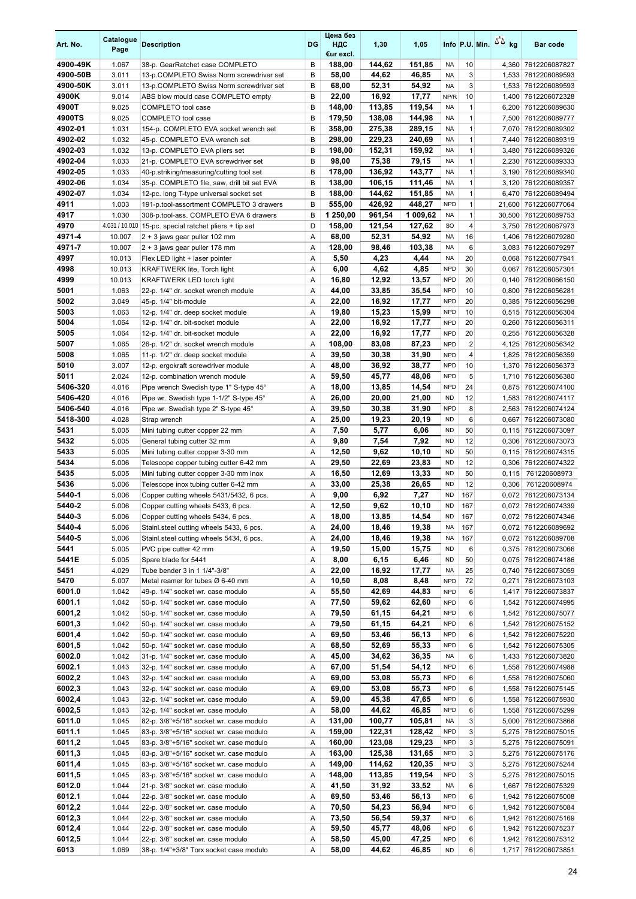| Art. No. | Catalogue Page | Description | DG | Цена без НДС €ur excl. | 1,30 | 1,05 | Info | P.U. | Min. | kg | Bar code |
|---|---|---|---|---|---|---|---|---|---|---|---|
| 4900-49K | 1.067 | 38-p. GearRatchet case COMPLETO | B | 188,00 | 144,62 | 151,85 | NA | 10 | | 4,360 | 7612206087827 |
| 4900-50B | 3.011 | 13-p.COMPLETO Swiss Norm screwdriver set | B | 58,00 | 44,62 | 46,85 | NA | 3 | | 1,533 | 7612206089593 |
| 4900-50K | 3.011 | 13-p.COMPLETO Swiss Norm screwdriver set | B | 68,00 | 52,31 | 54,92 | NA | 3 | | 1,533 | 7612206089593 |
| 4900K | 9.014 | ABS blow mould case COMPLETO empty | B | 22,00 | 16,92 | 17,77 | NP/R | 10 | | 1,400 | 7612206072328 |
| 4900T | 9.025 | COMPLETO tool case | B | 148,00 | 113,85 | 119,54 | NA | 1 | | 6,200 | 7612206089630 |
| 4900TS | 9.025 | COMPLETO tool case | B | 179,50 | 138,08 | 144,98 | NA | 1 | | 7,500 | 7612206089777 |
| 4902-01 | 1.031 | 154-p. COMPLETO EVA socket wrench set | B | 358,00 | 275,38 | 289,15 | NA | 1 | | 7,070 | 7612206089302 |
| 4902-02 | 1.032 | 45-p. COMPLETO EVA wrench set | B | 298,00 | 229,23 | 240,69 | NA | 1 | | 7,440 | 7612206089319 |
| 4902-03 | 1.032 | 13-p. COMPLETO EVA pliers set | B | 198,00 | 152,31 | 159,92 | NA | 1 | | 3,480 | 7612206089326 |
| 4902-04 | 1.033 | 21-p. COMPLETO EVA screwdriver set | B | 98,00 | 75,38 | 79,15 | NA | 1 | | 2,230 | 7612206089333 |
| 4902-05 | 1.033 | 40-p.striking/measuring/cutting tool set | B | 178,00 | 136,92 | 143,77 | NA | 1 | | 3,190 | 7612206089340 |
| 4902-06 | 1.034 | 35-p. COMPLETO file, saw, drill bit set EVA | B | 138,00 | 106,15 | 111,46 | NA | 1 | | 3,120 | 7612206089357 |
| 4902-07 | 1.034 | 12-pc. long T-type universal socket set | B | 188,00 | 144,62 | 151,85 | NA | 1 | | 6,470 | 7612206089494 |
| 4911 | 1.003 | 191-p.tool-assortment COMPLETO 3 drawers | B | 555,00 | 426,92 | 448,27 | NPD | 1 | | 21,600 | 7612206077064 |
| 4917 | 1.030 | 308-p.tool-ass. COMPLETO EVA 6 drawers | B | 1 250,00 | 961,54 | 1 009,62 | NA | 1 | | 30,500 | 7612206089753 |
| 4970 | 4.031 / 10.010 | 15-pc. special ratchet pliers + tip set | D | 158,00 | 121,54 | 127,62 | SO | 4 | | 3,750 | 7612206067973 |
| 4971-4 | 10.007 | 2 + 3 jaws gear puller 102 mm | A | 68,00 | 52,31 | 54,92 | NA | 16 | | 1,406 | 7612206079280 |
| 4971-7 | 10.007 | 2 + 3 jaws gear puller 178 mm | A | 128,00 | 98,46 | 103,38 | NA | 6 | | 3,083 | 7612206079297 |
| 4997 | 10.013 | Flex LED light + laser pointer | A | 5,50 | 4,23 | 4,44 | NA | 20 | | 0,068 | 7612206077941 |
| 4998 | 10.013 | KRAFTWERK lite, Torch light | A | 6,00 | 4,62 | 4,85 | NPD | 30 | | 0,067 | 7612206057301 |
| 4999 | 10.013 | KRAFTWERK LED torch light | A | 16,80 | 12,92 | 13,57 | NPD | 20 | | 0,140 | 7612206066150 |
| 5001 | 1.063 | 22-p. 1/4" dr. socket wrench module | A | 44,00 | 33,85 | 35,54 | NPD | 10 | | 0,800 | 7612206056281 |
| 5002 | 3.049 | 45-p. 1/4" bit-module | A | 22,00 | 16,92 | 17,77 | NPD | 20 | | 0,385 | 7612206056298 |
| 5003 | 1.063 | 12-p. 1/4" dr. deep socket module | A | 19,80 | 15,23 | 15,99 | NPD | 10 | | 0,515 | 7612206056304 |
| 5004 | 1.064 | 12-p. 1/4" dr. bit-socket module | A | 22,00 | 16,92 | 17,77 | NPD | 20 | | 0,260 | 7612206056311 |
| 5005 | 1.064 | 12-p. 1/4" dr. bit-socket module | A | 22,00 | 16,92 | 17,77 | NPD | 20 | | 0,255 | 7612206056328 |
| 5007 | 1.065 | 26-p. 1/2" dr. socket wrench module | A | 108,00 | 83,08 | 87,23 | NPD | 2 | | 4,125 | 7612206056342 |
| 5008 | 1.065 | 11-p. 1/2" dr. deep socket module | A | 39,50 | 30,38 | 31,90 | NPD | 4 | | 1,825 | 7612206056359 |
| 5010 | 3.007 | 12-p. ergokraft screwdriver module | A | 48,00 | 36,92 | 38,77 | NPD | 10 | | 1,370 | 7612206056373 |
| 5011 | 2.024 | 12-p. combination wrench module | A | 59,50 | 45,77 | 48,06 | NPD | 5 | | 1,710 | 7612206056380 |
| 5406-320 | 4.016 | Pipe wrench Swedish type 1" S-type 45° | A | 18,00 | 13,85 | 14,54 | NPD | 24 | | 0,875 | 7612206074100 |
| 5406-420 | 4.016 | Pipe wr. Swedish type 1-1/2" S-type 45° | A | 26,00 | 20,00 | 21,00 | ND | 12 | | 1,583 | 7612206074117 |
| 5406-540 | 4.016 | Pipe wr. Swedish type 2" S-type 45° | A | 39,50 | 30,38 | 31,90 | NPD | 8 | | 2,563 | 7612206074124 |
| 5418-300 | 4.028 | Strap wrench | A | 25,00 | 19,23 | 20,19 | ND | 6 | | 0,667 | 7612206073080 |
| 5431 | 5.005 | Mini tubing cutter copper 22 mm | A | 7,50 | 5,77 | 6,06 | ND | 50 | | 0,115 | 7612206073097 |
| 5432 | 5.005 | General tubing cutter 32 mm | A | 9,80 | 7,54 | 7,92 | ND | 12 | | 0,306 | 7612206073073 |
| 5433 | 5.005 | Mini tubing cutter copper 3-30 mm | A | 12,50 | 9,62 | 10,10 | ND | 50 | | 0,115 | 7612206074315 |
| 5434 | 5.006 | Telescope copper tubing cutter 6-42 mm | A | 29,50 | 22,69 | 23,83 | ND | 12 | | 0,306 | 7612206074322 |
| 5435 | 5.005 | Mini tubing cutter copper 3-30 mm Inox | A | 16,50 | 12,69 | 13,33 | ND | 50 | | 0,115 | 761220608973 |
| 5436 | 5.006 | Telescope inox tubing cutter 6-42 mm | A | 33,00 | 25,38 | 26,65 | ND | 12 | | 0,306 | 761220608974 |
| 5440-1 | 5.006 | Copper cutting wheels 5431/5432, 6 pcs. | A | 9,00 | 6,92 | 7,27 | ND | 167 | | 0,072 | 7612206073134 |
| 5440-2 | 5.006 | Copper cutting wheels 5433, 6 pcs. | A | 12,50 | 9,62 | 10,10 | ND | 167 | | 0,072 | 7612206074339 |
| 5440-3 | 5.006 | Copper cutting wheels 5434, 6 pcs. | A | 18,00 | 13,85 | 14,54 | ND | 167 | | 0,072 | 7612206074346 |
| 5440-4 | 5.006 | Stainl.steel cutting wheels 5433, 6 pcs. | A | 24,00 | 18,46 | 19,38 | NA | 167 | | 0,072 | 7612206089692 |
| 5440-5 | 5.006 | Stainl.steel cutting wheels 5434, 6 pcs. | A | 24,00 | 18,46 | 19,38 | NA | 167 | | 0,072 | 7612206089708 |
| 5441 | 5.005 | PVC pipe cutter 42 mm | A | 19,50 | 15,00 | 15,75 | ND | 6 | | 0,375 | 7612206073066 |
| 5441E | 5.005 | Spare blade for 5441 | A | 8,00 | 6,15 | 6,46 | ND | 50 | | 0,075 | 7612206074186 |
| 5451 | 4.029 | Tube bender 3 in 1 1/4"-3/8" | A | 22,00 | 16,92 | 17,77 | NA | 25 | | 0,740 | 7612206073059 |
| 5470 | 5.007 | Metal reamer for tubes Ø 6-40 mm | A | 10,50 | 8,08 | 8,48 | NPD | 72 | | 0,271 | 7612206073103 |
| 6001.0 | 1.042 | 49-p. 1/4" socket wr. case modulo | A | 55,50 | 42,69 | 44,83 | NPD | 6 | | 1,417 | 7612206073837 |
| 6001.1 | 1.042 | 50-p. 1/4" socket wr. case modulo | A | 77,50 | 59,62 | 62,60 | NPD | 6 | | 1,542 | 7612206074995 |
| 6001,2 | 1.042 | 50-p. 1/4" socket wr. case modulo | A | 79,50 | 61,15 | 64,21 | NPD | 6 | | 1,542 | 7612206075077 |
| 6001,3 | 1.042 | 50-p. 1/4" socket wr. case modulo | A | 79,50 | 61,15 | 64,21 | NPD | 6 | | 1,542 | 7612206075152 |
| 6001,4 | 1.042 | 50-p. 1/4" socket wr. case modulo | A | 69,50 | 53,46 | 56,13 | NPD | 6 | | 1,542 | 7612206075220 |
| 6001,5 | 1.042 | 50-p. 1/4" socket wr. case modulo | A | 68,50 | 52,69 | 55,33 | NPD | 6 | | 1,542 | 7612206075305 |
| 6002.0 | 1.042 | 31-p. 1/4" socket wr. case modulo | A | 45,00 | 34,62 | 36,35 | NA | 6 | | 1,433 | 7612206073820 |
| 6002.1 | 1.043 | 32-p. 1/4" socket wr. case modulo | A | 67,00 | 51,54 | 54,12 | NPD | 6 | | 1,558 | 7612206074988 |
| 6002,2 | 1.043 | 32-p. 1/4" socket wr. case modulo | A | 69,00 | 53,08 | 55,73 | NPD | 6 | | 1,558 | 7612206075060 |
| 6002,3 | 1.043 | 32-p. 1/4" socket wr. case modulo | A | 69,00 | 53,08 | 55,73 | NPD | 6 | | 1,558 | 7612206075145 |
| 6002,4 | 1.043 | 32-p. 1/4" socket wr. case modulo | A | 59,00 | 45,38 | 47,65 | NPD | 6 | | 1,558 | 7612206075930 |
| 6002,5 | 1.043 | 32-p. 1/4" socket wr. case modulo | A | 58,00 | 44,62 | 46,85 | NPD | 6 | | 1,558 | 7612206075299 |
| 6011.0 | 1.045 | 82-p. 3/8"+5/16" socket wr. case modulo | A | 131,00 | 100,77 | 105,81 | NA | 3 | | 5,000 | 7612206073868 |
| 6011.1 | 1.045 | 83-p. 3/8"+5/16" socket wr. case modulo | A | 159,00 | 122,31 | 128,42 | NPD | 3 | | 5,275 | 7612206075015 |
| 6011,2 | 1.045 | 83-p. 3/8"+5/16" socket wr. case modulo | A | 160,00 | 123,08 | 129,23 | NPD | 3 | | 5,275 | 7612206075091 |
| 6011,3 | 1.045 | 83-p. 3/8"+5/16" socket wr. case modulo | A | 163,00 | 125,38 | 131,65 | NPD | 3 | | 5,275 | 7612206075176 |
| 6011,4 | 1.045 | 83-p. 3/8"+5/16" socket wr. case modulo | A | 149,00 | 114,62 | 120,35 | NPD | 3 | | 5,275 | 7612206075244 |
| 6011,5 | 1.045 | 83-p. 3/8"+5/16" socket wr. case modulo | A | 148,00 | 113,85 | 119,54 | NPD | 3 | | 5,275 | 7612206075015 |
| 6012.0 | 1.044 | 21-p. 3/8" socket wr. case modulo | A | 41,50 | 31,92 | 33,52 | NA | 6 | | 1,667 | 7612206075329 |
| 6012.1 | 1.044 | 22-p. 3/8" socket wr. case modulo | A | 69,50 | 53,46 | 56,13 | NPD | 6 | | 1,942 | 7612206075008 |
| 6012,2 | 1.044 | 22-p. 3/8" socket wr. case modulo | A | 70,50 | 54,23 | 56,94 | NPD | 6 | | 1,942 | 7612206075084 |
| 6012,3 | 1.044 | 22-p. 3/8" socket wr. case modulo | A | 73,50 | 56,54 | 59,37 | NPD | 6 | | 1,942 | 7612206075169 |
| 6012,4 | 1.044 | 22-p. 3/8" socket wr. case modulo | A | 59,50 | 45,77 | 48,06 | NPD | 6 | | 1,942 | 7612206075237 |
| 6012,5 | 1.044 | 22-p. 3/8" socket wr. case modulo | A | 58,50 | 45,00 | 47,25 | NPD | 6 | | 1,942 | 7612206075312 |
| 6013 | 1.069 | 38-p. 1/4"+3/8" Torx socket case modulo | A | 58,00 | 44,62 | 46,85 | ND | 6 | | 1,717 | 7612206073851 |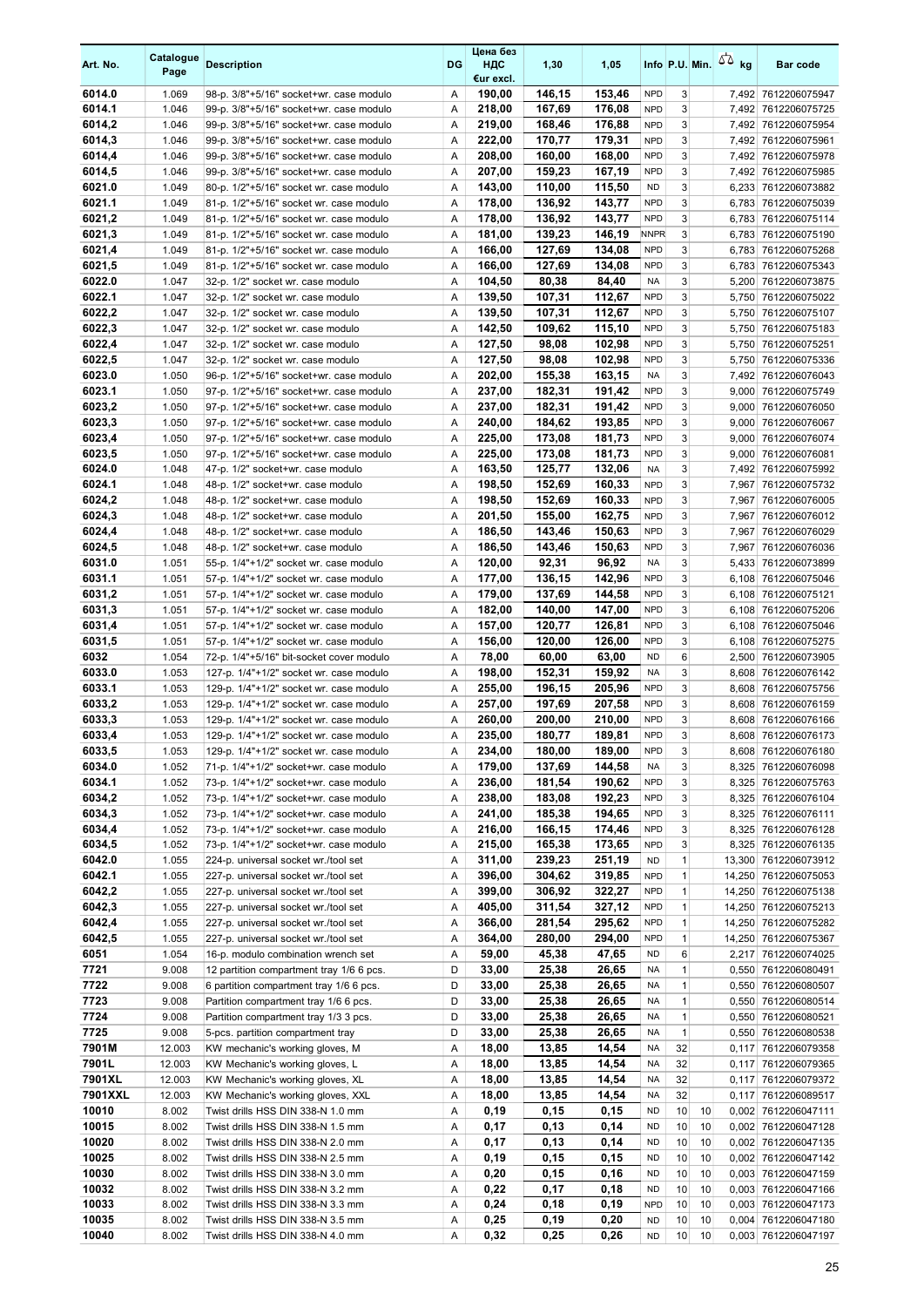| Art. No. | Catalogue Page | Description | DG | Цена без НДС €ur excl. | 1,30 | 1,05 | Info | P.U. | Min. | kg | Bar code |
|---|---|---|---|---|---|---|---|---|---|---|---|
| 6014.0 | 1.069 | 98-p. 3/8"+5/16" socket+wr. case modulo | A | 190,00 | 146,15 | 153,46 | NPD | 3 | | 7,492 | 7612206075947 |
| 6014.1 | 1.046 | 99-p. 3/8"+5/16" socket+wr. case modulo | A | 218,00 | 167,69 | 176,08 | NPD | 3 | | 7,492 | 7612206075725 |
| 6014,2 | 1.046 | 99-p. 3/8"+5/16" socket+wr. case modulo | A | 219,00 | 168,46 | 176,88 | NPD | 3 | | 7,492 | 7612206075954 |
| 6014,3 | 1.046 | 99-p. 3/8"+5/16" socket+wr. case modulo | A | 222,00 | 170,77 | 179,31 | NPD | 3 | | 7,492 | 7612206075961 |
| 6014,4 | 1.046 | 99-p. 3/8"+5/16" socket+wr. case modulo | A | 208,00 | 160,00 | 168,00 | NPD | 3 | | 7,492 | 7612206075978 |
| 6014,5 | 1.046 | 99-p. 3/8"+5/16" socket+wr. case modulo | A | 207,00 | 159,23 | 167,19 | NPD | 3 | | 7,492 | 7612206075985 |
| 6021.0 | 1.049 | 80-p. 1/2"+5/16" socket wr. case modulo | A | 143,00 | 110,00 | 115,50 | ND | 3 | | 6,233 | 7612206073882 |
| 6021.1 | 1.049 | 81-p. 1/2"+5/16" socket wr. case modulo | A | 178,00 | 136,92 | 143,77 | NPD | 3 | | 6,783 | 7612206075039 |
| 6021,2 | 1.049 | 81-p. 1/2"+5/16" socket wr. case modulo | A | 178,00 | 136,92 | 143,77 | NPD | 3 | | 6,783 | 7612206075114 |
| 6021,3 | 1.049 | 81-p. 1/2"+5/16" socket wr. case modulo | A | 181,00 | 139,23 | 146,19 | NNPR | 3 | | 6,783 | 7612206075190 |
| 6021,4 | 1.049 | 81-p. 1/2"+5/16" socket wr. case modulo | A | 166,00 | 127,69 | 134,08 | NPD | 3 | | 6,783 | 7612206075268 |
| 6021,5 | 1.049 | 81-p. 1/2"+5/16" socket wr. case modulo | A | 166,00 | 127,69 | 134,08 | NPD | 3 | | 6,783 | 7612206075343 |
| 6022.0 | 1.047 | 32-p. 1/2" socket wr. case modulo | A | 104,50 | 80,38 | 84,40 | NA | 3 | | 5,200 | 7612206073875 |
| 6022.1 | 1.047 | 32-p. 1/2" socket wr. case modulo | A | 139,50 | 107,31 | 112,67 | NPD | 3 | | 5,750 | 7612206075022 |
| 6022,2 | 1.047 | 32-p. 1/2" socket wr. case modulo | A | 139,50 | 107,31 | 112,67 | NPD | 3 | | 5,750 | 7612206075107 |
| 6022,3 | 1.047 | 32-p. 1/2" socket wr. case modulo | A | 142,50 | 109,62 | 115,10 | NPD | 3 | | 5,750 | 7612206075183 |
| 6022,4 | 1.047 | 32-p. 1/2" socket wr. case modulo | A | 127,50 | 98,08 | 102,98 | NPD | 3 | | 5,750 | 7612206075251 |
| 6022,5 | 1.047 | 32-p. 1/2" socket wr. case modulo | A | 127,50 | 98,08 | 102,98 | NPD | 3 | | 5,750 | 7612206075336 |
| 6023.0 | 1.050 | 96-p. 1/2"+5/16" socket+wr. case modulo | A | 202,00 | 155,38 | 163,15 | NA | 3 | | 7,492 | 7612206076043 |
| 6023.1 | 1.050 | 97-p. 1/2"+5/16" socket+wr. case modulo | A | 237,00 | 182,31 | 191,42 | NPD | 3 | | 9,000 | 7612206075749 |
| 6023,2 | 1.050 | 97-p. 1/2"+5/16" socket+wr. case modulo | A | 237,00 | 182,31 | 191,42 | NPD | 3 | | 9,000 | 7612206076050 |
| 6023,3 | 1.050 | 97-p. 1/2"+5/16" socket+wr. case modulo | A | 240,00 | 184,62 | 193,85 | NPD | 3 | | 9,000 | 7612206076067 |
| 6023,4 | 1.050 | 97-p. 1/2"+5/16" socket+wr. case modulo | A | 225,00 | 173,08 | 181,73 | NPD | 3 | | 9,000 | 7612206076074 |
| 6023,5 | 1.050 | 97-p. 1/2"+5/16" socket+wr. case modulo | A | 225,00 | 173,08 | 181,73 | NPD | 3 | | 9,000 | 7612206076081 |
| 6024.0 | 1.048 | 47-p. 1/2" socket+wr. case modulo | A | 163,50 | 125,77 | 132,06 | NA | 3 | | 7,492 | 7612206075992 |
| 6024.1 | 1.048 | 48-p. 1/2" socket+wr. case modulo | A | 198,50 | 152,69 | 160,33 | NPD | 3 | | 7,967 | 7612206075732 |
| 6024,2 | 1.048 | 48-p. 1/2" socket+wr. case modulo | A | 198,50 | 152,69 | 160,33 | NPD | 3 | | 7,967 | 7612206076005 |
| 6024,3 | 1.048 | 48-p. 1/2" socket+wr. case modulo | A | 201,50 | 155,00 | 162,75 | NPD | 3 | | 7,967 | 7612206076012 |
| 6024,4 | 1.048 | 48-p. 1/2" socket+wr. case modulo | A | 186,50 | 143,46 | 150,63 | NPD | 3 | | 7,967 | 7612206076029 |
| 6024,5 | 1.048 | 48-p. 1/2" socket+wr. case modulo | A | 186,50 | 143,46 | 150,63 | NPD | 3 | | 7,967 | 7612206076036 |
| 6031.0 | 1.051 | 55-p. 1/4"+1/2" socket wr. case modulo | A | 120,00 | 92,31 | 96,92 | NA | 3 | | 5,433 | 7612206073899 |
| 6031.1 | 1.051 | 57-p. 1/4"+1/2" socket wr. case modulo | A | 177,00 | 136,15 | 142,96 | NPD | 3 | | 6,108 | 7612206075046 |
| 6031,2 | 1.051 | 57-p. 1/4"+1/2" socket wr. case modulo | A | 179,00 | 137,69 | 144,58 | NPD | 3 | | 6,108 | 7612206075121 |
| 6031,3 | 1.051 | 57-p. 1/4"+1/2" socket wr. case modulo | A | 182,00 | 140,00 | 147,00 | NPD | 3 | | 6,108 | 7612206075206 |
| 6031,4 | 1.051 | 57-p. 1/4"+1/2" socket wr. case modulo | A | 157,00 | 120,77 | 126,81 | NPD | 3 | | 6,108 | 7612206075046 |
| 6031,5 | 1.051 | 57-p. 1/4"+1/2" socket wr. case modulo | A | 156,00 | 120,00 | 126,00 | NPD | 3 | | 6,108 | 7612206075275 |
| 6032 | 1.054 | 72-p. 1/4"+5/16" bit-socket cover modulo | A | 78,00 | 60,00 | 63,00 | ND | 6 | | 2,500 | 7612206073905 |
| 6033.0 | 1.053 | 127-p. 1/4"+1/2" socket wr. case modulo | A | 198,00 | 152,31 | 159,92 | NA | 3 | | 8,608 | 7612206076142 |
| 6033.1 | 1.053 | 129-p. 1/4"+1/2" socket wr. case modulo | A | 255,00 | 196,15 | 205,96 | NPD | 3 | | 8,608 | 7612206075756 |
| 6033,2 | 1.053 | 129-p. 1/4"+1/2" socket wr. case modulo | A | 257,00 | 197,69 | 207,58 | NPD | 3 | | 8,608 | 7612206076159 |
| 6033,3 | 1.053 | 129-p. 1/4"+1/2" socket wr. case modulo | A | 260,00 | 200,00 | 210,00 | NPD | 3 | | 8,608 | 7612206076166 |
| 6033,4 | 1.053 | 129-p. 1/4"+1/2" socket wr. case modulo | A | 235,00 | 180,77 | 189,81 | NPD | 3 | | 8,608 | 7612206076173 |
| 6033,5 | 1.053 | 129-p. 1/4"+1/2" socket wr. case modulo | A | 234,00 | 180,00 | 189,00 | NPD | 3 | | 8,608 | 7612206076180 |
| 6034.0 | 1.052 | 71-p. 1/4"+1/2" socket+wr. case modulo | A | 179,00 | 137,69 | 144,58 | NA | 3 | | 8,325 | 7612206076098 |
| 6034.1 | 1.052 | 73-p. 1/4"+1/2" socket+wr. case modulo | A | 236,00 | 181,54 | 190,62 | NPD | 3 | | 8,325 | 7612206075763 |
| 6034,2 | 1.052 | 73-p. 1/4"+1/2" socket+wr. case modulo | A | 238,00 | 183,08 | 192,23 | NPD | 3 | | 8,325 | 7612206076104 |
| 6034,3 | 1.052 | 73-p. 1/4"+1/2" socket+wr. case modulo | A | 241,00 | 185,38 | 194,65 | NPD | 3 | | 8,325 | 7612206076111 |
| 6034,4 | 1.052 | 73-p. 1/4"+1/2" socket+wr. case modulo | A | 216,00 | 166,15 | 174,46 | NPD | 3 | | 8,325 | 7612206076128 |
| 6034,5 | 1.052 | 73-p. 1/4"+1/2" socket+wr. case modulo | A | 215,00 | 165,38 | 173,65 | NPD | 3 | | 8,325 | 7612206076135 |
| 6042.0 | 1.055 | 224-p. universal socket wr./tool set | A | 311,00 | 239,23 | 251,19 | ND | 1 | | 13,300 | 7612206073912 |
| 6042.1 | 1.055 | 227-p. universal socket wr./tool set | A | 396,00 | 304,62 | 319,85 | NPD | 1 | | 14,250 | 7612206075053 |
| 6042,2 | 1.055 | 227-p. universal socket wr./tool set | A | 399,00 | 306,92 | 322,27 | NPD | 1 | | 14,250 | 7612206075138 |
| 6042,3 | 1.055 | 227-p. universal socket wr./tool set | A | 405,00 | 311,54 | 327,12 | NPD | 1 | | 14,250 | 7612206075213 |
| 6042,4 | 1.055 | 227-p. universal socket wr./tool set | A | 366,00 | 281,54 | 295,62 | NPD | 1 | | 14,250 | 7612206075282 |
| 6042,5 | 1.055 | 227-p. universal socket wr./tool set | A | 364,00 | 280,00 | 294,00 | NPD | 1 | | 14,250 | 7612206075367 |
| 6051 | 1.054 | 16-p. modulo combination wrench set | A | 59,00 | 45,38 | 47,65 | ND | 6 | | 2,217 | 7612206074025 |
| 7721 | 9.008 | 12 partition compartment tray 1/6 6 pcs. | D | 33,00 | 25,38 | 26,65 | NA | 1 | | 0,550 | 7612206080491 |
| 7722 | 9.008 | 6 partition compartment tray 1/6 6 pcs. | D | 33,00 | 25,38 | 26,65 | NA | 1 | | 0,550 | 7612206080507 |
| 7723 | 9.008 | Partition compartment tray 1/6 6 pcs. | D | 33,00 | 25,38 | 26,65 | NA | 1 | | 0,550 | 7612206080514 |
| 7724 | 9.008 | Partition compartment tray 1/3 3 pcs. | D | 33,00 | 25,38 | 26,65 | NA | 1 | | 0,550 | 7612206080521 |
| 7725 | 9.008 | 5-pcs. partition compartment tray | D | 33,00 | 25,38 | 26,65 | NA | 1 | | 0,550 | 7612206080538 |
| 7901M | 12.003 | KW mechanic's working gloves, M | A | 18,00 | 13,85 | 14,54 | NA | 32 | | 0,117 | 7612206079358 |
| 7901L | 12.003 | KW Mechanic's working gloves, L | A | 18,00 | 13,85 | 14,54 | NA | 32 | | 0,117 | 7612206079365 |
| 7901XL | 12.003 | KW Mechanic's working gloves, XL | A | 18,00 | 13,85 | 14,54 | NA | 32 | | 0,117 | 7612206079372 |
| 7901XXL | 12.003 | KW Mechanic's working gloves, XXL | A | 18,00 | 13,85 | 14,54 | NA | 32 | | 0,117 | 7612206089517 |
| 10010 | 8.002 | Twist drills HSS DIN 338-N 1.0 mm | A | 0,19 | 0,15 | 0,15 | ND | 10 | 10 | 0,002 | 7612206047111 |
| 10015 | 8.002 | Twist drills HSS DIN 338-N 1.5 mm | A | 0,17 | 0,13 | 0,14 | ND | 10 | 10 | 0,002 | 7612206047128 |
| 10020 | 8.002 | Twist drills HSS DIN 338-N 2.0 mm | A | 0,17 | 0,13 | 0,14 | ND | 10 | 10 | 0,002 | 7612206047135 |
| 10025 | 8.002 | Twist drills HSS DIN 338-N 2.5 mm | A | 0,19 | 0,15 | 0,15 | ND | 10 | 10 | 0,002 | 7612206047142 |
| 10030 | 8.002 | Twist drills HSS DIN 338-N 3.0 mm | A | 0,20 | 0,15 | 0,16 | ND | 10 | 10 | 0,003 | 7612206047159 |
| 10032 | 8.002 | Twist drills HSS DIN 338-N 3.2 mm | A | 0,22 | 0,17 | 0,18 | ND | 10 | 10 | 0,003 | 7612206047166 |
| 10033 | 8.002 | Twist drills HSS DIN 338-N 3.3 mm | A | 0,24 | 0,18 | 0,19 | NPD | 10 | 10 | 0,003 | 7612206047173 |
| 10035 | 8.002 | Twist drills HSS DIN 338-N 3.5 mm | A | 0,25 | 0,19 | 0,20 | ND | 10 | 10 | 0,004 | 7612206047180 |
| 10040 | 8.002 | Twist drills HSS DIN 338-N 4.0 mm | A | 0,32 | 0,25 | 0,26 | ND | 10 | 10 | 0,003 | 7612206047197 |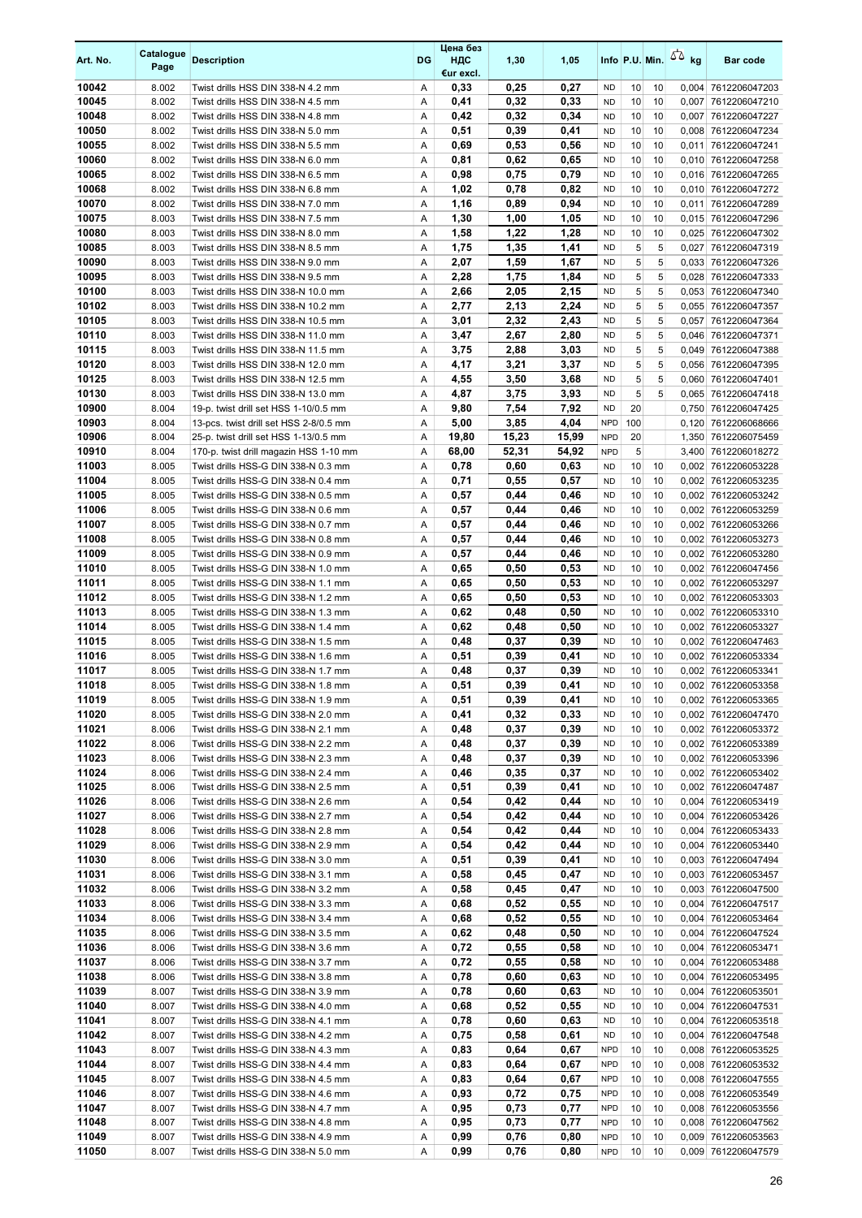| Art. No. | Catalogue Page | Description | DG | Цена без НДС €ur excl. | 1,30 | 1,05 | Info | P.U. | Min. | kg | Bar code |
|---|---|---|---|---|---|---|---|---|---|---|---|
| 10042 | 8.002 | Twist drills HSS DIN 338-N 4.2 mm | A | 0,33 | 0,25 | 0,27 | ND | 10 | 10 | 0,004 | 7612206047203 |
| 10045 | 8.002 | Twist drills HSS DIN 338-N 4.5 mm | A | 0,41 | 0,32 | 0,33 | ND | 10 | 10 | 0,007 | 7612206047210 |
| 10048 | 8.002 | Twist drills HSS DIN 338-N 4.8 mm | A | 0,42 | 0,32 | 0,34 | ND | 10 | 10 | 0,007 | 7612206047227 |
| 10050 | 8.002 | Twist drills HSS DIN 338-N 5.0 mm | A | 0,51 | 0,39 | 0,41 | ND | 10 | 10 | 0,008 | 7612206047234 |
| 10055 | 8.002 | Twist drills HSS DIN 338-N 5.5 mm | A | 0,69 | 0,53 | 0,56 | ND | 10 | 10 | 0,011 | 7612206047241 |
| 10060 | 8.002 | Twist drills HSS DIN 338-N 6.0 mm | A | 0,81 | 0,62 | 0,65 | ND | 10 | 10 | 0,010 | 7612206047258 |
| 10065 | 8.002 | Twist drills HSS DIN 338-N 6.5 mm | A | 0,98 | 0,75 | 0,79 | ND | 10 | 10 | 0,016 | 7612206047265 |
| 10068 | 8.002 | Twist drills HSS DIN 338-N 6.8 mm | A | 1,02 | 0,78 | 0,82 | ND | 10 | 10 | 0,010 | 7612206047272 |
| 10070 | 8.002 | Twist drills HSS DIN 338-N 7.0 mm | A | 1,16 | 0,89 | 0,94 | ND | 10 | 10 | 0,011 | 7612206047289 |
| 10075 | 8.003 | Twist drills HSS DIN 338-N 7.5 mm | A | 1,30 | 1,00 | 1,05 | ND | 10 | 10 | 0,015 | 7612206047296 |
| 10080 | 8.003 | Twist drills HSS DIN 338-N 8.0 mm | A | 1,58 | 1,22 | 1,28 | ND | 10 | 10 | 0,025 | 7612206047302 |
| 10085 | 8.003 | Twist drills HSS DIN 338-N 8.5 mm | A | 1,75 | 1,35 | 1,41 | ND | 5 | 5 | 0,027 | 7612206047319 |
| 10090 | 8.003 | Twist drills HSS DIN 338-N 9.0 mm | A | 2,07 | 1,59 | 1,67 | ND | 5 | 5 | 0,033 | 7612206047326 |
| 10095 | 8.003 | Twist drills HSS DIN 338-N 9.5 mm | A | 2,28 | 1,75 | 1,84 | ND | 5 | 5 | 0,028 | 7612206047333 |
| 10100 | 8.003 | Twist drills HSS DIN 338-N 10.0 mm | A | 2,66 | 2,05 | 2,15 | ND | 5 | 5 | 0,053 | 7612206047340 |
| 10102 | 8.003 | Twist drills HSS DIN 338-N 10.2 mm | A | 2,77 | 2,13 | 2,24 | ND | 5 | 5 | 0,055 | 7612206047357 |
| 10105 | 8.003 | Twist drills HSS DIN 338-N 10.5 mm | A | 3,01 | 2,32 | 2,43 | ND | 5 | 5 | 0,057 | 7612206047364 |
| 10110 | 8.003 | Twist drills HSS DIN 338-N 11.0 mm | A | 3,47 | 2,67 | 2,80 | ND | 5 | 5 | 0,046 | 7612206047371 |
| 10115 | 8.003 | Twist drills HSS DIN 338-N 11.5 mm | A | 3,75 | 2,88 | 3,03 | ND | 5 | 5 | 0,049 | 7612206047388 |
| 10120 | 8.003 | Twist drills HSS DIN 338-N 12.0 mm | A | 4,17 | 3,21 | 3,37 | ND | 5 | 5 | 0,056 | 7612206047395 |
| 10125 | 8.003 | Twist drills HSS DIN 338-N 12.5 mm | A | 4,55 | 3,50 | 3,68 | ND | 5 | 5 | 0,060 | 7612206047401 |
| 10130 | 8.003 | Twist drills HSS DIN 338-N 13.0 mm | A | 4,87 | 3,75 | 3,93 | ND | 5 | 5 | 0,065 | 7612206047418 |
| 10900 | 8.004 | 19-p. twist drill set HSS 1-10/0.5 mm | A | 9,80 | 7,54 | 7,92 | ND | 20 | | 0,750 | 7612206047425 |
| 10903 | 8.004 | 13-pcs. twist drill set HSS 2-8/0.5 mm | A | 5,00 | 3,85 | 4,04 | NPD | 100 | | 0,120 | 7612206068666 |
| 10906 | 8.004 | 25-p. twist drill set HSS 1-13/0.5 mm | A | 19,80 | 15,23 | 15,99 | NPD | 20 | | 1,350 | 7612206075459 |
| 10910 | 8.004 | 170-p. twist drill magazin HSS 1-10 mm | A | 68,00 | 52,31 | 54,92 | NPD | 5 | | 3,400 | 7612206018272 |
| 11003 | 8.005 | Twist drills HSS-G DIN 338-N 0.3 mm | A | 0,78 | 0,60 | 0,63 | ND | 10 | 10 | 0,002 | 7612206053228 |
| 11004 | 8.005 | Twist drills HSS-G DIN 338-N 0.4 mm | A | 0,71 | 0,55 | 0,57 | ND | 10 | 10 | 0,002 | 7612206053235 |
| 11005 | 8.005 | Twist drills HSS-G DIN 338-N 0.5 mm | A | 0,57 | 0,44 | 0,46 | ND | 10 | 10 | 0,002 | 7612206053242 |
| 11006 | 8.005 | Twist drills HSS-G DIN 338-N 0.6 mm | A | 0,57 | 0,44 | 0,46 | ND | 10 | 10 | 0,002 | 7612206053259 |
| 11007 | 8.005 | Twist drills HSS-G DIN 338-N 0.7 mm | A | 0,57 | 0,44 | 0,46 | ND | 10 | 10 | 0,002 | 7612206053266 |
| 11008 | 8.005 | Twist drills HSS-G DIN 338-N 0.8 mm | A | 0,57 | 0,44 | 0,46 | ND | 10 | 10 | 0,002 | 7612206053273 |
| 11009 | 8.005 | Twist drills HSS-G DIN 338-N 0.9 mm | A | 0,57 | 0,44 | 0,46 | ND | 10 | 10 | 0,002 | 7612206053280 |
| 11010 | 8.005 | Twist drills HSS-G DIN 338-N 1.0 mm | A | 0,65 | 0,50 | 0,53 | ND | 10 | 10 | 0,002 | 7612206047456 |
| 11011 | 8.005 | Twist drills HSS-G DIN 338-N 1.1 mm | A | 0,65 | 0,50 | 0,53 | ND | 10 | 10 | 0,002 | 7612206053297 |
| 11012 | 8.005 | Twist drills HSS-G DIN 338-N 1.2 mm | A | 0,65 | 0,50 | 0,53 | ND | 10 | 10 | 0,002 | 7612206053303 |
| 11013 | 8.005 | Twist drills HSS-G DIN 338-N 1.3 mm | A | 0,62 | 0,48 | 0,50 | ND | 10 | 10 | 0,002 | 7612206053310 |
| 11014 | 8.005 | Twist drills HSS-G DIN 338-N 1.4 mm | A | 0,62 | 0,48 | 0,50 | ND | 10 | 10 | 0,002 | 7612206053327 |
| 11015 | 8.005 | Twist drills HSS-G DIN 338-N 1.5 mm | A | 0,48 | 0,37 | 0,39 | ND | 10 | 10 | 0,002 | 7612206047463 |
| 11016 | 8.005 | Twist drills HSS-G DIN 338-N 1.6 mm | A | 0,51 | 0,39 | 0,41 | ND | 10 | 10 | 0,002 | 7612206053334 |
| 11017 | 8.005 | Twist drills HSS-G DIN 338-N 1.7 mm | A | 0,48 | 0,37 | 0,39 | ND | 10 | 10 | 0,002 | 7612206053341 |
| 11018 | 8.005 | Twist drills HSS-G DIN 338-N 1.8 mm | A | 0,51 | 0,39 | 0,41 | ND | 10 | 10 | 0,002 | 7612206053358 |
| 11019 | 8.005 | Twist drills HSS-G DIN 338-N 1.9 mm | A | 0,51 | 0,39 | 0,41 | ND | 10 | 10 | 0,002 | 7612206053365 |
| 11020 | 8.005 | Twist drills HSS-G DIN 338-N 2.0 mm | A | 0,41 | 0,32 | 0,33 | ND | 10 | 10 | 0,002 | 7612206047470 |
| 11021 | 8.006 | Twist drills HSS-G DIN 338-N 2.1 mm | A | 0,48 | 0,37 | 0,39 | ND | 10 | 10 | 0,002 | 7612206053372 |
| 11022 | 8.006 | Twist drills HSS-G DIN 338-N 2.2 mm | A | 0,48 | 0,37 | 0,39 | ND | 10 | 10 | 0,002 | 7612206053389 |
| 11023 | 8.006 | Twist drills HSS-G DIN 338-N 2.3 mm | A | 0,48 | 0,37 | 0,39 | ND | 10 | 10 | 0,002 | 7612206053396 |
| 11024 | 8.006 | Twist drills HSS-G DIN 338-N 2.4 mm | A | 0,46 | 0,35 | 0,37 | ND | 10 | 10 | 0,002 | 7612206053402 |
| 11025 | 8.006 | Twist drills HSS-G DIN 338-N 2.5 mm | A | 0,51 | 0,39 | 0,41 | ND | 10 | 10 | 0,002 | 7612206047487 |
| 11026 | 8.006 | Twist drills HSS-G DIN 338-N 2.6 mm | A | 0,54 | 0,42 | 0,44 | ND | 10 | 10 | 0,004 | 7612206053419 |
| 11027 | 8.006 | Twist drills HSS-G DIN 338-N 2.7 mm | A | 0,54 | 0,42 | 0,44 | ND | 10 | 10 | 0,004 | 7612206053426 |
| 11028 | 8.006 | Twist drills HSS-G DIN 338-N 2.8 mm | A | 0,54 | 0,42 | 0,44 | ND | 10 | 10 | 0,004 | 7612206053433 |
| 11029 | 8.006 | Twist drills HSS-G DIN 338-N 2.9 mm | A | 0,54 | 0,42 | 0,44 | ND | 10 | 10 | 0,004 | 7612206053440 |
| 11030 | 8.006 | Twist drills HSS-G DIN 338-N 3.0 mm | A | 0,51 | 0,39 | 0,41 | ND | 10 | 10 | 0,003 | 7612206047494 |
| 11031 | 8.006 | Twist drills HSS-G DIN 338-N 3.1 mm | A | 0,58 | 0,45 | 0,47 | ND | 10 | 10 | 0,003 | 7612206053457 |
| 11032 | 8.006 | Twist drills HSS-G DIN 338-N 3.2 mm | A | 0,58 | 0,45 | 0,47 | ND | 10 | 10 | 0,003 | 7612206047500 |
| 11033 | 8.006 | Twist drills HSS-G DIN 338-N 3.3 mm | A | 0,68 | 0,52 | 0,55 | ND | 10 | 10 | 0,004 | 7612206047517 |
| 11034 | 8.006 | Twist drills HSS-G DIN 338-N 3.4 mm | A | 0,68 | 0,52 | 0,55 | ND | 10 | 10 | 0,004 | 7612206053464 |
| 11035 | 8.006 | Twist drills HSS-G DIN 338-N 3.5 mm | A | 0,62 | 0,48 | 0,50 | ND | 10 | 10 | 0,004 | 7612206047524 |
| 11036 | 8.006 | Twist drills HSS-G DIN 338-N 3.6 mm | A | 0,72 | 0,55 | 0,58 | ND | 10 | 10 | 0,004 | 7612206053471 |
| 11037 | 8.006 | Twist drills HSS-G DIN 338-N 3.7 mm | A | 0,72 | 0,55 | 0,58 | ND | 10 | 10 | 0,004 | 7612206053488 |
| 11038 | 8.006 | Twist drills HSS-G DIN 338-N 3.8 mm | A | 0,78 | 0,60 | 0,63 | ND | 10 | 10 | 0,004 | 7612206053495 |
| 11039 | 8.007 | Twist drills HSS-G DIN 338-N 3.9 mm | A | 0,78 | 0,60 | 0,63 | ND | 10 | 10 | 0,004 | 7612206053501 |
| 11040 | 8.007 | Twist drills HSS-G DIN 338-N 4.0 mm | A | 0,68 | 0,52 | 0,55 | ND | 10 | 10 | 0,004 | 7612206047531 |
| 11041 | 8.007 | Twist drills HSS-G DIN 338-N 4.1 mm | A | 0,78 | 0,60 | 0,63 | ND | 10 | 10 | 0,004 | 7612206053518 |
| 11042 | 8.007 | Twist drills HSS-G DIN 338-N 4.2 mm | A | 0,75 | 0,58 | 0,61 | ND | 10 | 10 | 0,004 | 7612206047548 |
| 11043 | 8.007 | Twist drills HSS-G DIN 338-N 4.3 mm | A | 0,83 | 0,64 | 0,67 | NPD | 10 | 10 | 0,008 | 7612206053525 |
| 11044 | 8.007 | Twist drills HSS-G DIN 338-N 4.4 mm | A | 0,83 | 0,64 | 0,67 | NPD | 10 | 10 | 0,008 | 7612206053532 |
| 11045 | 8.007 | Twist drills HSS-G DIN 338-N 4.5 mm | A | 0,83 | 0,64 | 0,67 | NPD | 10 | 10 | 0,008 | 7612206047555 |
| 11046 | 8.007 | Twist drills HSS-G DIN 338-N 4.6 mm | A | 0,93 | 0,72 | 0,75 | NPD | 10 | 10 | 0,008 | 7612206053549 |
| 11047 | 8.007 | Twist drills HSS-G DIN 338-N 4.7 mm | A | 0,95 | 0,73 | 0,77 | NPD | 10 | 10 | 0,008 | 7612206053556 |
| 11048 | 8.007 | Twist drills HSS-G DIN 338-N 4.8 mm | A | 0,95 | 0,73 | 0,77 | NPD | 10 | 10 | 0,008 | 7612206047562 |
| 11049 | 8.007 | Twist drills HSS-G DIN 338-N 4.9 mm | A | 0,99 | 0,76 | 0,80 | NPD | 10 | 10 | 0,009 | 7612206053563 |
| 11050 | 8.007 | Twist drills HSS-G DIN 338-N 5.0 mm | A | 0,99 | 0,76 | 0,80 | NPD | 10 | 10 | 0,009 | 7612206047579 |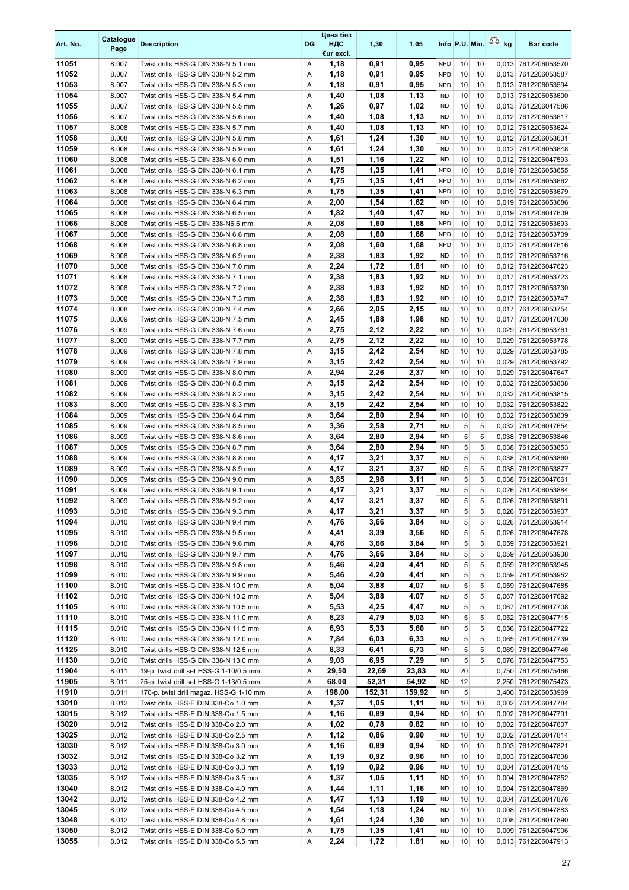| Art. No. | Catalogue Page | Description | DG | Цена без НДС €ur excl. | 1,30 | 1,05 | Info | P.U. | Min. | kg | Bar code |
|---|---|---|---|---|---|---|---|---|---|---|---|
| 11051 | 8.007 | Twist drills HSS-G DIN 338-N 5.1 mm | A | 1,18 | 0,91 | 0,95 | NPD | 10 | 10 | 0,013 | 7612206053570 |
| 11052 | 8.007 | Twist drills HSS-G DIN 338-N 5.2 mm | A | 1,18 | 0,91 | 0,95 | NPD | 10 | 10 | 0,013 | 7612206053587 |
| 11053 | 8.007 | Twist drills HSS-G DIN 338-N 5.3 mm | A | 1,18 | 0,91 | 0,95 | NPD | 10 | 10 | 0,013 | 7612206053594 |
| 11054 | 8.007 | Twist drills HSS-G DIN 338-N 5.4 mm | A | 1,40 | 1,08 | 1,13 | ND | 10 | 10 | 0,013 | 7612206053600 |
| 11055 | 8.007 | Twist drills HSS-G DIN 338-N 5.5 mm | A | 1,26 | 0,97 | 1,02 | ND | 10 | 10 | 0,013 | 7612206047586 |
| 11056 | 8.007 | Twist drills HSS-G DIN 338-N 5.6 mm | A | 1,40 | 1,08 | 1,13 | ND | 10 | 10 | 0,012 | 7612206053617 |
| 11057 | 8.008 | Twist drills HSS-G DIN 338-N 5.7 mm | A | 1,40 | 1,08 | 1,13 | ND | 10 | 10 | 0,012 | 7612206053624 |
| 11058 | 8.008 | Twist drills HSS-G DIN 338-N 5.8 mm | A | 1,61 | 1,24 | 1,30 | ND | 10 | 10 | 0,012 | 7612206053631 |
| 11059 | 8.008 | Twist drills HSS-G DIN 338-N 5.9 mm | A | 1,61 | 1,24 | 1,30 | ND | 10 | 10 | 0,012 | 7612206053648 |
| 11060 | 8.008 | Twist drills HSS-G DIN 338-N 6.0 mm | A | 1,51 | 1,16 | 1,22 | ND | 10 | 10 | 0,012 | 7612206047593 |
| 11061 | 8.008 | Twist drills HSS-G DIN 338-N 6.1 mm | A | 1,75 | 1,35 | 1,41 | NPD | 10 | 10 | 0,019 | 7612206053655 |
| 11062 | 8.008 | Twist drills HSS-G DIN 338-N 6.2 mm | A | 1,75 | 1,35 | 1,41 | NPD | 10 | 10 | 0,019 | 7612206053662 |
| 11063 | 8.008 | Twist drills HSS-G DIN 338-N 6.3 mm | A | 1,75 | 1,35 | 1,41 | NPD | 10 | 10 | 0,019 | 7612206053679 |
| 11064 | 8.008 | Twist drills HSS-G DIN 338-N 6.4 mm | A | 2,00 | 1,54 | 1,62 | ND | 10 | 10 | 0,019 | 7612206053686 |
| 11065 | 8.008 | Twist drills HSS-G DIN 338-N 6.5 mm | A | 1,82 | 1,40 | 1,47 | ND | 10 | 10 | 0,019 | 7612206047609 |
| 11066 | 8.008 | Twist drills HSS-G DIN 338-N6.6 mm | A | 2,08 | 1,60 | 1,68 | NPD | 10 | 10 | 0,012 | 7612206053693 |
| 11067 | 8.008 | Twist drills HSS-G DIN 338-N 6.6 mm | A | 2,08 | 1,60 | 1,68 | NPD | 10 | 10 | 0,012 | 7612206053709 |
| 11068 | 8.008 | Twist drills HSS-G DIN 338-N 6.8 mm | A | 2,08 | 1,60 | 1,68 | NPD | 10 | 10 | 0,012 | 7612206047616 |
| 11069 | 8.008 | Twist drills HSS-G DIN 338-N 6.9 mm | A | 2,38 | 1,83 | 1,92 | ND | 10 | 10 | 0,012 | 7612206053716 |
| 11070 | 8.008 | Twist drills HSS-G DIN 338-N 7.0 mm | A | 2,24 | 1,72 | 1,81 | ND | 10 | 10 | 0,012 | 7612206047623 |
| 11071 | 8.008 | Twist drills HSS-G DIN 338-N 7.1 mm | A | 2,38 | 1,83 | 1,92 | ND | 10 | 10 | 0,017 | 7612206053723 |
| 11072 | 8.008 | Twist drills HSS-G DIN 338-N 7.2 mm | A | 2,38 | 1,83 | 1,92 | ND | 10 | 10 | 0,017 | 7612206053730 |
| 11073 | 8.008 | Twist drills HSS-G DIN 338-N 7.3 mm | A | 2,38 | 1,83 | 1,92 | ND | 10 | 10 | 0,017 | 7612206053747 |
| 11074 | 8.008 | Twist drills HSS-G DIN 338-N 7.4 mm | A | 2,66 | 2,05 | 2,15 | ND | 10 | 10 | 0,017 | 7612206053754 |
| 11075 | 8.009 | Twist drills HSS-G DIN 338-N 7.5 mm | A | 2,45 | 1,88 | 1,98 | ND | 10 | 10 | 0,017 | 7612206047630 |
| 11076 | 8.009 | Twist drills HSS-G DIN 338-N 7.6 mm | A | 2,75 | 2,12 | 2,22 | ND | 10 | 10 | 0,029 | 7612206053761 |
| 11077 | 8.009 | Twist drills HSS-G DIN 338-N 7.7 mm | A | 2,75 | 2,12 | 2,22 | ND | 10 | 10 | 0,029 | 7612206053778 |
| 11078 | 8.009 | Twist drills HSS-G DIN 338-N 7.8 mm | A | 3,15 | 2,42 | 2,54 | ND | 10 | 10 | 0,029 | 7612206053785 |
| 11079 | 8.009 | Twist drills HSS-G DIN 338-N 7.9 mm | A | 3,15 | 2,42 | 2,54 | ND | 10 | 10 | 0,029 | 7612206053792 |
| 11080 | 8.009 | Twist drills HSS-G DIN 338-N 8.0 mm | A | 2,94 | 2,26 | 2,37 | ND | 10 | 10 | 0,029 | 7612206047647 |
| 11081 | 8.009 | Twist drills HSS-G DIN 338-N 8.5 mm | A | 3,15 | 2,42 | 2,54 | ND | 10 | 10 | 0,032 | 7612206053808 |
| 11082 | 8.009 | Twist drills HSS-G DIN 338-N 8.2 mm | A | 3,15 | 2,42 | 2,54 | ND | 10 | 10 | 0,032 | 7612206053815 |
| 11083 | 8.009 | Twist drills HSS-G DIN 338-N 8.3 mm | A | 3,15 | 2,42 | 2,54 | ND | 10 | 10 | 0,032 | 7612206053822 |
| 11084 | 8.009 | Twist drills HSS-G DIN 338-N 8.4 mm | A | 3,64 | 2,80 | 2,94 | ND | 10 | 10 | 0,032 | 7612206053839 |
| 11085 | 8.009 | Twist drills HSS-G DIN 338-N 8.5 mm | A | 3,36 | 2,58 | 2,71 | ND | 5 | 5 | 0,032 | 7612206047654 |
| 11086 | 8.009 | Twist drills HSS-G DIN 338-N 8.6 mm | A | 3,64 | 2,80 | 2,94 | ND | 5 | 5 | 0,038 | 7612206053846 |
| 11087 | 8.009 | Twist drills HSS-G DIN 338-N 8.7 mm | A | 3,64 | 2,80 | 2,94 | ND | 5 | 5 | 0,038 | 7612206053853 |
| 11088 | 8.009 | Twist drills HSS-G DIN 338-N 8.8 mm | A | 4,17 | 3,21 | 3,37 | ND | 5 | 5 | 0,038 | 7612206053860 |
| 11089 | 8.009 | Twist drills HSS-G DIN 338-N 8.9 mm | A | 4,17 | 3,21 | 3,37 | ND | 5 | 5 | 0,038 | 7612206053877 |
| 11090 | 8.009 | Twist drills HSS-G DIN 338-N 9.0 mm | A | 3,85 | 2,96 | 3,11 | ND | 5 | 5 | 0,038 | 7612206047661 |
| 11091 | 8.009 | Twist drills HSS-G DIN 338-N 9.1 mm | A | 4,17 | 3,21 | 3,37 | ND | 5 | 5 | 0,026 | 7612206053884 |
| 11092 | 8.009 | Twist drills HSS-G DIN 338-N 9.2 mm | A | 4,17 | 3,21 | 3,37 | ND | 5 | 5 | 0,026 | 7612206053891 |
| 11093 | 8.010 | Twist drills HSS-G DIN 338-N 9.3 mm | A | 4,17 | 3,21 | 3,37 | ND | 5 | 5 | 0,026 | 7612206053907 |
| 11094 | 8.010 | Twist drills HSS-G DIN 338-N 9.4 mm | A | 4,76 | 3,66 | 3,84 | ND | 5 | 5 | 0,026 | 7612206053914 |
| 11095 | 8.010 | Twist drills HSS-G DIN 338-N 9.5 mm | A | 4,41 | 3,39 | 3,56 | ND | 5 | 5 | 0,026 | 7612206047678 |
| 11096 | 8.010 | Twist drills HSS-G DIN 338-N 9.6 mm | A | 4,76 | 3,66 | 3,84 | ND | 5 | 5 | 0,059 | 7612206053921 |
| 11097 | 8.010 | Twist drills HSS-G DIN 338-N 9.7 mm | A | 4,76 | 3,66 | 3,84 | ND | 5 | 5 | 0,059 | 7612206053938 |
| 11098 | 8.010 | Twist drills HSS-G DIN 338-N 9.8 mm | A | 5,46 | 4,20 | 4,41 | ND | 5 | 5 | 0,059 | 7612206053945 |
| 11099 | 8.010 | Twist drills HSS-G DIN 338-N 9.9 mm | A | 5,46 | 4,20 | 4,41 | ND | 5 | 5 | 0,059 | 7612206053952 |
| 11100 | 8.010 | Twist drills HSS-G DIN 338-N 10.0 mm | A | 5,04 | 3,88 | 4,07 | ND | 5 | 5 | 0,059 | 7612206047685 |
| 11102 | 8.010 | Twist drills HSS-G DIN 338-N 10.2 mm | A | 5,04 | 3,88 | 4,07 | ND | 5 | 5 | 0,067 | 7612206047692 |
| 11105 | 8.010 | Twist drills HSS-G DIN 338-N 10.5 mm | A | 5,53 | 4,25 | 4,47 | ND | 5 | 5 | 0,067 | 7612206047708 |
| 11110 | 8.010 | Twist drills HSS-G DIN 338-N 11.0 mm | A | 6,23 | 4,79 | 5,03 | ND | 5 | 5 | 0,052 | 7612206047715 |
| 11115 | 8.010 | Twist drills HSS-G DIN 338-N 11.5 mm | A | 6,93 | 5,33 | 5,60 | ND | 5 | 5 | 0,056 | 7612206047722 |
| 11120 | 8.010 | Twist drills HSS-G DIN 338-N 12.0 mm | A | 7,84 | 6,03 | 6,33 | ND | 5 | 5 | 0,065 | 7612206047739 |
| 11125 | 8.010 | Twist drills HSS-G DIN 338-N 12.5 mm | A | 8,33 | 6,41 | 6,73 | ND | 5 | 5 | 0,069 | 7612206047746 |
| 11130 | 8.010 | Twist drills HSS-G DIN 338-N 13.0 mm | A | 9,03 | 6,95 | 7,29 | ND | 5 | 5 | 0,076 | 7612206047753 |
| 11904 | 8.011 | 19-p. twist drill set HSS-G 1-10/0.5 mm | A | 29,50 | 22,69 | 23,83 | ND | 20 | | 0,750 | 7612206075466 |
| 11905 | 8.011 | 25-p. twist drill set HSS-G 1-13/0.5 mm | A | 68,00 | 52,31 | 54,92 | ND | 12 | | 2,250 | 7612206075473 |
| 11910 | 8.011 | 170-p. twist drill magaz. HSS-G 1-10 mm | A | 198,00 | 152,31 | 159,92 | ND | 5 | | 3,400 | 7612206053969 |
| 13010 | 8.012 | Twist drills HSSE-E DIN 338-Co 1.0 mm | A | 1,37 | 1,05 | 1,11 | ND | 10 | 10 | 0,002 | 7612206047784 |
| 13015 | 8.012 | Twist drills HSSE-E DIN 338-Co 1.5 mm | A | 1,16 | 0,89 | 0,94 | ND | 10 | 10 | 0,002 | 7612206047791 |
| 13020 | 8.012 | Twist drills HSSE-E DIN 338-Co 2.0 mm | A | 1,02 | 0,78 | 0,82 | ND | 10 | 10 | 0,002 | 7612206047807 |
| 13025 | 8.012 | Twist drills HSSE-E DIN 338-Co 2.5 mm | A | 1,12 | 0,86 | 0,90 | ND | 10 | 10 | 0,002 | 7612206047814 |
| 13030 | 8.012 | Twist drills HSSE-E DIN 338-Co 3.0 mm | A | 1,16 | 0,89 | 0,94 | ND | 10 | 10 | 0,003 | 7612206047821 |
| 13032 | 8.012 | Twist drills HSSE-E DIN 338-Co 3.2 mm | A | 1,19 | 0,92 | 0,96 | ND | 10 | 10 | 0,003 | 7612206047838 |
| 13033 | 8.012 | Twist drills HSSE-E DIN 338-Co 3.3 mm | A | 1,19 | 0,92 | 0,96 | ND | 10 | 10 | 0,004 | 7612206047845 |
| 13035 | 8.012 | Twist drills HSSE-E DIN 338-Co 3.5 mm | A | 1,37 | 1,05 | 1,11 | ND | 10 | 10 | 0,004 | 7612206047852 |
| 13040 | 8.012 | Twist drills HSSE-E DIN 338-Co 4.0 mm | A | 1,44 | 1,11 | 1,16 | ND | 10 | 10 | 0,004 | 7612206047869 |
| 13042 | 8.012 | Twist drills HSSE-E DIN 338-Co 4.2 mm | A | 1,47 | 1,13 | 1,19 | ND | 10 | 10 | 0,004 | 7612206047876 |
| 13045 | 8.012 | Twist drills HSSE-E DIN 338-Co 4.5 mm | A | 1,54 | 1,18 | 1,24 | ND | 10 | 10 | 0,008 | 7612206047883 |
| 13048 | 8.012 | Twist drills HSSE-E DIN 338-Co 4.8 mm | A | 1,61 | 1,24 | 1,30 | ND | 10 | 10 | 0,008 | 7612206047890 |
| 13050 | 8.012 | Twist drills HSSE-E DIN 338-Co 5.0 mm | A | 1,75 | 1,35 | 1,41 | ND | 10 | 10 | 0,009 | 7612206047906 |
| 13055 | 8.012 | Twist drills HSSE-E DIN 338-Co 5.5 mm | A | 2,24 | 1,72 | 1,81 | ND | 10 | 10 | 0,013 | 7612206047913 |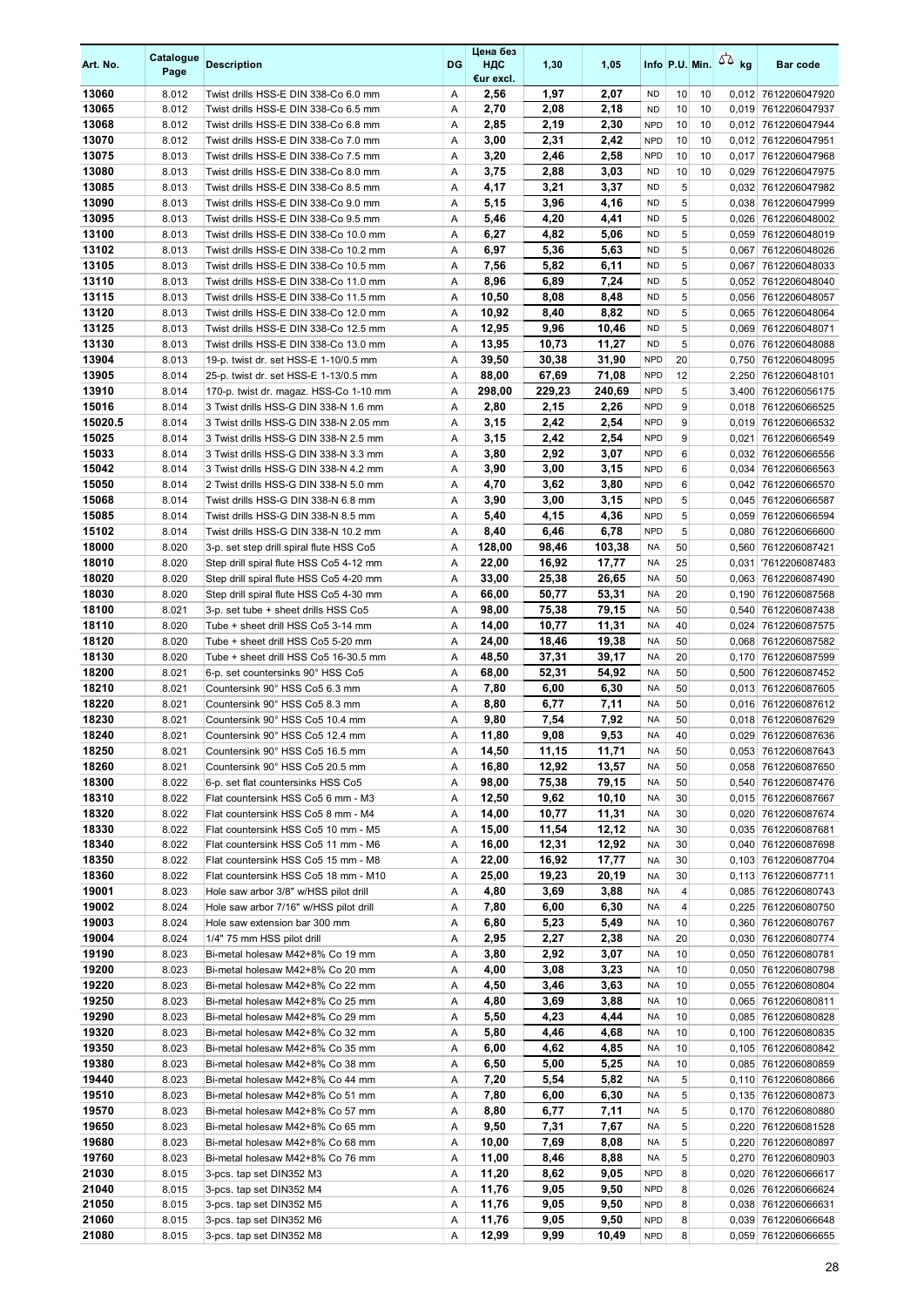| Art. No. | Catalogue Page | Description | DG | Цена без НДС €ur excl. | 1,30 | 1,05 | Info | P.U. | Min. | kg | Bar code |
|---|---|---|---|---|---|---|---|---|---|---|---|
| 13060 | 8.012 | Twist drills HSS-E DIN 338-Co 6.0 mm | A | 2,56 | 1,97 | 2,07 | ND | 10 | 10 | 0,012 | 7612206047920 |
| 13065 | 8.012 | Twist drills HSS-E DIN 338-Co 6.5 mm | A | 2,70 | 2,08 | 2,18 | ND | 10 | 10 | 0,019 | 7612206047937 |
| 13068 | 8.012 | Twist drills HSS-E DIN 338-Co 6.8 mm | A | 2,85 | 2,19 | 2,30 | NPD | 10 | 10 | 0,012 | 7612206047944 |
| 13070 | 8.012 | Twist drills HSS-E DIN 338-Co 7.0 mm | A | 3,00 | 2,31 | 2,42 | NPD | 10 | 10 | 0,012 | 7612206047951 |
| 13075 | 8.013 | Twist drills HSS-E DIN 338-Co 7.5 mm | A | 3,20 | 2,46 | 2,58 | NPD | 10 | 10 | 0,017 | 7612206047968 |
| 13080 | 8.013 | Twist drills HSS-E DIN 338-Co 8.0 mm | A | 3,75 | 2,88 | 3,03 | ND | 10 | 10 | 0,029 | 7612206047975 |
| 13085 | 8.013 | Twist drills HSS-E DIN 338-Co 8.5 mm | A | 4,17 | 3,21 | 3,37 | ND | 5 | | 0,032 | 7612206047982 |
| 13090 | 8.013 | Twist drills HSS-E DIN 338-Co 9.0 mm | A | 5,15 | 3,96 | 4,16 | ND | 5 | | 0,038 | 7612206047999 |
| 13095 | 8.013 | Twist drills HSS-E DIN 338-Co 9.5 mm | A | 5,46 | 4,20 | 4,41 | ND | 5 | | 0,026 | 7612206048002 |
| 13100 | 8.013 | Twist drills HSS-E DIN 338-Co 10.0 mm | A | 6,27 | 4,82 | 5,06 | ND | 5 | | 0,059 | 7612206048019 |
| 13102 | 8.013 | Twist drills HSS-E DIN 338-Co 10.2 mm | A | 6,97 | 5,36 | 5,63 | ND | 5 | | 0,067 | 7612206048026 |
| 13105 | 8.013 | Twist drills HSS-E DIN 338-Co 10.5 mm | A | 7,56 | 5,82 | 6,11 | ND | 5 | | 0,067 | 7612206048033 |
| 13110 | 8.013 | Twist drills HSS-E DIN 338-Co 11.0 mm | A | 8,96 | 6,89 | 7,24 | ND | 5 | | 0,052 | 7612206048040 |
| 13115 | 8.013 | Twist drills HSS-E DIN 338-Co 11.5 mm | A | 10,50 | 8,08 | 8,48 | ND | 5 | | 0,056 | 7612206048057 |
| 13120 | 8.013 | Twist drills HSS-E DIN 338-Co 12.0 mm | A | 10,92 | 8,40 | 8,82 | ND | 5 | | 0,065 | 7612206048064 |
| 13125 | 8.013 | Twist drills HSS-E DIN 338-Co 12.5 mm | A | 12,95 | 9,96 | 10,46 | ND | 5 | | 0,069 | 7612206048071 |
| 13130 | 8.013 | Twist drills HSS-E DIN 338-Co 13.0 mm | A | 13,95 | 10,73 | 11,27 | ND | 5 | | 0,076 | 7612206048088 |
| 13904 | 8.013 | 19-p. twist dr. set HSS-E 1-10/0.5 mm | A | 39,50 | 30,38 | 31,90 | NPD | 20 | | 0,750 | 7612206048095 |
| 13905 | 8.014 | 25-p. twist dr. set HSS-E 1-13/0.5 mm | A | 88,00 | 67,69 | 71,08 | NPD | 12 | | 2,250 | 7612206048101 |
| 13910 | 8.014 | 170-p. twist dr. magaz. HSS-Co 1-10 mm | A | 298,00 | 229,23 | 240,69 | NPD | 5 | | 3,400 | 7612206056175 |
| 15016 | 8.014 | 3 Twist drills HSS-G DIN 338-N 1.6 mm | A | 2,80 | 2,15 | 2,26 | NPD | 9 | | 0,018 | 7612206066525 |
| 15020.5 | 8.014 | 3 Twist drills HSS-G DIN 338-N 2.05 mm | A | 3,15 | 2,42 | 2,54 | NPD | 9 | | 0,019 | 7612206066532 |
| 15025 | 8.014 | 3 Twist drills HSS-G DIN 338-N 2.5 mm | A | 3,15 | 2,42 | 2,54 | NPD | 9 | | 0,021 | 7612206066549 |
| 15033 | 8.014 | 3 Twist drills HSS-G DIN 338-N 3.3 mm | A | 3,80 | 2,92 | 3,07 | NPD | 6 | | 0,032 | 7612206066556 |
| 15042 | 8.014 | 3 Twist drills HSS-G DIN 338-N 4.2 mm | A | 3,90 | 3,00 | 3,15 | NPD | 6 | | 0,034 | 7612206066563 |
| 15050 | 8.014 | 2 Twist drills HSS-G DIN 338-N 5.0 mm | A | 4,70 | 3,62 | 3,80 | NPD | 6 | | 0,042 | 7612206066570 |
| 15068 | 8.014 | Twist drills HSS-G DIN 338-N 6.8 mm | A | 3,90 | 3,00 | 3,15 | NPD | 5 | | 0,045 | 7612206066587 |
| 15085 | 8.014 | Twist drills HSS-G DIN 338-N 8.5 mm | A | 5,40 | 4,15 | 4,36 | NPD | 5 | | 0,059 | 7612206066594 |
| 15102 | 8.014 | Twist drills HSS-G DIN 338-N 10.2 mm | A | 8,40 | 6,46 | 6,78 | NPD | 5 | | 0,080 | 7612206066600 |
| 18000 | 8.020 | 3-p. set step drill spiral flute HSS Co5 | A | 128,00 | 98,46 | 103,38 | NA | 50 | | 0,560 | 7612206087421 |
| 18010 | 8.020 | Step drill spiral flute HSS Co5 4-12 mm | A | 22,00 | 16,92 | 17,77 | NA | 25 | | 0,031 | '7612206087483 |
| 18020 | 8.020 | Step drill spiral flute HSS Co5 4-20 mm | A | 33,00 | 25,38 | 26,65 | NA | 50 | | 0,063 | 7612206087490 |
| 18030 | 8.020 | Step drill spiral flute HSS Co5 4-30 mm | A | 66,00 | 50,77 | 53,31 | NA | 20 | | 0,190 | 7612206087568 |
| 18100 | 8.021 | 3-p. set tube + sheet drills HSS Co5 | A | 98,00 | 75,38 | 79,15 | NA | 50 | | 0,540 | 7612206087438 |
| 18110 | 8.020 | Tube + sheet drill HSS Co5 3-14 mm | A | 14,00 | 10,77 | 11,31 | NA | 40 | | 0,024 | 7612206087575 |
| 18120 | 8.020 | Tube + sheet drill HSS Co5 5-20 mm | A | 24,00 | 18,46 | 19,38 | NA | 50 | | 0,068 | 7612206087582 |
| 18130 | 8.020 | Tube + sheet drill HSS Co5 16-30.5 mm | A | 48,50 | 37,31 | 39,17 | NA | 20 | | 0,170 | 7612206087599 |
| 18200 | 8.021 | 6-p. set countersinks 90° HSS Co5 | A | 68,00 | 52,31 | 54,92 | NA | 50 | | 0,500 | 7612206087452 |
| 18210 | 8.021 | Countersink 90° HSS Co5 6.3 mm | A | 7,80 | 6,00 | 6,30 | NA | 50 | | 0,013 | 7612206087605 |
| 18220 | 8.021 | Countersink 90° HSS Co5 8.3 mm | A | 8,80 | 6,77 | 7,11 | NA | 50 | | 0,016 | 7612206087612 |
| 18230 | 8.021 | Countersink 90° HSS Co5 10.4 mm | A | 9,80 | 7,54 | 7,92 | NA | 50 | | 0,018 | 7612206087629 |
| 18240 | 8.021 | Countersink 90° HSS Co5 12.4 mm | A | 11,80 | 9,08 | 9,53 | NA | 40 | | 0,029 | 7612206087636 |
| 18250 | 8.021 | Countersink 90° HSS Co5 16.5 mm | A | 14,50 | 11,15 | 11,71 | NA | 50 | | 0,053 | 7612206087643 |
| 18260 | 8.021 | Countersink 90° HSS Co5 20.5 mm | A | 16,80 | 12,92 | 13,57 | NA | 50 | | 0,058 | 7612206087650 |
| 18300 | 8.022 | 6-p. set flat countersinks HSS Co5 | A | 98,00 | 75,38 | 79,15 | NA | 50 | | 0,540 | 7612206087476 |
| 18310 | 8.022 | Flat countersink HSS Co5 6 mm - M3 | A | 12,50 | 9,62 | 10,10 | NA | 30 | | 0,015 | 7612206087667 |
| 18320 | 8.022 | Flat countersink HSS Co5 8 mm - M4 | A | 14,00 | 10,77 | 11,31 | NA | 30 | | 0,020 | 7612206087674 |
| 18330 | 8.022 | Flat countersink HSS Co5 10 mm - M5 | A | 15,00 | 11,54 | 12,12 | NA | 30 | | 0,035 | 7612206087681 |
| 18340 | 8.022 | Flat countersink HSS Co5 11 mm - M6 | A | 16,00 | 12,31 | 12,92 | NA | 30 | | 0,040 | 7612206087698 |
| 18350 | 8.022 | Flat countersink HSS Co5 15 mm - M8 | A | 22,00 | 16,92 | 17,77 | NA | 30 | | 0,103 | 7612206087704 |
| 18360 | 8.022 | Flat countersink HSS Co5 18 mm - M10 | A | 25,00 | 19,23 | 20,19 | NA | 30 | | 0,113 | 7612206087711 |
| 19001 | 8.023 | Hole saw arbor 3/8" w/HSS pilot drill | A | 4,80 | 3,69 | 3,88 | NA | 4 | | 0,085 | 7612206080743 |
| 19002 | 8.024 | Hole saw arbor 7/16" w/HSS pilot drill | A | 7,80 | 6,00 | 6,30 | NA | 4 | | 0,225 | 7612206080750 |
| 19003 | 8.024 | Hole saw extension bar 300 mm | A | 6,80 | 5,23 | 5,49 | NA | 10 | | 0,360 | 7612206080767 |
| 19004 | 8.024 | 1/4" 75 mm HSS pilot drill | A | 2,95 | 2,27 | 2,38 | NA | 20 | | 0,030 | 7612206080774 |
| 19190 | 8.023 | Bi-metal holesaw M42+8% Co 19 mm | A | 3,80 | 2,92 | 3,07 | NA | 10 | | 0,050 | 7612206080781 |
| 19200 | 8.023 | Bi-metal holesaw M42+8% Co 20 mm | A | 4,00 | 3,08 | 3,23 | NA | 10 | | 0,050 | 7612206080798 |
| 19220 | 8.023 | Bi-metal holesaw M42+8% Co 22 mm | A | 4,50 | 3,46 | 3,63 | NA | 10 | | 0,055 | 7612206080804 |
| 19250 | 8.023 | Bi-metal holesaw M42+8% Co 25 mm | A | 4,80 | 3,69 | 3,88 | NA | 10 | | 0,065 | 7612206080811 |
| 19290 | 8.023 | Bi-metal holesaw M42+8% Co 29 mm | A | 5,50 | 4,23 | 4,44 | NA | 10 | | 0,085 | 7612206080828 |
| 19320 | 8.023 | Bi-metal holesaw M42+8% Co 32 mm | A | 5,80 | 4,46 | 4,68 | NA | 10 | | 0,100 | 7612206080835 |
| 19350 | 8.023 | Bi-metal holesaw M42+8% Co 35 mm | A | 6,00 | 4,62 | 4,85 | NA | 10 | | 0,105 | 7612206080842 |
| 19380 | 8.023 | Bi-metal holesaw M42+8% Co 38 mm | A | 6,50 | 5,00 | 5,25 | NA | 10 | | 0,085 | 7612206080859 |
| 19440 | 8.023 | Bi-metal holesaw M42+8% Co 44 mm | A | 7,20 | 5,54 | 5,82 | NA | 5 | | 0,110 | 7612206080866 |
| 19510 | 8.023 | Bi-metal holesaw M42+8% Co 51 mm | A | 7,80 | 6,00 | 6,30 | NA | 5 | | 0,135 | 7612206080873 |
| 19570 | 8.023 | Bi-metal holesaw M42+8% Co 57 mm | A | 8,80 | 6,77 | 7,11 | NA | 5 | | 0,170 | 7612206080880 |
| 19650 | 8.023 | Bi-metal holesaw M42+8% Co 65 mm | A | 9,50 | 7,31 | 7,67 | NA | 5 | | 0,220 | 7612206081528 |
| 19680 | 8.023 | Bi-metal holesaw M42+8% Co 68 mm | A | 10,00 | 7,69 | 8,08 | NA | 5 | | 0,220 | 7612206080897 |
| 19760 | 8.023 | Bi-metal holesaw M42+8% Co 76 mm | A | 11,00 | 8,46 | 8,88 | NA | 5 | | 0,270 | 7612206080903 |
| 21030 | 8.015 | 3-pcs. tap set DIN352 M3 | A | 11,20 | 8,62 | 9,05 | NPD | 8 | | 0,020 | 7612206066617 |
| 21040 | 8.015 | 3-pcs. tap set DIN352 M4 | A | 11,76 | 9,05 | 9,50 | NPD | 8 | | 0,026 | 7612206066624 |
| 21050 | 8.015 | 3-pcs. tap set DIN352 M5 | A | 11,76 | 9,05 | 9,50 | NPD | 8 | | 0,038 | 7612206066631 |
| 21060 | 8.015 | 3-pcs. tap set DIN352 M6 | A | 11,76 | 9,05 | 9,50 | NPD | 8 | | 0,039 | 7612206066648 |
| 21080 | 8.015 | 3-pcs. tap set DIN352 M8 | A | 12,99 | 9,99 | 10,49 | NPD | 8 | | 0,059 | 7612206066655 |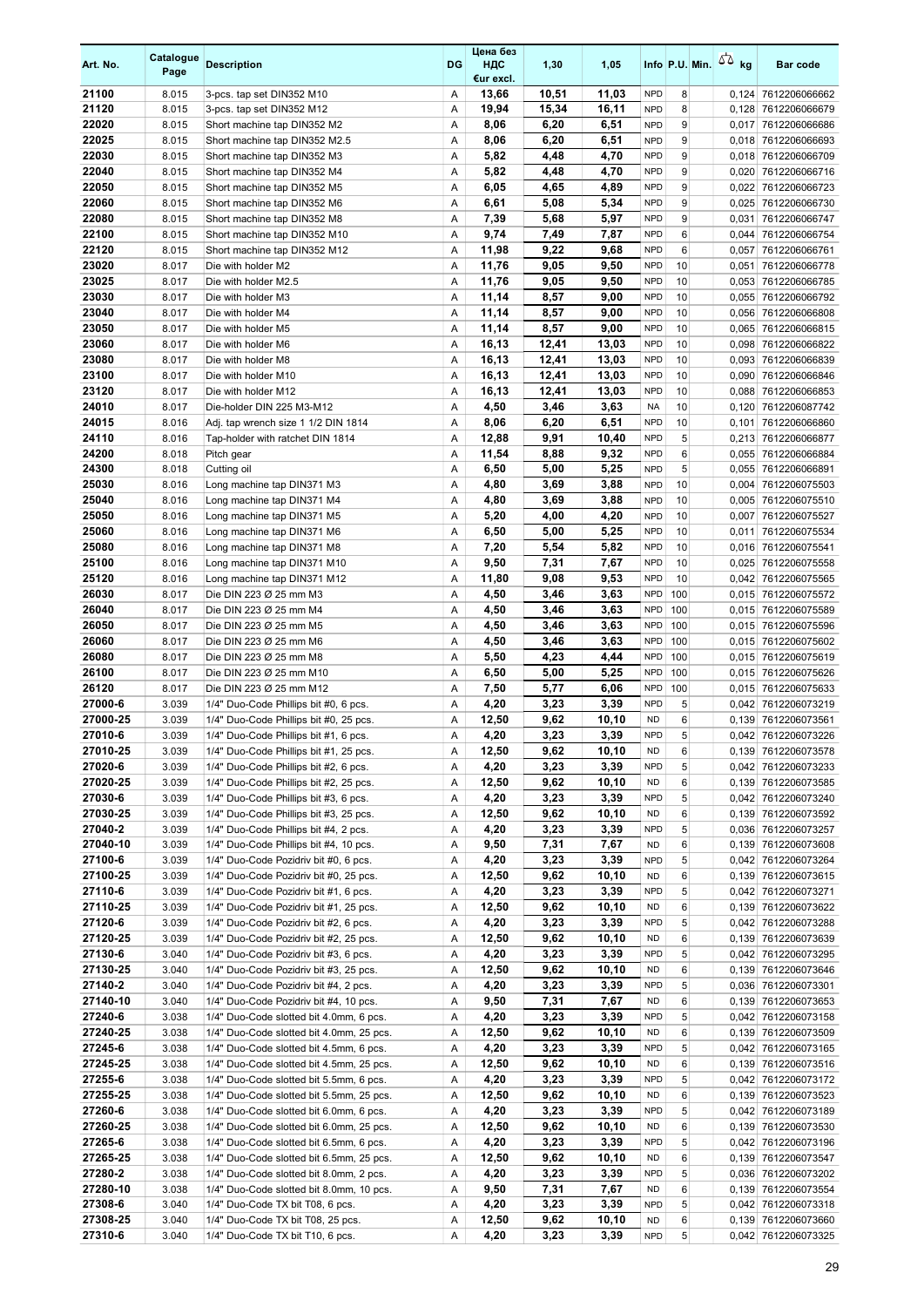| Art. No. | Catalogue Page | Description | DG | Цена без НДС €ur excl. | 1,30 | 1,05 | Info | P.U. | Min. | kg | Bar code |
|---|---|---|---|---|---|---|---|---|---|---|---|
| 21100 | 8.015 | 3-pcs. tap set DIN352 M10 | A | 13,66 | 10,51 | 11,03 | NPD | 8 | | 0,124 | 7612206066662 |
| 21120 | 8.015 | 3-pcs. tap set DIN352 M12 | A | 19,94 | 15,34 | 16,11 | NPD | 8 | | 0,128 | 7612206066679 |
| 22020 | 8.015 | Short machine tap DIN352 M2 | A | 8,06 | 6,20 | 6,51 | NPD | 9 | | 0,017 | 7612206066686 |
| 22025 | 8.015 | Short machine tap DIN352 M2.5 | A | 8,06 | 6,20 | 6,51 | NPD | 9 | | 0,018 | 7612206066693 |
| 22030 | 8.015 | Short machine tap DIN352 M3 | A | 5,82 | 4,48 | 4,70 | NPD | 9 | | 0,018 | 7612206066709 |
| 22040 | 8.015 | Short machine tap DIN352 M4 | A | 5,82 | 4,48 | 4,70 | NPD | 9 | | 0,020 | 7612206066716 |
| 22050 | 8.015 | Short machine tap DIN352 M5 | A | 6,05 | 4,65 | 4,89 | NPD | 9 | | 0,022 | 7612206066723 |
| 22060 | 8.015 | Short machine tap DIN352 M6 | A | 6,61 | 5,08 | 5,34 | NPD | 9 | | 0,025 | 7612206066730 |
| 22080 | 8.015 | Short machine tap DIN352 M8 | A | 7,39 | 5,68 | 5,97 | NPD | 9 | | 0,031 | 7612206066747 |
| 22100 | 8.015 | Short machine tap DIN352 M10 | A | 9,74 | 7,49 | 7,87 | NPD | 6 | | 0,044 | 7612206066754 |
| 22120 | 8.015 | Short machine tap DIN352 M12 | A | 11,98 | 9,22 | 9,68 | NPD | 6 | | 0,057 | 7612206066761 |
| 23020 | 8.017 | Die with holder M2 | A | 11,76 | 9,05 | 9,50 | NPD | 10 | | 0,051 | 7612206066778 |
| 23025 | 8.017 | Die with holder M2.5 | A | 11,76 | 9,05 | 9,50 | NPD | 10 | | 0,053 | 7612206066785 |
| 23030 | 8.017 | Die with holder M3 | A | 11,14 | 8,57 | 9,00 | NPD | 10 | | 0,055 | 7612206066792 |
| 23040 | 8.017 | Die with holder M4 | A | 11,14 | 8,57 | 9,00 | NPD | 10 | | 0,056 | 7612206066808 |
| 23050 | 8.017 | Die with holder M5 | A | 11,14 | 8,57 | 9,00 | NPD | 10 | | 0,065 | 7612206066815 |
| 23060 | 8.017 | Die with holder M6 | A | 16,13 | 12,41 | 13,03 | NPD | 10 | | 0,098 | 7612206066822 |
| 23080 | 8.017 | Die with holder M8 | A | 16,13 | 12,41 | 13,03 | NPD | 10 | | 0,093 | 7612206066839 |
| 23100 | 8.017 | Die with holder M10 | A | 16,13 | 12,41 | 13,03 | NPD | 10 | | 0,090 | 7612206066846 |
| 23120 | 8.017 | Die with holder M12 | A | 16,13 | 12,41 | 13,03 | NPD | 10 | | 0,088 | 7612206066853 |
| 24010 | 8.017 | Die-holder DIN 225 M3-M12 | A | 4,50 | 3,46 | 3,63 | NA | 10 | | 0,120 | 7612206087742 |
| 24015 | 8.016 | Adj. tap wrench size 1 1/2 DIN 1814 | A | 8,06 | 6,20 | 6,51 | NPD | 10 | | 0,101 | 7612206066860 |
| 24110 | 8.016 | Tap-holder with ratchet DIN 1814 | A | 12,88 | 9,91 | 10,40 | NPD | 5 | | 0,213 | 7612206066877 |
| 24200 | 8.018 | Pitch gear | A | 11,54 | 8,88 | 9,32 | NPD | 6 | | 0,055 | 7612206066884 |
| 24300 | 8.018 | Cutting oil | A | 6,50 | 5,00 | 5,25 | NPD | 5 | | 0,055 | 7612206066891 |
| 25030 | 8.016 | Long machine tap DIN371 M3 | A | 4,80 | 3,69 | 3,88 | NPD | 10 | | 0,004 | 7612206075503 |
| 25040 | 8.016 | Long machine tap DIN371 M4 | A | 4,80 | 3,69 | 3,88 | NPD | 10 | | 0,005 | 7612206075510 |
| 25050 | 8.016 | Long machine tap DIN371 M5 | A | 5,20 | 4,00 | 4,20 | NPD | 10 | | 0,007 | 7612206075527 |
| 25060 | 8.016 | Long machine tap DIN371 M6 | A | 6,50 | 5,00 | 5,25 | NPD | 10 | | 0,011 | 7612206075534 |
| 25080 | 8.016 | Long machine tap DIN371 M8 | A | 7,20 | 5,54 | 5,82 | NPD | 10 | | 0,016 | 7612206075541 |
| 25100 | 8.016 | Long machine tap DIN371 M10 | A | 9,50 | 7,31 | 7,67 | NPD | 10 | | 0,025 | 7612206075558 |
| 25120 | 8.016 | Long machine tap DIN371 M12 | A | 11,80 | 9,08 | 9,53 | NPD | 10 | | 0,042 | 7612206075565 |
| 26030 | 8.017 | Die DIN 223 Ø 25 mm M3 | A | 4,50 | 3,46 | 3,63 | NPD | 100 | | 0,015 | 7612206075572 |
| 26040 | 8.017 | Die DIN 223 Ø 25 mm M4 | A | 4,50 | 3,46 | 3,63 | NPD | 100 | | 0,015 | 7612206075589 |
| 26050 | 8.017 | Die DIN 223 Ø 25 mm M5 | A | 4,50 | 3,46 | 3,63 | NPD | 100 | | 0,015 | 7612206075596 |
| 26060 | 8.017 | Die DIN 223 Ø 25 mm M6 | A | 4,50 | 3,46 | 3,63 | NPD | 100 | | 0,015 | 7612206075602 |
| 26080 | 8.017 | Die DIN 223 Ø 25 mm M8 | A | 5,50 | 4,23 | 4,44 | NPD | 100 | | 0,015 | 7612206075619 |
| 26100 | 8.017 | Die DIN 223 Ø 25 mm M10 | A | 6,50 | 5,00 | 5,25 | NPD | 100 | | 0,015 | 7612206075626 |
| 26120 | 8.017 | Die DIN 223 Ø 25 mm M12 | A | 7,50 | 5,77 | 6,06 | NPD | 100 | | 0,015 | 7612206075633 |
| 27000-6 | 3.039 | 1/4" Duo-Code Phillips bit #0, 6 pcs. | A | 4,20 | 3,23 | 3,39 | NPD | 5 | | 0,042 | 7612206073219 |
| 27000-25 | 3.039 | 1/4" Duo-Code Phillips bit #0, 25 pcs. | A | 12,50 | 9,62 | 10,10 | ND | 6 | | 0,139 | 7612206073561 |
| 27010-6 | 3.039 | 1/4" Duo-Code Phillips bit #1, 6 pcs. | A | 4,20 | 3,23 | 3,39 | NPD | 5 | | 0,042 | 7612206073226 |
| 27010-25 | 3.039 | 1/4" Duo-Code Phillips bit #1, 25 pcs. | A | 12,50 | 9,62 | 10,10 | ND | 6 | | 0,139 | 7612206073578 |
| 27020-6 | 3.039 | 1/4" Duo-Code Phillips bit #2, 6 pcs. | A | 4,20 | 3,23 | 3,39 | NPD | 5 | | 0,042 | 7612206073233 |
| 27020-25 | 3.039 | 1/4" Duo-Code Phillips bit #2, 25 pcs. | A | 12,50 | 9,62 | 10,10 | ND | 6 | | 0,139 | 7612206073585 |
| 27030-6 | 3.039 | 1/4" Duo-Code Phillips bit #3, 6 pcs. | A | 4,20 | 3,23 | 3,39 | NPD | 5 | | 0,042 | 7612206073240 |
| 27030-25 | 3.039 | 1/4" Duo-Code Phillips bit #3, 25 pcs. | A | 12,50 | 9,62 | 10,10 | ND | 6 | | 0,139 | 7612206073592 |
| 27040-2 | 3.039 | 1/4" Duo-Code Phillips bit #4, 2 pcs. | A | 4,20 | 3,23 | 3,39 | NPD | 5 | | 0,036 | 7612206073257 |
| 27040-10 | 3.039 | 1/4" Duo-Code Phillips bit #4, 10 pcs. | A | 9,50 | 7,31 | 7,67 | ND | 6 | | 0,139 | 7612206073608 |
| 27100-6 | 3.039 | 1/4" Duo-Code Pozidriv bit #0, 6 pcs. | A | 4,20 | 3,23 | 3,39 | NPD | 5 | | 0,042 | 7612206073264 |
| 27100-25 | 3.039 | 1/4" Duo-Code Pozidriv bit #0, 25 pcs. | A | 12,50 | 9,62 | 10,10 | ND | 6 | | 0,139 | 7612206073615 |
| 27110-6 | 3.039 | 1/4" Duo-Code Pozidriv bit #1, 6 pcs. | A | 4,20 | 3,23 | 3,39 | NPD | 5 | | 0,042 | 7612206073271 |
| 27110-25 | 3.039 | 1/4" Duo-Code Pozidriv bit #1, 25 pcs. | A | 12,50 | 9,62 | 10,10 | ND | 6 | | 0,139 | 7612206073622 |
| 27120-6 | 3.039 | 1/4" Duo-Code Pozidriv bit #2, 6 pcs. | A | 4,20 | 3,23 | 3,39 | NPD | 5 | | 0,042 | 7612206073288 |
| 27120-25 | 3.039 | 1/4" Duo-Code Pozidriv bit #2, 25 pcs. | A | 12,50 | 9,62 | 10,10 | ND | 6 | | 0,139 | 7612206073639 |
| 27130-6 | 3.040 | 1/4" Duo-Code Pozidriv bit #3, 6 pcs. | A | 4,20 | 3,23 | 3,39 | NPD | 5 | | 0,042 | 7612206073295 |
| 27130-25 | 3.040 | 1/4" Duo-Code Pozidriv bit #3, 25 pcs. | A | 12,50 | 9,62 | 10,10 | ND | 6 | | 0,139 | 7612206073646 |
| 27140-2 | 3.040 | 1/4" Duo-Code Pozidriv bit #4, 2 pcs. | A | 4,20 | 3,23 | 3,39 | NPD | 5 | | 0,036 | 7612206073301 |
| 27140-10 | 3.040 | 1/4" Duo-Code Pozidriv bit #4, 10 pcs. | A | 9,50 | 7,31 | 7,67 | ND | 6 | | 0,139 | 7612206073653 |
| 27240-6 | 3.038 | 1/4" Duo-Code slotted bit 4.0mm, 6 pcs. | A | 4,20 | 3,23 | 3,39 | NPD | 5 | | 0,042 | 7612206073158 |
| 27240-25 | 3.038 | 1/4" Duo-Code slotted bit 4.0mm, 25 pcs. | A | 12,50 | 9,62 | 10,10 | ND | 6 | | 0,139 | 7612206073509 |
| 27245-6 | 3.038 | 1/4" Duo-Code slotted bit 4.5mm, 6 pcs. | A | 4,20 | 3,23 | 3,39 | NPD | 5 | | 0,042 | 7612206073165 |
| 27245-25 | 3.038 | 1/4" Duo-Code slotted bit 4.5mm, 25 pcs. | A | 12,50 | 9,62 | 10,10 | ND | 6 | | 0,139 | 7612206073516 |
| 27255-6 | 3.038 | 1/4" Duo-Code slotted bit 5.5mm, 6 pcs. | A | 4,20 | 3,23 | 3,39 | NPD | 5 | | 0,042 | 7612206073172 |
| 27255-25 | 3.038 | 1/4" Duo-Code slotted bit 5.5mm, 25 pcs. | A | 12,50 | 9,62 | 10,10 | ND | 6 | | 0,139 | 7612206073523 |
| 27260-6 | 3.038 | 1/4" Duo-Code slotted bit 6.0mm, 6 pcs. | A | 4,20 | 3,23 | 3,39 | NPD | 5 | | 0,042 | 7612206073189 |
| 27260-25 | 3.038 | 1/4" Duo-Code slotted bit 6.0mm, 25 pcs. | A | 12,50 | 9,62 | 10,10 | ND | 6 | | 0,139 | 7612206073530 |
| 27265-6 | 3.038 | 1/4" Duo-Code slotted bit 6.5mm, 6 pcs. | A | 4,20 | 3,23 | 3,39 | NPD | 5 | | 0,042 | 7612206073196 |
| 27265-25 | 3.038 | 1/4" Duo-Code slotted bit 6.5mm, 25 pcs. | A | 12,50 | 9,62 | 10,10 | ND | 6 | | 0,139 | 7612206073547 |
| 27280-2 | 3.038 | 1/4" Duo-Code slotted bit 8.0mm, 2 pcs. | A | 4,20 | 3,23 | 3,39 | NPD | 5 | | 0,036 | 7612206073202 |
| 27280-10 | 3.038 | 1/4" Duo-Code slotted bit 8.0mm, 10 pcs. | A | 9,50 | 7,31 | 7,67 | ND | 6 | | 0,139 | 7612206073554 |
| 27308-6 | 3.040 | 1/4" Duo-Code TX bit T08, 6 pcs. | A | 4,20 | 3,23 | 3,39 | NPD | 5 | | 0,042 | 7612206073318 |
| 27308-25 | 3.040 | 1/4" Duo-Code TX bit T08, 25 pcs. | A | 12,50 | 9,62 | 10,10 | ND | 6 | | 0,139 | 7612206073660 |
| 27310-6 | 3.040 | 1/4" Duo-Code TX bit T10, 6 pcs. | A | 4,20 | 3,23 | 3,39 | NPD | 5 | | 0,042 | 7612206073325 |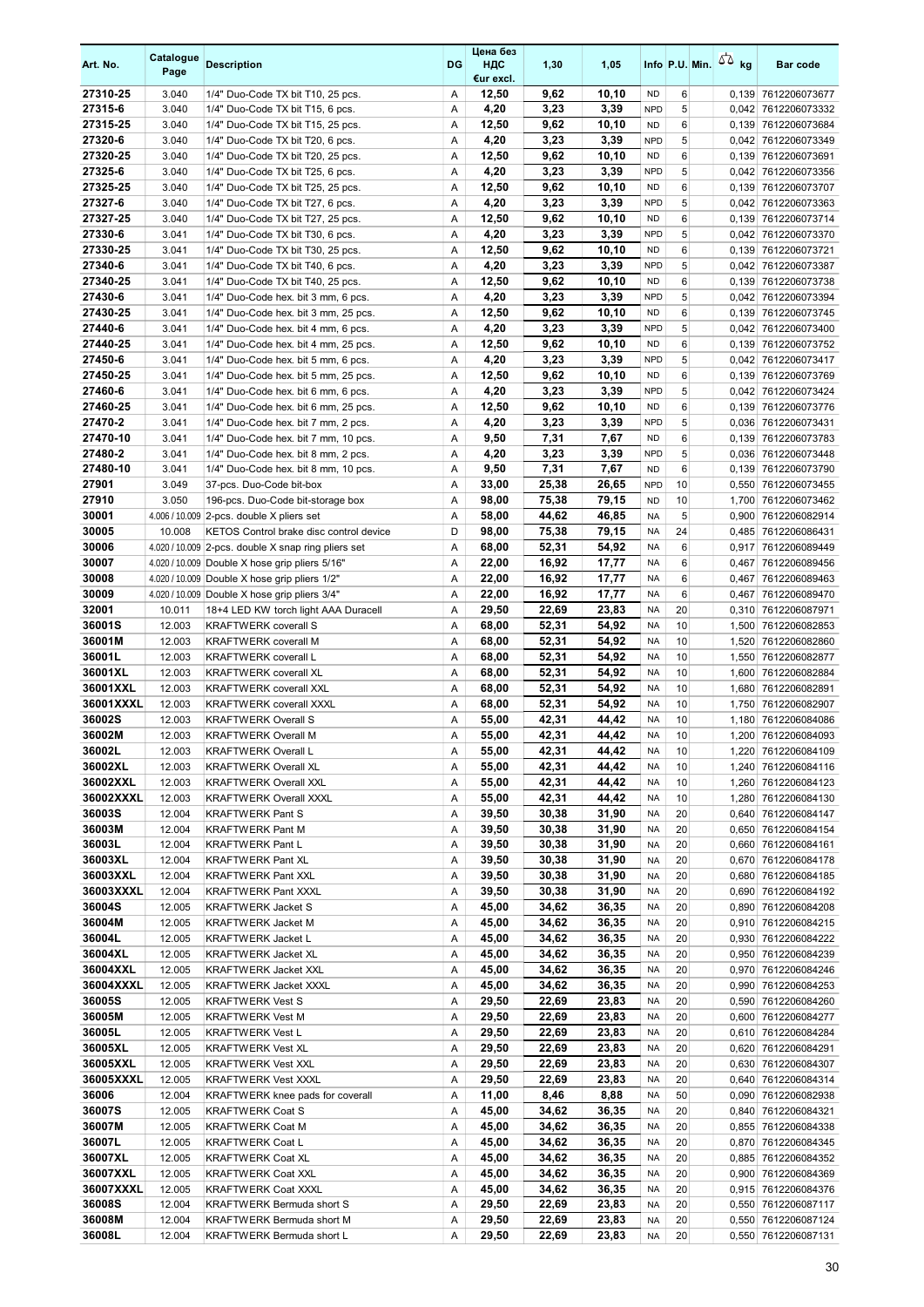| Art. No. | Catalogue Page | Description | DG | Цена без НДС €ur excl. | 1,30 | 1,05 | Info | P.U. | Min. | kg | Bar code |
|---|---|---|---|---|---|---|---|---|---|---|---|
| 27310-25 | 3.040 | 1/4" Duo-Code TX bit T10, 25 pcs. | A | 12,50 | 9,62 | 10,10 | ND | 6 | | 0,139 | 7612206073677 |
| 27315-6 | 3.040 | 1/4" Duo-Code TX bit T15, 6 pcs. | A | 4,20 | 3,23 | 3,39 | NPD | 5 | | 0,042 | 7612206073332 |
| 27315-25 | 3.040 | 1/4" Duo-Code TX bit T15, 25 pcs. | A | 12,50 | 9,62 | 10,10 | ND | 6 | | 0,139 | 7612206073684 |
| 27320-6 | 3.040 | 1/4" Duo-Code TX bit T20, 6 pcs. | A | 4,20 | 3,23 | 3,39 | NPD | 5 | | 0,042 | 7612206073349 |
| 27320-25 | 3.040 | 1/4" Duo-Code TX bit T20, 25 pcs. | A | 12,50 | 9,62 | 10,10 | ND | 6 | | 0,139 | 7612206073691 |
| 27325-6 | 3.040 | 1/4" Duo-Code TX bit T25, 6 pcs. | A | 4,20 | 3,23 | 3,39 | NPD | 5 | | 0,042 | 7612206073356 |
| 27325-25 | 3.040 | 1/4" Duo-Code TX bit T25, 25 pcs. | A | 12,50 | 9,62 | 10,10 | ND | 6 | | 0,139 | 7612206073707 |
| 27327-6 | 3.040 | 1/4" Duo-Code TX bit T27, 6 pcs. | A | 4,20 | 3,23 | 3,39 | NPD | 5 | | 0,042 | 7612206073363 |
| 27327-25 | 3.040 | 1/4" Duo-Code TX bit T27, 25 pcs. | A | 12,50 | 9,62 | 10,10 | ND | 6 | | 0,139 | 7612206073714 |
| 27330-6 | 3.041 | 1/4" Duo-Code TX bit T30, 6 pcs. | A | 4,20 | 3,23 | 3,39 | NPD | 5 | | 0,042 | 7612206073370 |
| 27330-25 | 3.041 | 1/4" Duo-Code TX bit T30, 25 pcs. | A | 12,50 | 9,62 | 10,10 | ND | 6 | | 0,139 | 7612206073721 |
| 27340-6 | 3.041 | 1/4" Duo-Code TX bit T40, 6 pcs. | A | 4,20 | 3,23 | 3,39 | NPD | 5 | | 0,042 | 7612206073387 |
| 27340-25 | 3.041 | 1/4" Duo-Code TX bit T40, 25 pcs. | A | 12,50 | 9,62 | 10,10 | ND | 6 | | 0,139 | 7612206073738 |
| 27430-6 | 3.041 | 1/4" Duo-Code hex. bit 3 mm, 6 pcs. | A | 4,20 | 3,23 | 3,39 | NPD | 5 | | 0,042 | 7612206073394 |
| 27430-25 | 3.041 | 1/4" Duo-Code hex. bit 3 mm, 25 pcs. | A | 12,50 | 9,62 | 10,10 | ND | 6 | | 0,139 | 7612206073745 |
| 27440-6 | 3.041 | 1/4" Duo-Code hex. bit 4 mm, 6 pcs. | A | 4,20 | 3,23 | 3,39 | NPD | 5 | | 0,042 | 7612206073400 |
| 27440-25 | 3.041 | 1/4" Duo-Code hex. bit 4 mm, 25 pcs. | A | 12,50 | 9,62 | 10,10 | ND | 6 | | 0,139 | 7612206073752 |
| 27450-6 | 3.041 | 1/4" Duo-Code hex. bit 5 mm, 6 pcs. | A | 4,20 | 3,23 | 3,39 | NPD | 5 | | 0,042 | 7612206073417 |
| 27450-25 | 3.041 | 1/4" Duo-Code hex. bit 5 mm, 25 pcs. | A | 12,50 | 9,62 | 10,10 | ND | 6 | | 0,139 | 7612206073769 |
| 27460-6 | 3.041 | 1/4" Duo-Code hex. bit 6 mm, 6 pcs. | A | 4,20 | 3,23 | 3,39 | NPD | 5 | | 0,042 | 7612206073424 |
| 27460-25 | 3.041 | 1/4" Duo-Code hex. bit 6 mm, 25 pcs. | A | 12,50 | 9,62 | 10,10 | ND | 6 | | 0,139 | 7612206073776 |
| 27470-2 | 3.041 | 1/4" Duo-Code hex. bit 7 mm, 2 pcs. | A | 4,20 | 3,23 | 3,39 | NPD | 5 | | 0,036 | 7612206073431 |
| 27470-10 | 3.041 | 1/4" Duo-Code hex. bit 7 mm, 10 pcs. | A | 9,50 | 7,31 | 7,67 | ND | 6 | | 0,139 | 7612206073783 |
| 27480-2 | 3.041 | 1/4" Duo-Code hex. bit 8 mm, 2 pcs. | A | 4,20 | 3,23 | 3,39 | NPD | 5 | | 0,036 | 7612206073448 |
| 27480-10 | 3.041 | 1/4" Duo-Code hex. bit 8 mm, 10 pcs. | A | 9,50 | 7,31 | 7,67 | ND | 6 | | 0,139 | 7612206073790 |
| 27901 | 3.049 | 37-pcs. Duo-Code bit-box | A | 33,00 | 25,38 | 26,65 | NPD | 10 | | 0,550 | 7612206073455 |
| 27910 | 3.050 | 196-pcs. Duo-Code bit-storage box | A | 98,00 | 75,38 | 79,15 | ND | 10 | | 1,700 | 7612206073462 |
| 30001 | 4.006 / 10.009 | 2-pcs. double X pliers set | A | 58,00 | 44,62 | 46,85 | NA | 5 | | 0,900 | 7612206082914 |
| 30005 | 10.008 | KETOS Control brake disc control device | D | 98,00 | 75,38 | 79,15 | NA | 24 | | 0,485 | 7612206086431 |
| 30006 | 4.020 / 10.009 | 2-pcs. double X snap ring pliers set | A | 68,00 | 52,31 | 54,92 | NA | 6 | | 0,917 | 7612206089449 |
| 30007 | 4.020 / 10.009 | Double X hose grip pliers 5/16" | A | 22,00 | 16,92 | 17,77 | NA | 6 | | 0,467 | 7612206089456 |
| 30008 | 4.020 / 10.009 | Double X hose grip pliers 1/2" | A | 22,00 | 16,92 | 17,77 | NA | 6 | | 0,467 | 7612206089463 |
| 30009 | 4.020 / 10.009 | Double X hose grip pliers 3/4" | A | 22,00 | 16,92 | 17,77 | NA | 6 | | 0,467 | 7612206089470 |
| 32001 | 10.011 | 18+4 LED KW torch light AAA Duracell | A | 29,50 | 22,69 | 23,83 | NA | 20 | | 0,310 | 7612206087971 |
| 36001S | 12.003 | KRAFTWERK coverall S | A | 68,00 | 52,31 | 54,92 | NA | 10 | | 1,500 | 7612206082853 |
| 36001M | 12.003 | KRAFTWERK coverall M | A | 68,00 | 52,31 | 54,92 | NA | 10 | | 1,520 | 7612206082860 |
| 36001L | 12.003 | KRAFTWERK coverall L | A | 68,00 | 52,31 | 54,92 | NA | 10 | | 1,550 | 7612206082877 |
| 36001XL | 12.003 | KRAFTWERK coverall XL | A | 68,00 | 52,31 | 54,92 | NA | 10 | | 1,600 | 7612206082884 |
| 36001XXL | 12.003 | KRAFTWERK coverall XXL | A | 68,00 | 52,31 | 54,92 | NA | 10 | | 1,680 | 7612206082891 |
| 36001XXXL | 12.003 | KRAFTWERK coverall XXXL | A | 68,00 | 52,31 | 54,92 | NA | 10 | | 1,750 | 7612206082907 |
| 36002S | 12.003 | KRAFTWERK Overall S | A | 55,00 | 42,31 | 44,42 | NA | 10 | | 1,180 | 7612206084086 |
| 36002M | 12.003 | KRAFTWERK Overall M | A | 55,00 | 42,31 | 44,42 | NA | 10 | | 1,200 | 7612206084093 |
| 36002L | 12.003 | KRAFTWERK Overall L | A | 55,00 | 42,31 | 44,42 | NA | 10 | | 1,220 | 7612206084109 |
| 36002XL | 12.003 | KRAFTWERK Overall XL | A | 55,00 | 42,31 | 44,42 | NA | 10 | | 1,240 | 7612206084116 |
| 36002XXL | 12.003 | KRAFTWERK Overall XXL | A | 55,00 | 42,31 | 44,42 | NA | 10 | | 1,260 | 7612206084123 |
| 36002XXXL | 12.003 | KRAFTWERK Overall XXXL | A | 55,00 | 42,31 | 44,42 | NA | 10 | | 1,280 | 7612206084130 |
| 36003S | 12.004 | KRAFTWERK Pant S | A | 39,50 | 30,38 | 31,90 | NA | 20 | | 0,640 | 7612206084147 |
| 36003M | 12.004 | KRAFTWERK Pant M | A | 39,50 | 30,38 | 31,90 | NA | 20 | | 0,650 | 7612206084154 |
| 36003L | 12.004 | KRAFTWERK Pant L | A | 39,50 | 30,38 | 31,90 | NA | 20 | | 0,660 | 7612206084161 |
| 36003XL | 12.004 | KRAFTWERK Pant XL | A | 39,50 | 30,38 | 31,90 | NA | 20 | | 0,670 | 7612206084178 |
| 36003XXL | 12.004 | KRAFTWERK Pant XXL | A | 39,50 | 30,38 | 31,90 | NA | 20 | | 0,680 | 7612206084185 |
| 36003XXXL | 12.004 | KRAFTWERK Pant XXXL | A | 39,50 | 30,38 | 31,90 | NA | 20 | | 0,690 | 7612206084192 |
| 36004S | 12.005 | KRAFTWERK Jacket S | A | 45,00 | 34,62 | 36,35 | NA | 20 | | 0,890 | 7612206084208 |
| 36004M | 12.005 | KRAFTWERK Jacket M | A | 45,00 | 34,62 | 36,35 | NA | 20 | | 0,910 | 7612206084215 |
| 36004L | 12.005 | KRAFTWERK Jacket L | A | 45,00 | 34,62 | 36,35 | NA | 20 | | 0,930 | 7612206084222 |
| 36004XL | 12.005 | KRAFTWERK Jacket XL | A | 45,00 | 34,62 | 36,35 | NA | 20 | | 0,950 | 7612206084239 |
| 36004XXL | 12.005 | KRAFTWERK Jacket XXL | A | 45,00 | 34,62 | 36,35 | NA | 20 | | 0,970 | 7612206084246 |
| 36004XXXL | 12.005 | KRAFTWERK Jacket XXXL | A | 45,00 | 34,62 | 36,35 | NA | 20 | | 0,990 | 7612206084253 |
| 36005S | 12.005 | KRAFTWERK Vest S | A | 29,50 | 22,69 | 23,83 | NA | 20 | | 0,590 | 7612206084260 |
| 36005M | 12.005 | KRAFTWERK Vest M | A | 29,50 | 22,69 | 23,83 | NA | 20 | | 0,600 | 7612206084277 |
| 36005L | 12.005 | KRAFTWERK Vest L | A | 29,50 | 22,69 | 23,83 | NA | 20 | | 0,610 | 7612206084284 |
| 36005XL | 12.005 | KRAFTWERK Vest XL | A | 29,50 | 22,69 | 23,83 | NA | 20 | | 0,620 | 7612206084291 |
| 36005XXL | 12.005 | KRAFTWERK Vest XXL | A | 29,50 | 22,69 | 23,83 | NA | 20 | | 0,630 | 7612206084307 |
| 36005XXXL | 12.005 | KRAFTWERK Vest XXXL | A | 29,50 | 22,69 | 23,83 | NA | 20 | | 0,640 | 7612206084314 |
| 36006 | 12.004 | KRAFTWERK knee pads for coverall | A | 11,00 | 8,46 | 8,88 | NA | 50 | | 0,090 | 7612206082938 |
| 36007S | 12.005 | KRAFTWERK Coat S | A | 45,00 | 34,62 | 36,35 | NA | 20 | | 0,840 | 7612206084321 |
| 36007M | 12.005 | KRAFTWERK Coat M | A | 45,00 | 34,62 | 36,35 | NA | 20 | | 0,855 | 7612206084338 |
| 36007L | 12.005 | KRAFTWERK Coat L | A | 45,00 | 34,62 | 36,35 | NA | 20 | | 0,870 | 7612206084345 |
| 36007XL | 12.005 | KRAFTWERK Coat XL | A | 45,00 | 34,62 | 36,35 | NA | 20 | | 0,885 | 7612206084352 |
| 36007XXL | 12.005 | KRAFTWERK Coat XXL | A | 45,00 | 34,62 | 36,35 | NA | 20 | | 0,900 | 7612206084369 |
| 36007XXXL | 12.005 | KRAFTWERK Coat XXXL | A | 45,00 | 34,62 | 36,35 | NA | 20 | | 0,915 | 7612206084376 |
| 36008S | 12.004 | KRAFTWERK Bermuda short S | A | 29,50 | 22,69 | 23,83 | NA | 20 | | 0,550 | 7612206087117 |
| 36008M | 12.004 | KRAFTWERK Bermuda short M | A | 29,50 | 22,69 | 23,83 | NA | 20 | | 0,550 | 7612206087124 |
| 36008L | 12.004 | KRAFTWERK Bermuda short L | A | 29,50 | 22,69 | 23,83 | NA | 20 | | 0,550 | 7612206087131 |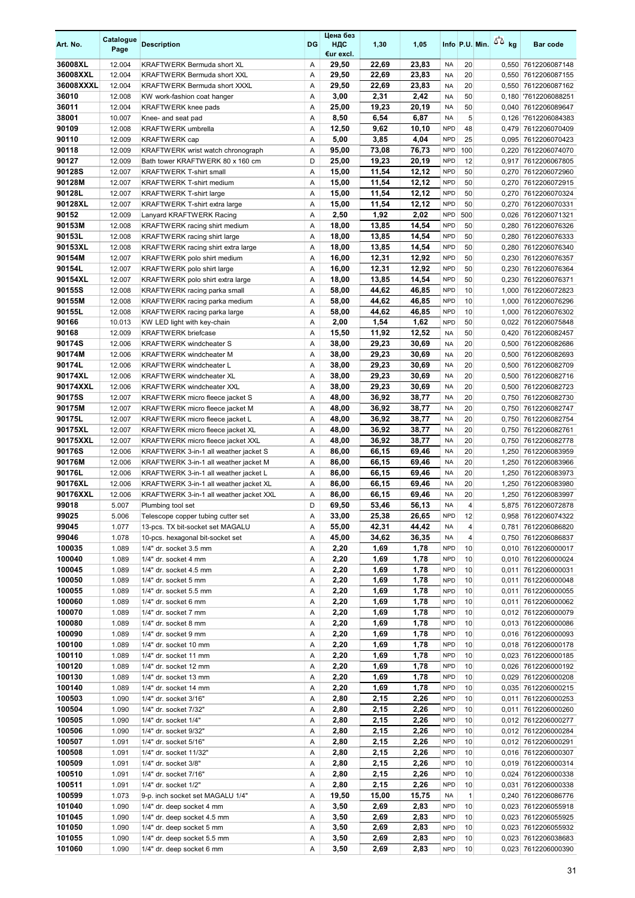| Art. No. | Catalogue Page | Description | DG | Цена без НДС €ur excl. | 1,30 | 1,05 | Info | P.U. | Min. | kg | Bar code |
|---|---|---|---|---|---|---|---|---|---|---|---|
| 36008XL | 12.004 | KRAFTWERK Bermuda short XL | A | 29,50 | 22,69 | 23,83 | NA | 20 | | 0,550 | 7612206087148 |
| 36008XXL | 12.004 | KRAFTWERK Bermuda short XXL | A | 29,50 | 22,69 | 23,83 | NA | 20 | | 0,550 | 7612206087155 |
| 36008XXXL | 12.004 | KRAFTWERK Bermuda short XXXL | A | 29,50 | 22,69 | 23,83 | NA | 20 | | 0,550 | 7612206087162 |
| 36010 | 12.008 | KW work-fashion coat hanger | A | 3,00 | 2,31 | 2,42 | NA | 50 | | 0,180 | '7612206088251 |
| 36011 | 12.004 | KRAFTWERK knee pads | A | 25,00 | 19,23 | 20,19 | NA | 50 | | 0,040 | 7612206089647 |
| 38001 | 10.007 | Knee- and seat pad | A | 8,50 | 6,54 | 6,87 | NA | 5 | | 0,126 | '7612206084383 |
| 90109 | 12.008 | KRAFTWERK umbrella | A | 12,50 | 9,62 | 10,10 | NPD | 48 | | 0,479 | 7612206070409 |
| 90110 | 12.009 | KRAFTWERK cap | A | 5,00 | 3,85 | 4,04 | NPD | 25 | | 0,095 | 7612206070423 |
| 90118 | 12.009 | KRAFTWERK wrist watch chronograph | A | 95,00 | 73,08 | 76,73 | NPD | 100 | | 0,220 | 7612206074070 |
| 90127 | 12.009 | Bath tower KRAFTWERK 80 x 160 cm | D | 25,00 | 19,23 | 20,19 | NPD | 12 | | 0,917 | 7612206067805 |
| 90128S | 12.007 | KRAFTWERK T-shirt small | A | 15,00 | 11,54 | 12,12 | NPD | 50 | | 0,270 | 7612206072960 |
| 90128M | 12.007 | KRAFTWERK T-shirt medium | A | 15,00 | 11,54 | 12,12 | NPD | 50 | | 0,270 | 7612206072915 |
| 90128L | 12.007 | KRAFTWERK T-shirt large | A | 15,00 | 11,54 | 12,12 | NPD | 50 | | 0,270 | 7612206070324 |
| 90128XL | 12.007 | KRAFTWERK T-shirt extra large | A | 15,00 | 11,54 | 12,12 | NPD | 50 | | 0,270 | 7612206070331 |
| 90152 | 12.009 | Lanyard KRAFTWERK Racing | A | 2,50 | 1,92 | 2,02 | NPD | 500 | | 0,026 | 7612206071321 |
| 90153M | 12.008 | KRAFTWERK racing shirt medium | A | 18,00 | 13,85 | 14,54 | NPD | 50 | | 0,280 | 7612206076326 |
| 90153L | 12.008 | KRAFTWERK racing shirt large | A | 18,00 | 13,85 | 14,54 | NPD | 50 | | 0,280 | 7612206076333 |
| 90153XL | 12.008 | KRAFTWERK racing shirt extra large | A | 18,00 | 13,85 | 14,54 | NPD | 50 | | 0,280 | 7612206076340 |
| 90154M | 12.007 | KRAFTWERK polo shirt medium | A | 16,00 | 12,31 | 12,92 | NPD | 50 | | 0,230 | 7612206076357 |
| 90154L | 12.007 | KRAFTWERK polo shirt large | A | 16,00 | 12,31 | 12,92 | NPD | 50 | | 0,230 | 7612206076364 |
| 90154XL | 12.007 | KRAFTWERK polo shirt extra large | A | 18,00 | 13,85 | 14,54 | NPD | 50 | | 0,230 | 7612206076371 |
| 90155S | 12.008 | KRAFTWERK racing parka small | A | 58,00 | 44,62 | 46,85 | NPD | 10 | | 1,000 | 7612206072823 |
| 90155M | 12.008 | KRAFTWERK racing parka medium | A | 58,00 | 44,62 | 46,85 | NPD | 10 | | 1,000 | 7612206076296 |
| 90155L | 12.008 | KRAFTWERK racing parka large | A | 58,00 | 44,62 | 46,85 | NPD | 10 | | 1,000 | 7612206076302 |
| 90166 | 10.013 | KW LED light with key-chain | A | 2,00 | 1,54 | 1,62 | NPD | 50 | | 0,022 | 7612206075848 |
| 90168 | 12.009 | KRAFTWERK briefcase | A | 15,50 | 11,92 | 12,52 | NA | 50 | | 0,420 | 7612206082457 |
| 90174S | 12.006 | KRAFTWERK windcheater S | A | 38,00 | 29,23 | 30,69 | NA | 20 | | 0,500 | 7612206082686 |
| 90174M | 12.006 | KRAFTWERK windcheater M | A | 38,00 | 29,23 | 30,69 | NA | 20 | | 0,500 | 7612206082693 |
| 90174L | 12.006 | KRAFTWERK windcheater L | A | 38,00 | 29,23 | 30,69 | NA | 20 | | 0,500 | 7612206082709 |
| 90174XL | 12.006 | KRAFTWERK windcheater XL | A | 38,00 | 29,23 | 30,69 | NA | 20 | | 0,500 | 7612206082716 |
| 90174XXL | 12.006 | KRAFTWERK windcheater XXL | A | 38,00 | 29,23 | 30,69 | NA | 20 | | 0,500 | 7612206082723 |
| 90175S | 12.007 | KRAFTWERK micro fleece jacket S | A | 48,00 | 36,92 | 38,77 | NA | 20 | | 0,750 | 7612206082730 |
| 90175M | 12.007 | KRAFTWERK micro fleece jacket M | A | 48,00 | 36,92 | 38,77 | NA | 20 | | 0,750 | 7612206082747 |
| 90175L | 12.007 | KRAFTWERK micro fleece jacket L | A | 48,00 | 36,92 | 38,77 | NA | 20 | | 0,750 | 7612206082754 |
| 90175XL | 12.007 | KRAFTWERK micro fleece jacket XL | A | 48,00 | 36,92 | 38,77 | NA | 20 | | 0,750 | 7612206082761 |
| 90175XXL | 12.007 | KRAFTWERK micro fleece jacket XXL | A | 48,00 | 36,92 | 38,77 | NA | 20 | | 0,750 | 7612206082778 |
| 90176S | 12.006 | KRAFTWERK 3-in-1 all weather jacket S | A | 86,00 | 66,15 | 69,46 | NA | 20 | | 1,250 | 7612206083959 |
| 90176M | 12.006 | KRAFTWERK 3-in-1 all weather jacket M | A | 86,00 | 66,15 | 69,46 | NA | 20 | | 1,250 | 7612206083966 |
| 90176L | 12.006 | KRAFTWERK 3-in-1 all weather jacket L | A | 86,00 | 66,15 | 69,46 | NA | 20 | | 1,250 | 7612206083973 |
| 90176XL | 12.006 | KRAFTWERK 3-in-1 all weather jacket XL | A | 86,00 | 66,15 | 69,46 | NA | 20 | | 1,250 | 7612206083980 |
| 90176XXL | 12.006 | KRAFTWERK 3-in-1 all weather jacket XXL | A | 86,00 | 66,15 | 69,46 | NA | 20 | | 1,250 | 7612206083997 |
| 99018 | 5.007 | Plumbing tool set | D | 69,50 | 53,46 | 56,13 | NA | 4 | | 5,875 | 7612206072878 |
| 99025 | 5.006 | Telescope copper tubing cutter set | A | 33,00 | 25,38 | 26,65 | NPD | 12 | | 0,958 | 7612206074322 |
| 99045 | 1.077 | 13-pcs. TX bit-socket set MAGALU | A | 55,00 | 42,31 | 44,42 | NA | 4 | | 0,781 | 7612206086820 |
| 99046 | 1.078 | 10-pcs. hexagonal bit-socket set | A | 45,00 | 34,62 | 36,35 | NA | 4 | | 0,750 | 7612206086837 |
| 100035 | 1.089 | 1/4" dr. socket 3.5 mm | A | 2,20 | 1,69 | 1,78 | NPD | 10 | | 0,010 | 7612206000017 |
| 100040 | 1.089 | 1/4" dr. socket 4 mm | A | 2,20 | 1,69 | 1,78 | NPD | 10 | | 0,010 | 7612206000024 |
| 100045 | 1.089 | 1/4" dr. socket 4.5 mm | A | 2,20 | 1,69 | 1,78 | NPD | 10 | | 0,011 | 7612206000031 |
| 100050 | 1.089 | 1/4" dr. socket 5 mm | A | 2,20 | 1,69 | 1,78 | NPD | 10 | | 0,011 | 7612206000048 |
| 100055 | 1.089 | 1/4" dr. socket 5.5 mm | A | 2,20 | 1,69 | 1,78 | NPD | 10 | | 0,011 | 7612206000055 |
| 100060 | 1.089 | 1/4" dr. socket 6 mm | A | 2,20 | 1,69 | 1,78 | NPD | 10 | | 0,011 | 7612206000062 |
| 100070 | 1.089 | 1/4" dr. socket 7 mm | A | 2,20 | 1,69 | 1,78 | NPD | 10 | | 0,012 | 7612206000079 |
| 100080 | 1.089 | 1/4" dr. socket 8 mm | A | 2,20 | 1,69 | 1,78 | NPD | 10 | | 0,013 | 7612206000086 |
| 100090 | 1.089 | 1/4" dr. socket 9 mm | A | 2,20 | 1,69 | 1,78 | NPD | 10 | | 0,016 | 7612206000093 |
| 100100 | 1.089 | 1/4" dr. socket 10 mm | A | 2,20 | 1,69 | 1,78 | NPD | 10 | | 0,018 | 7612206000178 |
| 100110 | 1.089 | 1/4" dr. socket 11 mm | A | 2,20 | 1,69 | 1,78 | NPD | 10 | | 0,023 | 7612206000185 |
| 100120 | 1.089 | 1/4" dr. socket 12 mm | A | 2,20 | 1,69 | 1,78 | NPD | 10 | | 0,026 | 7612206000192 |
| 100130 | 1.089 | 1/4" dr. socket 13 mm | A | 2,20 | 1,69 | 1,78 | NPD | 10 | | 0,029 | 7612206000208 |
| 100140 | 1.089 | 1/4" dr. socket 14 mm | A | 2,20 | 1,69 | 1,78 | NPD | 10 | | 0,035 | 7612206000215 |
| 100503 | 1.090 | 1/4" dr. socket 3/16" | A | 2,80 | 2,15 | 2,26 | NPD | 10 | | 0,011 | 7612206000253 |
| 100504 | 1.090 | 1/4" dr. socket 7/32" | A | 2,80 | 2,15 | 2,26 | NPD | 10 | | 0,011 | 7612206000260 |
| 100505 | 1.090 | 1/4" dr. socket 1/4" | A | 2,80 | 2,15 | 2,26 | NPD | 10 | | 0,012 | 7612206000277 |
| 100506 | 1.090 | 1/4" dr. socket 9/32" | A | 2,80 | 2,15 | 2,26 | NPD | 10 | | 0,012 | 7612206000284 |
| 100507 | 1.091 | 1/4" dr. socket 5/16" | A | 2,80 | 2,15 | 2,26 | NPD | 10 | | 0,012 | 7612206000291 |
| 100508 | 1.091 | 1/4" dr. socket 11/32" | A | 2,80 | 2,15 | 2,26 | NPD | 10 | | 0,016 | 7612206000307 |
| 100509 | 1.091 | 1/4" dr. socket 3/8" | A | 2,80 | 2,15 | 2,26 | NPD | 10 | | 0,019 | 7612206000314 |
| 100510 | 1.091 | 1/4" dr. socket 7/16" | A | 2,80 | 2,15 | 2,26 | NPD | 10 | | 0,024 | 7612206000338 |
| 100511 | 1.091 | 1/4" dr. socket 1/2" | A | 2,80 | 2,15 | 2,26 | NPD | 10 | | 0,031 | 7612206000338 |
| 100599 | 1.073 | 9-p. inch socket set MAGALU 1/4" | A | 19,50 | 15,00 | 15,75 | NA | 1 | | 0,240 | 7612206086776 |
| 101040 | 1.090 | 1/4" dr. deep socket 4 mm | A | 3,50 | 2,69 | 2,83 | NPD | 10 | | 0,023 | 7612206055918 |
| 101045 | 1.090 | 1/4" dr. deep socket 4.5 mm | A | 3,50 | 2,69 | 2,83 | NPD | 10 | | 0,023 | 7612206055925 |
| 101050 | 1.090 | 1/4" dr. deep socket 5 mm | A | 3,50 | 2,69 | 2,83 | NPD | 10 | | 0,023 | 7612206055932 |
| 101055 | 1.090 | 1/4" dr. deep socket 5.5 mm | A | 3,50 | 2,69 | 2,83 | NPD | 10 | | 0,023 | 7612206038683 |
| 101060 | 1.090 | 1/4" dr. deep socket 6 mm | A | 3,50 | 2,69 | 2,83 | NPD | 10 | | 0,023 | 7612206000390 |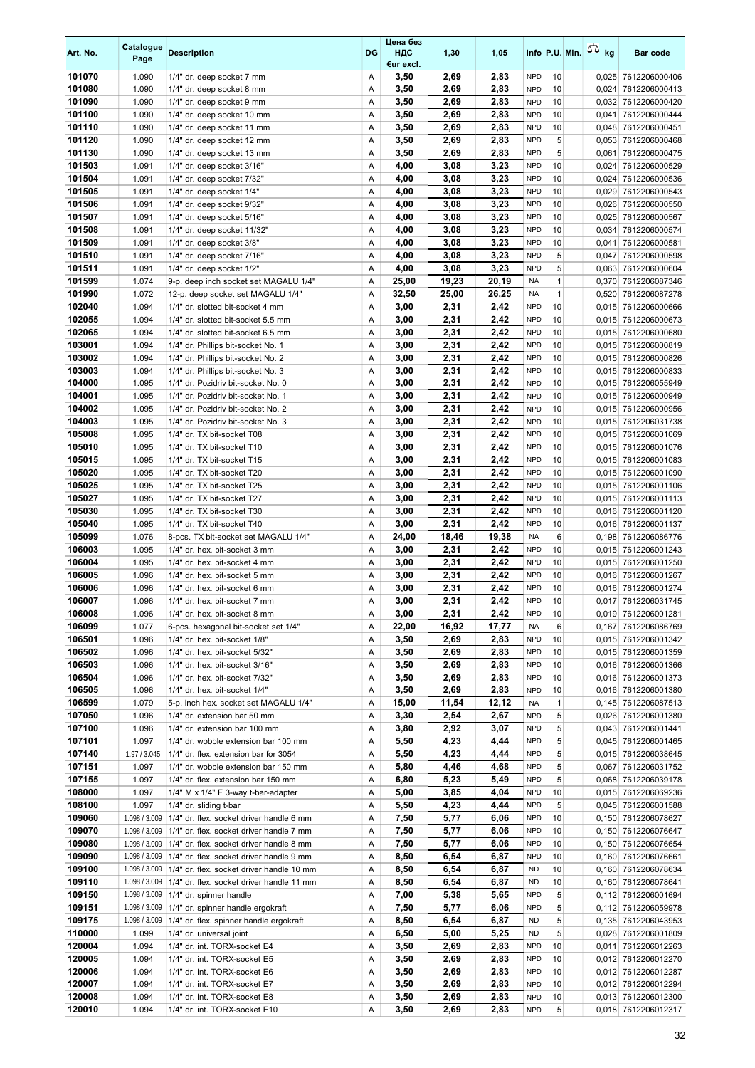| Art. No. | Catalogue Page | Description | DG | Цена без НДС €ur excl. | 1,30 | 1,05 | Info | P.U. | Min. | kg | Bar code |
|---|---|---|---|---|---|---|---|---|---|---|---|
| 101070 | 1.090 | 1/4" dr. deep socket 7 mm | A | 3,50 | 2,69 | 2,83 | NPD | 10 | | 0,025 | 7612206000406 |
| 101080 | 1.090 | 1/4" dr. deep socket 8 mm | A | 3,50 | 2,69 | 2,83 | NPD | 10 | | 0,024 | 7612206000413 |
| 101090 | 1.090 | 1/4" dr. deep socket 9 mm | A | 3,50 | 2,69 | 2,83 | NPD | 10 | | 0,032 | 7612206000420 |
| 101100 | 1.090 | 1/4" dr. deep socket 10 mm | A | 3,50 | 2,69 | 2,83 | NPD | 10 | | 0,041 | 7612206000444 |
| 101110 | 1.090 | 1/4" dr. deep socket 11 mm | A | 3,50 | 2,69 | 2,83 | NPD | 10 | | 0,048 | 7612206000451 |
| 101120 | 1.090 | 1/4" dr. deep socket 12 mm | A | 3,50 | 2,69 | 2,83 | NPD | 5 | | 0,053 | 7612206000468 |
| 101130 | 1.090 | 1/4" dr. deep socket 13 mm | A | 3,50 | 2,69 | 2,83 | NPD | 5 | | 0,061 | 7612206000475 |
| 101503 | 1.091 | 1/4" dr. deep socket 3/16" | A | 4,00 | 3,08 | 3,23 | NPD | 10 | | 0,024 | 7612206000529 |
| 101504 | 1.091 | 1/4" dr. deep socket 7/32" | A | 4,00 | 3,08 | 3,23 | NPD | 10 | | 0,024 | 7612206000536 |
| 101505 | 1.091 | 1/4" dr. deep socket 1/4" | A | 4,00 | 3,08 | 3,23 | NPD | 10 | | 0,029 | 7612206000543 |
| 101506 | 1.091 | 1/4" dr. deep socket 9/32" | A | 4,00 | 3,08 | 3,23 | NPD | 10 | | 0,026 | 7612206000550 |
| 101507 | 1.091 | 1/4" dr. deep socket 5/16" | A | 4,00 | 3,08 | 3,23 | NPD | 10 | | 0,025 | 7612206000567 |
| 101508 | 1.091 | 1/4" dr. deep socket 11/32" | A | 4,00 | 3,08 | 3,23 | NPD | 10 | | 0,034 | 7612206000574 |
| 101509 | 1.091 | 1/4" dr. deep socket 3/8" | A | 4,00 | 3,08 | 3,23 | NPD | 10 | | 0,041 | 7612206000581 |
| 101510 | 1.091 | 1/4" dr. deep socket 7/16" | A | 4,00 | 3,08 | 3,23 | NPD | 5 | | 0,047 | 7612206000598 |
| 101511 | 1.091 | 1/4" dr. deep socket 1/2" | A | 4,00 | 3,08 | 3,23 | NPD | 5 | | 0,063 | 7612206000604 |
| 101599 | 1.074 | 9-p. deep inch socket set MAGALU 1/4" | A | 25,00 | 19,23 | 20,19 | NA | 1 | | 0,370 | 7612206087346 |
| 101990 | 1.072 | 12-p. deep socket set MAGALU 1/4" | A | 32,50 | 25,00 | 26,25 | NA | 1 | | 0,520 | 7612206087278 |
| 102040 | 1.094 | 1/4" dr. slotted bit-socket 4 mm | A | 3,00 | 2,31 | 2,42 | NPD | 10 | | 0,015 | 7612206000666 |
| 102055 | 1.094 | 1/4" dr. slotted bit-socket 5.5 mm | A | 3,00 | 2,31 | 2,42 | NPD | 10 | | 0,015 | 7612206000673 |
| 102065 | 1.094 | 1/4" dr. slotted bit-socket 6.5 mm | A | 3,00 | 2,31 | 2,42 | NPD | 10 | | 0,015 | 7612206000680 |
| 103001 | 1.094 | 1/4" dr. Phillips bit-socket No. 1 | A | 3,00 | 2,31 | 2,42 | NPD | 10 | | 0,015 | 7612206000819 |
| 103002 | 1.094 | 1/4" dr. Phillips bit-socket No. 2 | A | 3,00 | 2,31 | 2,42 | NPD | 10 | | 0,015 | 7612206000826 |
| 103003 | 1.094 | 1/4" dr. Phillips bit-socket No. 3 | A | 3,00 | 2,31 | 2,42 | NPD | 10 | | 0,015 | 7612206000833 |
| 104000 | 1.095 | 1/4" dr. Pozidriv bit-socket No. 0 | A | 3,00 | 2,31 | 2,42 | NPD | 10 | | 0,015 | 7612206055949 |
| 104001 | 1.095 | 1/4" dr. Pozidriv bit-socket No. 1 | A | 3,00 | 2,31 | 2,42 | NPD | 10 | | 0,015 | 7612206000949 |
| 104002 | 1.095 | 1/4" dr. Pozidriv bit-socket No. 2 | A | 3,00 | 2,31 | 2,42 | NPD | 10 | | 0,015 | 7612206000956 |
| 104003 | 1.095 | 1/4" dr. Pozidriv bit-socket No. 3 | A | 3,00 | 2,31 | 2,42 | NPD | 10 | | 0,015 | 7612206031738 |
| 105008 | 1.095 | 1/4" dr. TX bit-socket T08 | A | 3,00 | 2,31 | 2,42 | NPD | 10 | | 0,015 | 7612206001069 |
| 105010 | 1.095 | 1/4" dr. TX bit-socket T10 | A | 3,00 | 2,31 | 2,42 | NPD | 10 | | 0,015 | 7612206001076 |
| 105015 | 1.095 | 1/4" dr. TX bit-socket T15 | A | 3,00 | 2,31 | 2,42 | NPD | 10 | | 0,015 | 7612206001083 |
| 105020 | 1.095 | 1/4" dr. TX bit-socket T20 | A | 3,00 | 2,31 | 2,42 | NPD | 10 | | 0,015 | 7612206001090 |
| 105025 | 1.095 | 1/4" dr. TX bit-socket T25 | A | 3,00 | 2,31 | 2,42 | NPD | 10 | | 0,015 | 7612206001106 |
| 105027 | 1.095 | 1/4" dr. TX bit-socket T27 | A | 3,00 | 2,31 | 2,42 | NPD | 10 | | 0,015 | 7612206001113 |
| 105030 | 1.095 | 1/4" dr. TX bit-socket T30 | A | 3,00 | 2,31 | 2,42 | NPD | 10 | | 0,016 | 7612206001120 |
| 105040 | 1.095 | 1/4" dr. TX bit-socket T40 | A | 3,00 | 2,31 | 2,42 | NPD | 10 | | 0,016 | 7612206001137 |
| 105099 | 1.076 | 8-pcs. TX bit-socket set MAGALU 1/4" | A | 24,00 | 18,46 | 19,38 | NA | 6 | | 0,198 | 7612206086776 |
| 106003 | 1.095 | 1/4" dr. hex. bit-socket 3 mm | A | 3,00 | 2,31 | 2,42 | NPD | 10 | | 0,015 | 7612206001243 |
| 106004 | 1.095 | 1/4" dr. hex. bit-socket 4 mm | A | 3,00 | 2,31 | 2,42 | NPD | 10 | | 0,015 | 7612206001250 |
| 106005 | 1.096 | 1/4" dr. hex. bit-socket 5 mm | A | 3,00 | 2,31 | 2,42 | NPD | 10 | | 0,016 | 7612206001267 |
| 106006 | 1.096 | 1/4" dr. hex. bit-socket 6 mm | A | 3,00 | 2,31 | 2,42 | NPD | 10 | | 0,016 | 7612206001274 |
| 106007 | 1.096 | 1/4" dr. hex. bit-socket 7 mm | A | 3,00 | 2,31 | 2,42 | NPD | 10 | | 0,017 | 7612206031745 |
| 106008 | 1.096 | 1/4" dr. hex. bit-socket 8 mm | A | 3,00 | 2,31 | 2,42 | NPD | 10 | | 0,019 | 7612206001281 |
| 106099 | 1.077 | 6-pcs. hexagonal bit-socket set 1/4" | A | 22,00 | 16,92 | 17,77 | NA | 6 | | 0,167 | 7612206086769 |
| 106501 | 1.096 | 1/4" dr. hex. bit-socket 1/8" | A | 3,50 | 2,69 | 2,83 | NPD | 10 | | 0,015 | 7612206001342 |
| 106502 | 1.096 | 1/4" dr. hex. bit-socket 5/32" | A | 3,50 | 2,69 | 2,83 | NPD | 10 | | 0,015 | 7612206001359 |
| 106503 | 1.096 | 1/4" dr. hex. bit-socket 3/16" | A | 3,50 | 2,69 | 2,83 | NPD | 10 | | 0,016 | 7612206001366 |
| 106504 | 1.096 | 1/4" dr. hex. bit-socket 7/32" | A | 3,50 | 2,69 | 2,83 | NPD | 10 | | 0,016 | 7612206001373 |
| 106505 | 1.096 | 1/4" dr. hex. bit-socket 1/4" | A | 3,50 | 2,69 | 2,83 | NPD | 10 | | 0,016 | 7612206001380 |
| 106599 | 1.079 | 5-p. inch hex. socket set MAGALU 1/4" | A | 15,00 | 11,54 | 12,12 | NA | 1 | | 0,145 | 7612206087513 |
| 107050 | 1.096 | 1/4" dr. extension bar 50 mm | A | 3,30 | 2,54 | 2,67 | NPD | 5 | | 0,026 | 7612206001380 |
| 107100 | 1.096 | 1/4" dr. extension bar 100 mm | A | 3,80 | 2,92 | 3,07 | NPD | 5 | | 0,043 | 7612206001441 |
| 107101 | 1.097 | 1/4" dr. wobble extension bar 100 mm | A | 5,50 | 4,23 | 4,44 | NPD | 5 | | 0,045 | 7612206001465 |
| 107140 | 1.97 / 3.045 | 1/4" dr. flex. extension bar for 3054 | A | 5,50 | 4,23 | 4,44 | NPD | 5 | | 0,015 | 7612206038645 |
| 107151 | 1.097 | 1/4" dr. wobble extension bar 150 mm | A | 5,80 | 4,46 | 4,68 | NPD | 5 | | 0,067 | 7612206031752 |
| 107155 | 1.097 | 1/4" dr. flex. extension bar 150 mm | A | 6,80 | 5,23 | 5,49 | NPD | 5 | | 0,068 | 7612206039178 |
| 108000 | 1.097 | 1/4" M x 1/4" F 3-way t-bar-adapter | A | 5,00 | 3,85 | 4,04 | NPD | 10 | | 0,015 | 7612206069236 |
| 108100 | 1.097 | 1/4" dr. sliding t-bar | A | 5,50 | 4,23 | 4,44 | NPD | 5 | | 0,045 | 7612206001588 |
| 109060 | 1.098 / 3.009 | 1/4" dr. flex. socket driver handle 6 mm | A | 7,50 | 5,77 | 6,06 | NPD | 10 | | 0,150 | 7612206078627 |
| 109070 | 1.098 / 3.009 | 1/4" dr. flex. socket driver handle 7 mm | A | 7,50 | 5,77 | 6,06 | NPD | 10 | | 0,150 | 7612206076647 |
| 109080 | 1.098 / 3.009 | 1/4" dr. flex. socket driver handle 8 mm | A | 7,50 | 5,77 | 6,06 | NPD | 10 | | 0,150 | 7612206076654 |
| 109090 | 1.098 / 3.009 | 1/4" dr. flex. socket driver handle 9 mm | A | 8,50 | 6,54 | 6,87 | NPD | 10 | | 0,160 | 7612206076661 |
| 109100 | 1.098 / 3.009 | 1/4" dr. flex. socket driver handle 10 mm | A | 8,50 | 6,54 | 6,87 | ND | 10 | | 0,160 | 7612206078634 |
| 109110 | 1.098 / 3.009 | 1/4" dr. flex. socket driver handle 11 mm | A | 8,50 | 6,54 | 6,87 | ND | 10 | | 0,160 | 7612206078641 |
| 109150 | 1.098 / 3.009 | 1/4" dr. spinner handle | A | 7,00 | 5,38 | 5,65 | NPD | 5 | | 0,112 | 7612206001694 |
| 109151 | 1.098 / 3.009 | 1/4" dr. spinner handle ergokraft | A | 7,50 | 5,77 | 6,06 | NPD | 5 | | 0,112 | 7612206059978 |
| 109175 | 1.098 / 3.009 | 1/4" dr. flex. spinner handle ergokraft | A | 8,50 | 6,54 | 6,87 | ND | 5 | | 0,135 | 7612206043953 |
| 110000 | 1.099 | 1/4" dr. universal joint | A | 6,50 | 5,00 | 5,25 | ND | 5 | | 0,028 | 7612206001809 |
| 120004 | 1.094 | 1/4" dr. int. TORX-socket E4 | A | 3,50 | 2,69 | 2,83 | NPD | 10 | | 0,011 | 7612206012263 |
| 120005 | 1.094 | 1/4" dr. int. TORX-socket E5 | A | 3,50 | 2,69 | 2,83 | NPD | 10 | | 0,012 | 7612206012270 |
| 120006 | 1.094 | 1/4" dr. int. TORX-socket E6 | A | 3,50 | 2,69 | 2,83 | NPD | 10 | | 0,012 | 7612206012287 |
| 120007 | 1.094 | 1/4" dr. int. TORX-socket E7 | A | 3,50 | 2,69 | 2,83 | NPD | 10 | | 0,012 | 7612206012294 |
| 120008 | 1.094 | 1/4" dr. int. TORX-socket E8 | A | 3,50 | 2,69 | 2,83 | NPD | 10 | | 0,013 | 7612206012300 |
| 120010 | 1.094 | 1/4" dr. int. TORX-socket E10 | A | 3,50 | 2,69 | 2,83 | NPD | 5 | | 0,018 | 7612206012317 |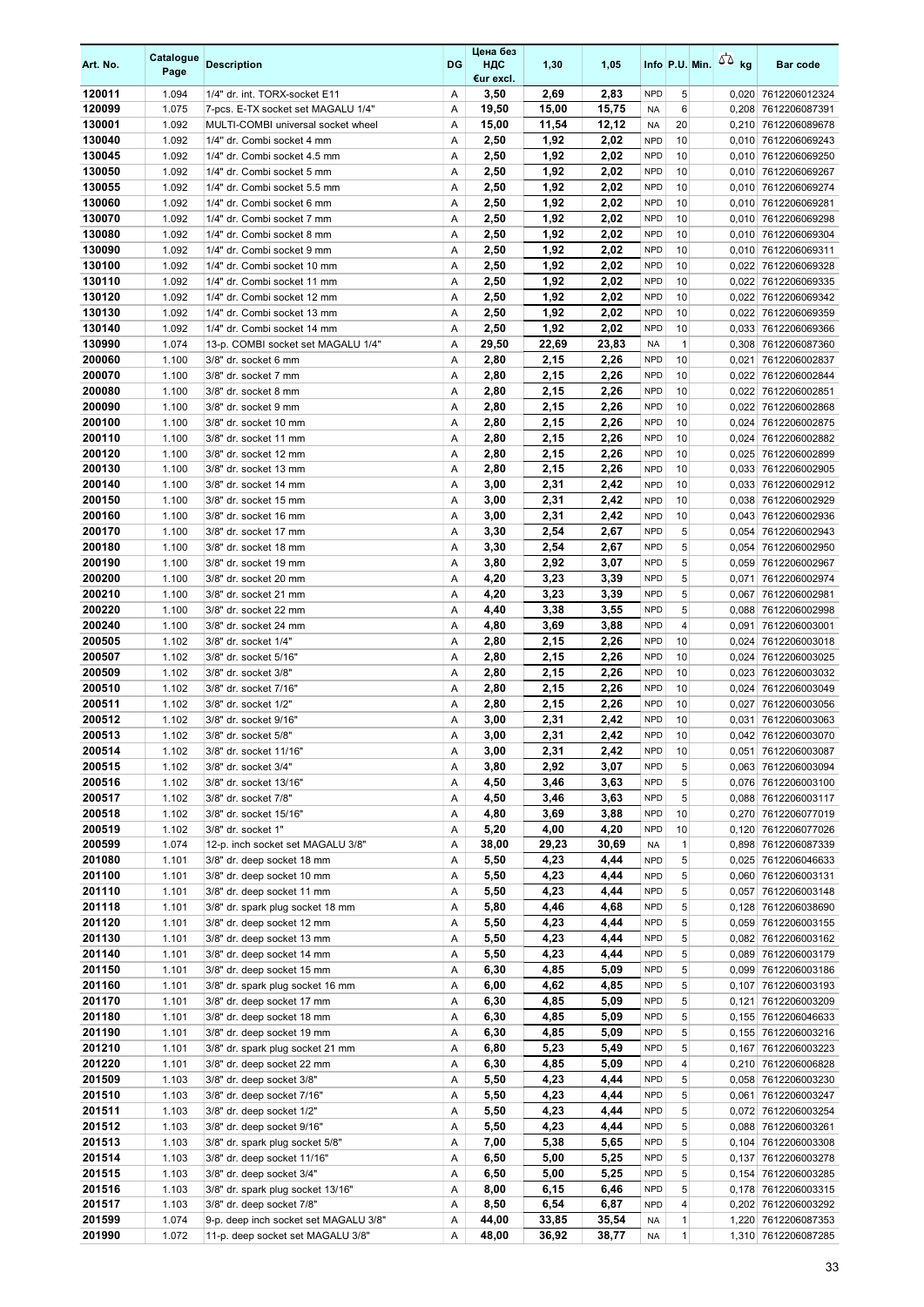| Art. No. | Catalogue Page | Description | DG | Цена без НДС €ur excl. | 1,30 | 1,05 | Info | P.U. | Min. | kg | Bar code |
|---|---|---|---|---|---|---|---|---|---|---|---|
| 120011 | 1.094 | 1/4" dr. int. TORX-socket E11 | A | 3,50 | 2,69 | 2,83 | NPD | 5 | | 0,020 | 7612206012324 |
| 120099 | 1.075 | 7-pcs. E-TX socket set MAGALU 1/4" | A | 19,50 | 15,00 | 15,75 | NA | 6 | | 0,208 | 7612206087391 |
| 130001 | 1.092 | MULTI-COMBI universal socket wheel | A | 15,00 | 11,54 | 12,12 | NA | 20 | | 0,210 | 7612206089678 |
| 130040 | 1.092 | 1/4" dr. Combi socket 4 mm | A | 2,50 | 1,92 | 2,02 | NPD | 10 | | 0,010 | 7612206069243 |
| 130045 | 1.092 | 1/4" dr. Combi socket 4.5 mm | A | 2,50 | 1,92 | 2,02 | NPD | 10 | | 0,010 | 7612206069250 |
| 130050 | 1.092 | 1/4" dr. Combi socket 5 mm | A | 2,50 | 1,92 | 2,02 | NPD | 10 | | 0,010 | 7612206069267 |
| 130055 | 1.092 | 1/4" dr. Combi socket 5.5 mm | A | 2,50 | 1,92 | 2,02 | NPD | 10 | | 0,010 | 7612206069274 |
| 130060 | 1.092 | 1/4" dr. Combi socket 6 mm | A | 2,50 | 1,92 | 2,02 | NPD | 10 | | 0,010 | 7612206069281 |
| 130070 | 1.092 | 1/4" dr. Combi socket 7 mm | A | 2,50 | 1,92 | 2,02 | NPD | 10 | | 0,010 | 7612206069298 |
| 130080 | 1.092 | 1/4" dr. Combi socket 8 mm | A | 2,50 | 1,92 | 2,02 | NPD | 10 | | 0,010 | 7612206069304 |
| 130090 | 1.092 | 1/4" dr. Combi socket 9 mm | A | 2,50 | 1,92 | 2,02 | NPD | 10 | | 0,010 | 7612206069311 |
| 130100 | 1.092 | 1/4" dr. Combi socket 10 mm | A | 2,50 | 1,92 | 2,02 | NPD | 10 | | 0,022 | 7612206069328 |
| 130110 | 1.092 | 1/4" dr. Combi socket 11 mm | A | 2,50 | 1,92 | 2,02 | NPD | 10 | | 0,022 | 7612206069335 |
| 130120 | 1.092 | 1/4" dr. Combi socket 12 mm | A | 2,50 | 1,92 | 2,02 | NPD | 10 | | 0,022 | 7612206069342 |
| 130130 | 1.092 | 1/4" dr. Combi socket 13 mm | A | 2,50 | 1,92 | 2,02 | NPD | 10 | | 0,022 | 7612206069359 |
| 130140 | 1.092 | 1/4" dr. Combi socket 14 mm | A | 2,50 | 1,92 | 2,02 | NPD | 10 | | 0,033 | 7612206069366 |
| 130990 | 1.074 | 13-p. COMBI socket set MAGALU 1/4" | A | 29,50 | 22,69 | 23,83 | NA | 1 | | 0,308 | 7612206087360 |
| 200060 | 1.100 | 3/8" dr. socket 6 mm | A | 2,80 | 2,15 | 2,26 | NPD | 10 | | 0,021 | 7612206002837 |
| 200070 | 1.100 | 3/8" dr. socket 7 mm | A | 2,80 | 2,15 | 2,26 | NPD | 10 | | 0,022 | 7612206002844 |
| 200080 | 1.100 | 3/8" dr. socket 8 mm | A | 2,80 | 2,15 | 2,26 | NPD | 10 | | 0,022 | 7612206002851 |
| 200090 | 1.100 | 3/8" dr. socket 9 mm | A | 2,80 | 2,15 | 2,26 | NPD | 10 | | 0,022 | 7612206002868 |
| 200100 | 1.100 | 3/8" dr. socket 10 mm | A | 2,80 | 2,15 | 2,26 | NPD | 10 | | 0,024 | 7612206002875 |
| 200110 | 1.100 | 3/8" dr. socket 11 mm | A | 2,80 | 2,15 | 2,26 | NPD | 10 | | 0,024 | 7612206002882 |
| 200120 | 1.100 | 3/8" dr. socket 12 mm | A | 2,80 | 2,15 | 2,26 | NPD | 10 | | 0,025 | 7612206002899 |
| 200130 | 1.100 | 3/8" dr. socket 13 mm | A | 2,80 | 2,15 | 2,26 | NPD | 10 | | 0,033 | 7612206002905 |
| 200140 | 1.100 | 3/8" dr. socket 14 mm | A | 3,00 | 2,31 | 2,42 | NPD | 10 | | 0,033 | 7612206002912 |
| 200150 | 1.100 | 3/8" dr. socket 15 mm | A | 3,00 | 2,31 | 2,42 | NPD | 10 | | 0,038 | 7612206002929 |
| 200160 | 1.100 | 3/8" dr. socket 16 mm | A | 3,00 | 2,31 | 2,42 | NPD | 10 | | 0,043 | 7612206002936 |
| 200170 | 1.100 | 3/8" dr. socket 17 mm | A | 3,30 | 2,54 | 2,67 | NPD | 5 | | 0,054 | 7612206002943 |
| 200180 | 1.100 | 3/8" dr. socket 18 mm | A | 3,30 | 2,54 | 2,67 | NPD | 5 | | 0,054 | 7612206002950 |
| 200190 | 1.100 | 3/8" dr. socket 19 mm | A | 3,80 | 2,92 | 3,07 | NPD | 5 | | 0,059 | 7612206002967 |
| 200200 | 1.100 | 3/8" dr. socket 20 mm | A | 4,20 | 3,23 | 3,39 | NPD | 5 | | 0,071 | 7612206002974 |
| 200210 | 1.100 | 3/8" dr. socket 21 mm | A | 4,20 | 3,23 | 3,39 | NPD | 5 | | 0,067 | 7612206002981 |
| 200220 | 1.100 | 3/8" dr. socket 22 mm | A | 4,40 | 3,38 | 3,55 | NPD | 5 | | 0,088 | 7612206002998 |
| 200240 | 1.100 | 3/8" dr. socket 24 mm | A | 4,80 | 3,69 | 3,88 | NPD | 4 | | 0,091 | 7612206003001 |
| 200505 | 1.102 | 3/8" dr. socket 1/4" | A | 2,80 | 2,15 | 2,26 | NPD | 10 | | 0,024 | 7612206003018 |
| 200507 | 1.102 | 3/8" dr. socket 5/16" | A | 2,80 | 2,15 | 2,26 | NPD | 10 | | 0,024 | 7612206003025 |
| 200509 | 1.102 | 3/8" dr. socket 3/8" | A | 2,80 | 2,15 | 2,26 | NPD | 10 | | 0,023 | 7612206003032 |
| 200510 | 1.102 | 3/8" dr. socket 7/16" | A | 2,80 | 2,15 | 2,26 | NPD | 10 | | 0,024 | 7612206003049 |
| 200511 | 1.102 | 3/8" dr. socket 1/2" | A | 2,80 | 2,15 | 2,26 | NPD | 10 | | 0,027 | 7612206003056 |
| 200512 | 1.102 | 3/8" dr. socket 9/16" | A | 3,00 | 2,31 | 2,42 | NPD | 10 | | 0,031 | 7612206003063 |
| 200513 | 1.102 | 3/8" dr. socket 5/8" | A | 3,00 | 2,31 | 2,42 | NPD | 10 | | 0,042 | 7612206003070 |
| 200514 | 1.102 | 3/8" dr. socket 11/16" | A | 3,00 | 2,31 | 2,42 | NPD | 10 | | 0,051 | 7612206003087 |
| 200515 | 1.102 | 3/8" dr. socket 3/4" | A | 3,80 | 2,92 | 3,07 | NPD | 5 | | 0,063 | 7612206003094 |
| 200516 | 1.102 | 3/8" dr. socket 13/16" | A | 4,50 | 3,46 | 3,63 | NPD | 5 | | 0,076 | 7612206003100 |
| 200517 | 1.102 | 3/8" dr. socket 7/8" | A | 4,50 | 3,46 | 3,63 | NPD | 5 | | 0,088 | 7612206003117 |
| 200518 | 1.102 | 3/8" dr. socket 15/16" | A | 4,80 | 3,69 | 3,88 | NPD | 10 | | 0,270 | 7612206077019 |
| 200519 | 1.102 | 3/8" dr. socket 1" | A | 5,20 | 4,00 | 4,20 | NPD | 10 | | 0,120 | 7612206077026 |
| 200599 | 1.074 | 12-p. inch socket set MAGALU 3/8" | A | 38,00 | 29,23 | 30,69 | NA | 1 | | 0,898 | 7612206087339 |
| 201080 | 1.101 | 3/8" dr. deep socket 18 mm | A | 5,50 | 4,23 | 4,44 | NPD | 5 | | 0,025 | 7612206046633 |
| 201100 | 1.101 | 3/8" dr. deep socket 10 mm | A | 5,50 | 4,23 | 4,44 | NPD | 5 | | 0,060 | 7612206003131 |
| 201110 | 1.101 | 3/8" dr. deep socket 11 mm | A | 5,50 | 4,23 | 4,44 | NPD | 5 | | 0,057 | 7612206003148 |
| 201118 | 1.101 | 3/8" dr. spark plug socket 18 mm | A | 5,80 | 4,46 | 4,68 | NPD | 5 | | 0,128 | 7612206038690 |
| 201120 | 1.101 | 3/8" dr. deep socket 12 mm | A | 5,50 | 4,23 | 4,44 | NPD | 5 | | 0,059 | 7612206003155 |
| 201130 | 1.101 | 3/8" dr. deep socket 13 mm | A | 5,50 | 4,23 | 4,44 | NPD | 5 | | 0,082 | 7612206003162 |
| 201140 | 1.101 | 3/8" dr. deep socket 14 mm | A | 5,50 | 4,23 | 4,44 | NPD | 5 | | 0,089 | 7612206003179 |
| 201150 | 1.101 | 3/8" dr. deep socket 15 mm | A | 6,30 | 4,85 | 5,09 | NPD | 5 | | 0,099 | 7612206003186 |
| 201160 | 1.101 | 3/8" dr. spark plug socket 16 mm | A | 6,00 | 4,62 | 4,85 | NPD | 5 | | 0,107 | 7612206003193 |
| 201170 | 1.101 | 3/8" dr. deep socket 17 mm | A | 6,30 | 4,85 | 5,09 | NPD | 5 | | 0,121 | 7612206003209 |
| 201180 | 1.101 | 3/8" dr. deep socket 18 mm | A | 6,30 | 4,85 | 5,09 | NPD | 5 | | 0,155 | 7612206046633 |
| 201190 | 1.101 | 3/8" dr. deep socket 19 mm | A | 6,30 | 4,85 | 5,09 | NPD | 5 | | 0,155 | 7612206003216 |
| 201210 | 1.101 | 3/8" dr. spark plug socket 21 mm | A | 6,80 | 5,23 | 5,49 | NPD | 5 | | 0,167 | 7612206003223 |
| 201220 | 1.101 | 3/8" dr. deep socket 22 mm | A | 6,30 | 4,85 | 5,09 | NPD | 4 | | 0,210 | 7612206006828 |
| 201509 | 1.103 | 3/8" dr. deep socket 3/8" | A | 5,50 | 4,23 | 4,44 | NPD | 5 | | 0,058 | 7612206003230 |
| 201510 | 1.103 | 3/8" dr. deep socket 7/16" | A | 5,50 | 4,23 | 4,44 | NPD | 5 | | 0,061 | 7612206003247 |
| 201511 | 1.103 | 3/8" dr. deep socket 1/2" | A | 5,50 | 4,23 | 4,44 | NPD | 5 | | 0,072 | 7612206003254 |
| 201512 | 1.103 | 3/8" dr. deep socket 9/16" | A | 5,50 | 4,23 | 4,44 | NPD | 5 | | 0,088 | 7612206003261 |
| 201513 | 1.103 | 3/8" dr. spark plug socket 5/8" | A | 7,00 | 5,38 | 5,65 | NPD | 5 | | 0,104 | 7612206003308 |
| 201514 | 1.103 | 3/8" dr. deep socket 11/16" | A | 6,50 | 5,00 | 5,25 | NPD | 5 | | 0,137 | 7612206003278 |
| 201515 | 1.103 | 3/8" dr. deep socket 3/4" | A | 6,50 | 5,00 | 5,25 | NPD | 5 | | 0,154 | 7612206003285 |
| 201516 | 1.103 | 3/8" dr. spark plug socket 13/16" | A | 8,00 | 6,15 | 6,46 | NPD | 5 | | 0,178 | 7612206003315 |
| 201517 | 1.103 | 3/8" dr. deep socket 7/8" | A | 8,50 | 6,54 | 6,87 | NPD | 4 | | 0,202 | 7612206003292 |
| 201599 | 1.074 | 9-p. deep inch socket set MAGALU 3/8" | A | 44,00 | 33,85 | 35,54 | NA | 1 | | 1,220 | 7612206087353 |
| 201990 | 1.072 | 11-p. deep socket set MAGALU 3/8" | A | 48,00 | 36,92 | 38,77 | NA | 1 | | 1,310 | 7612206087285 |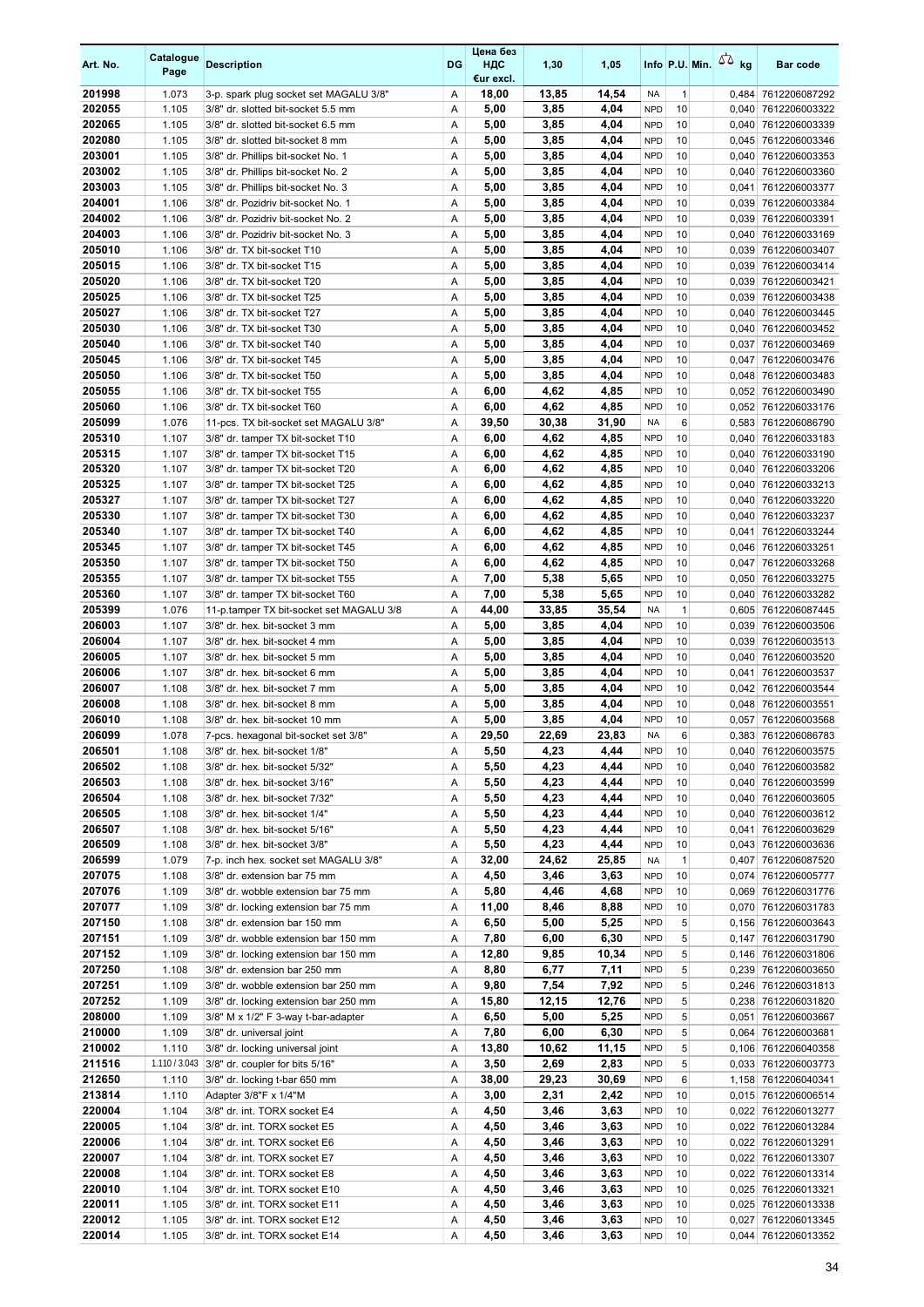| Art. No. | Catalogue Page | Description | DG | Цена без НДС €ur excl. | 1,30 | 1,05 | Info | P.U. | Min. | kg | Bar code |
|---|---|---|---|---|---|---|---|---|---|---|---|
| 201998 | 1.073 | 3-p. spark plug socket set MAGALU 3/8" | A | 18,00 | 13,85 | 14,54 | NA | 1 | | 0,484 | 7612206087292 |
| 202055 | 1.105 | 3/8" dr. slotted bit-socket 5.5 mm | A | 5,00 | 3,85 | 4,04 | NPD | 10 | | 0,040 | 7612206003322 |
| 202065 | 1.105 | 3/8" dr. slotted bit-socket 6.5 mm | A | 5,00 | 3,85 | 4,04 | NPD | 10 | | 0,040 | 7612206003339 |
| 202080 | 1.105 | 3/8" dr. slotted bit-socket 8 mm | A | 5,00 | 3,85 | 4,04 | NPD | 10 | | 0,045 | 7612206003346 |
| 203001 | 1.105 | 3/8" dr. Phillips bit-socket No. 1 | A | 5,00 | 3,85 | 4,04 | NPD | 10 | | 0,040 | 7612206003353 |
| 203002 | 1.105 | 3/8" dr. Phillips bit-socket No. 2 | A | 5,00 | 3,85 | 4,04 | NPD | 10 | | 0,040 | 7612206003360 |
| 203003 | 1.105 | 3/8" dr. Phillips bit-socket No. 3 | A | 5,00 | 3,85 | 4,04 | NPD | 10 | | 0,041 | 7612206003377 |
| 204001 | 1.106 | 3/8" dr. Pozidriv bit-socket No. 1 | A | 5,00 | 3,85 | 4,04 | NPD | 10 | | 0,039 | 7612206003384 |
| 204002 | 1.106 | 3/8" dr. Pozidriv bit-socket No. 2 | A | 5,00 | 3,85 | 4,04 | NPD | 10 | | 0,039 | 7612206003391 |
| 204003 | 1.106 | 3/8" dr. Pozidriv bit-socket No. 3 | A | 5,00 | 3,85 | 4,04 | NPD | 10 | | 0,040 | 7612206033169 |
| 205010 | 1.106 | 3/8" dr. TX bit-socket T10 | A | 5,00 | 3,85 | 4,04 | NPD | 10 | | 0,039 | 7612206003407 |
| 205015 | 1.106 | 3/8" dr. TX bit-socket T15 | A | 5,00 | 3,85 | 4,04 | NPD | 10 | | 0,039 | 7612206003414 |
| 205020 | 1.106 | 3/8" dr. TX bit-socket T20 | A | 5,00 | 3,85 | 4,04 | NPD | 10 | | 0,039 | 7612206003421 |
| 205025 | 1.106 | 3/8" dr. TX bit-socket T25 | A | 5,00 | 3,85 | 4,04 | NPD | 10 | | 0,039 | 7612206003438 |
| 205027 | 1.106 | 3/8" dr. TX bit-socket T27 | A | 5,00 | 3,85 | 4,04 | NPD | 10 | | 0,040 | 7612206003445 |
| 205030 | 1.106 | 3/8" dr. TX bit-socket T30 | A | 5,00 | 3,85 | 4,04 | NPD | 10 | | 0,040 | 7612206003452 |
| 205040 | 1.106 | 3/8" dr. TX bit-socket T40 | A | 5,00 | 3,85 | 4,04 | NPD | 10 | | 0,037 | 7612206003469 |
| 205045 | 1.106 | 3/8" dr. TX bit-socket T45 | A | 5,00 | 3,85 | 4,04 | NPD | 10 | | 0,047 | 7612206003476 |
| 205050 | 1.106 | 3/8" dr. TX bit-socket T50 | A | 5,00 | 3,85 | 4,04 | NPD | 10 | | 0,048 | 7612206003483 |
| 205055 | 1.106 | 3/8" dr. TX bit-socket T55 | A | 6,00 | 4,62 | 4,85 | NPD | 10 | | 0,052 | 7612206003490 |
| 205060 | 1.106 | 3/8" dr. TX bit-socket T60 | A | 6,00 | 4,62 | 4,85 | NPD | 10 | | 0,052 | 7612206033176 |
| 205099 | 1.076 | 11-pcs. TX bit-socket set MAGALU 3/8" | A | 39,50 | 30,38 | 31,90 | NA | 6 | | 0,583 | 7612206086790 |
| 205310 | 1.107 | 3/8" dr. tamper TX bit-socket T10 | A | 6,00 | 4,62 | 4,85 | NPD | 10 | | 0,040 | 7612206033183 |
| 205315 | 1.107 | 3/8" dr. tamper TX bit-socket T15 | A | 6,00 | 4,62 | 4,85 | NPD | 10 | | 0,040 | 7612206033190 |
| 205320 | 1.107 | 3/8" dr. tamper TX bit-socket T20 | A | 6,00 | 4,62 | 4,85 | NPD | 10 | | 0,040 | 7612206033206 |
| 205325 | 1.107 | 3/8" dr. tamper TX bit-socket T25 | A | 6,00 | 4,62 | 4,85 | NPD | 10 | | 0,040 | 7612206033213 |
| 205327 | 1.107 | 3/8" dr. tamper TX bit-socket T27 | A | 6,00 | 4,62 | 4,85 | NPD | 10 | | 0,040 | 7612206033220 |
| 205330 | 1.107 | 3/8" dr. tamper TX bit-socket T30 | A | 6,00 | 4,62 | 4,85 | NPD | 10 | | 0,040 | 7612206033237 |
| 205340 | 1.107 | 3/8" dr. tamper TX bit-socket T40 | A | 6,00 | 4,62 | 4,85 | NPD | 10 | | 0,041 | 7612206033244 |
| 205345 | 1.107 | 3/8" dr. tamper TX bit-socket T45 | A | 6,00 | 4,62 | 4,85 | NPD | 10 | | 0,046 | 7612206033251 |
| 205350 | 1.107 | 3/8" dr. tamper TX bit-socket T50 | A | 6,00 | 4,62 | 4,85 | NPD | 10 | | 0,047 | 7612206033268 |
| 205355 | 1.107 | 3/8" dr. tamper TX bit-socket T55 | A | 7,00 | 5,38 | 5,65 | NPD | 10 | | 0,050 | 7612206033275 |
| 205360 | 1.107 | 3/8" dr. tamper TX bit-socket T60 | A | 7,00 | 5,38 | 5,65 | NPD | 10 | | 0,040 | 7612206033282 |
| 205399 | 1.076 | 11-p.tamper TX bit-socket set MAGALU 3/8 | A | 44,00 | 33,85 | 35,54 | NA | 1 | | 0,605 | 7612206087445 |
| 206003 | 1.107 | 3/8" dr. hex. bit-socket 3 mm | A | 5,00 | 3,85 | 4,04 | NPD | 10 | | 0,039 | 7612206003506 |
| 206004 | 1.107 | 3/8" dr. hex. bit-socket 4 mm | A | 5,00 | 3,85 | 4,04 | NPD | 10 | | 0,039 | 7612206003513 |
| 206005 | 1.107 | 3/8" dr. hex. bit-socket 5 mm | A | 5,00 | 3,85 | 4,04 | NPD | 10 | | 0,040 | 7612206003520 |
| 206006 | 1.107 | 3/8" dr. hex. bit-socket 6 mm | A | 5,00 | 3,85 | 4,04 | NPD | 10 | | 0,041 | 7612206003537 |
| 206007 | 1.108 | 3/8" dr. hex. bit-socket 7 mm | A | 5,00 | 3,85 | 4,04 | NPD | 10 | | 0,042 | 7612206003544 |
| 206008 | 1.108 | 3/8" dr. hex. bit-socket 8 mm | A | 5,00 | 3,85 | 4,04 | NPD | 10 | | 0,048 | 7612206003551 |
| 206010 | 1.108 | 3/8" dr. hex. bit-socket 10 mm | A | 5,00 | 3,85 | 4,04 | NPD | 10 | | 0,057 | 7612206003568 |
| 206099 | 1.078 | 7-pcs. hexagonal bit-socket set 3/8" | A | 29,50 | 22,69 | 23,83 | NA | 6 | | 0,383 | 7612206086783 |
| 206501 | 1.108 | 3/8" dr. hex. bit-socket 1/8" | A | 5,50 | 4,23 | 4,44 | NPD | 10 | | 0,040 | 7612206003575 |
| 206502 | 1.108 | 3/8" dr. hex. bit-socket 5/32" | A | 5,50 | 4,23 | 4,44 | NPD | 10 | | 0,040 | 7612206003582 |
| 206503 | 1.108 | 3/8" dr. hex. bit-socket 3/16" | A | 5,50 | 4,23 | 4,44 | NPD | 10 | | 0,040 | 7612206003599 |
| 206504 | 1.108 | 3/8" dr. hex. bit-socket 7/32" | A | 5,50 | 4,23 | 4,44 | NPD | 10 | | 0,040 | 7612206003605 |
| 206505 | 1.108 | 3/8" dr. hex. bit-socket 1/4" | A | 5,50 | 4,23 | 4,44 | NPD | 10 | | 0,040 | 7612206003612 |
| 206507 | 1.108 | 3/8" dr. hex. bit-socket 5/16" | A | 5,50 | 4,23 | 4,44 | NPD | 10 | | 0,041 | 7612206003629 |
| 206509 | 1.108 | 3/8" dr. hex. bit-socket 3/8" | A | 5,50 | 4,23 | 4,44 | NPD | 10 | | 0,043 | 7612206003636 |
| 206599 | 1.079 | 7-p. inch hex. socket set MAGALU 3/8" | A | 32,00 | 24,62 | 25,85 | NA | 1 | | 0,407 | 7612206087520 |
| 207075 | 1.108 | 3/8" dr. extension bar 75 mm | A | 4,50 | 3,46 | 3,63 | NPD | 10 | | 0,074 | 7612206005777 |
| 207076 | 1.109 | 3/8" dr. wobble extension bar 75 mm | A | 5,80 | 4,46 | 4,68 | NPD | 10 | | 0,069 | 7612206031776 |
| 207077 | 1.109 | 3/8" dr. locking extension bar 75 mm | A | 11,00 | 8,46 | 8,88 | NPD | 10 | | 0,070 | 7612206031783 |
| 207150 | 1.108 | 3/8" dr. extension bar 150 mm | A | 6,50 | 5,00 | 5,25 | NPD | 5 | | 0,156 | 7612206003643 |
| 207151 | 1.109 | 3/8" dr. wobble extension bar 150 mm | A | 7,80 | 6,00 | 6,30 | NPD | 5 | | 0,147 | 7612206031790 |
| 207152 | 1.109 | 3/8" dr. locking extension bar 150 mm | A | 12,80 | 9,85 | 10,34 | NPD | 5 | | 0,146 | 7612206031806 |
| 207250 | 1.108 | 3/8" dr. extension bar 250 mm | A | 8,80 | 6,77 | 7,11 | NPD | 5 | | 0,239 | 7612206003650 |
| 207251 | 1.109 | 3/8" dr. wobble extension bar 250 mm | A | 9,80 | 7,54 | 7,92 | NPD | 5 | | 0,246 | 7612206031813 |
| 207252 | 1.109 | 3/8" dr. locking extension bar 250 mm | A | 15,80 | 12,15 | 12,76 | NPD | 5 | | 0,238 | 7612206031820 |
| 208000 | 1.109 | 3/8" M x 1/2" F 3-way t-bar-adapter | A | 6,50 | 5,00 | 5,25 | NPD | 5 | | 0,051 | 7612206003667 |
| 210000 | 1.109 | 3/8" dr. universal joint | A | 7,80 | 6,00 | 6,30 | NPD | 5 | | 0,064 | 7612206003681 |
| 210002 | 1.110 | 3/8" dr. locking universal joint | A | 13,80 | 10,62 | 11,15 | NPD | 5 | | 0,106 | 7612206040358 |
| 211516 | 1.110 / 3.043 | 3/8" dr. coupler for bits 5/16" | A | 3,50 | 2,69 | 2,83 | NPD | 5 | | 0,033 | 7612206003773 |
| 212650 | 1.110 | 3/8" dr. locking t-bar 650 mm | A | 38,00 | 29,23 | 30,69 | NPD | 6 | | 1,158 | 7612206040341 |
| 213814 | 1.110 | Adapter 3/8"F x 1/4"M | A | 3,00 | 2,31 | 2,42 | NPD | 10 | | 0,015 | 7612206006514 |
| 220004 | 1.104 | 3/8" dr. int. TORX socket E4 | A | 4,50 | 3,46 | 3,63 | NPD | 10 | | 0,022 | 7612206013277 |
| 220005 | 1.104 | 3/8" dr. int. TORX socket E5 | A | 4,50 | 3,46 | 3,63 | NPD | 10 | | 0,022 | 7612206013284 |
| 220006 | 1.104 | 3/8" dr. int. TORX socket E6 | A | 4,50 | 3,46 | 3,63 | NPD | 10 | | 0,022 | 7612206013291 |
| 220007 | 1.104 | 3/8" dr. int. TORX socket E7 | A | 4,50 | 3,46 | 3,63 | NPD | 10 | | 0,022 | 7612206013307 |
| 220008 | 1.104 | 3/8" dr. int. TORX socket E8 | A | 4,50 | 3,46 | 3,63 | NPD | 10 | | 0,022 | 7612206013314 |
| 220010 | 1.104 | 3/8" dr. int. TORX socket E10 | A | 4,50 | 3,46 | 3,63 | NPD | 10 | | 0,025 | 7612206013321 |
| 220011 | 1.105 | 3/8" dr. int. TORX socket E11 | A | 4,50 | 3,46 | 3,63 | NPD | 10 | | 0,025 | 7612206013338 |
| 220012 | 1.105 | 3/8" dr. int. TORX socket E12 | A | 4,50 | 3,46 | 3,63 | NPD | 10 | | 0,027 | 7612206013345 |
| 220014 | 1.105 | 3/8" dr. int. TORX socket E14 | A | 4,50 | 3,46 | 3,63 | NPD | 10 | | 0,044 | 7612206013352 |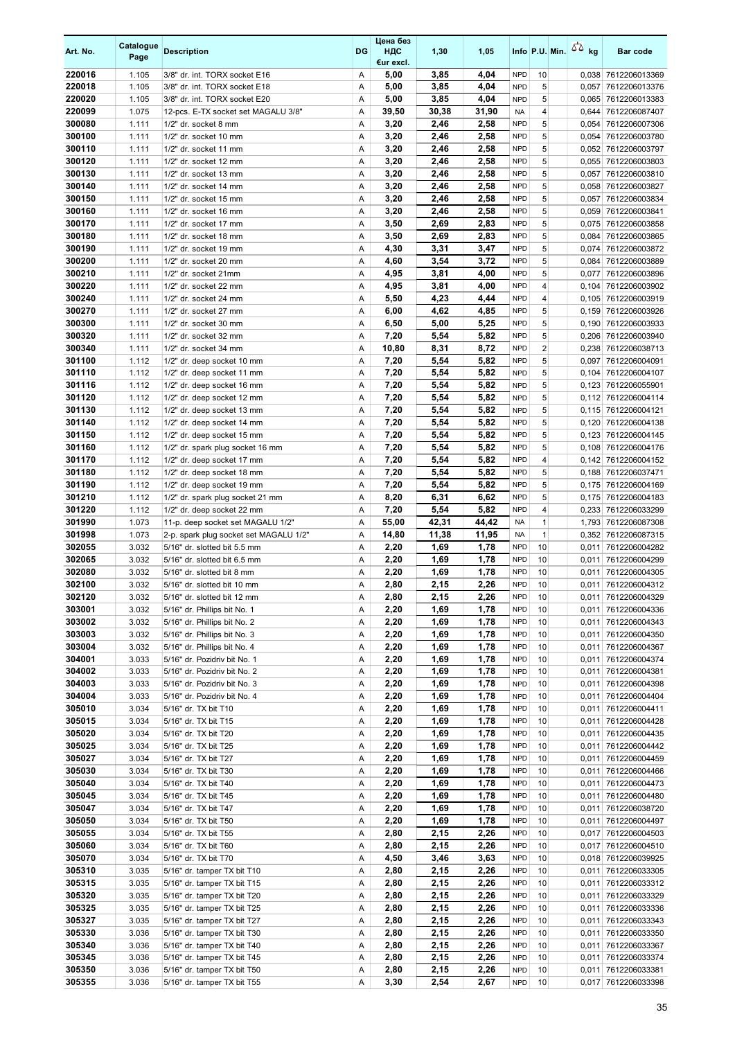| Art. No. | Catalogue Page | Description | DG | Цена без НДС €ur excl. | 1,30 | 1,05 | Info | P.U. | Min. | kg | Bar code |
|---|---|---|---|---|---|---|---|---|---|---|---|
| 220016 | 1.105 | 3/8" dr. int. TORX socket E16 | A | 5,00 | 3,85 | 4,04 | NPD | 10 | | 0,038 | 7612206013369 |
| 220018 | 1.105 | 3/8" dr. int. TORX socket E18 | A | 5,00 | 3,85 | 4,04 | NPD | 5 | | 0,057 | 7612206013376 |
| 220020 | 1.105 | 3/8" dr. int. TORX socket E20 | A | 5,00 | 3,85 | 4,04 | NPD | 5 | | 0,065 | 7612206013383 |
| 220099 | 1.075 | 12-pcs. E-TX socket set MAGALU 3/8" | A | 39,50 | 30,38 | 31,90 | NA | 4 | | 0,644 | 7612206087407 |
| 300080 | 1.111 | 1/2" dr. socket 8 mm | A | 3,20 | 2,46 | 2,58 | NPD | 5 | | 0,054 | 7612206007306 |
| 300100 | 1.111 | 1/2" dr. socket 10 mm | A | 3,20 | 2,46 | 2,58 | NPD | 5 | | 0,054 | 7612206003780 |
| 300110 | 1.111 | 1/2" dr. socket 11 mm | A | 3,20 | 2,46 | 2,58 | NPD | 5 | | 0,052 | 7612206003797 |
| 300120 | 1.111 | 1/2" dr. socket 12 mm | A | 3,20 | 2,46 | 2,58 | NPD | 5 | | 0,055 | 7612206003803 |
| 300130 | 1.111 | 1/2" dr. socket 13 mm | A | 3,20 | 2,46 | 2,58 | NPD | 5 | | 0,057 | 7612206003810 |
| 300140 | 1.111 | 1/2" dr. socket 14 mm | A | 3,20 | 2,46 | 2,58 | NPD | 5 | | 0,058 | 7612206003827 |
| 300150 | 1.111 | 1/2" dr. socket 15 mm | A | 3,20 | 2,46 | 2,58 | NPD | 5 | | 0,057 | 7612206003834 |
| 300160 | 1.111 | 1/2" dr. socket 16 mm | A | 3,20 | 2,46 | 2,58 | NPD | 5 | | 0,059 | 7612206003841 |
| 300170 | 1.111 | 1/2" dr. socket 17 mm | A | 3,50 | 2,69 | 2,83 | NPD | 5 | | 0,075 | 7612206003858 |
| 300180 | 1.111 | 1/2" dr. socket 18 mm | A | 3,50 | 2,69 | 2,83 | NPD | 5 | | 0,084 | 7612206003865 |
| 300190 | 1.111 | 1/2" dr. socket 19 mm | A | 4,30 | 3,31 | 3,47 | NPD | 5 | | 0,074 | 7612206003872 |
| 300200 | 1.111 | 1/2" dr. socket 20 mm | A | 4,60 | 3,54 | 3,72 | NPD | 5 | | 0,084 | 7612206003889 |
| 300210 | 1.111 | 1/2" dr. socket 21mm | A | 4,95 | 3,81 | 4,00 | NPD | 5 | | 0,077 | 7612206003896 |
| 300220 | 1.111 | 1/2" dr. socket 22 mm | A | 4,95 | 3,81 | 4,00 | NPD | 4 | | 0,104 | 7612206003902 |
| 300240 | 1.111 | 1/2" dr. socket 24 mm | A | 5,50 | 4,23 | 4,44 | NPD | 4 | | 0,105 | 7612206003919 |
| 300270 | 1.111 | 1/2" dr. socket 27 mm | A | 6,00 | 4,62 | 4,85 | NPD | 5 | | 0,159 | 7612206003926 |
| 300300 | 1.111 | 1/2" dr. socket 30 mm | A | 6,50 | 5,00 | 5,25 | NPD | 5 | | 0,190 | 7612206003933 |
| 300320 | 1.111 | 1/2" dr. socket 32 mm | A | 7,20 | 5,54 | 5,82 | NPD | 5 | | 0,206 | 7612206003940 |
| 300340 | 1.111 | 1/2" dr. socket 34 mm | A | 10,80 | 8,31 | 8,72 | NPD | 2 | | 0,238 | 7612206038713 |
| 301100 | 1.112 | 1/2" dr. deep socket 10 mm | A | 7,20 | 5,54 | 5,82 | NPD | 5 | | 0,097 | 7612206004091 |
| 301110 | 1.112 | 1/2" dr. deep socket 11 mm | A | 7,20 | 5,54 | 5,82 | NPD | 5 | | 0,104 | 7612206004107 |
| 301116 | 1.112 | 1/2" dr. deep socket 16 mm | A | 7,20 | 5,54 | 5,82 | NPD | 5 | | 0,123 | 7612206055901 |
| 301120 | 1.112 | 1/2" dr. deep socket 12 mm | A | 7,20 | 5,54 | 5,82 | NPD | 5 | | 0,112 | 7612206004114 |
| 301130 | 1.112 | 1/2" dr. deep socket 13 mm | A | 7,20 | 5,54 | 5,82 | NPD | 5 | | 0,115 | 7612206004121 |
| 301140 | 1.112 | 1/2" dr. deep socket 14 mm | A | 7,20 | 5,54 | 5,82 | NPD | 5 | | 0,120 | 7612206004138 |
| 301150 | 1.112 | 1/2" dr. deep socket 15 mm | A | 7,20 | 5,54 | 5,82 | NPD | 5 | | 0,123 | 7612206004145 |
| 301160 | 1.112 | 1/2" dr. spark plug socket 16 mm | A | 7,20 | 5,54 | 5,82 | NPD | 5 | | 0,108 | 7612206004176 |
| 301170 | 1.112 | 1/2" dr. deep socket 17 mm | A | 7,20 | 5,54 | 5,82 | NPD | 4 | | 0,142 | 7612206004152 |
| 301180 | 1.112 | 1/2" dr. deep socket 18 mm | A | 7,20 | 5,54 | 5,82 | NPD | 5 | | 0,188 | 7612206037471 |
| 301190 | 1.112 | 1/2" dr. deep socket 19 mm | A | 7,20 | 5,54 | 5,82 | NPD | 5 | | 0,175 | 7612206004169 |
| 301210 | 1.112 | 1/2" dr. spark plug socket 21 mm | A | 8,20 | 6,31 | 6,62 | NPD | 5 | | 0,175 | 7612206004183 |
| 301220 | 1.112 | 1/2" dr. deep socket 22 mm | A | 7,20 | 5,54 | 5,82 | NPD | 4 | | 0,233 | 7612206033299 |
| 301990 | 1.073 | 11-p. deep socket set MAGALU 1/2" | A | 55,00 | 42,31 | 44,42 | NA | 1 | | 1,793 | 7612206087308 |
| 301998 | 1.073 | 2-p. spark plug socket set MAGALU 1/2" | A | 14,80 | 11,38 | 11,95 | NA | 1 | | 0,352 | 7612206087315 |
| 302055 | 3.032 | 5/16" dr. slotted bit 5.5 mm | A | 2,20 | 1,69 | 1,78 | NPD | 10 | | 0,011 | 7612206004282 |
| 302065 | 3.032 | 5/16" dr. slotted bit 6.5 mm | A | 2,20 | 1,69 | 1,78 | NPD | 10 | | 0,011 | 7612206004299 |
| 302080 | 3.032 | 5/16" dr. slotted bit 8 mm | A | 2,20 | 1,69 | 1,78 | NPD | 10 | | 0,011 | 7612206004305 |
| 302100 | 3.032 | 5/16" dr. slotted bit 10 mm | A | 2,80 | 2,15 | 2,26 | NPD | 10 | | 0,011 | 7612206004312 |
| 302120 | 3.032 | 5/16" dr. slotted bit 12 mm | A | 2,80 | 2,15 | 2,26 | NPD | 10 | | 0,011 | 7612206004329 |
| 303001 | 3.032 | 5/16" dr. Phillips bit No. 1 | A | 2,20 | 1,69 | 1,78 | NPD | 10 | | 0,011 | 7612206004336 |
| 303002 | 3.032 | 5/16" dr. Phillips bit No. 2 | A | 2,20 | 1,69 | 1,78 | NPD | 10 | | 0,011 | 7612206004343 |
| 303003 | 3.032 | 5/16" dr. Phillips bit No. 3 | A | 2,20 | 1,69 | 1,78 | NPD | 10 | | 0,011 | 7612206004350 |
| 303004 | 3.032 | 5/16" dr. Phillips bit No. 4 | A | 2,20 | 1,69 | 1,78 | NPD | 10 | | 0,011 | 7612206004367 |
| 304001 | 3.033 | 5/16" dr. Pozidriv bit No. 1 | A | 2,20 | 1,69 | 1,78 | NPD | 10 | | 0,011 | 7612206004374 |
| 304002 | 3.033 | 5/16" dr. Pozidriv bit No. 2 | A | 2,20 | 1,69 | 1,78 | NPD | 10 | | 0,011 | 7612206004381 |
| 304003 | 3.033 | 5/16" dr. Pozidriv bit No. 3 | A | 2,20 | 1,69 | 1,78 | NPD | 10 | | 0,011 | 7612206004398 |
| 304004 | 3.033 | 5/16" dr. Pozidriv bit No. 4 | A | 2,20 | 1,69 | 1,78 | NPD | 10 | | 0,011 | 7612206004404 |
| 305010 | 3.034 | 5/16" dr. TX bit T10 | A | 2,20 | 1,69 | 1,78 | NPD | 10 | | 0,011 | 7612206004411 |
| 305015 | 3.034 | 5/16" dr. TX bit T15 | A | 2,20 | 1,69 | 1,78 | NPD | 10 | | 0,011 | 7612206004428 |
| 305020 | 3.034 | 5/16" dr. TX bit T20 | A | 2,20 | 1,69 | 1,78 | NPD | 10 | | 0,011 | 7612206004435 |
| 305025 | 3.034 | 5/16" dr. TX bit T25 | A | 2,20 | 1,69 | 1,78 | NPD | 10 | | 0,011 | 7612206004442 |
| 305027 | 3.034 | 5/16" dr. TX bit T27 | A | 2,20 | 1,69 | 1,78 | NPD | 10 | | 0,011 | 7612206004459 |
| 305030 | 3.034 | 5/16" dr. TX bit T30 | A | 2,20 | 1,69 | 1,78 | NPD | 10 | | 0,011 | 7612206004466 |
| 305040 | 3.034 | 5/16" dr. TX bit T40 | A | 2,20 | 1,69 | 1,78 | NPD | 10 | | 0,011 | 7612206004473 |
| 305045 | 3.034 | 5/16" dr. TX bit T45 | A | 2,20 | 1,69 | 1,78 | NPD | 10 | | 0,011 | 7612206004480 |
| 305047 | 3.034 | 5/16" dr. TX bit T47 | A | 2,20 | 1,69 | 1,78 | NPD | 10 | | 0,011 | 7612206038720 |
| 305050 | 3.034 | 5/16" dr. TX bit T50 | A | 2,20 | 1,69 | 1,78 | NPD | 10 | | 0,011 | 7612206004497 |
| 305055 | 3.034 | 5/16" dr. TX bit T55 | A | 2,80 | 2,15 | 2,26 | NPD | 10 | | 0,017 | 7612206004503 |
| 305060 | 3.034 | 5/16" dr. TX bit T60 | A | 2,80 | 2,15 | 2,26 | NPD | 10 | | 0,017 | 7612206004510 |
| 305070 | 3.034 | 5/16" dr. TX bit T70 | A | 4,50 | 3,46 | 3,63 | NPD | 10 | | 0,018 | 7612206039925 |
| 305310 | 3.035 | 5/16" dr. tamper TX bit T10 | A | 2,80 | 2,15 | 2,26 | NPD | 10 | | 0,011 | 7612206033305 |
| 305315 | 3.035 | 5/16" dr. tamper TX bit T15 | A | 2,80 | 2,15 | 2,26 | NPD | 10 | | 0,011 | 7612206033312 |
| 305320 | 3.035 | 5/16" dr. tamper TX bit T20 | A | 2,80 | 2,15 | 2,26 | NPD | 10 | | 0,011 | 7612206033329 |
| 305325 | 3.035 | 5/16" dr. tamper TX bit T25 | A | 2,80 | 2,15 | 2,26 | NPD | 10 | | 0,011 | 7612206033336 |
| 305327 | 3.035 | 5/16" dr. tamper TX bit T27 | A | 2,80 | 2,15 | 2,26 | NPD | 10 | | 0,011 | 7612206033343 |
| 305330 | 3.036 | 5/16" dr. tamper TX bit T30 | A | 2,80 | 2,15 | 2,26 | NPD | 10 | | 0,011 | 7612206033350 |
| 305340 | 3.036 | 5/16" dr. tamper TX bit T40 | A | 2,80 | 2,15 | 2,26 | NPD | 10 | | 0,011 | 7612206033367 |
| 305345 | 3.036 | 5/16" dr. tamper TX bit T45 | A | 2,80 | 2,15 | 2,26 | NPD | 10 | | 0,011 | 7612206033374 |
| 305350 | 3.036 | 5/16" dr. tamper TX bit T50 | A | 2,80 | 2,15 | 2,26 | NPD | 10 | | 0,011 | 7612206033381 |
| 305355 | 3.036 | 5/16" dr. tamper TX bit T55 | A | 3,30 | 2,54 | 2,67 | NPD | 10 | | 0,017 | 7612206033398 |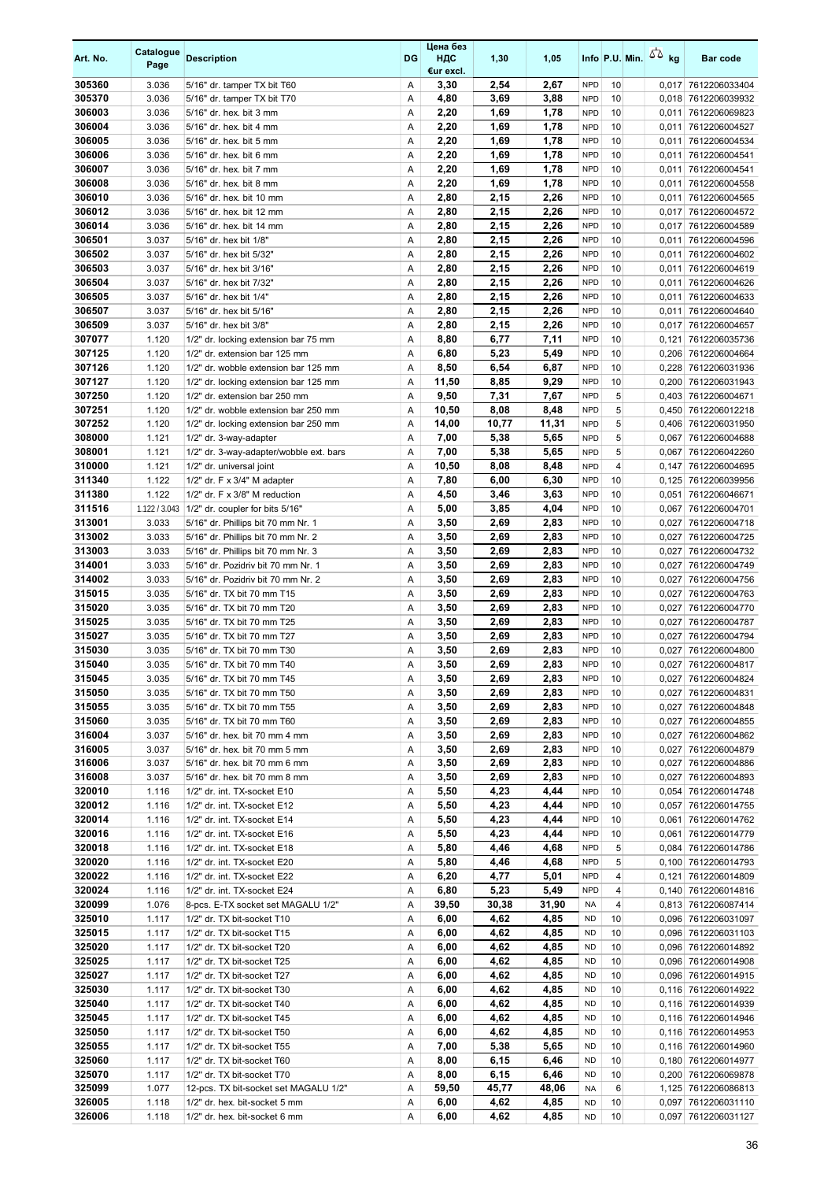| Art. No. | Catalogue Page | Description | DG | Цена без НДС €ur excl. | 1,30 | 1,05 | Info | P.U. | Min. | kg | Bar code |
|---|---|---|---|---|---|---|---|---|---|---|---|
| 305360 | 3.036 | 5/16" dr. tamper TX bit T60 | A | 3,30 | 2,54 | 2,67 | NPD | 10 | | 0,017 | 7612206033404 |
| 305370 | 3.036 | 5/16" dr. tamper TX bit T70 | A | 4,80 | 3,69 | 3,88 | NPD | 10 | | 0,018 | 7612206039932 |
| 306003 | 3.036 | 5/16" dr. hex. bit 3 mm | A | 2,20 | 1,69 | 1,78 | NPD | 10 | | 0,011 | 7612206069823 |
| 306004 | 3.036 | 5/16" dr. hex. bit 4 mm | A | 2,20 | 1,69 | 1,78 | NPD | 10 | | 0,011 | 7612206004527 |
| 306005 | 3.036 | 5/16" dr. hex. bit 5 mm | A | 2,20 | 1,69 | 1,78 | NPD | 10 | | 0,011 | 7612206004534 |
| 306006 | 3.036 | 5/16" dr. hex. bit 6 mm | A | 2,20 | 1,69 | 1,78 | NPD | 10 | | 0,011 | 7612206004541 |
| 306007 | 3.036 | 5/16" dr. hex. bit 7 mm | A | 2,20 | 1,69 | 1,78 | NPD | 10 | | 0,011 | 7612206004541 |
| 306008 | 3.036 | 5/16" dr. hex. bit 8 mm | A | 2,20 | 1,69 | 1,78 | NPD | 10 | | 0,011 | 7612206004558 |
| 306010 | 3.036 | 5/16" dr. hex. bit 10 mm | A | 2,80 | 2,15 | 2,26 | NPD | 10 | | 0,011 | 7612206004565 |
| 306012 | 3.036 | 5/16" dr. hex. bit 12 mm | A | 2,80 | 2,15 | 2,26 | NPD | 10 | | 0,017 | 7612206004572 |
| 306014 | 3.036 | 5/16" dr. hex. bit 14 mm | A | 2,80 | 2,15 | 2,26 | NPD | 10 | | 0,017 | 7612206004589 |
| 306501 | 3.037 | 5/16" dr. hex bit 1/8" | A | 2,80 | 2,15 | 2,26 | NPD | 10 | | 0,011 | 7612206004596 |
| 306502 | 3.037 | 5/16" dr. hex bit 5/32" | A | 2,80 | 2,15 | 2,26 | NPD | 10 | | 0,011 | 7612206004602 |
| 306503 | 3.037 | 5/16" dr. hex bit 3/16" | A | 2,80 | 2,15 | 2,26 | NPD | 10 | | 0,011 | 7612206004619 |
| 306504 | 3.037 | 5/16" dr. hex bit 7/32" | A | 2,80 | 2,15 | 2,26 | NPD | 10 | | 0,011 | 7612206004626 |
| 306505 | 3.037 | 5/16" dr. hex bit 1/4" | A | 2,80 | 2,15 | 2,26 | NPD | 10 | | 0,011 | 7612206004633 |
| 306507 | 3.037 | 5/16" dr. hex bit 5/16" | A | 2,80 | 2,15 | 2,26 | NPD | 10 | | 0,011 | 7612206004640 |
| 306509 | 3.037 | 5/16" dr. hex bit 3/8" | A | 2,80 | 2,15 | 2,26 | NPD | 10 | | 0,017 | 7612206004657 |
| 307077 | 1.120 | 1/2" dr. locking extension bar 75 mm | A | 8,80 | 6,77 | 7,11 | NPD | 10 | | 0,121 | 7612206035736 |
| 307125 | 1.120 | 1/2" dr. extension bar 125 mm | A | 6,80 | 5,23 | 5,49 | NPD | 10 | | 0,206 | 7612206004664 |
| 307126 | 1.120 | 1/2" dr. wobble extension bar 125 mm | A | 8,50 | 6,54 | 6,87 | NPD | 10 | | 0,228 | 7612206031936 |
| 307127 | 1.120 | 1/2" dr. locking extension bar 125 mm | A | 11,50 | 8,85 | 9,29 | NPD | 10 | | 0,200 | 7612206031943 |
| 307250 | 1.120 | 1/2" dr. extension bar 250 mm | A | 9,50 | 7,31 | 7,67 | NPD | 5 | | 0,403 | 7612206004671 |
| 307251 | 1.120 | 1/2" dr. wobble extension bar 250 mm | A | 10,50 | 8,08 | 8,48 | NPD | 5 | | 0,450 | 7612206012218 |
| 307252 | 1.120 | 1/2" dr. locking extension bar 250 mm | A | 14,00 | 10,77 | 11,31 | NPD | 5 | | 0,406 | 7612206031950 |
| 308000 | 1.121 | 1/2" dr. 3-way-adapter | A | 7,00 | 5,38 | 5,65 | NPD | 5 | | 0,067 | 7612206004688 |
| 308001 | 1.121 | 1/2" dr. 3-way-adapter/wobble ext. bars | A | 7,00 | 5,38 | 5,65 | NPD | 5 | | 0,067 | 7612206042260 |
| 310000 | 1.121 | 1/2" dr. universal joint | A | 10,50 | 8,08 | 8,48 | NPD | 4 | | 0,147 | 7612206004695 |
| 311340 | 1.122 | 1/2" dr. F x 3/4" M adapter | A | 7,80 | 6,00 | 6,30 | NPD | 10 | | 0,125 | 7612206039956 |
| 311380 | 1.122 | 1/2" dr. F x 3/8" M reduction | A | 4,50 | 3,46 | 3,63 | NPD | 10 | | 0,051 | 7612206046671 |
| 311516 | 1.122 / 3.043 | 1/2" dr. coupler for bits 5/16" | A | 5,00 | 3,85 | 4,04 | NPD | 10 | | 0,067 | 7612206004701 |
| 313001 | 3.033 | 5/16" dr. Phillips bit 70 mm Nr. 1 | A | 3,50 | 2,69 | 2,83 | NPD | 10 | | 0,027 | 7612206004718 |
| 313002 | 3.033 | 5/16" dr. Phillips bit 70 mm Nr. 2 | A | 3,50 | 2,69 | 2,83 | NPD | 10 | | 0,027 | 7612206004725 |
| 313003 | 3.033 | 5/16" dr. Phillips bit 70 mm Nr. 3 | A | 3,50 | 2,69 | 2,83 | NPD | 10 | | 0,027 | 7612206004732 |
| 314001 | 3.033 | 5/16" dr. Pozidriv bit 70 mm Nr. 1 | A | 3,50 | 2,69 | 2,83 | NPD | 10 | | 0,027 | 7612206004749 |
| 314002 | 3.033 | 5/16" dr. Pozidriv bit 70 mm Nr. 2 | A | 3,50 | 2,69 | 2,83 | NPD | 10 | | 0,027 | 7612206004756 |
| 315015 | 3.035 | 5/16" dr. TX bit 70 mm T15 | A | 3,50 | 2,69 | 2,83 | NPD | 10 | | 0,027 | 7612206004763 |
| 315020 | 3.035 | 5/16" dr. TX bit 70 mm T20 | A | 3,50 | 2,69 | 2,83 | NPD | 10 | | 0,027 | 7612206004770 |
| 315025 | 3.035 | 5/16" dr. TX bit 70 mm T25 | A | 3,50 | 2,69 | 2,83 | NPD | 10 | | 0,027 | 7612206004787 |
| 315027 | 3.035 | 5/16" dr. TX bit 70 mm T27 | A | 3,50 | 2,69 | 2,83 | NPD | 10 | | 0,027 | 7612206004794 |
| 315030 | 3.035 | 5/16" dr. TX bit 70 mm T30 | A | 3,50 | 2,69 | 2,83 | NPD | 10 | | 0,027 | 7612206004800 |
| 315040 | 3.035 | 5/16" dr. TX bit 70 mm T40 | A | 3,50 | 2,69 | 2,83 | NPD | 10 | | 0,027 | 7612206004817 |
| 315045 | 3.035 | 5/16" dr. TX bit 70 mm T45 | A | 3,50 | 2,69 | 2,83 | NPD | 10 | | 0,027 | 7612206004824 |
| 315050 | 3.035 | 5/16" dr. TX bit 70 mm T50 | A | 3,50 | 2,69 | 2,83 | NPD | 10 | | 0,027 | 7612206004831 |
| 315055 | 3.035 | 5/16" dr. TX bit 70 mm T55 | A | 3,50 | 2,69 | 2,83 | NPD | 10 | | 0,027 | 7612206004848 |
| 315060 | 3.035 | 5/16" dr. TX bit 70 mm T60 | A | 3,50 | 2,69 | 2,83 | NPD | 10 | | 0,027 | 7612206004855 |
| 316004 | 3.037 | 5/16" dr. hex. bit 70 mm 4 mm | A | 3,50 | 2,69 | 2,83 | NPD | 10 | | 0,027 | 7612206004862 |
| 316005 | 3.037 | 5/16" dr. hex. bit 70 mm 5 mm | A | 3,50 | 2,69 | 2,83 | NPD | 10 | | 0,027 | 7612206004879 |
| 316006 | 3.037 | 5/16" dr. hex. bit 70 mm 6 mm | A | 3,50 | 2,69 | 2,83 | NPD | 10 | | 0,027 | 7612206004886 |
| 316008 | 3.037 | 5/16" dr. hex. bit 70 mm 8 mm | A | 3,50 | 2,69 | 2,83 | NPD | 10 | | 0,027 | 7612206004893 |
| 320010 | 1.116 | 1/2" dr. int. TX-socket E10 | A | 5,50 | 4,23 | 4,44 | NPD | 10 | | 0,054 | 7612206014748 |
| 320012 | 1.116 | 1/2" dr. int. TX-socket E12 | A | 5,50 | 4,23 | 4,44 | NPD | 10 | | 0,057 | 7612206014755 |
| 320014 | 1.116 | 1/2" dr. int. TX-socket E14 | A | 5,50 | 4,23 | 4,44 | NPD | 10 | | 0,061 | 7612206014762 |
| 320016 | 1.116 | 1/2" dr. int. TX-socket E16 | A | 5,50 | 4,23 | 4,44 | NPD | 10 | | 0,061 | 7612206014779 |
| 320018 | 1.116 | 1/2" dr. int. TX-socket E18 | A | 5,80 | 4,46 | 4,68 | NPD | 5 | | 0,084 | 7612206014786 |
| 320020 | 1.116 | 1/2" dr. int. TX-socket E20 | A | 5,80 | 4,46 | 4,68 | NPD | 5 | | 0,100 | 7612206014793 |
| 320022 | 1.116 | 1/2" dr. int. TX-socket E22 | A | 6,20 | 4,77 | 5,01 | NPD | 4 | | 0,121 | 7612206014809 |
| 320024 | 1.116 | 1/2" dr. int. TX-socket E24 | A | 6,80 | 5,23 | 5,49 | NPD | 4 | | 0,140 | 7612206014816 |
| 320099 | 1.076 | 8-pcs. E-TX socket set MAGALU 1/2" | A | 39,50 | 30,38 | 31,90 | NA | 4 | | 0,813 | 7612206087414 |
| 325010 | 1.117 | 1/2" dr. TX bit-socket T10 | A | 6,00 | 4,62 | 4,85 | ND | 10 | | 0,096 | 7612206031097 |
| 325015 | 1.117 | 1/2" dr. TX bit-socket T15 | A | 6,00 | 4,62 | 4,85 | ND | 10 | | 0,096 | 7612206031103 |
| 325020 | 1.117 | 1/2" dr. TX bit-socket T20 | A | 6,00 | 4,62 | 4,85 | ND | 10 | | 0,096 | 7612206014892 |
| 325025 | 1.117 | 1/2" dr. TX bit-socket T25 | A | 6,00 | 4,62 | 4,85 | ND | 10 | | 0,096 | 7612206014908 |
| 325027 | 1.117 | 1/2" dr. TX bit-socket T27 | A | 6,00 | 4,62 | 4,85 | ND | 10 | | 0,096 | 7612206014915 |
| 325030 | 1.117 | 1/2" dr. TX bit-socket T30 | A | 6,00 | 4,62 | 4,85 | ND | 10 | | 0,116 | 7612206014922 |
| 325040 | 1.117 | 1/2" dr. TX bit-socket T40 | A | 6,00 | 4,62 | 4,85 | ND | 10 | | 0,116 | 7612206014939 |
| 325045 | 1.117 | 1/2" dr. TX bit-socket T45 | A | 6,00 | 4,62 | 4,85 | ND | 10 | | 0,116 | 7612206014946 |
| 325050 | 1.117 | 1/2" dr. TX bit-socket T50 | A | 6,00 | 4,62 | 4,85 | ND | 10 | | 0,116 | 7612206014953 |
| 325055 | 1.117 | 1/2" dr. TX bit-socket T55 | A | 7,00 | 5,38 | 5,65 | ND | 10 | | 0,116 | 7612206014960 |
| 325060 | 1.117 | 1/2" dr. TX bit-socket T60 | A | 8,00 | 6,15 | 6,46 | ND | 10 | | 0,180 | 7612206014977 |
| 325070 | 1.117 | 1/2" dr. TX bit-socket T70 | A | 8,00 | 6,15 | 6,46 | ND | 10 | | 0,200 | 7612206069878 |
| 325099 | 1.077 | 12-pcs. TX bit-socket set MAGALU 1/2" | A | 59,50 | 45,77 | 48,06 | NA | 6 | | 1,125 | 7612206086813 |
| 326005 | 1.118 | 1/2" dr. hex. bit-socket 5 mm | A | 6,00 | 4,62 | 4,85 | ND | 10 | | 0,097 | 7612206031110 |
| 326006 | 1.118 | 1/2" dr. hex. bit-socket 6 mm | A | 6,00 | 4,62 | 4,85 | ND | 10 | | 0,097 | 7612206031127 |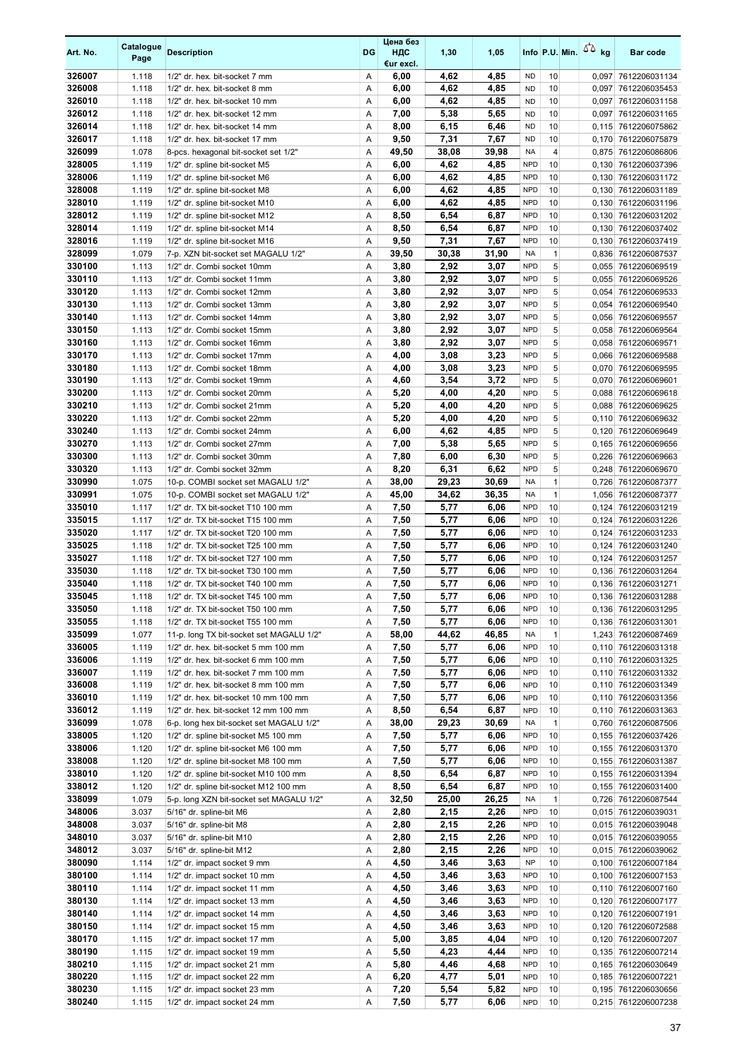| Art. No. | Catalogue Page | Description | DG | Цена без НДС €ur excl. | 1,30 | 1,05 | Info | P.U. | Min. | kg | Bar code |
|---|---|---|---|---|---|---|---|---|---|---|---|
| 326007 | 1.118 | 1/2" dr. hex. bit-socket 7 mm | A | 6,00 | 4,62 | 4,85 | ND | 10 | | 0,097 | 7612206031134 |
| 326008 | 1.118 | 1/2" dr. hex. bit-socket 8 mm | A | 6,00 | 4,62 | 4,85 | ND | 10 | | 0,097 | 7612206035453 |
| 326010 | 1.118 | 1/2" dr. hex. bit-socket 10 mm | A | 6,00 | 4,62 | 4,85 | ND | 10 | | 0,097 | 7612206031158 |
| 326012 | 1.118 | 1/2" dr. hex. bit-socket 12 mm | A | 7,00 | 5,38 | 5,65 | ND | 10 | | 0,097 | 7612206031165 |
| 326014 | 1.118 | 1/2" dr. hex. bit-socket 14 mm | A | 8,00 | 6,15 | 6,46 | ND | 10 | | 0,115 | 7612206075862 |
| 326017 | 1.118 | 1/2" dr. hex. bit-socket 17 mm | A | 9,50 | 7,31 | 7,67 | ND | 10 | | 0,170 | 7612206075879 |
| 326099 | 1.078 | 8-pcs. hexagonal bit-socket set 1/2" | A | 49,50 | 38,08 | 39,98 | NA | 4 | | 0,875 | 7612206086806 |
| 328005 | 1.119 | 1/2" dr. spline bit-socket M5 | A | 6,00 | 4,62 | 4,85 | NPD | 10 | | 0,130 | 7612206037396 |
| 328006 | 1.119 | 1/2" dr. spline bit-socket M6 | A | 6,00 | 4,62 | 4,85 | NPD | 10 | | 0,130 | 7612206031172 |
| 328008 | 1.119 | 1/2" dr. spline bit-socket M8 | A | 6,00 | 4,62 | 4,85 | NPD | 10 | | 0,130 | 7612206031189 |
| 328010 | 1.119 | 1/2" dr. spline bit-socket M10 | A | 6,00 | 4,62 | 4,85 | NPD | 10 | | 0,130 | 7612206031196 |
| 328012 | 1.119 | 1/2" dr. spline bit-socket M12 | A | 8,50 | 6,54 | 6,87 | NPD | 10 | | 0,130 | 7612206031202 |
| 328014 | 1.119 | 1/2" dr. spline bit-socket M14 | A | 8,50 | 6,54 | 6,87 | NPD | 10 | | 0,130 | 7612206037402 |
| 328016 | 1.119 | 1/2" dr. spline bit-socket M16 | A | 9,50 | 7,31 | 7,67 | NPD | 10 | | 0,130 | 7612206037419 |
| 328099 | 1.079 | 7-p. XZN bit-socket set MAGALU 1/2" | A | 39,50 | 30,38 | 31,90 | NA | 1 | | 0,836 | 7612206087537 |
| 330100 | 1.113 | 1/2" dr. Combi socket 10mm | A | 3,80 | 2,92 | 3,07 | NPD | 5 | | 0,055 | 7612206069519 |
| 330110 | 1.113 | 1/2" dr. Combi socket 11mm | A | 3,80 | 2,92 | 3,07 | NPD | 5 | | 0,055 | 7612206069526 |
| 330120 | 1.113 | 1/2" dr. Combi socket 12mm | A | 3,80 | 2,92 | 3,07 | NPD | 5 | | 0,054 | 7612206069533 |
| 330130 | 1.113 | 1/2" dr. Combi socket 13mm | A | 3,80 | 2,92 | 3,07 | NPD | 5 | | 0,054 | 7612206069540 |
| 330140 | 1.113 | 1/2" dr. Combi socket 14mm | A | 3,80 | 2,92 | 3,07 | NPD | 5 | | 0,056 | 7612206069557 |
| 330150 | 1.113 | 1/2" dr. Combi socket 15mm | A | 3,80 | 2,92 | 3,07 | NPD | 5 | | 0,058 | 7612206069564 |
| 330160 | 1.113 | 1/2" dr. Combi socket 16mm | A | 3,80 | 2,92 | 3,07 | NPD | 5 | | 0,058 | 7612206069571 |
| 330170 | 1.113 | 1/2" dr. Combi socket 17mm | A | 4,00 | 3,08 | 3,23 | NPD | 5 | | 0,066 | 7612206069588 |
| 330180 | 1.113 | 1/2" dr. Combi socket 18mm | A | 4,00 | 3,08 | 3,23 | NPD | 5 | | 0,070 | 7612206069595 |
| 330190 | 1.113 | 1/2" dr. Combi socket 19mm | A | 4,60 | 3,54 | 3,72 | NPD | 5 | | 0,070 | 7612206069601 |
| 330200 | 1.113 | 1/2" dr. Combi socket 20mm | A | 5,20 | 4,00 | 4,20 | NPD | 5 | | 0,088 | 7612206069618 |
| 330210 | 1.113 | 1/2" dr. Combi socket 21mm | A | 5,20 | 4,00 | 4,20 | NPD | 5 | | 0,088 | 7612206069625 |
| 330220 | 1.113 | 1/2" dr. Combi socket 22mm | A | 5,20 | 4,00 | 4,20 | NPD | 5 | | 0,110 | 7612206069632 |
| 330240 | 1.113 | 1/2" dr. Combi socket 24mm | A | 6,00 | 4,62 | 4,85 | NPD | 5 | | 0,120 | 7612206069649 |
| 330270 | 1.113 | 1/2" dr. Combi socket 27mm | A | 7,00 | 5,38 | 5,65 | NPD | 5 | | 0,165 | 7612206069656 |
| 330300 | 1.113 | 1/2" dr. Combi socket 30mm | A | 7,80 | 6,00 | 6,30 | NPD | 5 | | 0,226 | 7612206069663 |
| 330320 | 1.113 | 1/2" dr. Combi socket 32mm | A | 8,20 | 6,31 | 6,62 | NPD | 5 | | 0,248 | 7612206069670 |
| 330990 | 1.075 | 10-p. COMBI socket set MAGALU 1/2" | A | 38,00 | 29,23 | 30,69 | NA | 1 | | 0,726 | 7612206087377 |
| 330991 | 1.075 | 10-p. COMBI socket set MAGALU 1/2" | A | 45,00 | 34,62 | 36,35 | NA | 1 | | 1,056 | 7612206087377 |
| 335010 | 1.117 | 1/2" dr. TX bit-socket T10 100 mm | A | 7,50 | 5,77 | 6,06 | NPD | 10 | | 0,124 | 7612206031219 |
| 335015 | 1.117 | 1/2" dr. TX bit-socket T15 100 mm | A | 7,50 | 5,77 | 6,06 | NPD | 10 | | 0,124 | 7612206031226 |
| 335020 | 1.117 | 1/2" dr. TX bit-socket T20 100 mm | A | 7,50 | 5,77 | 6,06 | NPD | 10 | | 0,124 | 7612206031233 |
| 335025 | 1.118 | 1/2" dr. TX bit-socket T25 100 mm | A | 7,50 | 5,77 | 6,06 | NPD | 10 | | 0,124 | 7612206031240 |
| 335027 | 1.118 | 1/2" dr. TX bit-socket T27 100 mm | A | 7,50 | 5,77 | 6,06 | NPD | 10 | | 0,124 | 7612206031257 |
| 335030 | 1.118 | 1/2" dr. TX bit-socket T30 100 mm | A | 7,50 | 5,77 | 6,06 | NPD | 10 | | 0,136 | 7612206031264 |
| 335040 | 1.118 | 1/2" dr. TX bit-socket T40 100 mm | A | 7,50 | 5,77 | 6,06 | NPD | 10 | | 0,136 | 7612206031271 |
| 335045 | 1.118 | 1/2" dr. TX bit-socket T45 100 mm | A | 7,50 | 5,77 | 6,06 | NPD | 10 | | 0,136 | 7612206031288 |
| 335050 | 1.118 | 1/2" dr. TX bit-socket T50 100 mm | A | 7,50 | 5,77 | 6,06 | NPD | 10 | | 0,136 | 7612206031295 |
| 335055 | 1.118 | 1/2" dr. TX bit-socket T55 100 mm | A | 7,50 | 5,77 | 6,06 | NPD | 10 | | 0,136 | 7612206031301 |
| 335099 | 1.077 | 11-p. long TX bit-socket set MAGALU 1/2" | A | 58,00 | 44,62 | 46,85 | NA | 1 | | 1,243 | 7612206087469 |
| 336005 | 1.119 | 1/2" dr. hex. bit-socket 5 mm 100 mm | A | 7,50 | 5,77 | 6,06 | NPD | 10 | | 0,110 | 7612206031318 |
| 336006 | 1.119 | 1/2" dr. hex. bit-socket 6 mm 100 mm | A | 7,50 | 5,77 | 6,06 | NPD | 10 | | 0,110 | 7612206031325 |
| 336007 | 1.119 | 1/2" dr. hex. bit-socket 7 mm 100 mm | A | 7,50 | 5,77 | 6,06 | NPD | 10 | | 0,110 | 7612206031332 |
| 336008 | 1.119 | 1/2" dr. hex. bit-socket 8 mm 100 mm | A | 7,50 | 5,77 | 6,06 | NPD | 10 | | 0,110 | 7612206031349 |
| 336010 | 1.119 | 1/2" dr. hex. bit-socket 10 mm 100 mm | A | 7,50 | 5,77 | 6,06 | NPD | 10 | | 0,110 | 7612206031356 |
| 336012 | 1.119 | 1/2" dr. hex. bit-socket 12 mm 100 mm | A | 8,50 | 6,54 | 6,87 | NPD | 10 | | 0,110 | 7612206031363 |
| 336099 | 1.078 | 6-p. long hex bit-socket set MAGALU 1/2" | A | 38,00 | 29,23 | 30,69 | NA | 1 | | 0,760 | 7612206087506 |
| 338005 | 1.120 | 1/2" dr. spline bit-socket M5 100 mm | A | 7,50 | 5,77 | 6,06 | NPD | 10 | | 0,155 | 7612206037426 |
| 338006 | 1.120 | 1/2" dr. spline bit-socket M6 100 mm | A | 7,50 | 5,77 | 6,06 | NPD | 10 | | 0,155 | 7612206031370 |
| 338008 | 1.120 | 1/2" dr. spline bit-socket M8 100 mm | A | 7,50 | 5,77 | 6,06 | NPD | 10 | | 0,155 | 7612206031387 |
| 338010 | 1.120 | 1/2" dr. spline bit-socket M10 100 mm | A | 8,50 | 6,54 | 6,87 | NPD | 10 | | 0,155 | 7612206031394 |
| 338012 | 1.120 | 1/2" dr. spline bit-socket M12 100 mm | A | 8,50 | 6,54 | 6,87 | NPD | 10 | | 0,155 | 7612206031400 |
| 338099 | 1.079 | 5-p. long XZN bit-socket set MAGALU 1/2" | A | 32,50 | 25,00 | 26,25 | NA | 1 | | 0,726 | 7612206087544 |
| 348006 | 3.037 | 5/16" dr. spline-bit M6 | A | 2,80 | 2,15 | 2,26 | NPD | 10 | | 0,015 | 7612206039031 |
| 348008 | 3.037 | 5/16" dr. spline-bit M8 | A | 2,80 | 2,15 | 2,26 | NPD | 10 | | 0,015 | 7612206039048 |
| 348010 | 3.037 | 5/16" dr. spline-bit M10 | A | 2,80 | 2,15 | 2,26 | NPD | 10 | | 0,015 | 7612206039055 |
| 348012 | 3.037 | 5/16" dr. spline-bit M12 | A | 2,80 | 2,15 | 2,26 | NPD | 10 | | 0,015 | 7612206039062 |
| 380090 | 1.114 | 1/2" dr. impact socket 9 mm | A | 4,50 | 3,46 | 3,63 | NP | 10 | | 0,100 | 7612206007184 |
| 380100 | 1.114 | 1/2" dr. impact socket 10 mm | A | 4,50 | 3,46 | 3,63 | NPD | 10 | | 0,100 | 7612206007153 |
| 380110 | 1.114 | 1/2" dr. impact socket 11 mm | A | 4,50 | 3,46 | 3,63 | NPD | 10 | | 0,110 | 7612206007160 |
| 380130 | 1.114 | 1/2" dr. impact socket 13 mm | A | 4,50 | 3,46 | 3,63 | NPD | 10 | | 0,120 | 7612206007177 |
| 380140 | 1.114 | 1/2" dr. impact socket 14 mm | A | 4,50 | 3,46 | 3,63 | NPD | 10 | | 0,120 | 7612206007191 |
| 380150 | 1.114 | 1/2" dr. impact socket 15 mm | A | 4,50 | 3,46 | 3,63 | NPD | 10 | | 0,120 | 7612206072588 |
| 380170 | 1.115 | 1/2" dr. impact socket 17 mm | A | 5,00 | 3,85 | 4,04 | NPD | 10 | | 0,120 | 7612206007207 |
| 380190 | 1.115 | 1/2" dr. impact socket 19 mm | A | 5,50 | 4,23 | 4,44 | NPD | 10 | | 0,135 | 7612206007214 |
| 380210 | 1.115 | 1/2" dr. impact socket 21 mm | A | 5,80 | 4,46 | 4,68 | NPD | 10 | | 0,165 | 7612206030649 |
| 380220 | 1.115 | 1/2" dr. impact socket 22 mm | A | 6,20 | 4,77 | 5,01 | NPD | 10 | | 0,185 | 7612206007221 |
| 380230 | 1.115 | 1/2" dr. impact socket 23 mm | A | 7,20 | 5,54 | 5,82 | NPD | 10 | | 0,195 | 7612206030656 |
| 380240 | 1.115 | 1/2" dr. impact socket 24 mm | A | 7,50 | 5,77 | 6,06 | NPD | 10 | | 0,215 | 7612206007238 |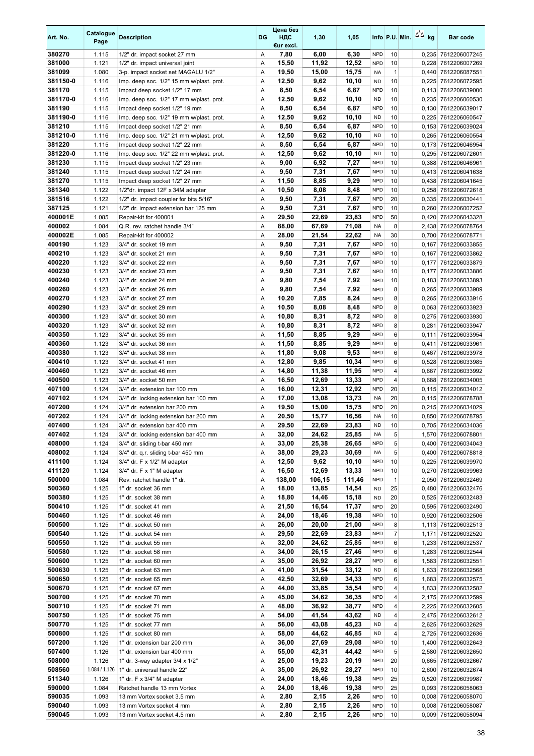| Art. No. | Catalogue Page | Description | DG | Цена без НДС €ur excl. | 1,30 | 1,05 | Info | P.U. | Min. | kg | Bar code |
|---|---|---|---|---|---|---|---|---|---|---|---|
| 380270 | 1.115 | 1/2" dr. impact socket 27 mm | A | 7,80 | 6,00 | 6,30 | NPD | 10 | | 0,235 | 7612206007245 |
| 381000 | 1.121 | 1/2" dr. impact universal joint | A | 15,50 | 11,92 | 12,52 | NPD | 10 | | 0,228 | 7612206007269 |
| 381099 | 1.080 | 3-p. impact socket set MAGALU 1/2" | A | 19,50 | 15,00 | 15,75 | NA | 1 | | 0,440 | 7612206087551 |
| 381150-0 | 1.116 | Imp. deep soc. 1/2" 15 mm w/plast. prot. | A | 12,50 | 9,62 | 10,10 | ND | 10 | | 0,225 | 7612206072595 |
| 381170 | 1.115 | Impact deep socket 1/2" 17 mm | A | 8,50 | 6,54 | 6,87 | NPD | 10 | | 0,113 | 7612206039000 |
| 381170-0 | 1.116 | Imp. deep soc. 1/2" 17 mm w/plast. prot. | A | 12,50 | 9,62 | 10,10 | ND | 10 | | 0,235 | 7612206060530 |
| 381190 | 1.115 | Impact deep socket 1/2" 19 mm | A | 8,50 | 6,54 | 6,87 | NPD | 10 | | 0,130 | 7612206039017 |
| 381190-0 | 1.116 | Imp. deep soc. 1/2" 19 mm w/plast. prot. | A | 12,50 | 9,62 | 10,10 | ND | 10 | | 0,225 | 7612206060547 |
| 381210 | 1.115 | Impact deep socket 1/2" 21 mm | A | 8,50 | 6,54 | 6,87 | NPD | 10 | | 0,153 | 7612206039024 |
| 381210-0 | 1.116 | Imp. deep soc. 1/2" 21 mm w/plast. prot. | A | 12,50 | 9,62 | 10,10 | ND | 10 | | 0,265 | 7612206060554 |
| 381220 | 1.115 | Impact deep socket 1/2" 22 mm | A | 8,50 | 6,54 | 6,87 | NPD | 10 | | 0,173 | 7612206046954 |
| 381220-0 | 1.116 | Imp. deep soc. 1/2" 22 mm w/plast. prot. | A | 12,50 | 9,62 | 10,10 | ND | 10 | | 0,295 | 7612206072601 |
| 381230 | 1.115 | Impact deep socket 1/2" 23 mm | A | 9,00 | 6,92 | 7,27 | NPD | 10 | | 0,388 | 7612206046961 |
| 381240 | 1.115 | Impact deep socket 1/2" 24 mm | A | 9,50 | 7,31 | 7,67 | NPD | 10 | | 0,413 | 7612206041638 |
| 381270 | 1.115 | Impact deep socket 1/2" 27 mm | A | 11,50 | 8,85 | 9,29 | NPD | 10 | | 0,438 | 7612206041645 |
| 381340 | 1.122 | 1/2"dr. impact 12F x 34M adapter | A | 10,50 | 8,08 | 8,48 | NPD | 10 | | 0,258 | 7612206072618 |
| 381516 | 1.122 | 1/2" dr. impact coupler for bits 5/16" | A | 9,50 | 7,31 | 7,67 | NPD | 20 | | 0,335 | 7612206030441 |
| 387125 | 1.121 | 1/2" dr. impact extension bar 125 mm | A | 9,50 | 7,31 | 7,67 | NPD | 10 | | 0,260 | 7612206007252 |
| 400001E | 1.085 | Repair-kit for 400001 | A | 29,50 | 22,69 | 23,83 | NPD | 50 | | 0,420 | 7612206043328 |
| 400002 | 1.084 | Q.R. rev. ratchet handle 3/4" | A | 88,00 | 67,69 | 71,08 | NA | 8 | | 2,438 | 7612206078764 |
| 400002E | 1.085 | Repair-kit for 400002 | A | 28,00 | 21,54 | 22,62 | NA | 30 | | 0,700 | 7612206078771 |
| 400190 | 1.123 | 3/4" dr. socket 19 mm | A | 9,50 | 7,31 | 7,67 | NPD | 10 | | 0,167 | 7612206033855 |
| 400210 | 1.123 | 3/4" dr. socket 21 mm | A | 9,50 | 7,31 | 7,67 | NPD | 10 | | 0,167 | 7612206033862 |
| 400220 | 1.123 | 3/4" dr. socket 22 mm | A | 9,50 | 7,31 | 7,67 | NPD | 10 | | 0,177 | 7612206033879 |
| 400230 | 1.123 | 3/4" dr. socket 23 mm | A | 9,50 | 7,31 | 7,67 | NPD | 10 | | 0,177 | 7612206033886 |
| 400240 | 1.123 | 3/4" dr. socket 24 mm | A | 9,80 | 7,54 | 7,92 | NPD | 10 | | 0,183 | 7612206033893 |
| 400260 | 1.123 | 3/4" dr. socket 26 mm | A | 9,80 | 7,54 | 7,92 | NPD | 8 | | 0,265 | 7612206033909 |
| 400270 | 1.123 | 3/4" dr. socket 27 mm | A | 10,20 | 7,85 | 8,24 | NPD | 8 | | 0,265 | 7612206033916 |
| 400290 | 1.123 | 3/4" dr. socket 29 mm | A | 10,50 | 8,08 | 8,48 | NPD | 8 | | 0,063 | 7612206033923 |
| 400300 | 1.123 | 3/4" dr. socket 30 mm | A | 10,80 | 8,31 | 8,72 | NPD | 8 | | 0,275 | 7612206033930 |
| 400320 | 1.123 | 3/4" dr. socket 32 mm | A | 10,80 | 8,31 | 8,72 | NPD | 8 | | 0,281 | 7612206033947 |
| 400350 | 1.123 | 3/4" dr. socket 35 mm | A | 11,50 | 8,85 | 9,29 | NPD | 6 | | 0,111 | 7612206033954 |
| 400360 | 1.123 | 3/4" dr. socket 36 mm | A | 11,50 | 8,85 | 9,29 | NPD | 6 | | 0,411 | 7612206033961 |
| 400380 | 1.123 | 3/4" dr. socket 38 mm | A | 11,80 | 9,08 | 9,53 | NPD | 6 | | 0,467 | 7612206033978 |
| 400410 | 1.123 | 3/4" dr. socket 41 mm | A | 12,80 | 9,85 | 10,34 | NPD | 6 | | 0,528 | 7612206033985 |
| 400460 | 1.123 | 3/4" dr. socket 46 mm | A | 14,80 | 11,38 | 11,95 | NPD | 4 | | 0,667 | 7612206033992 |
| 400500 | 1.123 | 3/4" dr. socket 50 mm | A | 16,50 | 12,69 | 13,33 | NPD | 4 | | 0,688 | 7612206034005 |
| 407100 | 1.124 | 3/4" dr. extension bar 100 mm | A | 16,00 | 12,31 | 12,92 | NPD | 20 | | 0,115 | 7612206034012 |
| 407102 | 1.124 | 3/4" dr. locking extension bar 100 mm | A | 17,00 | 13,08 | 13,73 | NA | 20 | | 0,115 | 7612206078788 |
| 407200 | 1.124 | 3/4" dr. extension bar 200 mm | A | 19,50 | 15,00 | 15,75 | NPD | 20 | | 0,215 | 7612206034029 |
| 407202 | 1.124 | 3/4" dr. locking extension bar 200 mm | A | 20,50 | 15,77 | 16,56 | NA | 10 | | 0,850 | 7612206078795 |
| 407400 | 1.124 | 3/4" dr. extension bar 400 mm | A | 29,50 | 22,69 | 23,83 | ND | 10 | | 0,705 | 7612206034036 |
| 407402 | 1.124 | 3/4" dr. locking extension bar 400 mm | A | 32,00 | 24,62 | 25,85 | NA | 5 | | 1,570 | 7612206078801 |
| 408000 | 1.124 | 3/4" dr. sliding t-bar 450 mm | A | 33,00 | 25,38 | 26,65 | NPD | 5 | | 0,400 | 7612206034043 |
| 408002 | 1.124 | 3/4" dr. q.r. sliding t-bar 450 mm | A | 38,00 | 29,23 | 30,69 | NA | 5 | | 0,400 | 7612206078818 |
| 411100 | 1.124 | 3/4" dr. F x 1/2" M adapter | A | 12,50 | 9,62 | 10,10 | NPD | 10 | | 0,225 | 7612206039970 |
| 411120 | 1.124 | 3/4" dr. F x 1" M adapter | A | 16,50 | 12,69 | 13,33 | NPD | 10 | | 0,270 | 7612206039963 |
| 500000 | 1.084 | Rev. ratchet handle 1" dr. | A | 138,00 | 106,15 | 111,46 | NPD | 1 | | 2,050 | 7612206032469 |
| 500360 | 1.125 | 1" dr. socket 36 mm | A | 18,00 | 13,85 | 14,54 | ND | 25 | | 0,480 | 7612206032476 |
| 500380 | 1.125 | 1" dr. socket 38 mm | A | 18,80 | 14,46 | 15,18 | ND | 20 | | 0,525 | 7612206032483 |
| 500410 | 1.125 | 1" dr. socket 41 mm | A | 21,50 | 16,54 | 17,37 | NPD | 20 | | 0,595 | 7612206032490 |
| 500460 | 1.125 | 1" dr. socket 46 mm | A | 24,00 | 18,46 | 19,38 | NPD | 10 | | 0,920 | 7612206032506 |
| 500500 | 1.125 | 1" dr. socket 50 mm | A | 26,00 | 20,00 | 21,00 | NPD | 8 | | 1,113 | 7612206032513 |
| 500540 | 1.125 | 1" dr. socket 54 mm | A | 29,50 | 22,69 | 23,83 | NPD | 7 | | 1,171 | 7612206032520 |
| 500550 | 1.125 | 1" dr. socket 55 mm | A | 32,00 | 24,62 | 25,85 | NPD | 6 | | 1,233 | 7612206032537 |
| 500580 | 1.125 | 1" dr. socket 58 mm | A | 34,00 | 26,15 | 27,46 | NPD | 6 | | 1,283 | 7612206032544 |
| 500600 | 1.125 | 1" dr. socket 60 mm | A | 35,00 | 26,92 | 28,27 | NPD | 6 | | 1,583 | 7612206032551 |
| 500630 | 1.125 | 1" dr. socket 63 mm | A | 41,00 | 31,54 | 33,12 | ND | 6 | | 1,633 | 7612206032568 |
| 500650 | 1.125 | 1" dr. socket 65 mm | A | 42,50 | 32,69 | 34,33 | NPD | 6 | | 1,683 | 7612206032575 |
| 500670 | 1.125 | 1" dr. socket 67 mm | A | 44,00 | 33,85 | 35,54 | NPD | 4 | | 1,833 | 7612206032582 |
| 500700 | 1.125 | 1" dr. socket 70 mm | A | 45,00 | 34,62 | 36,35 | NPD | 4 | | 2,175 | 7612206032599 |
| 500710 | 1.125 | 1" dr. socket 71 mm | A | 48,00 | 36,92 | 38,77 | NPD | 4 | | 2,225 | 7612206032605 |
| 500750 | 1.125 | 1" dr. socket 75 mm | A | 54,00 | 41,54 | 43,62 | ND | 4 | | 2,475 | 7612206032612 |
| 500770 | 1.125 | 1" dr. socket 77 mm | A | 56,00 | 43,08 | 45,23 | ND | 4 | | 2,625 | 7612206032629 |
| 500800 | 1.125 | 1" dr. socket 80 mm | A | 58,00 | 44,62 | 46,85 | ND | 4 | | 2,725 | 7612206032636 |
| 507200 | 1.126 | 1" dr. extension bar 200 mm | A | 36,00 | 27,69 | 29,08 | NPD | 10 | | 1,400 | 7612206032643 |
| 507400 | 1.126 | 1" dr. extension bar 400 mm | A | 55,00 | 42,31 | 44,42 | NPD | 5 | | 2,580 | 7612206032650 |
| 508000 | 1.126 | 1" dr. 3-way adapter 3/4 x 1/2" | A | 25,00 | 19,23 | 20,19 | NPD | 20 | | 0,665 | 7612206032667 |
| 508560 | 1.084 / 1.126 | 1" dr. universal handle 22" | A | 35,00 | 26,92 | 28,27 | NPD | 10 | | 2,600 | 7612206032674 |
| 511340 | 1.126 | 1" dr. F x 3/4" M adapter | A | 24,00 | 18,46 | 19,38 | NPD | 25 | | 0,520 | 7612206039987 |
| 590000 | 1.084 | Ratchet handle 13 mm Vortex | A | 24,00 | 18,46 | 19,38 | NPD | 25 | | 0,093 | 7612206058063 |
| 590035 | 1.093 | 13 mm Vortex socket 3.5 mm | A | 2,80 | 2,15 | 2,26 | NPD | 10 | | 0,008 | 7612206058070 |
| 590040 | 1.093 | 13 mm Vortex socket 4 mm | A | 2,80 | 2,15 | 2,26 | NPD | 10 | | 0,008 | 7612206058087 |
| 590045 | 1.093 | 13 mm Vortex socket 4.5 mm | A | 2,80 | 2,15 | 2,26 | NPD | 10 | | 0,009 | 7612206058094 |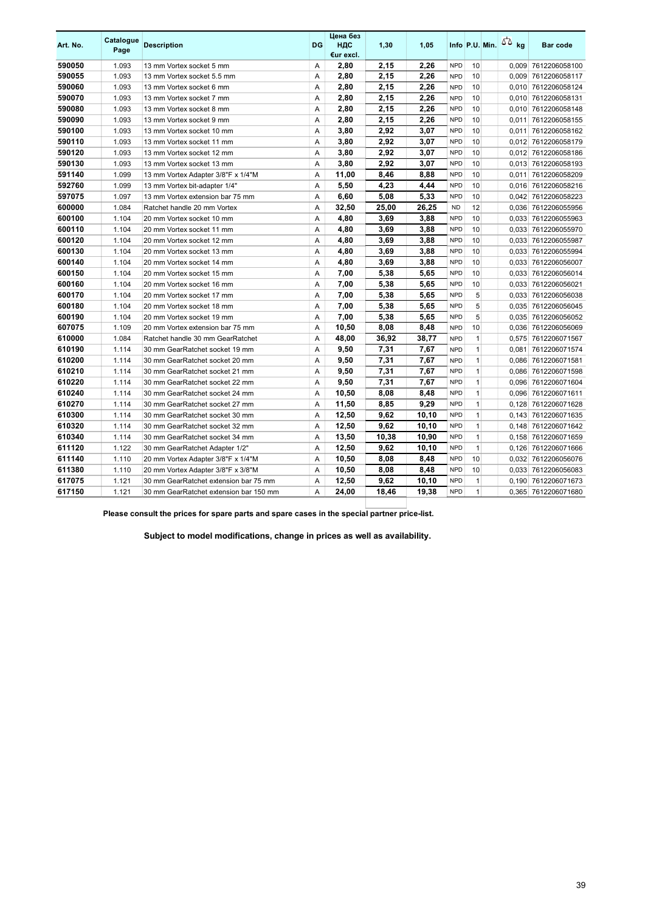| Art. No. | Catalogue Page | Description | DG | Цена без НДС €ur excl. | 1,30 | 1,05 | Info | P.U. | Min. | kg | Bar code |
|---|---|---|---|---|---|---|---|---|---|---|---|
| 590050 | 1.093 | 13 mm Vortex socket 5 mm | A | 2,80 | 2,15 | 2,26 | NPD | 10 | | 0,009 | 7612206058100 |
| 590055 | 1.093 | 13 mm Vortex socket 5.5 mm | A | 2,80 | 2,15 | 2,26 | NPD | 10 | | 0,009 | 7612206058117 |
| 590060 | 1.093 | 13 mm Vortex socket 6 mm | A | 2,80 | 2,15 | 2,26 | NPD | 10 | | 0,010 | 7612206058124 |
| 590070 | 1.093 | 13 mm Vortex socket 7 mm | A | 2,80 | 2,15 | 2,26 | NPD | 10 | | 0,010 | 7612206058131 |
| 590080 | 1.093 | 13 mm Vortex socket 8 mm | A | 2,80 | 2,15 | 2,26 | NPD | 10 | | 0,010 | 7612206058148 |
| 590090 | 1.093 | 13 mm Vortex socket 9 mm | A | 2,80 | 2,15 | 2,26 | NPD | 10 | | 0,011 | 7612206058155 |
| 590100 | 1.093 | 13 mm Vortex socket 10 mm | A | 3,80 | 2,92 | 3,07 | NPD | 10 | | 0,011 | 7612206058162 |
| 590110 | 1.093 | 13 mm Vortex socket 11 mm | A | 3,80 | 2,92 | 3,07 | NPD | 10 | | 0,012 | 7612206058179 |
| 590120 | 1.093 | 13 mm Vortex socket 12 mm | A | 3,80 | 2,92 | 3,07 | NPD | 10 | | 0,012 | 7612206058186 |
| 590130 | 1.093 | 13 mm Vortex socket 13 mm | A | 3,80 | 2,92 | 3,07 | NPD | 10 | | 0,013 | 7612206058193 |
| 591140 | 1.099 | 13 mm Vortex Adapter 3/8"F x 1/4"M | A | 11,00 | 8,46 | 8,88 | NPD | 10 | | 0,011 | 7612206058209 |
| 592760 | 1.099 | 13 mm Vortex bit-adapter 1/4" | A | 5,50 | 4,23 | 4,44 | NPD | 10 | | 0,016 | 7612206058216 |
| 597075 | 1.097 | 13 mm Vortex extension bar 75 mm | A | 6,60 | 5,08 | 5,33 | NPD | 10 | | 0,042 | 7612206058223 |
| 600000 | 1.084 | Ratchet handle 20 mm Vortex | A | 32,50 | 25,00 | 26,25 | ND | 12 | | 0,036 | 7612206055956 |
| 600100 | 1.104 | 20 mm Vortex socket 10 mm | A | 4,80 | 3,69 | 3,88 | NPD | 10 | | 0,033 | 7612206055963 |
| 600110 | 1.104 | 20 mm Vortex socket 11 mm | A | 4,80 | 3,69 | 3,88 | NPD | 10 | | 0,033 | 7612206055970 |
| 600120 | 1.104 | 20 mm Vortex socket 12 mm | A | 4,80 | 3,69 | 3,88 | NPD | 10 | | 0,033 | 7612206055987 |
| 600130 | 1.104 | 20 mm Vortex socket 13 mm | A | 4,80 | 3,69 | 3,88 | NPD | 10 | | 0,033 | 7612206055994 |
| 600140 | 1.104 | 20 mm Vortex socket 14 mm | A | 4,80 | 3,69 | 3,88 | NPD | 10 | | 0,033 | 7612206056007 |
| 600150 | 1.104 | 20 mm Vortex socket 15 mm | A | 7,00 | 5,38 | 5,65 | NPD | 10 | | 0,033 | 7612206056014 |
| 600160 | 1.104 | 20 mm Vortex socket 16 mm | A | 7,00 | 5,38 | 5,65 | NPD | 10 | | 0,033 | 7612206056021 |
| 600170 | 1.104 | 20 mm Vortex socket 17 mm | A | 7,00 | 5,38 | 5,65 | NPD | 5 | | 0,033 | 7612206056038 |
| 600180 | 1.104 | 20 mm Vortex socket 18 mm | A | 7,00 | 5,38 | 5,65 | NPD | 5 | | 0,035 | 7612206056045 |
| 600190 | 1.104 | 20 mm Vortex socket 19 mm | A | 7,00 | 5,38 | 5,65 | NPD | 5 | | 0,035 | 7612206056052 |
| 607075 | 1.109 | 20 mm Vortex extension bar 75 mm | A | 10,50 | 8,08 | 8,48 | NPD | 10 | | 0,036 | 7612206056069 |
| 610000 | 1.084 | Ratchet handle 30 mm GearRatchet | A | 48,00 | 36,92 | 38,77 | NPD | 1 | | 0,575 | 7612206071567 |
| 610190 | 1.114 | 30 mm GearRatchet socket 19 mm | A | 9,50 | 7,31 | 7,67 | NPD | 1 | | 0,081 | 7612206071574 |
| 610200 | 1.114 | 30 mm GearRatchet socket 20 mm | A | 9,50 | 7,31 | 7,67 | NPD | 1 | | 0,086 | 7612206071581 |
| 610210 | 1.114 | 30 mm GearRatchet socket 21 mm | A | 9,50 | 7,31 | 7,67 | NPD | 1 | | 0,086 | 7612206071598 |
| 610220 | 1.114 | 30 mm GearRatchet socket 22 mm | A | 9,50 | 7,31 | 7,67 | NPD | 1 | | 0,096 | 7612206071604 |
| 610240 | 1.114 | 30 mm GearRatchet socket 24 mm | A | 10,50 | 8,08 | 8,48 | NPD | 1 | | 0,096 | 7612206071611 |
| 610270 | 1.114 | 30 mm GearRatchet socket 27 mm | A | 11,50 | 8,85 | 9,29 | NPD | 1 | | 0,128 | 7612206071628 |
| 610300 | 1.114 | 30 mm GearRatchet socket 30 mm | A | 12,50 | 9,62 | 10,10 | NPD | 1 | | 0,143 | 7612206071635 |
| 610320 | 1.114 | 30 mm GearRatchet socket 32 mm | A | 12,50 | 9,62 | 10,10 | NPD | 1 | | 0,148 | 7612206071642 |
| 610340 | 1.114 | 30 mm GearRatchet socket 34 mm | A | 13,50 | 10,38 | 10,90 | NPD | 1 | | 0,158 | 7612206071659 |
| 611120 | 1.122 | 30 mm GearRatchet Adapter 1/2" | A | 12,50 | 9,62 | 10,10 | NPD | 1 | | 0,126 | 7612206071666 |
| 611140 | 1.110 | 20 mm Vortex Adapter 3/8"F x 1/4"M | A | 10,50 | 8,08 | 8,48 | NPD | 10 | | 0,032 | 7612206056076 |
| 611380 | 1.110 | 20 mm Vortex Adapter 3/8"F x 3/8"M | A | 10,50 | 8,08 | 8,48 | NPD | 10 | | 0,033 | 7612206056083 |
| 617075 | 1.121 | 30 mm GearRatchet extension bar 75 mm | A | 12,50 | 9,62 | 10,10 | NPD | 1 | | 0,190 | 7612206071673 |
| 617150 | 1.121 | 30 mm GearRatchet extension bar 150 mm | A | 24,00 | 18,46 | 19,38 | NPD | 1 | | 0,365 | 7612206071680 |

**Please consult the prices for spare parts and spare cases in the special partner price-list.**

**Subject to model modifications, change in prices as well as availability.**